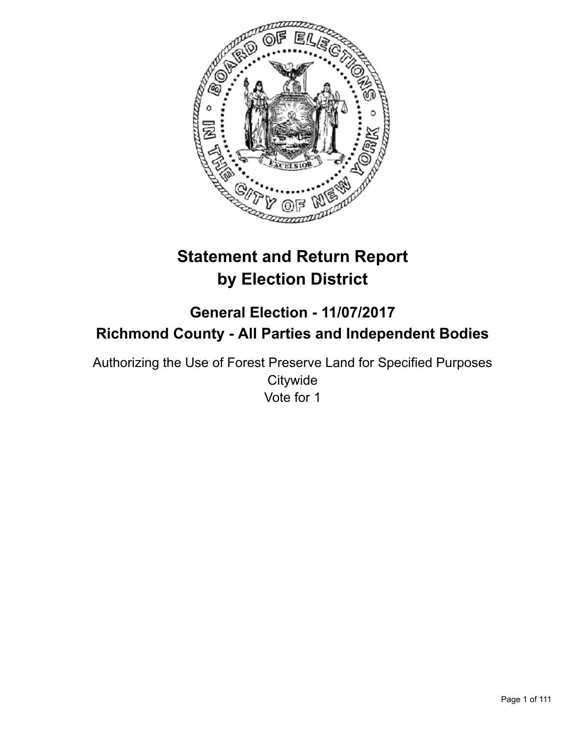# Statement and Return Report by Election District

## General Election - 11/07/2017
## Richmond County - All Parties and Independent Bodies

Authorizing the Use of Forest Preserve Land for Specified Purposes
Citywide
Vote for 1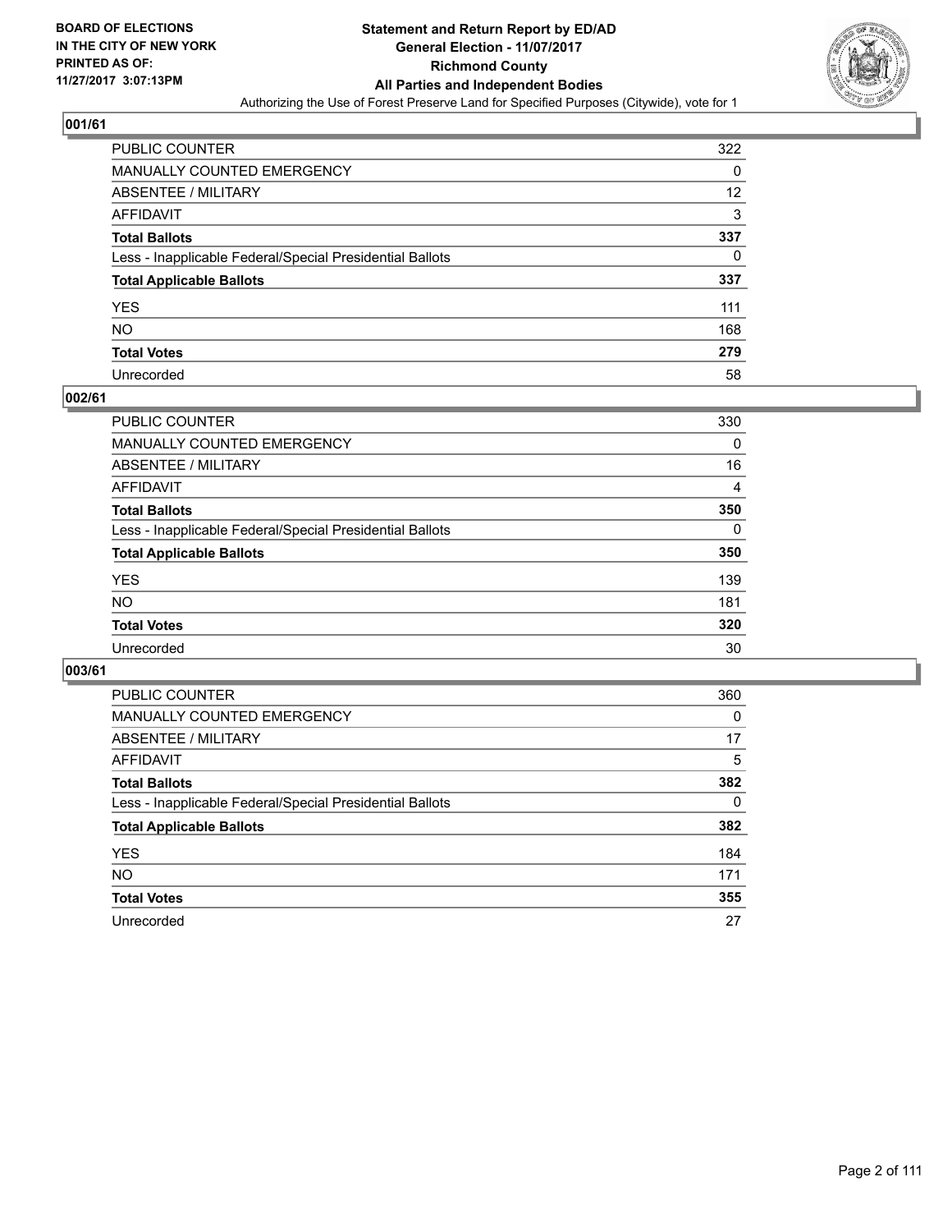**BOARD OF ELECTIONS IN THE CITY OF NEW YORK PRINTED AS OF: 11/27/2017 3:07:13PM**

# Statement and Return Report by ED/AD
## General Election - 11/07/2017
## Richmond County
## All Parties and Independent Bodies
Authorizing the Use of Forest Preserve Land for Specified Purposes (Citywide), vote for 1

### 001/61

| | |
|---|---|
| PUBLIC COUNTER | 322 |
| MANUALLY COUNTED EMERGENCY | 0 |
| ABSENTEE / MILITARY | 12 |
| AFFIDAVIT | 3 |
| **Total Ballots** | **337** |
| Less - Inapplicable Federal/Special Presidential Ballots | 0 |
| **Total Applicable Ballots** | **337** |
| YES | 111 |
| NO | 168 |
| **Total Votes** | **279** |
| Unrecorded | 58 |

### 002/61

| | |
|---|---|
| PUBLIC COUNTER | 330 |
| MANUALLY COUNTED EMERGENCY | 0 |
| ABSENTEE / MILITARY | 16 |
| AFFIDAVIT | 4 |
| **Total Ballots** | **350** |
| Less - Inapplicable Federal/Special Presidential Ballots | 0 |
| **Total Applicable Ballots** | **350** |
| YES | 139 |
| NO | 181 |
| **Total Votes** | **320** |
| Unrecorded | 30 |

### 003/61

| | |
|---|---|
| PUBLIC COUNTER | 360 |
| MANUALLY COUNTED EMERGENCY | 0 |
| ABSENTEE / MILITARY | 17 |
| AFFIDAVIT | 5 |
| **Total Ballots** | **382** |
| Less - Inapplicable Federal/Special Presidential Ballots | 0 |
| **Total Applicable Ballots** | **382** |
| YES | 184 |
| NO | 171 |
| **Total Votes** | **355** |
| Unrecorded | 27 |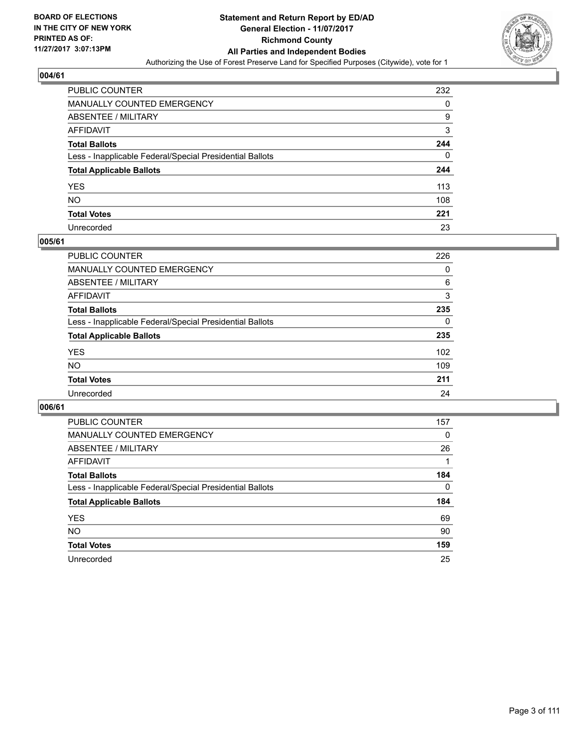BOARD OF ELECTIONS
IN THE CITY OF NEW YORK
PRINTED AS OF:
11/27/2017 3:07:13PM

**Statement and Return Report by ED/AD**
**General Election - 11/07/2017**
**Richmond County**
**All Parties and Independent Bodies**
Authorizing the Use of Forest Preserve Land for Specified Purposes (Citywide), vote for 1

## 004/61

| | |
|---|---|
| PUBLIC COUNTER | 232 |
| MANUALLY COUNTED EMERGENCY | 0 |
| ABSENTEE / MILITARY | 9 |
| AFFIDAVIT | 3 |
| **Total Ballots** | **244** |
| Less - Inapplicable Federal/Special Presidential Ballots | 0 |
| **Total Applicable Ballots** | **244** |
| YES | 113 |
| NO | 108 |
| **Total Votes** | **221** |
| Unrecorded | 23 |

## 005/61

| | |
|---|---|
| PUBLIC COUNTER | 226 |
| MANUALLY COUNTED EMERGENCY | 0 |
| ABSENTEE / MILITARY | 6 |
| AFFIDAVIT | 3 |
| **Total Ballots** | **235** |
| Less - Inapplicable Federal/Special Presidential Ballots | 0 |
| **Total Applicable Ballots** | **235** |
| YES | 102 |
| NO | 109 |
| **Total Votes** | **211** |
| Unrecorded | 24 |

## 006/61

| | |
|---|---|
| PUBLIC COUNTER | 157 |
| MANUALLY COUNTED EMERGENCY | 0 |
| ABSENTEE / MILITARY | 26 |
| AFFIDAVIT | 1 |
| **Total Ballots** | **184** |
| Less - Inapplicable Federal/Special Presidential Ballots | 0 |
| **Total Applicable Ballots** | **184** |
| YES | 69 |
| NO | 90 |
| **Total Votes** | **159** |
| Unrecorded | 25 |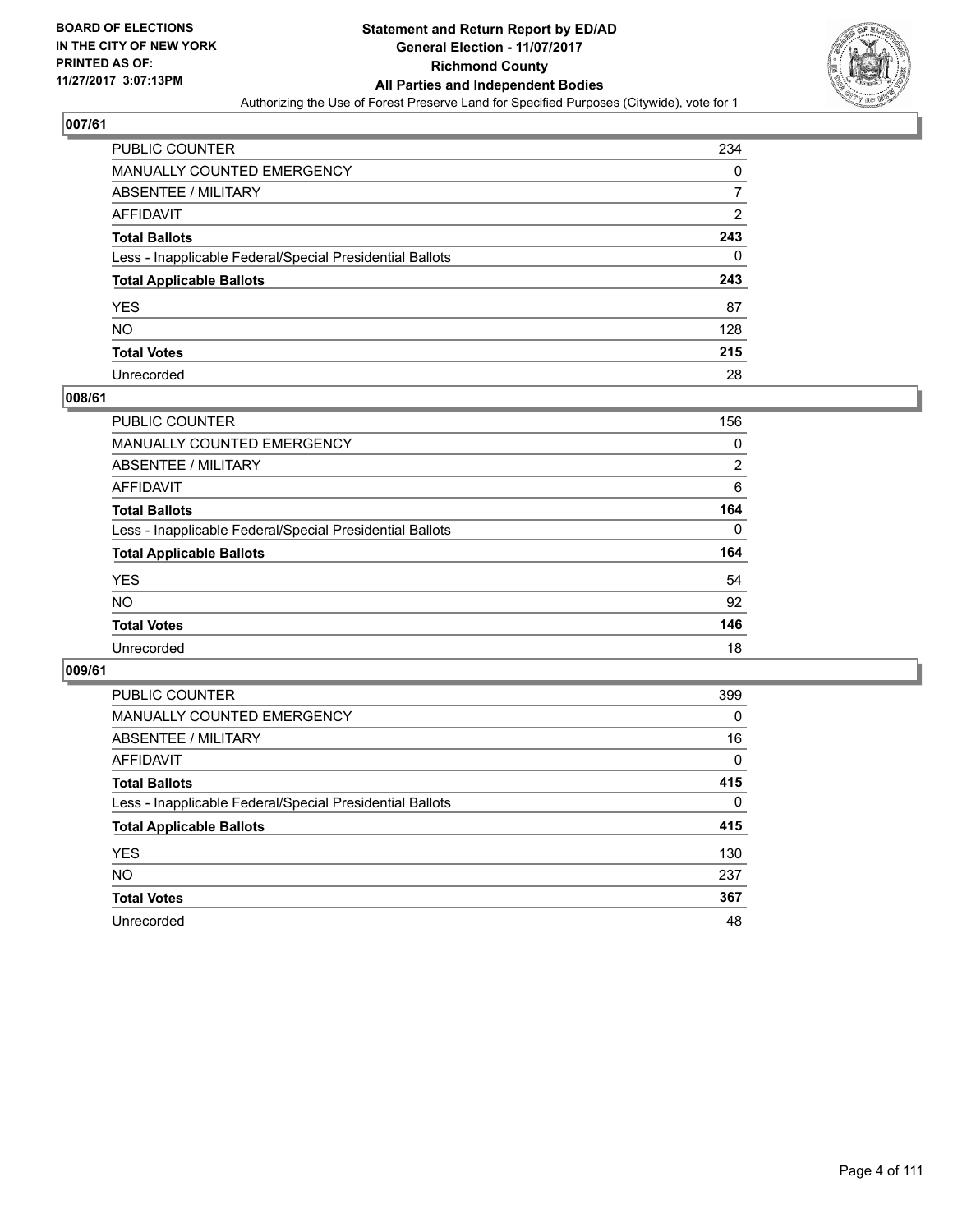**BOARD OF ELECTIONS IN THE CITY OF NEW YORK PRINTED AS OF: 11/27/2017 3:07:13PM**

# Statement and Return Report by ED/AD
## General Election - 11/07/2017
## Richmond County
## All Parties and Independent Bodies
Authorizing the Use of Forest Preserve Land for Specified Purposes (Citywide), vote for 1

### 007/61

| | |
|---|---|
| PUBLIC COUNTER | 234 |
| MANUALLY COUNTED EMERGENCY | 0 |
| ABSENTEE / MILITARY | 7 |
| AFFIDAVIT | 2 |
| **Total Ballots** | **243** |
| Less - Inapplicable Federal/Special Presidential Ballots | 0 |
| **Total Applicable Ballots** | **243** |
| YES | 87 |
| NO | 128 |
| **Total Votes** | **215** |
| Unrecorded | 28 |

### 008/61

| | |
|---|---|
| PUBLIC COUNTER | 156 |
| MANUALLY COUNTED EMERGENCY | 0 |
| ABSENTEE / MILITARY | 2 |
| AFFIDAVIT | 6 |
| **Total Ballots** | **164** |
| Less - Inapplicable Federal/Special Presidential Ballots | 0 |
| **Total Applicable Ballots** | **164** |
| YES | 54 |
| NO | 92 |
| **Total Votes** | **146** |
| Unrecorded | 18 |

### 009/61

| | |
|---|---|
| PUBLIC COUNTER | 399 |
| MANUALLY COUNTED EMERGENCY | 0 |
| ABSENTEE / MILITARY | 16 |
| AFFIDAVIT | 0 |
| **Total Ballots** | **415** |
| Less - Inapplicable Federal/Special Presidential Ballots | 0 |
| **Total Applicable Ballots** | **415** |
| YES | 130 |
| NO | 237 |
| **Total Votes** | **367** |
| Unrecorded | 48 |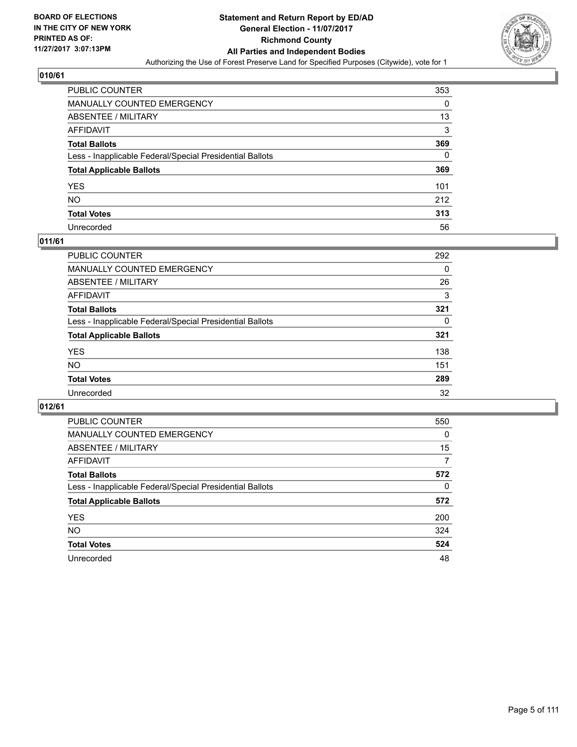**BOARD OF ELECTIONS IN THE CITY OF NEW YORK PRINTED AS OF: 11/27/2017 3:07:13PM**

# Statement and Return Report by ED/AD
## General Election - 11/07/2017
## Richmond County
## All Parties and Independent Bodies
Authorizing the Use of Forest Preserve Land for Specified Purposes (Citywide), vote for 1

### 010/61

| | |
|---|---|
| PUBLIC COUNTER | 353 |
| MANUALLY COUNTED EMERGENCY | 0 |
| ABSENTEE / MILITARY | 13 |
| AFFIDAVIT | 3 |
| **Total Ballots** | **369** |
| Less - Inapplicable Federal/Special Presidential Ballots | 0 |
| **Total Applicable Ballots** | **369** |
| YES | 101 |
| NO | 212 |
| **Total Votes** | **313** |
| Unrecorded | 56 |

### 011/61

| | |
|---|---|
| PUBLIC COUNTER | 292 |
| MANUALLY COUNTED EMERGENCY | 0 |
| ABSENTEE / MILITARY | 26 |
| AFFIDAVIT | 3 |
| **Total Ballots** | **321** |
| Less - Inapplicable Federal/Special Presidential Ballots | 0 |
| **Total Applicable Ballots** | **321** |
| YES | 138 |
| NO | 151 |
| **Total Votes** | **289** |
| Unrecorded | 32 |

### 012/61

| | |
|---|---|
| PUBLIC COUNTER | 550 |
| MANUALLY COUNTED EMERGENCY | 0 |
| ABSENTEE / MILITARY | 15 |
| AFFIDAVIT | 7 |
| **Total Ballots** | **572** |
| Less - Inapplicable Federal/Special Presidential Ballots | 0 |
| **Total Applicable Ballots** | **572** |
| YES | 200 |
| NO | 324 |
| **Total Votes** | **524** |
| Unrecorded | 48 |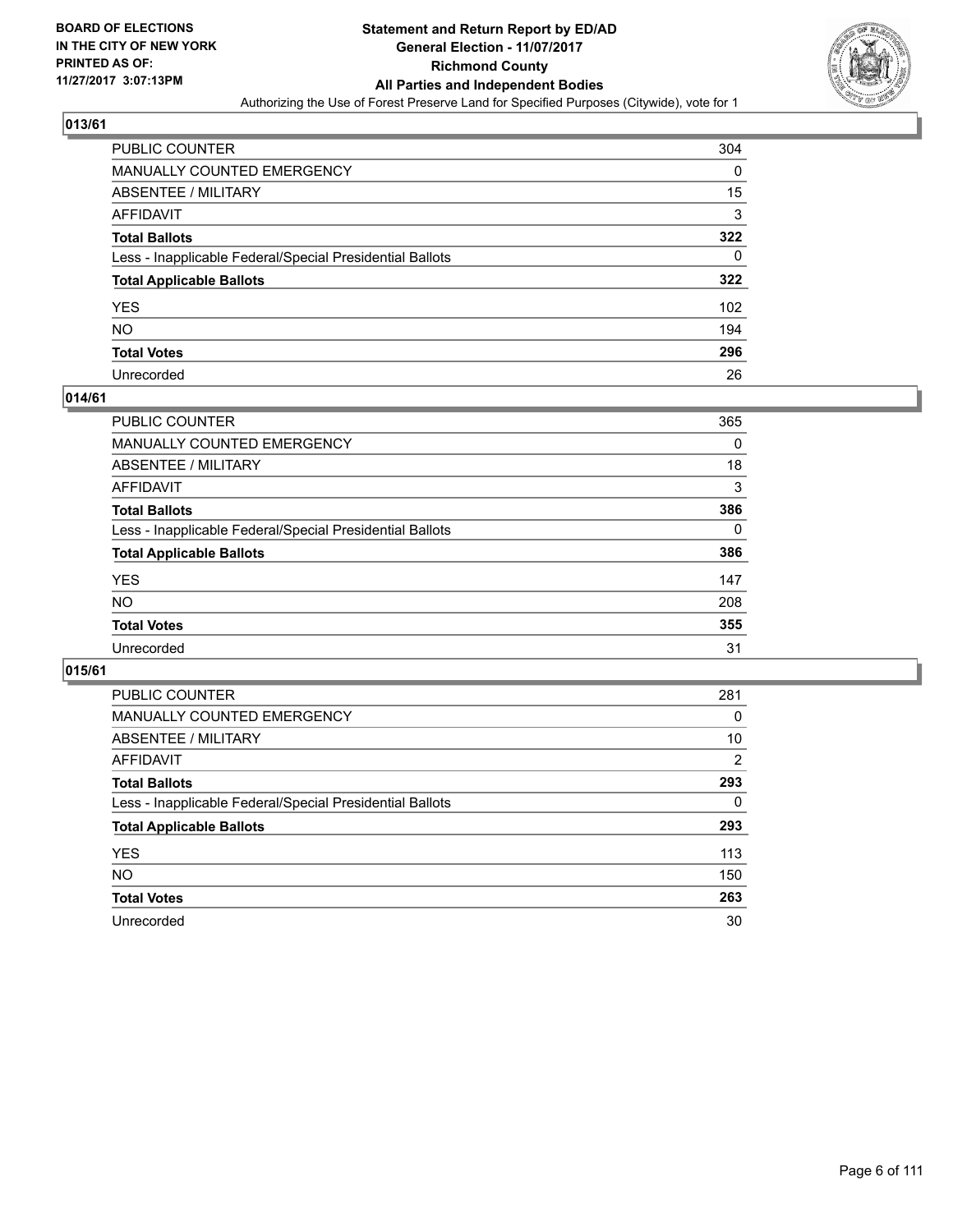BOARD OF ELECTIONS
IN THE CITY OF NEW YORK
PRINTED AS OF:
11/27/2017 3:07:13PM

**Statement and Return Report by ED/AD**
**General Election - 11/07/2017**
**Richmond County**
**All Parties and Independent Bodies**
Authorizing the Use of Forest Preserve Land for Specified Purposes (Citywide), vote for 1

## 013/61

| | |
|---|---|
| PUBLIC COUNTER | 304 |
| MANUALLY COUNTED EMERGENCY | 0 |
| ABSENTEE / MILITARY | 15 |
| AFFIDAVIT | 3 |
| **Total Ballots** | **322** |
| Less - Inapplicable Federal/Special Presidential Ballots | 0 |
| **Total Applicable Ballots** | **322** |
| YES | 102 |
| NO | 194 |
| **Total Votes** | **296** |
| Unrecorded | 26 |

## 014/61

| | |
|---|---|
| PUBLIC COUNTER | 365 |
| MANUALLY COUNTED EMERGENCY | 0 |
| ABSENTEE / MILITARY | 18 |
| AFFIDAVIT | 3 |
| **Total Ballots** | **386** |
| Less - Inapplicable Federal/Special Presidential Ballots | 0 |
| **Total Applicable Ballots** | **386** |
| YES | 147 |
| NO | 208 |
| **Total Votes** | **355** |
| Unrecorded | 31 |

## 015/61

| | |
|---|---|
| PUBLIC COUNTER | 281 |
| MANUALLY COUNTED EMERGENCY | 0 |
| ABSENTEE / MILITARY | 10 |
| AFFIDAVIT | 2 |
| **Total Ballots** | **293** |
| Less - Inapplicable Federal/Special Presidential Ballots | 0 |
| **Total Applicable Ballots** | **293** |
| YES | 113 |
| NO | 150 |
| **Total Votes** | **263** |
| Unrecorded | 30 |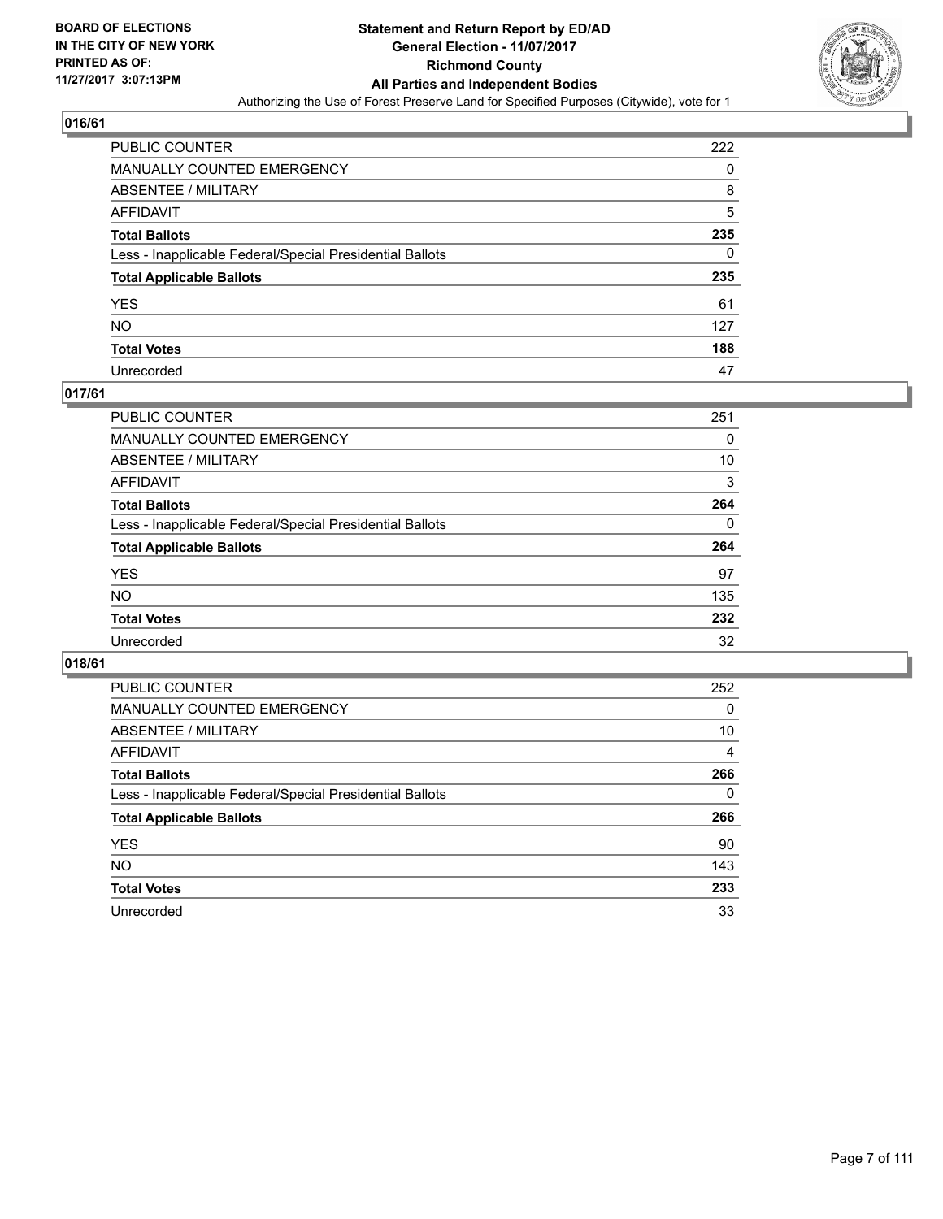BOARD OF ELECTIONS
IN THE CITY OF NEW YORK
PRINTED AS OF:
11/27/2017 3:07:13PM

# Statement and Return Report by ED/AD
## General Election - 11/07/2017
## Richmond County
## All Parties and Independent Bodies
Authorizing the Use of Forest Preserve Land for Specified Purposes (Citywide), vote for 1

### 016/61

| | |
|---|---|
| PUBLIC COUNTER | 222 |
| MANUALLY COUNTED EMERGENCY | 0 |
| ABSENTEE / MILITARY | 8 |
| AFFIDAVIT | 5 |
| **Total Ballots** | **235** |
| Less - Inapplicable Federal/Special Presidential Ballots | 0 |
| **Total Applicable Ballots** | **235** |
| YES | 61 |
| NO | 127 |
| **Total Votes** | **188** |
| Unrecorded | 47 |

### 017/61

| | |
|---|---|
| PUBLIC COUNTER | 251 |
| MANUALLY COUNTED EMERGENCY | 0 |
| ABSENTEE / MILITARY | 10 |
| AFFIDAVIT | 3 |
| **Total Ballots** | **264** |
| Less - Inapplicable Federal/Special Presidential Ballots | 0 |
| **Total Applicable Ballots** | **264** |
| YES | 97 |
| NO | 135 |
| **Total Votes** | **232** |
| Unrecorded | 32 |

### 018/61

| | |
|---|---|
| PUBLIC COUNTER | 252 |
| MANUALLY COUNTED EMERGENCY | 0 |
| ABSENTEE / MILITARY | 10 |
| AFFIDAVIT | 4 |
| **Total Ballots** | **266** |
| Less - Inapplicable Federal/Special Presidential Ballots | 0 |
| **Total Applicable Ballots** | **266** |
| YES | 90 |
| NO | 143 |
| **Total Votes** | **233** |
| Unrecorded | 33 |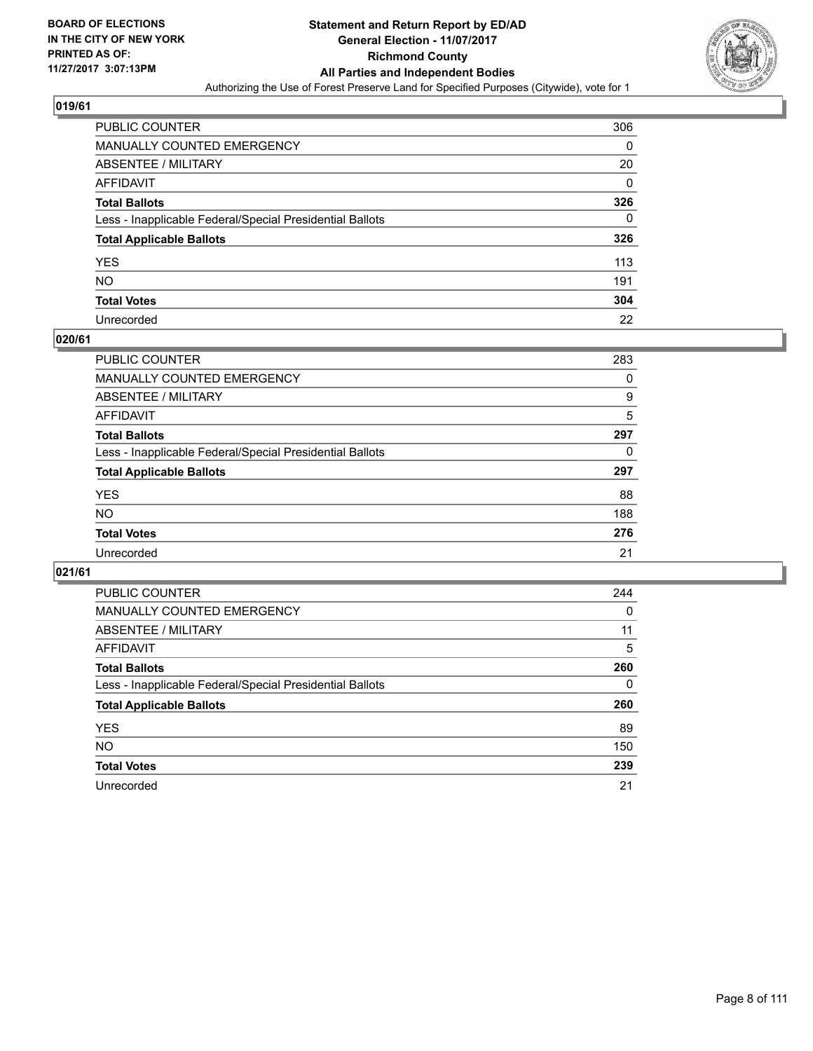BOARD OF ELECTIONS
IN THE CITY OF NEW YORK
PRINTED AS OF:
11/27/2017 3:07:13PM

# Statement and Return Report by ED/AD
## General Election - 11/07/2017
## Richmond County
## All Parties and Independent Bodies
Authorizing the Use of Forest Preserve Land for Specified Purposes (Citywide), vote for 1

### 019/61

| | |
|---|---|
| PUBLIC COUNTER | 306 |
| MANUALLY COUNTED EMERGENCY | 0 |
| ABSENTEE / MILITARY | 20 |
| AFFIDAVIT | 0 |
| **Total Ballots** | **326** |
| Less - Inapplicable Federal/Special Presidential Ballots | 0 |
| **Total Applicable Ballots** | **326** |
| YES | 113 |
| NO | 191 |
| **Total Votes** | **304** |
| Unrecorded | 22 |

### 020/61

| | |
|---|---|
| PUBLIC COUNTER | 283 |
| MANUALLY COUNTED EMERGENCY | 0 |
| ABSENTEE / MILITARY | 9 |
| AFFIDAVIT | 5 |
| **Total Ballots** | **297** |
| Less - Inapplicable Federal/Special Presidential Ballots | 0 |
| **Total Applicable Ballots** | **297** |
| YES | 88 |
| NO | 188 |
| **Total Votes** | **276** |
| Unrecorded | 21 |

### 021/61

| | |
|---|---|
| PUBLIC COUNTER | 244 |
| MANUALLY COUNTED EMERGENCY | 0 |
| ABSENTEE / MILITARY | 11 |
| AFFIDAVIT | 5 |
| **Total Ballots** | **260** |
| Less - Inapplicable Federal/Special Presidential Ballots | 0 |
| **Total Applicable Ballots** | **260** |
| YES | 89 |
| NO | 150 |
| **Total Votes** | **239** |
| Unrecorded | 21 |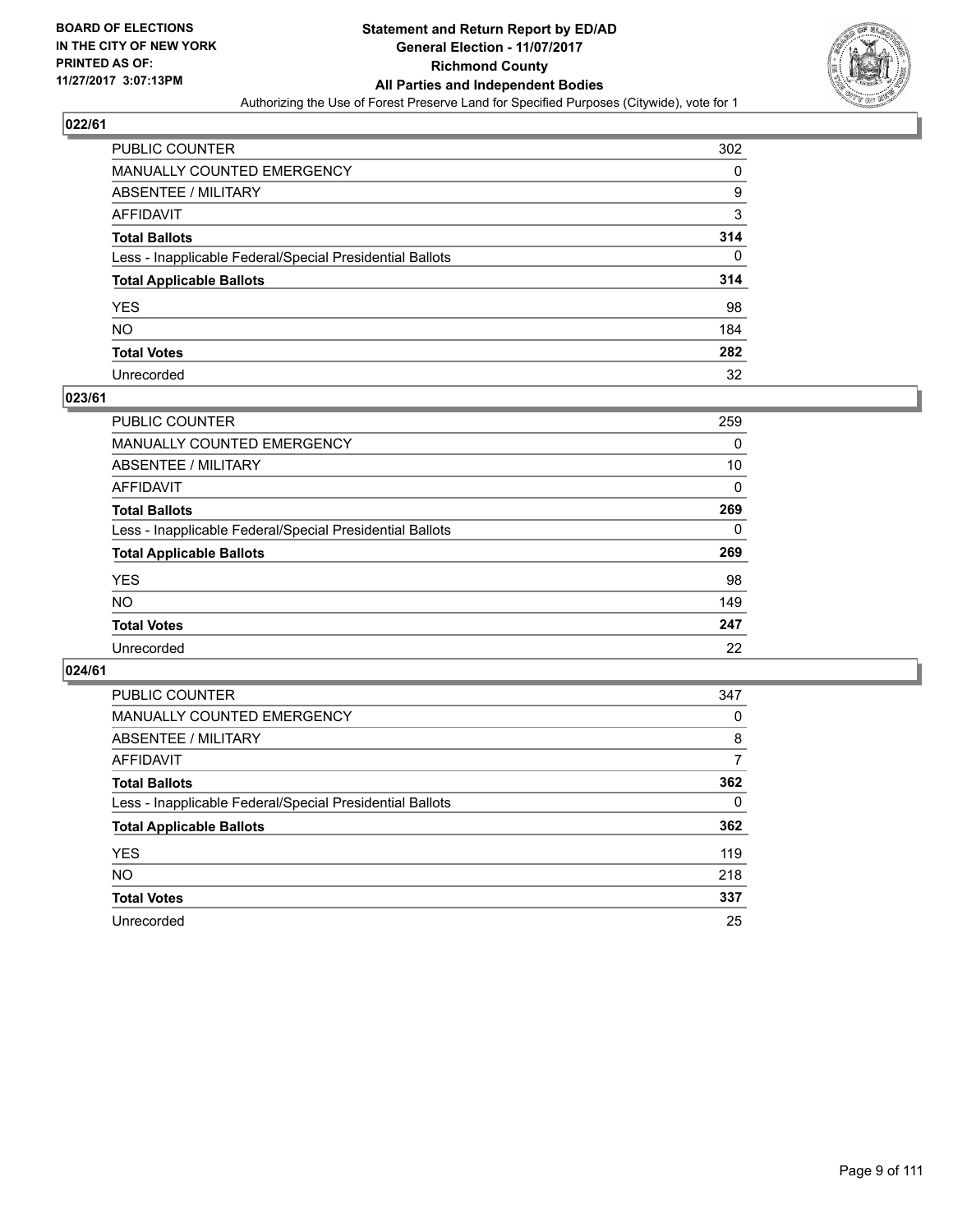**BOARD OF ELECTIONS IN THE CITY OF NEW YORK PRINTED AS OF: 11/27/2017 3:07:13PM**

# Statement and Return Report by ED/AD
## General Election - 11/07/2017
## Richmond County
## All Parties and Independent Bodies
### Authorizing the Use of Forest Preserve Land for Specified Purposes (Citywide), vote for 1

**022/61**

| | |
|---|---|
| PUBLIC COUNTER | 302 |
| MANUALLY COUNTED EMERGENCY | 0 |
| ABSENTEE / MILITARY | 9 |
| AFFIDAVIT | 3 |
| **Total Ballots** | **314** |
| Less - Inapplicable Federal/Special Presidential Ballots | 0 |
| **Total Applicable Ballots** | **314** |
| YES | 98 |
| NO | 184 |
| **Total Votes** | **282** |
| Unrecorded | 32 |

**023/61**

| | |
|---|---|
| PUBLIC COUNTER | 259 |
| MANUALLY COUNTED EMERGENCY | 0 |
| ABSENTEE / MILITARY | 10 |
| AFFIDAVIT | 0 |
| **Total Ballots** | **269** |
| Less - Inapplicable Federal/Special Presidential Ballots | 0 |
| **Total Applicable Ballots** | **269** |
| YES | 98 |
| NO | 149 |
| **Total Votes** | **247** |
| Unrecorded | 22 |

**024/61**

| | |
|---|---|
| PUBLIC COUNTER | 347 |
| MANUALLY COUNTED EMERGENCY | 0 |
| ABSENTEE / MILITARY | 8 |
| AFFIDAVIT | 7 |
| **Total Ballots** | **362** |
| Less - Inapplicable Federal/Special Presidential Ballots | 0 |
| **Total Applicable Ballots** | **362** |
| YES | 119 |
| NO | 218 |
| **Total Votes** | **337** |
| Unrecorded | 25 |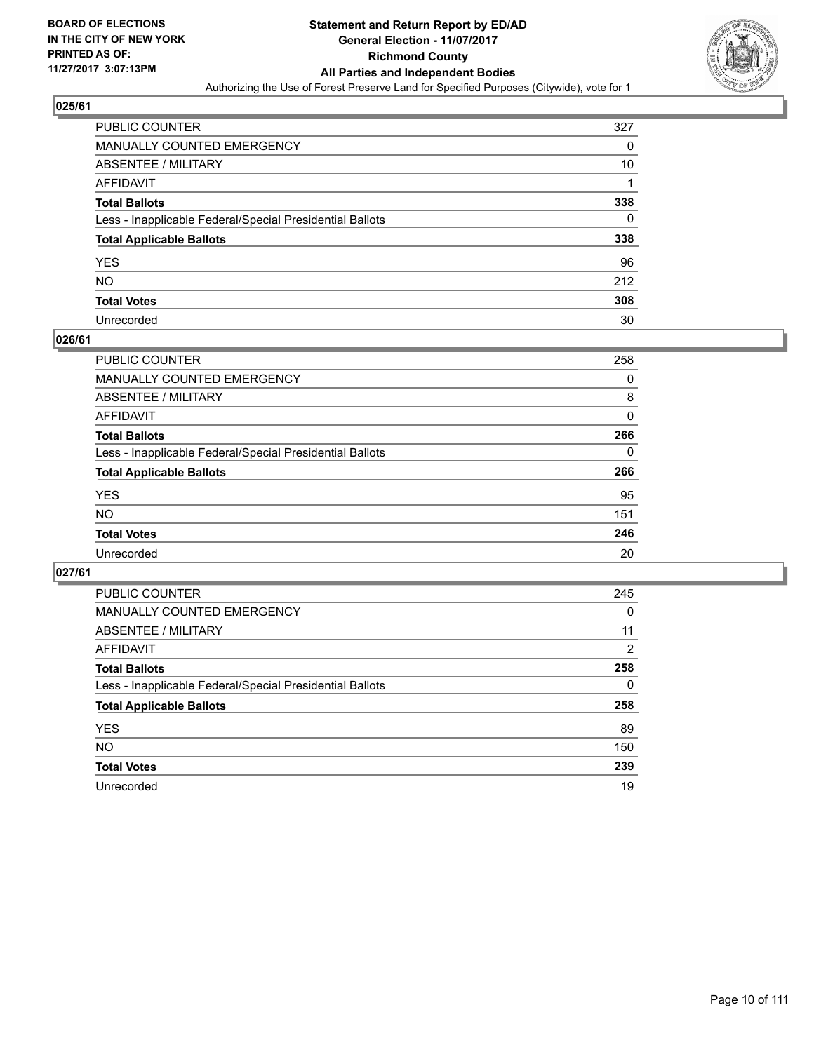**BOARD OF ELECTIONS IN THE CITY OF NEW YORK PRINTED AS OF: 11/27/2017 3:07:13PM**

# Statement and Return Report by ED/AD
## General Election - 11/07/2017
## Richmond County
## All Parties and Independent Bodies
### Authorizing the Use of Forest Preserve Land for Specified Purposes (Citywide), vote for 1

### 025/61

| | |
|---|---|
| PUBLIC COUNTER | 327 |
| MANUALLY COUNTED EMERGENCY | 0 |
| ABSENTEE / MILITARY | 10 |
| AFFIDAVIT | 1 |
| **Total Ballots** | **338** |
| Less - Inapplicable Federal/Special Presidential Ballots | 0 |
| **Total Applicable Ballots** | **338** |
| YES | 96 |
| NO | 212 |
| **Total Votes** | **308** |
| Unrecorded | 30 |

### 026/61

| | |
|---|---|
| PUBLIC COUNTER | 258 |
| MANUALLY COUNTED EMERGENCY | 0 |
| ABSENTEE / MILITARY | 8 |
| AFFIDAVIT | 0 |
| **Total Ballots** | **266** |
| Less - Inapplicable Federal/Special Presidential Ballots | 0 |
| **Total Applicable Ballots** | **266** |
| YES | 95 |
| NO | 151 |
| **Total Votes** | **246** |
| Unrecorded | 20 |

### 027/61

| | |
|---|---|
| PUBLIC COUNTER | 245 |
| MANUALLY COUNTED EMERGENCY | 0 |
| ABSENTEE / MILITARY | 11 |
| AFFIDAVIT | 2 |
| **Total Ballots** | **258** |
| Less - Inapplicable Federal/Special Presidential Ballots | 0 |
| **Total Applicable Ballots** | **258** |
| YES | 89 |
| NO | 150 |
| **Total Votes** | **239** |
| Unrecorded | 19 |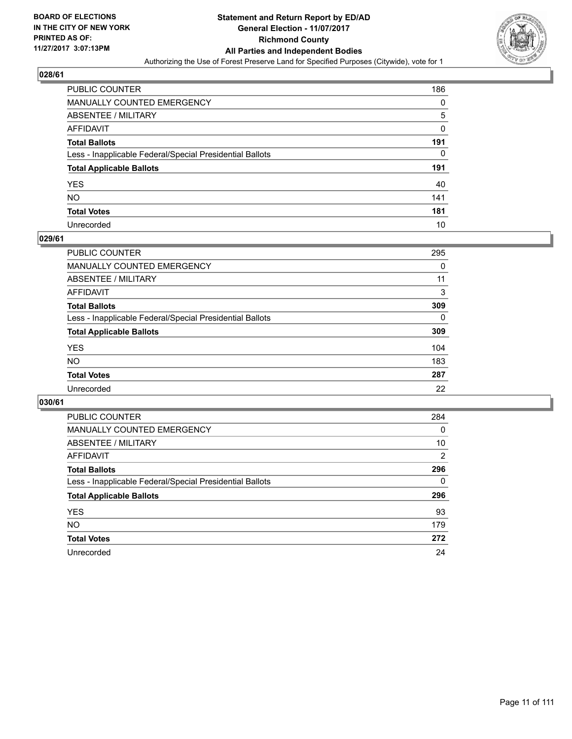BOARD OF ELECTIONS
IN THE CITY OF NEW YORK
PRINTED AS OF:
11/27/2017 3:07:13PM

**Statement and Return Report by ED/AD**
**General Election - 11/07/2017**
**Richmond County**
**All Parties and Independent Bodies**
Authorizing the Use of Forest Preserve Land for Specified Purposes (Citywide), vote for 1

### 028/61

| | |
|---|---|
| PUBLIC COUNTER | 186 |
| MANUALLY COUNTED EMERGENCY | 0 |
| ABSENTEE / MILITARY | 5 |
| AFFIDAVIT | 0 |
| **Total Ballots** | **191** |
| Less - Inapplicable Federal/Special Presidential Ballots | 0 |
| **Total Applicable Ballots** | **191** |
| YES | 40 |
| NO | 141 |
| **Total Votes** | **181** |
| Unrecorded | 10 |

### 029/61

| | |
|---|---|
| PUBLIC COUNTER | 295 |
| MANUALLY COUNTED EMERGENCY | 0 |
| ABSENTEE / MILITARY | 11 |
| AFFIDAVIT | 3 |
| **Total Ballots** | **309** |
| Less - Inapplicable Federal/Special Presidential Ballots | 0 |
| **Total Applicable Ballots** | **309** |
| YES | 104 |
| NO | 183 |
| **Total Votes** | **287** |
| Unrecorded | 22 |

### 030/61

| | |
|---|---|
| PUBLIC COUNTER | 284 |
| MANUALLY COUNTED EMERGENCY | 0 |
| ABSENTEE / MILITARY | 10 |
| AFFIDAVIT | 2 |
| **Total Ballots** | **296** |
| Less - Inapplicable Federal/Special Presidential Ballots | 0 |
| **Total Applicable Ballots** | **296** |
| YES | 93 |
| NO | 179 |
| **Total Votes** | **272** |
| Unrecorded | 24 |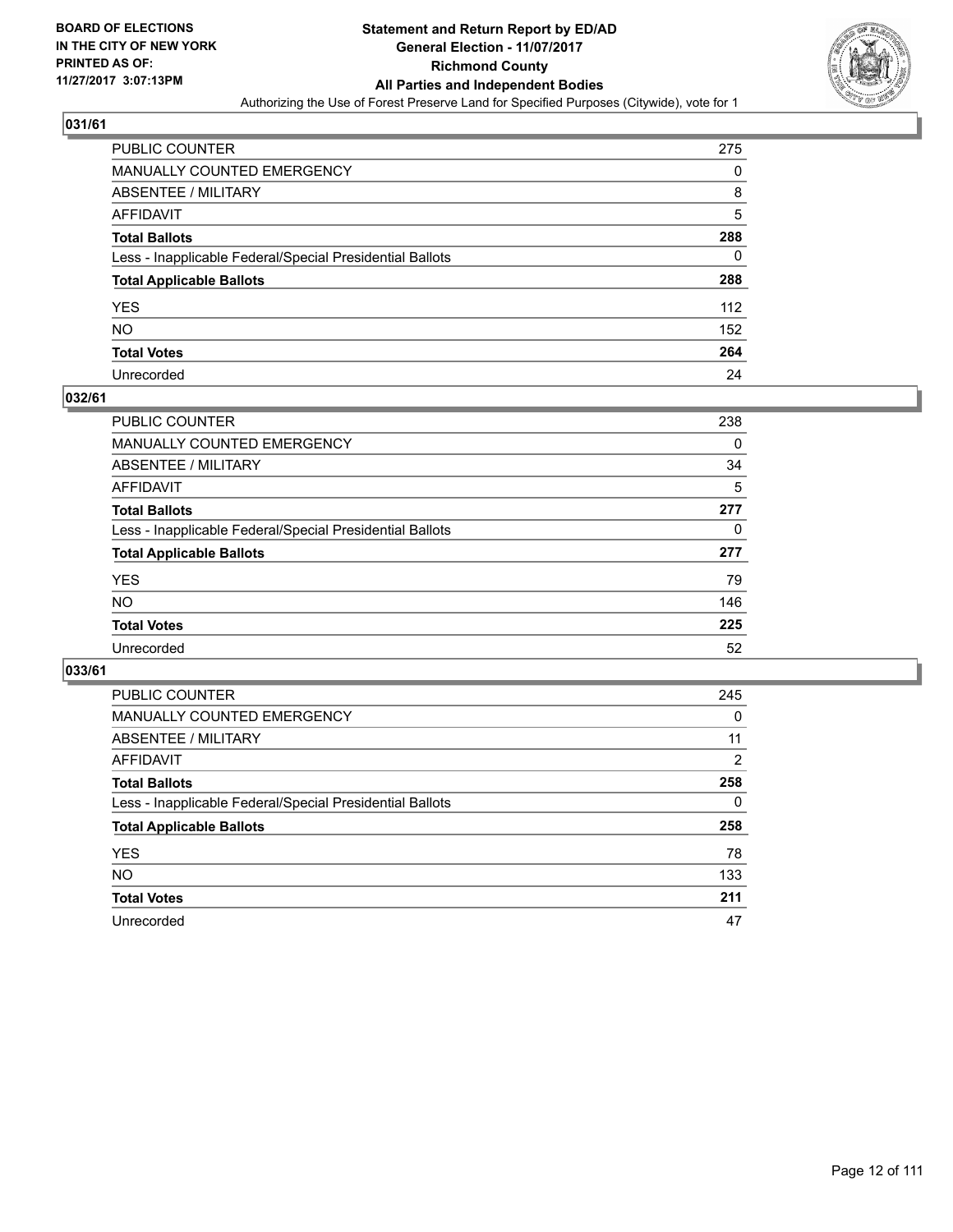BOARD OF ELECTIONS
IN THE CITY OF NEW YORK
PRINTED AS OF:
11/27/2017 3:07:13PM

# Statement and Return Report by ED/AD
## General Election - 11/07/2017
## Richmond County
## All Parties and Independent Bodies

Authorizing the Use of Forest Preserve Land for Specified Purposes (Citywide), vote for 1

### 031/61

| | |
|---|---|
| PUBLIC COUNTER | 275 |
| MANUALLY COUNTED EMERGENCY | 0 |
| ABSENTEE / MILITARY | 8 |
| AFFIDAVIT | 5 |
| **Total Ballots** | **288** |
| Less - Inapplicable Federal/Special Presidential Ballots | 0 |
| **Total Applicable Ballots** | **288** |
| YES | 112 |
| NO | 152 |
| **Total Votes** | **264** |
| Unrecorded | 24 |

### 032/61

| | |
|---|---|
| PUBLIC COUNTER | 238 |
| MANUALLY COUNTED EMERGENCY | 0 |
| ABSENTEE / MILITARY | 34 |
| AFFIDAVIT | 5 |
| **Total Ballots** | **277** |
| Less - Inapplicable Federal/Special Presidential Ballots | 0 |
| **Total Applicable Ballots** | **277** |
| YES | 79 |
| NO | 146 |
| **Total Votes** | **225** |
| Unrecorded | 52 |

### 033/61

| | |
|---|---|
| PUBLIC COUNTER | 245 |
| MANUALLY COUNTED EMERGENCY | 0 |
| ABSENTEE / MILITARY | 11 |
| AFFIDAVIT | 2 |
| **Total Ballots** | **258** |
| Less - Inapplicable Federal/Special Presidential Ballots | 0 |
| **Total Applicable Ballots** | **258** |
| YES | 78 |
| NO | 133 |
| **Total Votes** | **211** |
| Unrecorded | 47 |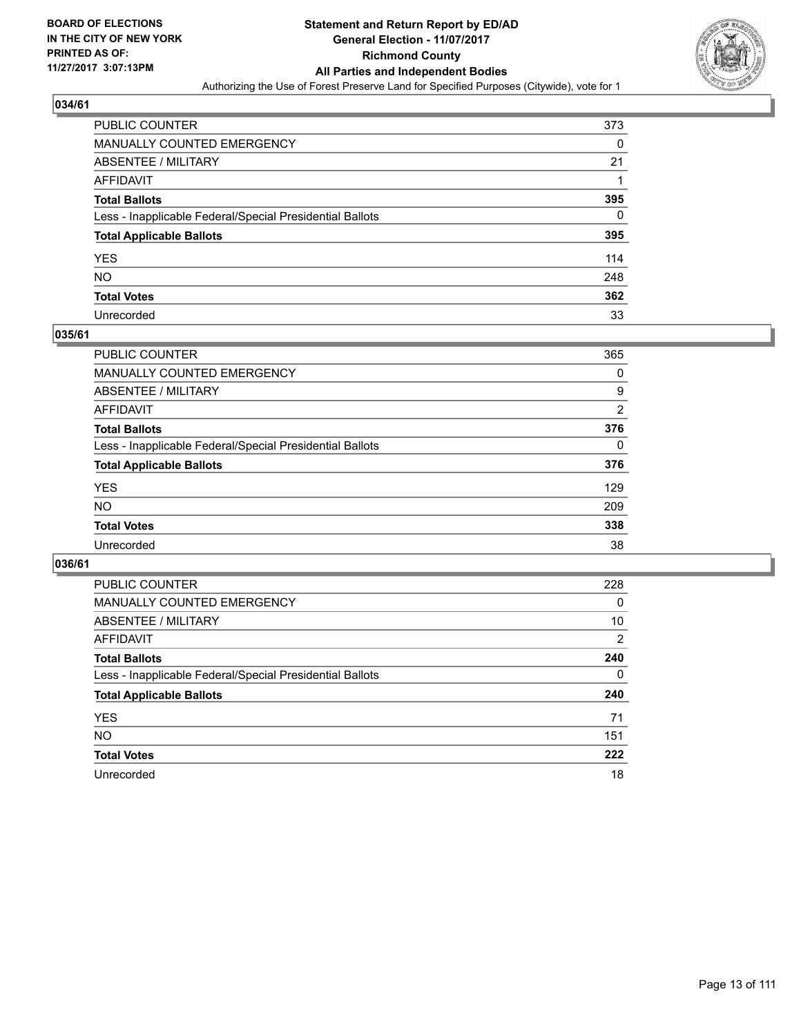**BOARD OF ELECTIONS IN THE CITY OF NEW YORK PRINTED AS OF: 11/27/2017 3:07:13PM**

# Statement and Return Report by ED/AD
## General Election - 11/07/2017
## Richmond County
## All Parties and Independent Bodies
### Authorizing the Use of Forest Preserve Land for Specified Purposes (Citywide), vote for 1

**034/61**

| | |
|---|---|
| PUBLIC COUNTER | 373 |
| MANUALLY COUNTED EMERGENCY | 0 |
| ABSENTEE / MILITARY | 21 |
| AFFIDAVIT | 1 |
| **Total Ballots** | **395** |
| Less - Inapplicable Federal/Special Presidential Ballots | 0 |
| **Total Applicable Ballots** | **395** |
| YES | 114 |
| NO | 248 |
| **Total Votes** | **362** |
| Unrecorded | 33 |

**035/61**

| | |
|---|---|
| PUBLIC COUNTER | 365 |
| MANUALLY COUNTED EMERGENCY | 0 |
| ABSENTEE / MILITARY | 9 |
| AFFIDAVIT | 2 |
| **Total Ballots** | **376** |
| Less - Inapplicable Federal/Special Presidential Ballots | 0 |
| **Total Applicable Ballots** | **376** |
| YES | 129 |
| NO | 209 |
| **Total Votes** | **338** |
| Unrecorded | 38 |

**036/61**

| | |
|---|---|
| PUBLIC COUNTER | 228 |
| MANUALLY COUNTED EMERGENCY | 0 |
| ABSENTEE / MILITARY | 10 |
| AFFIDAVIT | 2 |
| **Total Ballots** | **240** |
| Less - Inapplicable Federal/Special Presidential Ballots | 0 |
| **Total Applicable Ballots** | **240** |
| YES | 71 |
| NO | 151 |
| **Total Votes** | **222** |
| Unrecorded | 18 |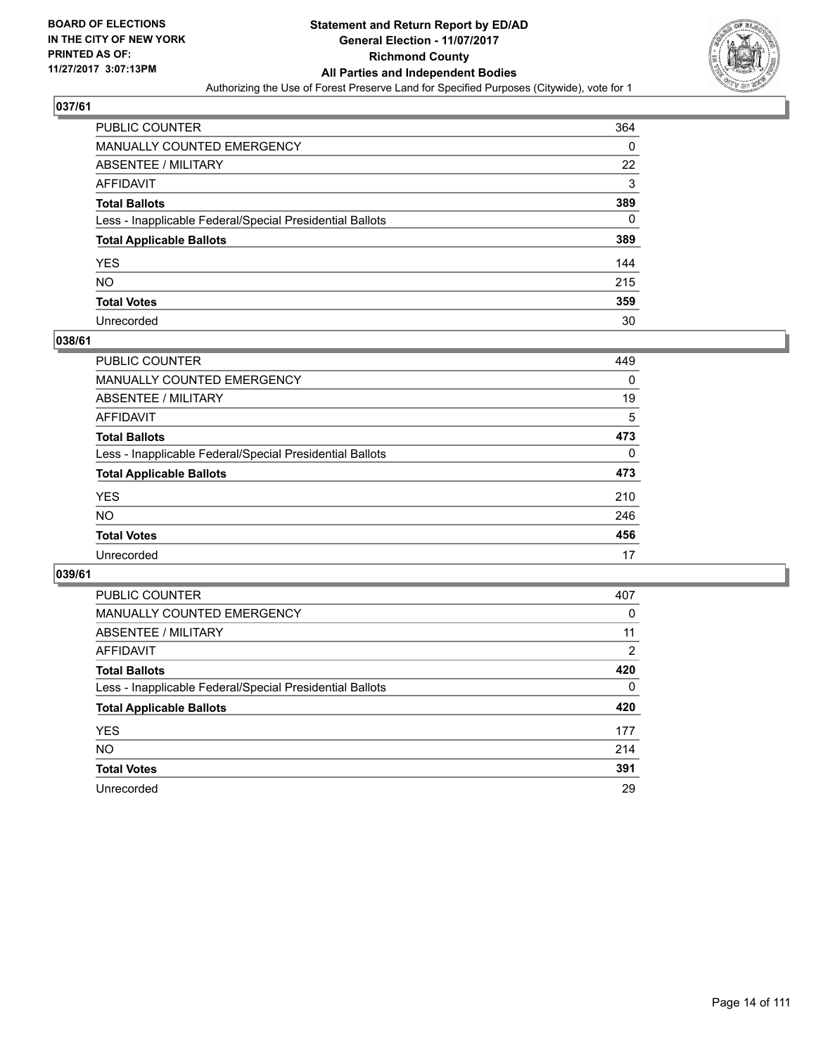BOARD OF ELECTIONS
IN THE CITY OF NEW YORK
PRINTED AS OF:
11/27/2017 3:07:13PM

# Statement and Return Report by ED/AD
## General Election - 11/07/2017
## Richmond County
## All Parties and Independent Bodies
Authorizing the Use of Forest Preserve Land for Specified Purposes (Citywide), vote for 1

### 037/61

| | |
|---|---|
| PUBLIC COUNTER | 364 |
| MANUALLY COUNTED EMERGENCY | 0 |
| ABSENTEE / MILITARY | 22 |
| AFFIDAVIT | 3 |
| **Total Ballots** | **389** |
| Less - Inapplicable Federal/Special Presidential Ballots | 0 |
| **Total Applicable Ballots** | **389** |
| YES | 144 |
| NO | 215 |
| **Total Votes** | **359** |
| Unrecorded | 30 |

### 038/61

| | |
|---|---|
| PUBLIC COUNTER | 449 |
| MANUALLY COUNTED EMERGENCY | 0 |
| ABSENTEE / MILITARY | 19 |
| AFFIDAVIT | 5 |
| **Total Ballots** | **473** |
| Less - Inapplicable Federal/Special Presidential Ballots | 0 |
| **Total Applicable Ballots** | **473** |
| YES | 210 |
| NO | 246 |
| **Total Votes** | **456** |
| Unrecorded | 17 |

### 039/61

| | |
|---|---|
| PUBLIC COUNTER | 407 |
| MANUALLY COUNTED EMERGENCY | 0 |
| ABSENTEE / MILITARY | 11 |
| AFFIDAVIT | 2 |
| **Total Ballots** | **420** |
| Less - Inapplicable Federal/Special Presidential Ballots | 0 |
| **Total Applicable Ballots** | **420** |
| YES | 177 |
| NO | 214 |
| **Total Votes** | **391** |
| Unrecorded | 29 |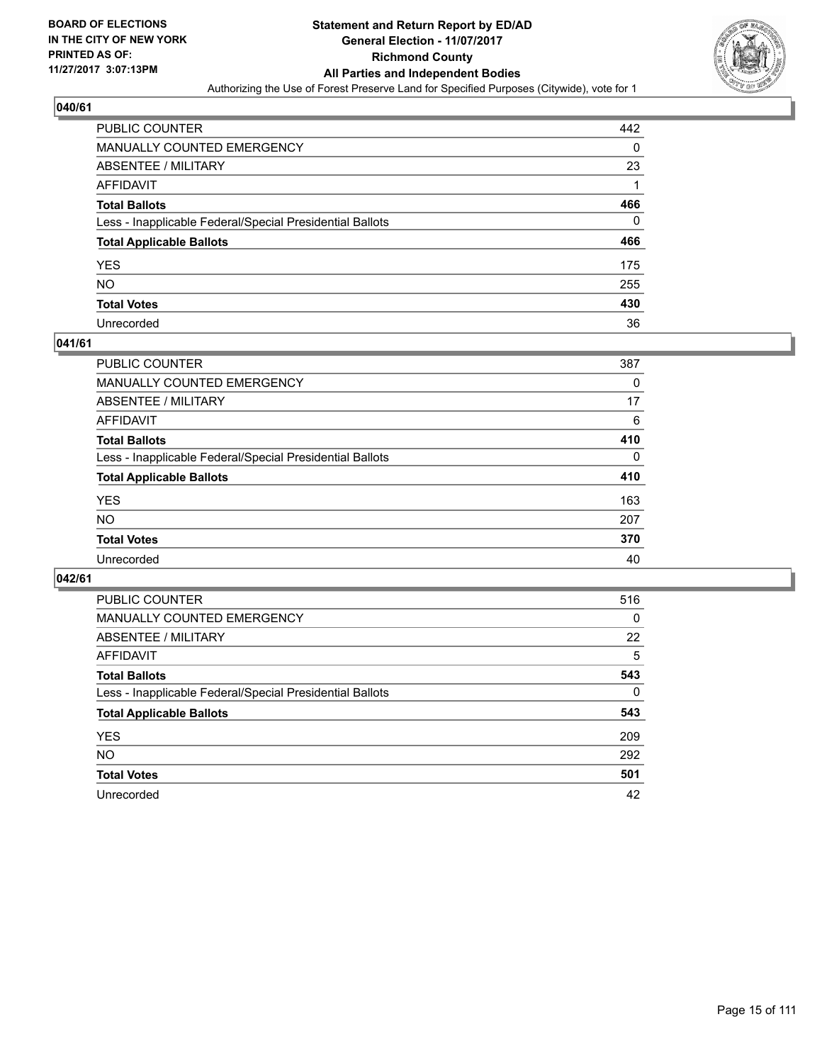BOARD OF ELECTIONS
IN THE CITY OF NEW YORK
PRINTED AS OF:
11/27/2017 3:07:13PM

# Statement and Return Report by ED/AD
## General Election - 11/07/2017
## Richmond County
## All Parties and Independent Bodies
Authorizing the Use of Forest Preserve Land for Specified Purposes (Citywide), vote for 1

### 040/61

| | |
|---|---|
| PUBLIC COUNTER | 442 |
| MANUALLY COUNTED EMERGENCY | 0 |
| ABSENTEE / MILITARY | 23 |
| AFFIDAVIT | 1 |
| **Total Ballots** | **466** |
| Less - Inapplicable Federal/Special Presidential Ballots | 0 |
| **Total Applicable Ballots** | **466** |
| YES | 175 |
| NO | 255 |
| **Total Votes** | **430** |
| Unrecorded | 36 |

### 041/61

| | |
|---|---|
| PUBLIC COUNTER | 387 |
| MANUALLY COUNTED EMERGENCY | 0 |
| ABSENTEE / MILITARY | 17 |
| AFFIDAVIT | 6 |
| **Total Ballots** | **410** |
| Less - Inapplicable Federal/Special Presidential Ballots | 0 |
| **Total Applicable Ballots** | **410** |
| YES | 163 |
| NO | 207 |
| **Total Votes** | **370** |
| Unrecorded | 40 |

### 042/61

| | |
|---|---|
| PUBLIC COUNTER | 516 |
| MANUALLY COUNTED EMERGENCY | 0 |
| ABSENTEE / MILITARY | 22 |
| AFFIDAVIT | 5 |
| **Total Ballots** | **543** |
| Less - Inapplicable Federal/Special Presidential Ballots | 0 |
| **Total Applicable Ballots** | **543** |
| YES | 209 |
| NO | 292 |
| **Total Votes** | **501** |
| Unrecorded | 42 |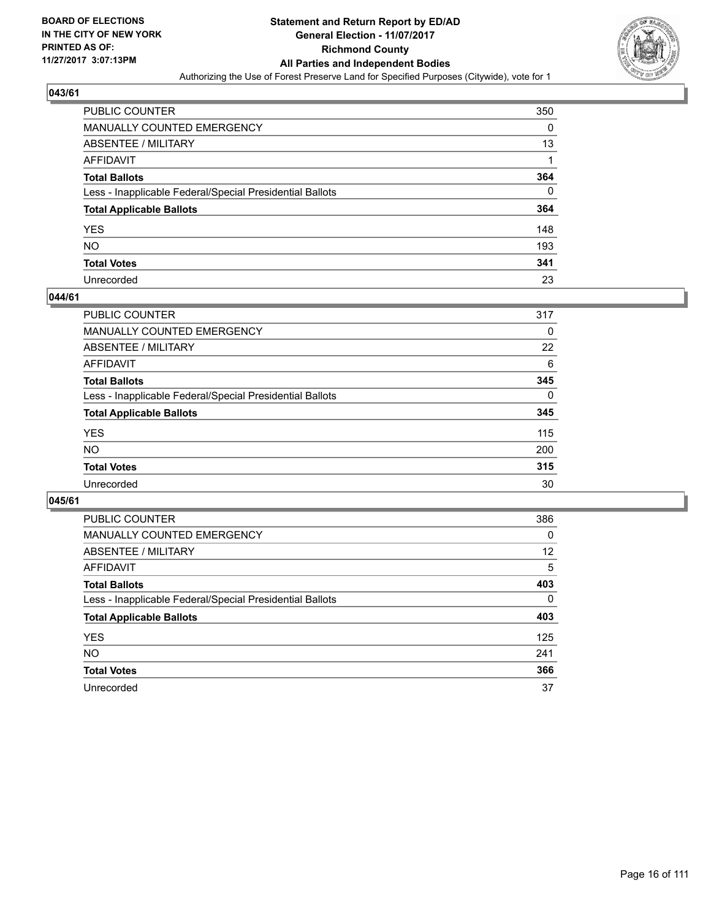**BOARD OF ELECTIONS IN THE CITY OF NEW YORK PRINTED AS OF: 11/27/2017 3:07:13PM**

# Statement and Return Report by ED/AD
## General Election - 11/07/2017
## Richmond County
## All Parties and Independent Bodies
### Authorizing the Use of Forest Preserve Land for Specified Purposes (Citywide), vote for 1

**043/61**

| | |
|---|---|
| PUBLIC COUNTER | 350 |
| MANUALLY COUNTED EMERGENCY | 0 |
| ABSENTEE / MILITARY | 13 |
| AFFIDAVIT | 1 |
| **Total Ballots** | **364** |
| Less - Inapplicable Federal/Special Presidential Ballots | 0 |
| **Total Applicable Ballots** | **364** |
| YES | 148 |
| NO | 193 |
| **Total Votes** | **341** |
| Unrecorded | 23 |

**044/61**

| | |
|---|---|
| PUBLIC COUNTER | 317 |
| MANUALLY COUNTED EMERGENCY | 0 |
| ABSENTEE / MILITARY | 22 |
| AFFIDAVIT | 6 |
| **Total Ballots** | **345** |
| Less - Inapplicable Federal/Special Presidential Ballots | 0 |
| **Total Applicable Ballots** | **345** |
| YES | 115 |
| NO | 200 |
| **Total Votes** | **315** |
| Unrecorded | 30 |

**045/61**

| | |
|---|---|
| PUBLIC COUNTER | 386 |
| MANUALLY COUNTED EMERGENCY | 0 |
| ABSENTEE / MILITARY | 12 |
| AFFIDAVIT | 5 |
| **Total Ballots** | **403** |
| Less - Inapplicable Federal/Special Presidential Ballots | 0 |
| **Total Applicable Ballots** | **403** |
| YES | 125 |
| NO | 241 |
| **Total Votes** | **366** |
| Unrecorded | 37 |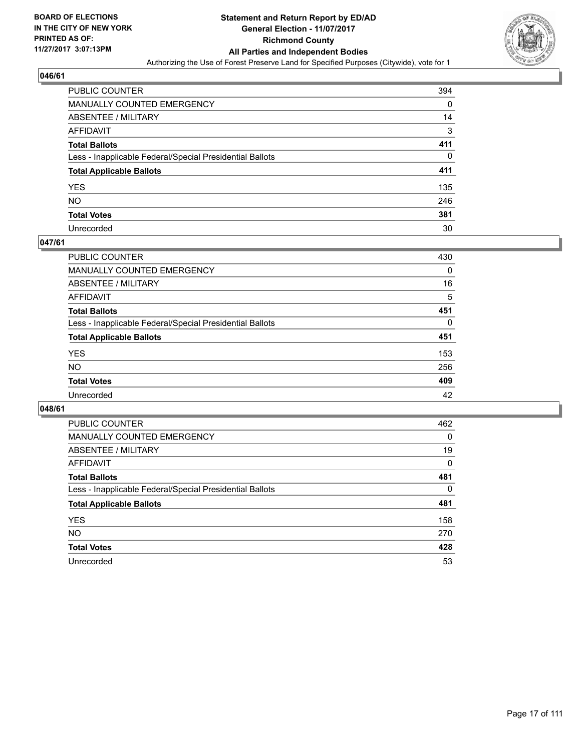BOARD OF ELECTIONS
IN THE CITY OF NEW YORK
PRINTED AS OF:
11/27/2017 3:07:13PM

# Statement and Return Report by ED/AD
## General Election - 11/07/2017
## Richmond County
## All Parties and Independent Bodies

Authorizing the Use of Forest Preserve Land for Specified Purposes (Citywide), vote for 1

### 046/61

| | |
|---|---|
| PUBLIC COUNTER | 394 |
| MANUALLY COUNTED EMERGENCY | 0 |
| ABSENTEE / MILITARY | 14 |
| AFFIDAVIT | 3 |
| **Total Ballots** | **411** |
| Less - Inapplicable Federal/Special Presidential Ballots | 0 |
| **Total Applicable Ballots** | **411** |
| YES | 135 |
| NO | 246 |
| **Total Votes** | **381** |
| Unrecorded | 30 |

### 047/61

| | |
|---|---|
| PUBLIC COUNTER | 430 |
| MANUALLY COUNTED EMERGENCY | 0 |
| ABSENTEE / MILITARY | 16 |
| AFFIDAVIT | 5 |
| **Total Ballots** | **451** |
| Less - Inapplicable Federal/Special Presidential Ballots | 0 |
| **Total Applicable Ballots** | **451** |
| YES | 153 |
| NO | 256 |
| **Total Votes** | **409** |
| Unrecorded | 42 |

### 048/61

| | |
|---|---|
| PUBLIC COUNTER | 462 |
| MANUALLY COUNTED EMERGENCY | 0 |
| ABSENTEE / MILITARY | 19 |
| AFFIDAVIT | 0 |
| **Total Ballots** | **481** |
| Less - Inapplicable Federal/Special Presidential Ballots | 0 |
| **Total Applicable Ballots** | **481** |
| YES | 158 |
| NO | 270 |
| **Total Votes** | **428** |
| Unrecorded | 53 |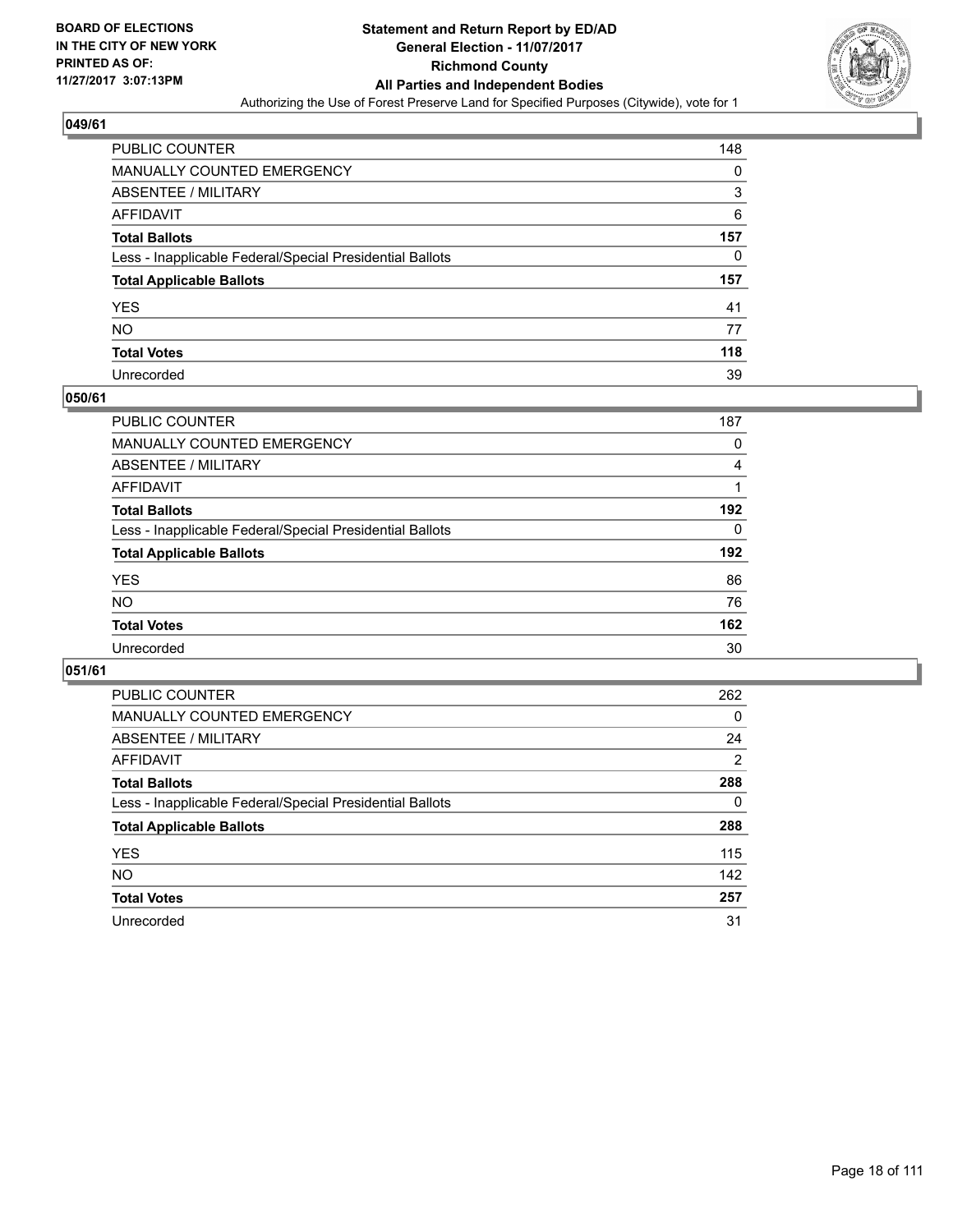BOARD OF ELECTIONS
IN THE CITY OF NEW YORK
PRINTED AS OF:
11/27/2017 3:07:13PM

**Statement and Return Report by ED/AD**
**General Election - 11/07/2017**
**Richmond County**
**All Parties and Independent Bodies**
Authorizing the Use of Forest Preserve Land for Specified Purposes (Citywide), vote for 1

### 049/61

| | |
|---|---|
| PUBLIC COUNTER | 148 |
| MANUALLY COUNTED EMERGENCY | 0 |
| ABSENTEE / MILITARY | 3 |
| AFFIDAVIT | 6 |
| **Total Ballots** | **157** |
| Less - Inapplicable Federal/Special Presidential Ballots | 0 |
| **Total Applicable Ballots** | **157** |
| YES | 41 |
| NO | 77 |
| **Total Votes** | **118** |
| Unrecorded | 39 |

### 050/61

| | |
|---|---|
| PUBLIC COUNTER | 187 |
| MANUALLY COUNTED EMERGENCY | 0 |
| ABSENTEE / MILITARY | 4 |
| AFFIDAVIT | 1 |
| **Total Ballots** | **192** |
| Less - Inapplicable Federal/Special Presidential Ballots | 0 |
| **Total Applicable Ballots** | **192** |
| YES | 86 |
| NO | 76 |
| **Total Votes** | **162** |
| Unrecorded | 30 |

### 051/61

| | |
|---|---|
| PUBLIC COUNTER | 262 |
| MANUALLY COUNTED EMERGENCY | 0 |
| ABSENTEE / MILITARY | 24 |
| AFFIDAVIT | 2 |
| **Total Ballots** | **288** |
| Less - Inapplicable Federal/Special Presidential Ballots | 0 |
| **Total Applicable Ballots** | **288** |
| YES | 115 |
| NO | 142 |
| **Total Votes** | **257** |
| Unrecorded | 31 |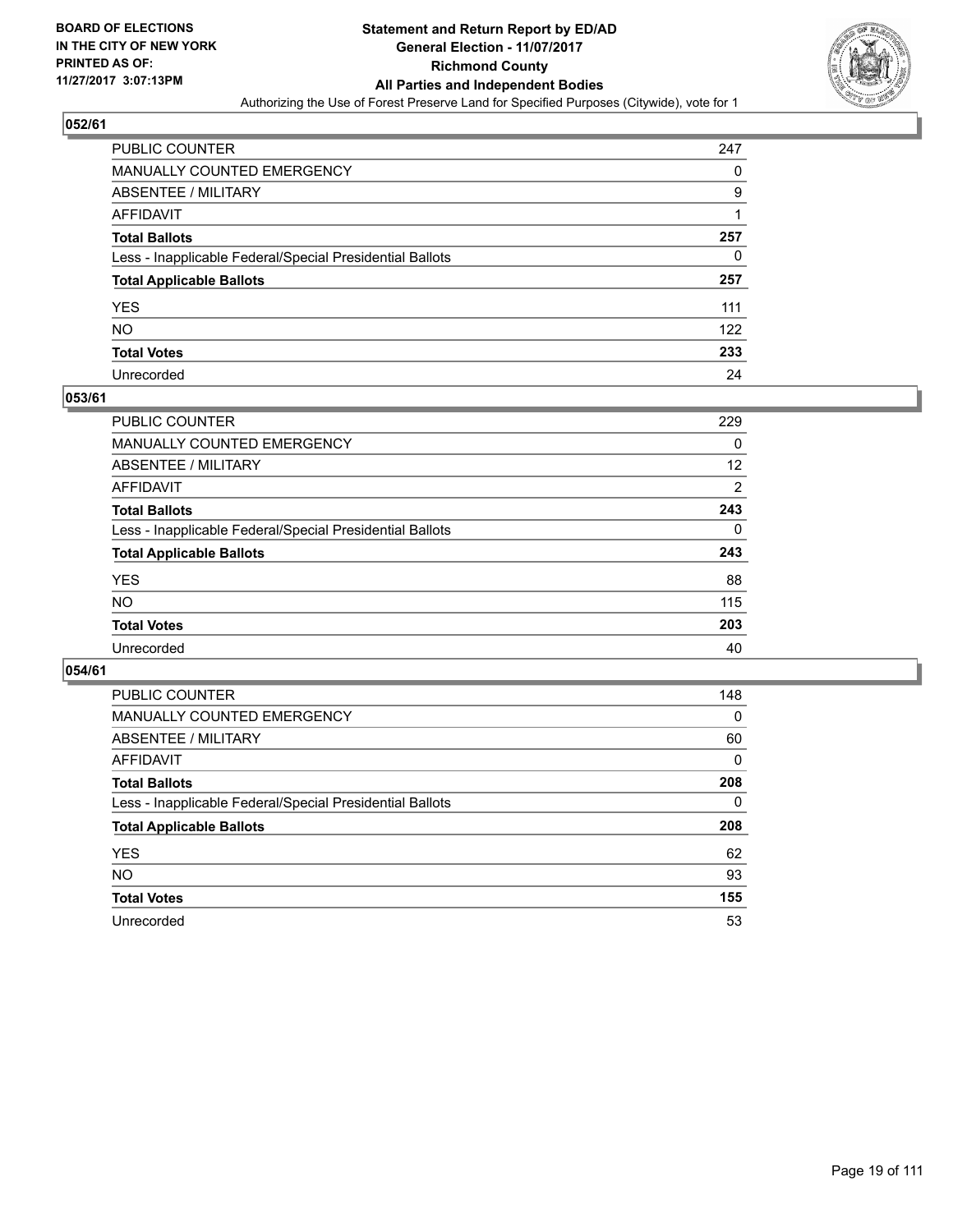BOARD OF ELECTIONS
IN THE CITY OF NEW YORK
PRINTED AS OF:
11/27/2017 3:07:13PM

# Statement and Return Report by ED/AD
## General Election - 11/07/2017
## Richmond County
## All Parties and Independent Bodies
Authorizing the Use of Forest Preserve Land for Specified Purposes (Citywide), vote for 1

### 052/61

| | |
|---|---|
| PUBLIC COUNTER | 247 |
| MANUALLY COUNTED EMERGENCY | 0 |
| ABSENTEE / MILITARY | 9 |
| AFFIDAVIT | 1 |
| **Total Ballots** | **257** |
| Less - Inapplicable Federal/Special Presidential Ballots | 0 |
| **Total Applicable Ballots** | **257** |
| YES | 111 |
| NO | 122 |
| **Total Votes** | **233** |
| Unrecorded | 24 |

### 053/61

| | |
|---|---|
| PUBLIC COUNTER | 229 |
| MANUALLY COUNTED EMERGENCY | 0 |
| ABSENTEE / MILITARY | 12 |
| AFFIDAVIT | 2 |
| **Total Ballots** | **243** |
| Less - Inapplicable Federal/Special Presidential Ballots | 0 |
| **Total Applicable Ballots** | **243** |
| YES | 88 |
| NO | 115 |
| **Total Votes** | **203** |
| Unrecorded | 40 |

### 054/61

| | |
|---|---|
| PUBLIC COUNTER | 148 |
| MANUALLY COUNTED EMERGENCY | 0 |
| ABSENTEE / MILITARY | 60 |
| AFFIDAVIT | 0 |
| **Total Ballots** | **208** |
| Less - Inapplicable Federal/Special Presidential Ballots | 0 |
| **Total Applicable Ballots** | **208** |
| YES | 62 |
| NO | 93 |
| **Total Votes** | **155** |
| Unrecorded | 53 |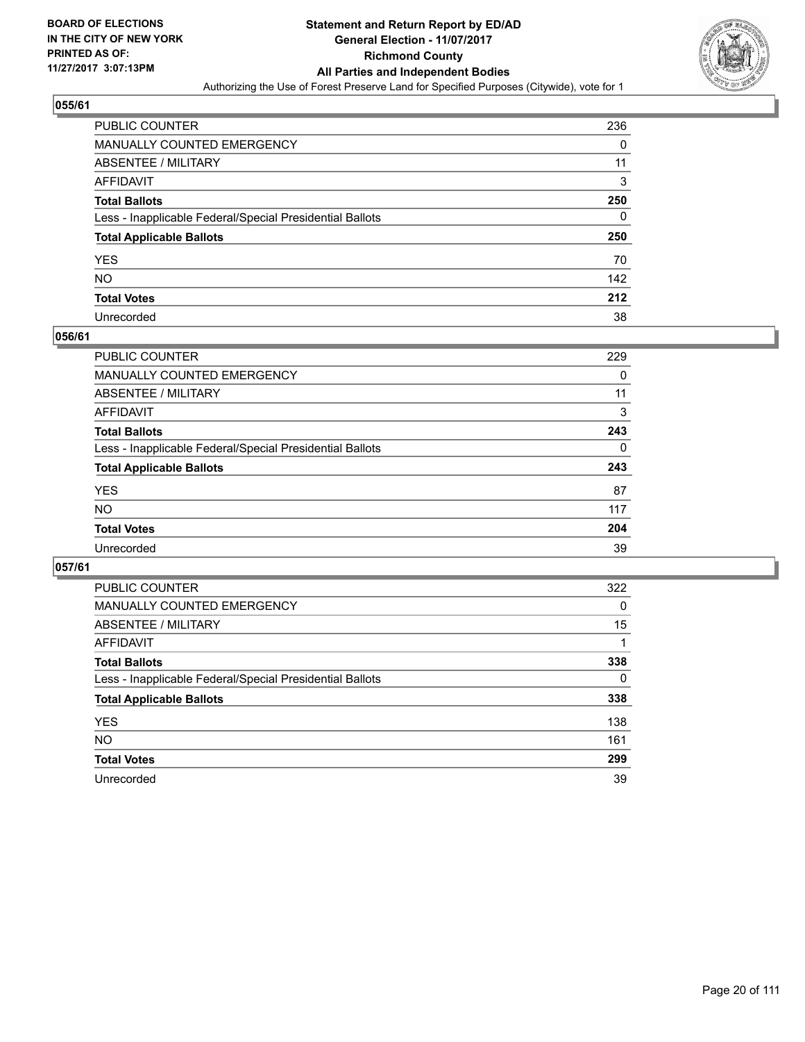**BOARD OF ELECTIONS IN THE CITY OF NEW YORK PRINTED AS OF: 11/27/2017 3:07:13PM**

# Statement and Return Report by ED/AD
## General Election - 11/07/2017
## Richmond County
## All Parties and Independent Bodies
Authorizing the Use of Forest Preserve Land for Specified Purposes (Citywide), vote for 1

### 055/61

| | |
|---|---|
| PUBLIC COUNTER | 236 |
| MANUALLY COUNTED EMERGENCY | 0 |
| ABSENTEE / MILITARY | 11 |
| AFFIDAVIT | 3 |
| **Total Ballots** | **250** |
| Less - Inapplicable Federal/Special Presidential Ballots | 0 |
| **Total Applicable Ballots** | **250** |
| YES | 70 |
| NO | 142 |
| **Total Votes** | **212** |
| Unrecorded | 38 |

### 056/61

| | |
|---|---|
| PUBLIC COUNTER | 229 |
| MANUALLY COUNTED EMERGENCY | 0 |
| ABSENTEE / MILITARY | 11 |
| AFFIDAVIT | 3 |
| **Total Ballots** | **243** |
| Less - Inapplicable Federal/Special Presidential Ballots | 0 |
| **Total Applicable Ballots** | **243** |
| YES | 87 |
| NO | 117 |
| **Total Votes** | **204** |
| Unrecorded | 39 |

### 057/61

| | |
|---|---|
| PUBLIC COUNTER | 322 |
| MANUALLY COUNTED EMERGENCY | 0 |
| ABSENTEE / MILITARY | 15 |
| AFFIDAVIT | 1 |
| **Total Ballots** | **338** |
| Less - Inapplicable Federal/Special Presidential Ballots | 0 |
| **Total Applicable Ballots** | **338** |
| YES | 138 |
| NO | 161 |
| **Total Votes** | **299** |
| Unrecorded | 39 |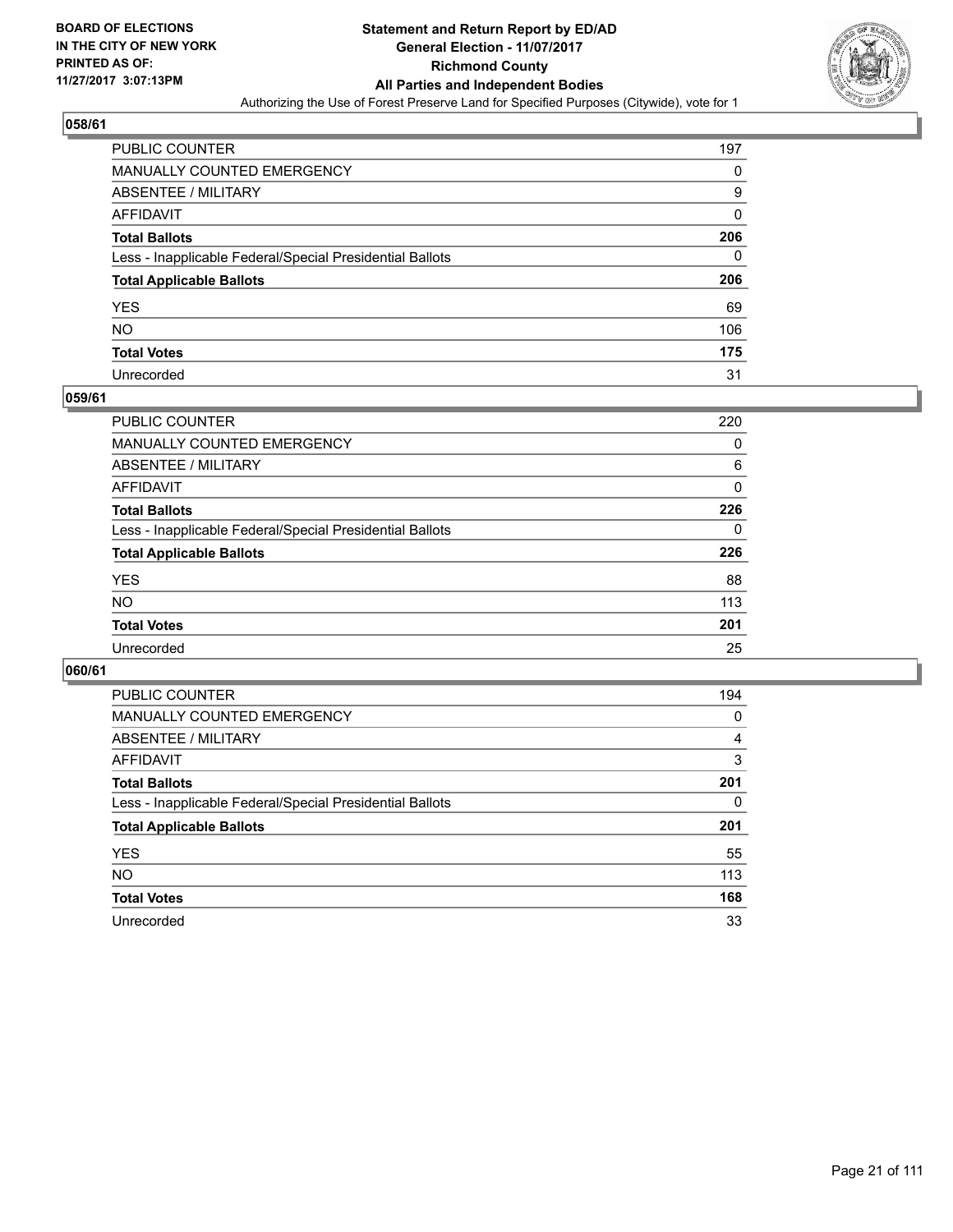BOARD OF ELECTIONS
IN THE CITY OF NEW YORK
PRINTED AS OF:
11/27/2017 3:07:13PM

**Statement and Return Report by ED/AD**
**General Election - 11/07/2017**
**Richmond County**
**All Parties and Independent Bodies**
Authorizing the Use of Forest Preserve Land for Specified Purposes (Citywide), vote for 1

### 058/61

| | |
|---|---|
| PUBLIC COUNTER | 197 |
| MANUALLY COUNTED EMERGENCY | 0 |
| ABSENTEE / MILITARY | 9 |
| AFFIDAVIT | 0 |
| **Total Ballots** | **206** |
| Less - Inapplicable Federal/Special Presidential Ballots | 0 |
| **Total Applicable Ballots** | **206** |
| YES | 69 |
| NO | 106 |
| **Total Votes** | **175** |
| Unrecorded | 31 |

### 059/61

| | |
|---|---|
| PUBLIC COUNTER | 220 |
| MANUALLY COUNTED EMERGENCY | 0 |
| ABSENTEE / MILITARY | 6 |
| AFFIDAVIT | 0 |
| **Total Ballots** | **226** |
| Less - Inapplicable Federal/Special Presidential Ballots | 0 |
| **Total Applicable Ballots** | **226** |
| YES | 88 |
| NO | 113 |
| **Total Votes** | **201** |
| Unrecorded | 25 |

### 060/61

| | |
|---|---|
| PUBLIC COUNTER | 194 |
| MANUALLY COUNTED EMERGENCY | 0 |
| ABSENTEE / MILITARY | 4 |
| AFFIDAVIT | 3 |
| **Total Ballots** | **201** |
| Less - Inapplicable Federal/Special Presidential Ballots | 0 |
| **Total Applicable Ballots** | **201** |
| YES | 55 |
| NO | 113 |
| **Total Votes** | **168** |
| Unrecorded | 33 |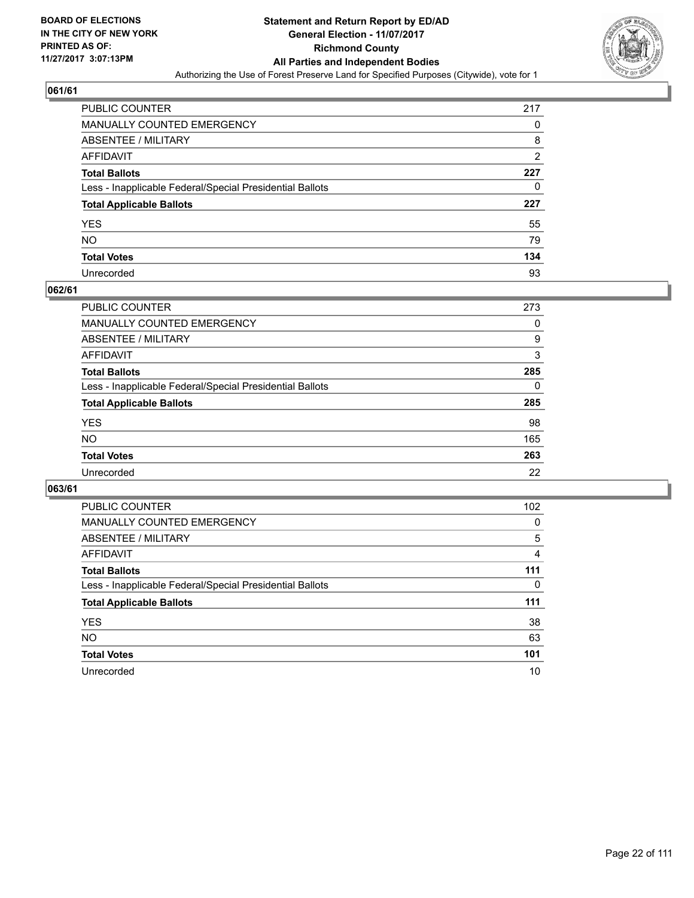**BOARD OF ELECTIONS**
**IN THE CITY OF NEW YORK**
**PRINTED AS OF:**
**11/27/2017 3:07:13PM**

# Statement and Return Report by ED/AD
## General Election - 11/07/2017
## Richmond County
## All Parties and Independent Bodies
Authorizing the Use of Forest Preserve Land for Specified Purposes (Citywide), vote for 1

### 061/61

| | |
|---|---|
| PUBLIC COUNTER | 217 |
| MANUALLY COUNTED EMERGENCY | 0 |
| ABSENTEE / MILITARY | 8 |
| AFFIDAVIT | 2 |
| **Total Ballots** | **227** |
| Less - Inapplicable Federal/Special Presidential Ballots | 0 |
| **Total Applicable Ballots** | **227** |
| YES | 55 |
| NO | 79 |
| **Total Votes** | **134** |
| Unrecorded | 93 |

### 062/61

| | |
|---|---|
| PUBLIC COUNTER | 273 |
| MANUALLY COUNTED EMERGENCY | 0 |
| ABSENTEE / MILITARY | 9 |
| AFFIDAVIT | 3 |
| **Total Ballots** | **285** |
| Less - Inapplicable Federal/Special Presidential Ballots | 0 |
| **Total Applicable Ballots** | **285** |
| YES | 98 |
| NO | 165 |
| **Total Votes** | **263** |
| Unrecorded | 22 |

### 063/61

| | |
|---|---|
| PUBLIC COUNTER | 102 |
| MANUALLY COUNTED EMERGENCY | 0 |
| ABSENTEE / MILITARY | 5 |
| AFFIDAVIT | 4 |
| **Total Ballots** | **111** |
| Less - Inapplicable Federal/Special Presidential Ballots | 0 |
| **Total Applicable Ballots** | **111** |
| YES | 38 |
| NO | 63 |
| **Total Votes** | **101** |
| Unrecorded | 10 |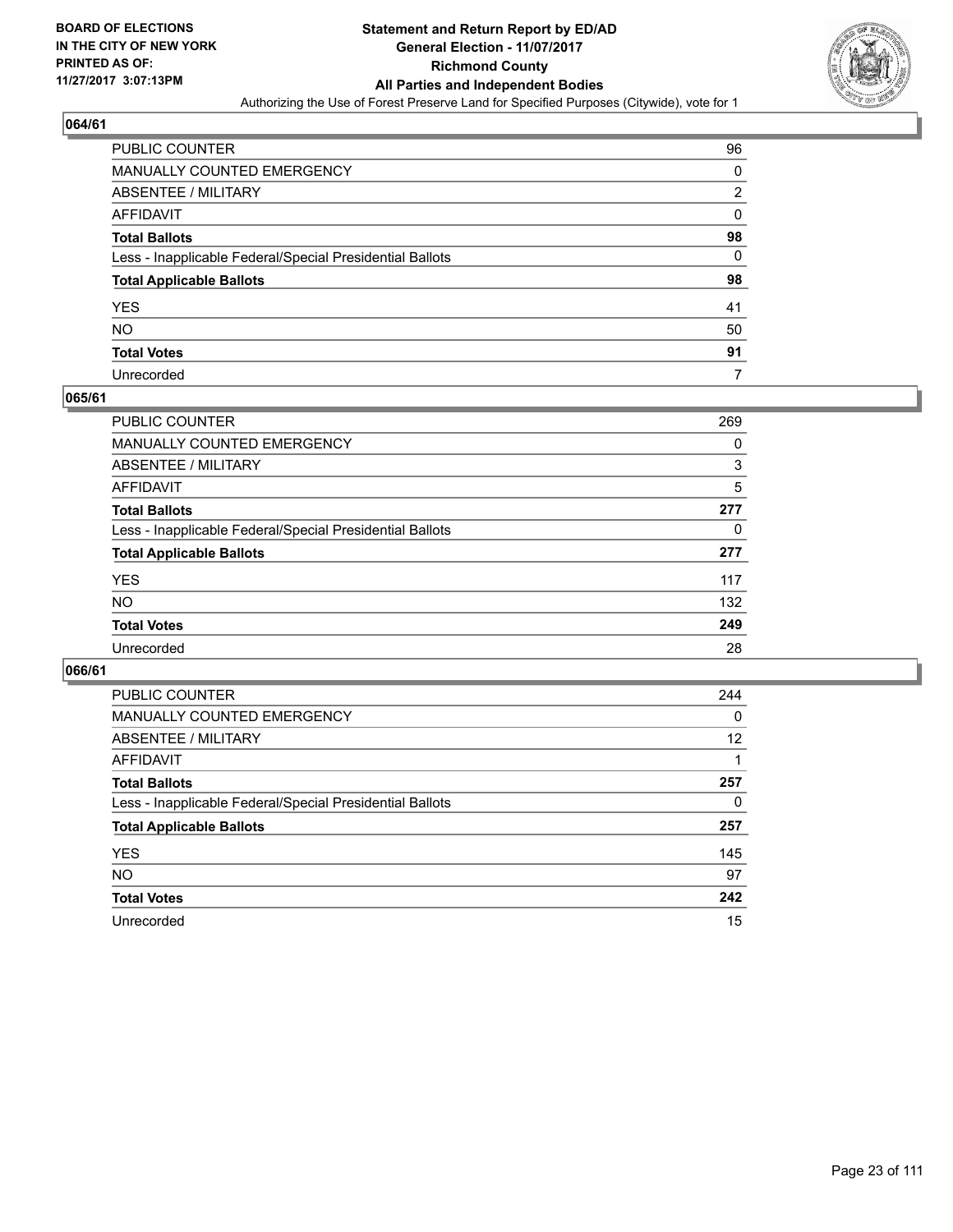BOARD OF ELECTIONS
IN THE CITY OF NEW YORK
PRINTED AS OF:
11/27/2017 3:07:13PM

**Statement and Return Report by ED/AD**
**General Election - 11/07/2017**
**Richmond County**
**All Parties and Independent Bodies**
Authorizing the Use of Forest Preserve Land for Specified Purposes (Citywide), vote for 1

## 064/61

| | |
|---|---|
| PUBLIC COUNTER | 96 |
| MANUALLY COUNTED EMERGENCY | 0 |
| ABSENTEE / MILITARY | 2 |
| AFFIDAVIT | 0 |
| **Total Ballots** | **98** |
| Less - Inapplicable Federal/Special Presidential Ballots | 0 |
| **Total Applicable Ballots** | **98** |
| YES | 41 |
| NO | 50 |
| **Total Votes** | **91** |
| Unrecorded | 7 |

## 065/61

| | |
|---|---|
| PUBLIC COUNTER | 269 |
| MANUALLY COUNTED EMERGENCY | 0 |
| ABSENTEE / MILITARY | 3 |
| AFFIDAVIT | 5 |
| **Total Ballots** | **277** |
| Less - Inapplicable Federal/Special Presidential Ballots | 0 |
| **Total Applicable Ballots** | **277** |
| YES | 117 |
| NO | 132 |
| **Total Votes** | **249** |
| Unrecorded | 28 |

## 066/61

| | |
|---|---|
| PUBLIC COUNTER | 244 |
| MANUALLY COUNTED EMERGENCY | 0 |
| ABSENTEE / MILITARY | 12 |
| AFFIDAVIT | 1 |
| **Total Ballots** | **257** |
| Less - Inapplicable Federal/Special Presidential Ballots | 0 |
| **Total Applicable Ballots** | **257** |
| YES | 145 |
| NO | 97 |
| **Total Votes** | **242** |
| Unrecorded | 15 |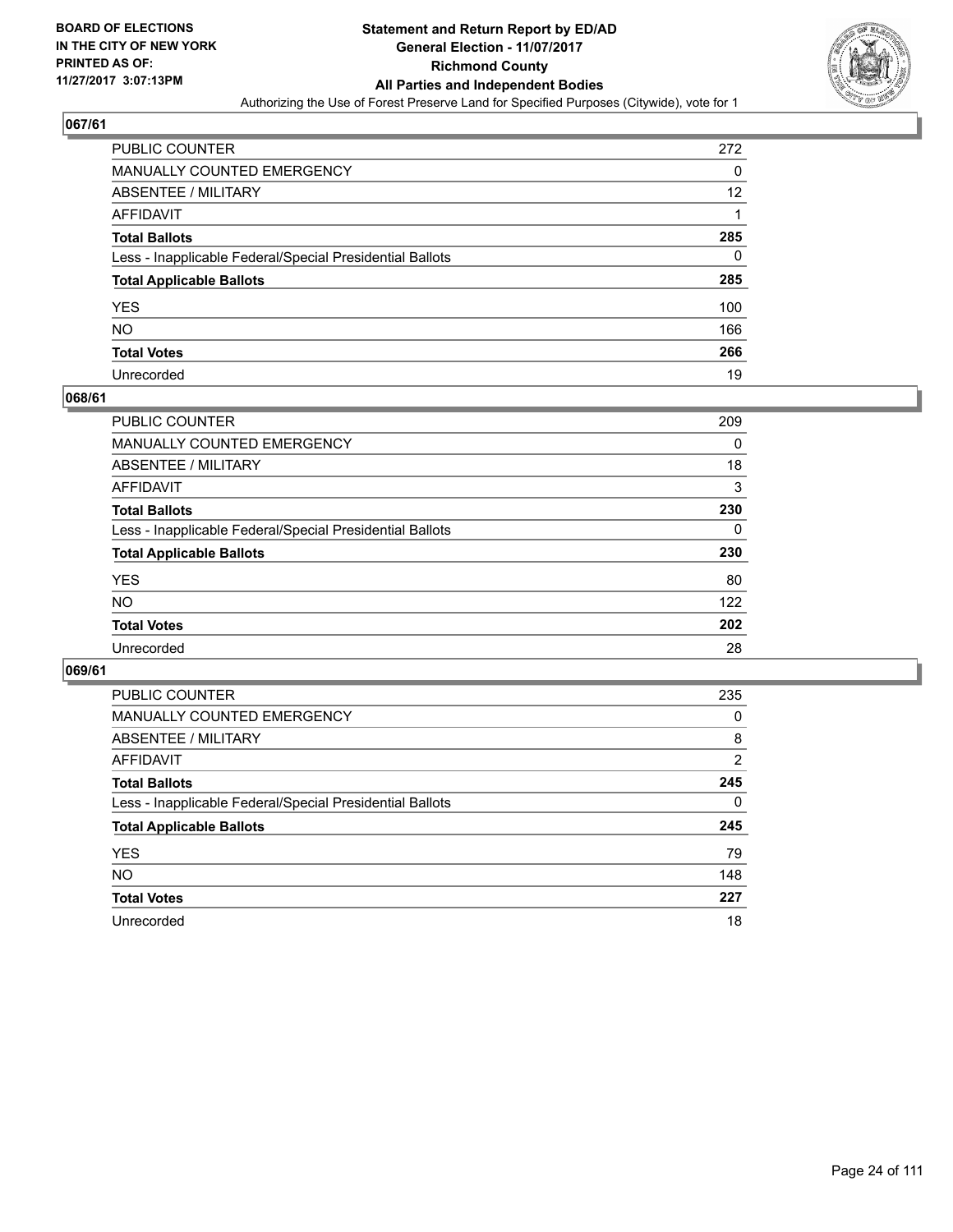**BOARD OF ELECTIONS IN THE CITY OF NEW YORK PRINTED AS OF: 11/27/2017 3:07:13PM**

# Statement and Return Report by ED/AD
## General Election - 11/07/2017
## Richmond County
## All Parties and Independent Bodies
Authorizing the Use of Forest Preserve Land for Specified Purposes (Citywide), vote for 1

### 067/61

| | |
|---|---|
| PUBLIC COUNTER | 272 |
| MANUALLY COUNTED EMERGENCY | 0 |
| ABSENTEE / MILITARY | 12 |
| AFFIDAVIT | 1 |
| **Total Ballots** | **285** |
| Less - Inapplicable Federal/Special Presidential Ballots | 0 |
| **Total Applicable Ballots** | **285** |
| YES | 100 |
| NO | 166 |
| **Total Votes** | **266** |
| Unrecorded | 19 |

### 068/61

| | |
|---|---|
| PUBLIC COUNTER | 209 |
| MANUALLY COUNTED EMERGENCY | 0 |
| ABSENTEE / MILITARY | 18 |
| AFFIDAVIT | 3 |
| **Total Ballots** | **230** |
| Less - Inapplicable Federal/Special Presidential Ballots | 0 |
| **Total Applicable Ballots** | **230** |
| YES | 80 |
| NO | 122 |
| **Total Votes** | **202** |
| Unrecorded | 28 |

### 069/61

| | |
|---|---|
| PUBLIC COUNTER | 235 |
| MANUALLY COUNTED EMERGENCY | 0 |
| ABSENTEE / MILITARY | 8 |
| AFFIDAVIT | 2 |
| **Total Ballots** | **245** |
| Less - Inapplicable Federal/Special Presidential Ballots | 0 |
| **Total Applicable Ballots** | **245** |
| YES | 79 |
| NO | 148 |
| **Total Votes** | **227** |
| Unrecorded | 18 |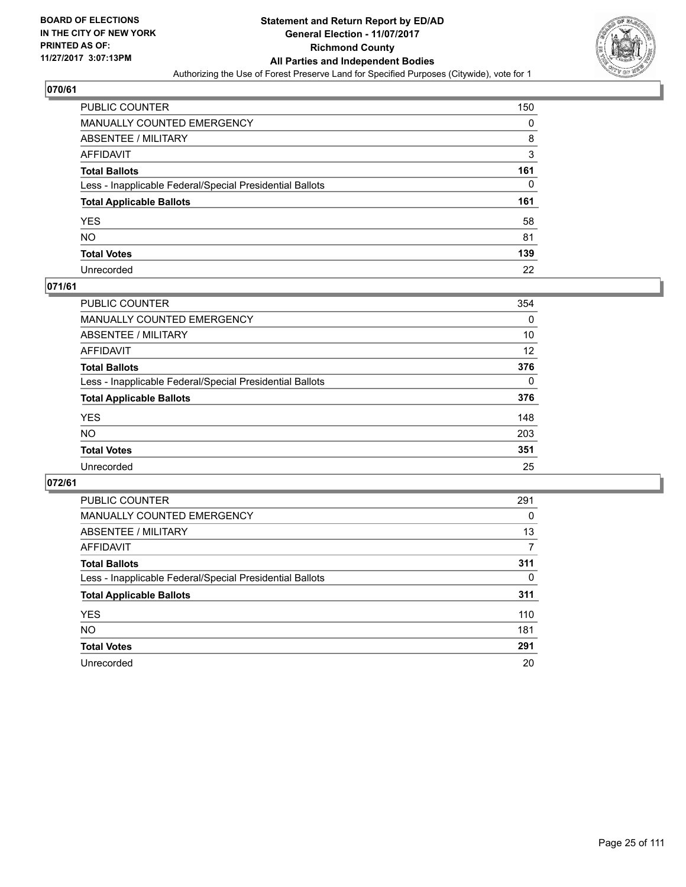**BOARD OF ELECTIONS IN THE CITY OF NEW YORK PRINTED AS OF: 11/27/2017 3:07:13PM**

# Statement and Return Report by ED/AD
## General Election - 11/07/2017
## Richmond County
## All Parties and Independent Bodies
### Authorizing the Use of Forest Preserve Land for Specified Purposes (Citywide), vote for 1

**070/61**

| | |
|---|---|
| PUBLIC COUNTER | 150 |
| MANUALLY COUNTED EMERGENCY | 0 |
| ABSENTEE / MILITARY | 8 |
| AFFIDAVIT | 3 |
| **Total Ballots** | **161** |
| Less - Inapplicable Federal/Special Presidential Ballots | 0 |
| **Total Applicable Ballots** | **161** |
| YES | 58 |
| NO | 81 |
| **Total Votes** | **139** |
| Unrecorded | 22 |

**071/61**

| | |
|---|---|
| PUBLIC COUNTER | 354 |
| MANUALLY COUNTED EMERGENCY | 0 |
| ABSENTEE / MILITARY | 10 |
| AFFIDAVIT | 12 |
| **Total Ballots** | **376** |
| Less - Inapplicable Federal/Special Presidential Ballots | 0 |
| **Total Applicable Ballots** | **376** |
| YES | 148 |
| NO | 203 |
| **Total Votes** | **351** |
| Unrecorded | 25 |

**072/61**

| | |
|---|---|
| PUBLIC COUNTER | 291 |
| MANUALLY COUNTED EMERGENCY | 0 |
| ABSENTEE / MILITARY | 13 |
| AFFIDAVIT | 7 |
| **Total Ballots** | **311** |
| Less - Inapplicable Federal/Special Presidential Ballots | 0 |
| **Total Applicable Ballots** | **311** |
| YES | 110 |
| NO | 181 |
| **Total Votes** | **291** |
| Unrecorded | 20 |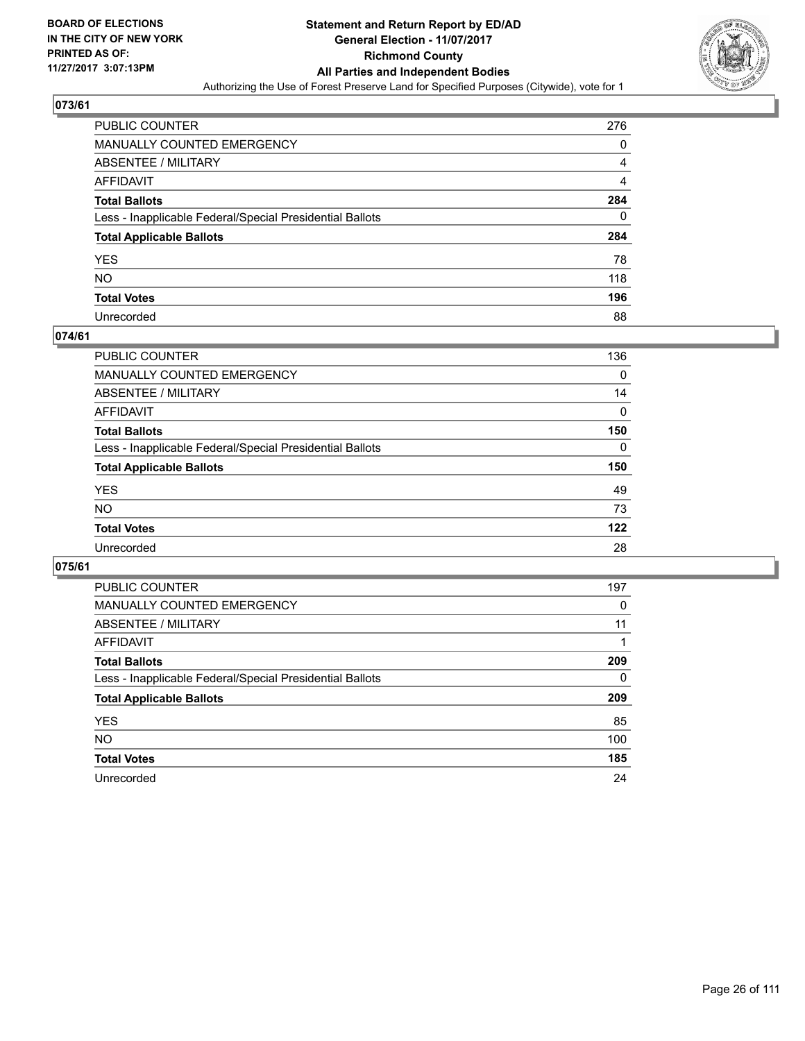**BOARD OF ELECTIONS IN THE CITY OF NEW YORK PRINTED AS OF: 11/27/2017 3:07:13PM**

# Statement and Return Report by ED/AD
## General Election - 11/07/2017
## Richmond County
## All Parties and Independent Bodies
### Authorizing the Use of Forest Preserve Land for Specified Purposes (Citywide), vote for 1

### 073/61

| | |
|---|---|
| PUBLIC COUNTER | 276 |
| MANUALLY COUNTED EMERGENCY | 0 |
| ABSENTEE / MILITARY | 4 |
| AFFIDAVIT | 4 |
| **Total Ballots** | **284** |
| Less - Inapplicable Federal/Special Presidential Ballots | 0 |
| **Total Applicable Ballots** | **284** |
| YES | 78 |
| NO | 118 |
| **Total Votes** | **196** |
| Unrecorded | 88 |

### 074/61

| | |
|---|---|
| PUBLIC COUNTER | 136 |
| MANUALLY COUNTED EMERGENCY | 0 |
| ABSENTEE / MILITARY | 14 |
| AFFIDAVIT | 0 |
| **Total Ballots** | **150** |
| Less - Inapplicable Federal/Special Presidential Ballots | 0 |
| **Total Applicable Ballots** | **150** |
| YES | 49 |
| NO | 73 |
| **Total Votes** | **122** |
| Unrecorded | 28 |

### 075/61

| | |
|---|---|
| PUBLIC COUNTER | 197 |
| MANUALLY COUNTED EMERGENCY | 0 |
| ABSENTEE / MILITARY | 11 |
| AFFIDAVIT | 1 |
| **Total Ballots** | **209** |
| Less - Inapplicable Federal/Special Presidential Ballots | 0 |
| **Total Applicable Ballots** | **209** |
| YES | 85 |
| NO | 100 |
| **Total Votes** | **185** |
| Unrecorded | 24 |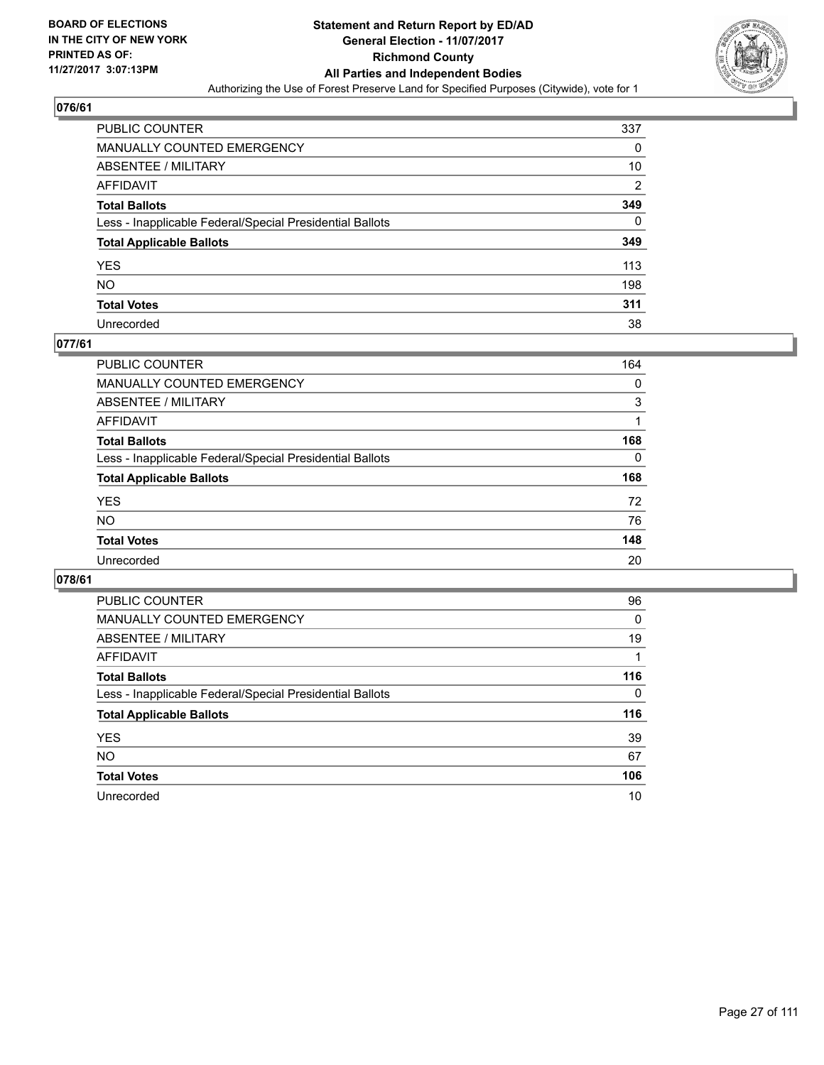BOARD OF ELECTIONS
IN THE CITY OF NEW YORK
PRINTED AS OF:
11/27/2017 3:07:13PM

**Statement and Return Report by ED/AD**
**General Election - 11/07/2017**
**Richmond County**
**All Parties and Independent Bodies**
Authorizing the Use of Forest Preserve Land for Specified Purposes (Citywide), vote for 1

## 076/61

| | |
|---|---|
| PUBLIC COUNTER | 337 |
| MANUALLY COUNTED EMERGENCY | 0 |
| ABSENTEE / MILITARY | 10 |
| AFFIDAVIT | 2 |
| **Total Ballots** | **349** |
| Less - Inapplicable Federal/Special Presidential Ballots | 0 |
| **Total Applicable Ballots** | **349** |
| YES | 113 |
| NO | 198 |
| **Total Votes** | **311** |
| Unrecorded | 38 |

## 077/61

| | |
|---|---|
| PUBLIC COUNTER | 164 |
| MANUALLY COUNTED EMERGENCY | 0 |
| ABSENTEE / MILITARY | 3 |
| AFFIDAVIT | 1 |
| **Total Ballots** | **168** |
| Less - Inapplicable Federal/Special Presidential Ballots | 0 |
| **Total Applicable Ballots** | **168** |
| YES | 72 |
| NO | 76 |
| **Total Votes** | **148** |
| Unrecorded | 20 |

## 078/61

| | |
|---|---|
| PUBLIC COUNTER | 96 |
| MANUALLY COUNTED EMERGENCY | 0 |
| ABSENTEE / MILITARY | 19 |
| AFFIDAVIT | 1 |
| **Total Ballots** | **116** |
| Less - Inapplicable Federal/Special Presidential Ballots | 0 |
| **Total Applicable Ballots** | **116** |
| YES | 39 |
| NO | 67 |
| **Total Votes** | **106** |
| Unrecorded | 10 |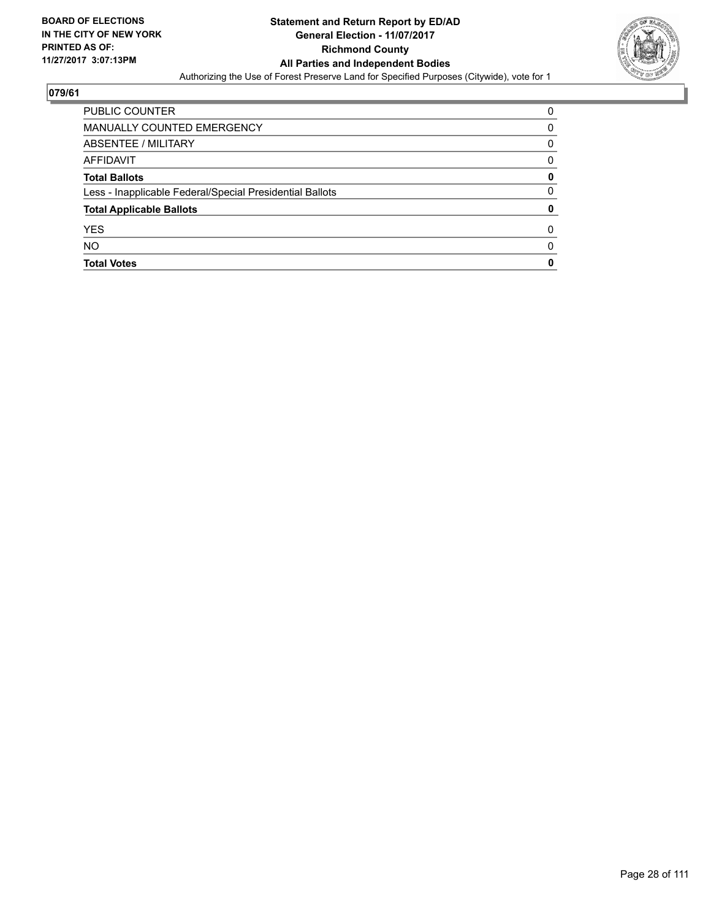BOARD OF ELECTIONS
IN THE CITY OF NEW YORK
PRINTED AS OF:
11/27/2017 3:07:13PM

**Statement and Return Report by ED/AD**
**General Election - 11/07/2017**
**Richmond County**
**All Parties and Independent Bodies**
Authorizing the Use of Forest Preserve Land for Specified Purposes (Citywide), vote for 1

## 079/61

| | |
|---|---|
| PUBLIC COUNTER | 0 |
| MANUALLY COUNTED EMERGENCY | 0 |
| ABSENTEE / MILITARY | 0 |
| AFFIDAVIT | 0 |
| **Total Ballots** | **0** |
| Less - Inapplicable Federal/Special Presidential Ballots | 0 |
| **Total Applicable Ballots** | **0** |
| YES | 0 |
| NO | 0 |
| **Total Votes** | **0** |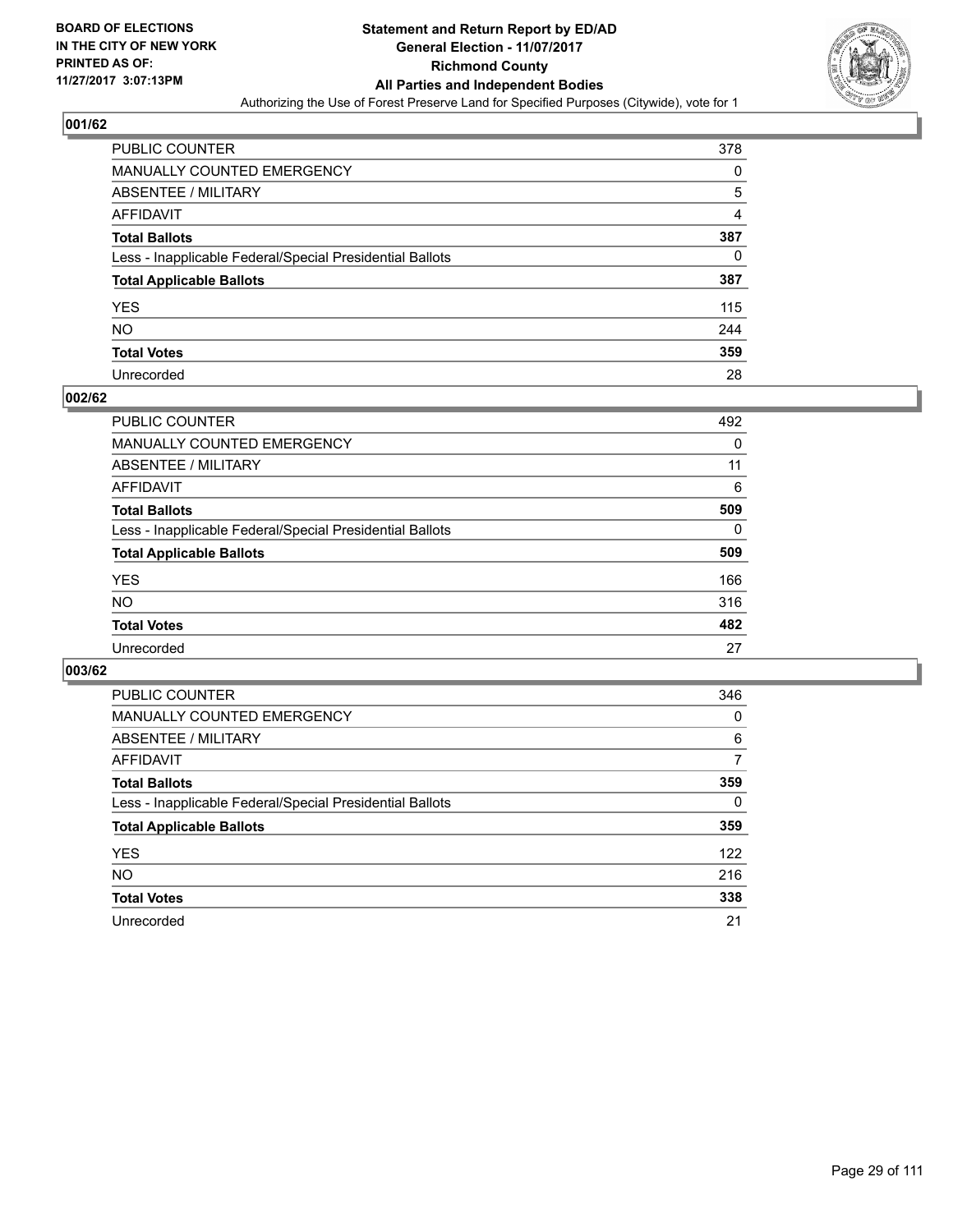BOARD OF ELECTIONS
IN THE CITY OF NEW YORK
PRINTED AS OF:
11/27/2017 3:07:13PM

# Statement and Return Report by ED/AD
## General Election - 11/07/2017
## Richmond County
## All Parties and Independent Bodies
Authorizing the Use of Forest Preserve Land for Specified Purposes (Citywide), vote for 1

### 001/62

| | |
|---|---|
| PUBLIC COUNTER | 378 |
| MANUALLY COUNTED EMERGENCY | 0 |
| ABSENTEE / MILITARY | 5 |
| AFFIDAVIT | 4 |
| **Total Ballots** | **387** |
| Less - Inapplicable Federal/Special Presidential Ballots | 0 |
| **Total Applicable Ballots** | **387** |
| YES | 115 |
| NO | 244 |
| **Total Votes** | **359** |
| Unrecorded | 28 |

### 002/62

| | |
|---|---|
| PUBLIC COUNTER | 492 |
| MANUALLY COUNTED EMERGENCY | 0 |
| ABSENTEE / MILITARY | 11 |
| AFFIDAVIT | 6 |
| **Total Ballots** | **509** |
| Less - Inapplicable Federal/Special Presidential Ballots | 0 |
| **Total Applicable Ballots** | **509** |
| YES | 166 |
| NO | 316 |
| **Total Votes** | **482** |
| Unrecorded | 27 |

### 003/62

| | |
|---|---|
| PUBLIC COUNTER | 346 |
| MANUALLY COUNTED EMERGENCY | 0 |
| ABSENTEE / MILITARY | 6 |
| AFFIDAVIT | 7 |
| **Total Ballots** | **359** |
| Less - Inapplicable Federal/Special Presidential Ballots | 0 |
| **Total Applicable Ballots** | **359** |
| YES | 122 |
| NO | 216 |
| **Total Votes** | **338** |
| Unrecorded | 21 |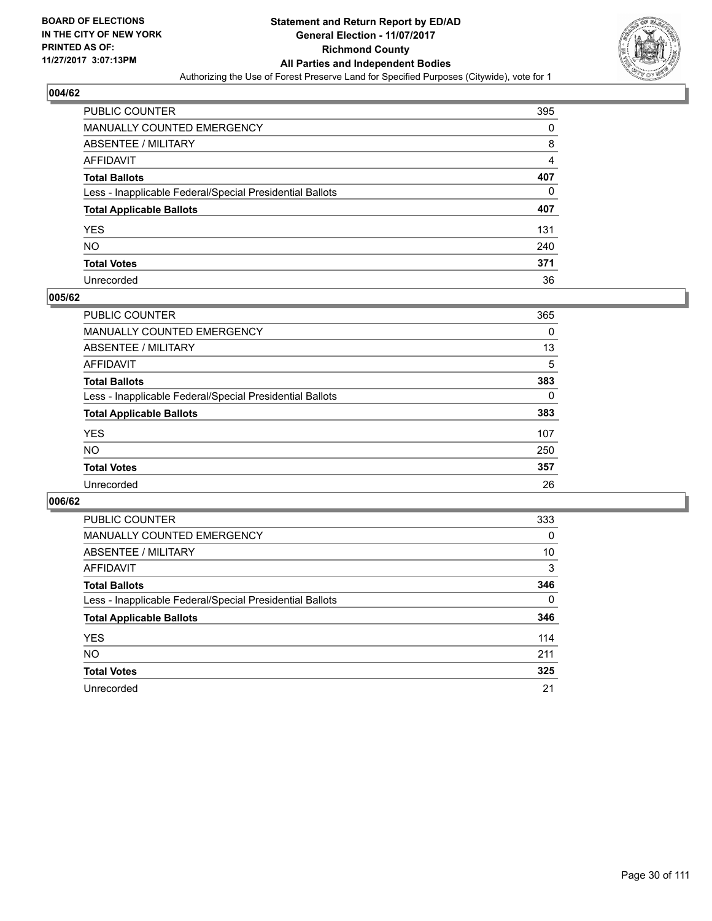**BOARD OF ELECTIONS IN THE CITY OF NEW YORK PRINTED AS OF: 11/27/2017 3:07:13PM**

# Statement and Return Report by ED/AD
## General Election - 11/07/2017
## Richmond County
## All Parties and Independent Bodies
Authorizing the Use of Forest Preserve Land for Specified Purposes (Citywide), vote for 1

### 004/62

| | |
|---|---|
| PUBLIC COUNTER | 395 |
| MANUALLY COUNTED EMERGENCY | 0 |
| ABSENTEE / MILITARY | 8 |
| AFFIDAVIT | 4 |
| **Total Ballots** | **407** |
| Less - Inapplicable Federal/Special Presidential Ballots | 0 |
| **Total Applicable Ballots** | **407** |
| YES | 131 |
| NO | 240 |
| **Total Votes** | **371** |
| Unrecorded | 36 |

### 005/62

| | |
|---|---|
| PUBLIC COUNTER | 365 |
| MANUALLY COUNTED EMERGENCY | 0 |
| ABSENTEE / MILITARY | 13 |
| AFFIDAVIT | 5 |
| **Total Ballots** | **383** |
| Less - Inapplicable Federal/Special Presidential Ballots | 0 |
| **Total Applicable Ballots** | **383** |
| YES | 107 |
| NO | 250 |
| **Total Votes** | **357** |
| Unrecorded | 26 |

### 006/62

| | |
|---|---|
| PUBLIC COUNTER | 333 |
| MANUALLY COUNTED EMERGENCY | 0 |
| ABSENTEE / MILITARY | 10 |
| AFFIDAVIT | 3 |
| **Total Ballots** | **346** |
| Less - Inapplicable Federal/Special Presidential Ballots | 0 |
| **Total Applicable Ballots** | **346** |
| YES | 114 |
| NO | 211 |
| **Total Votes** | **325** |
| Unrecorded | 21 |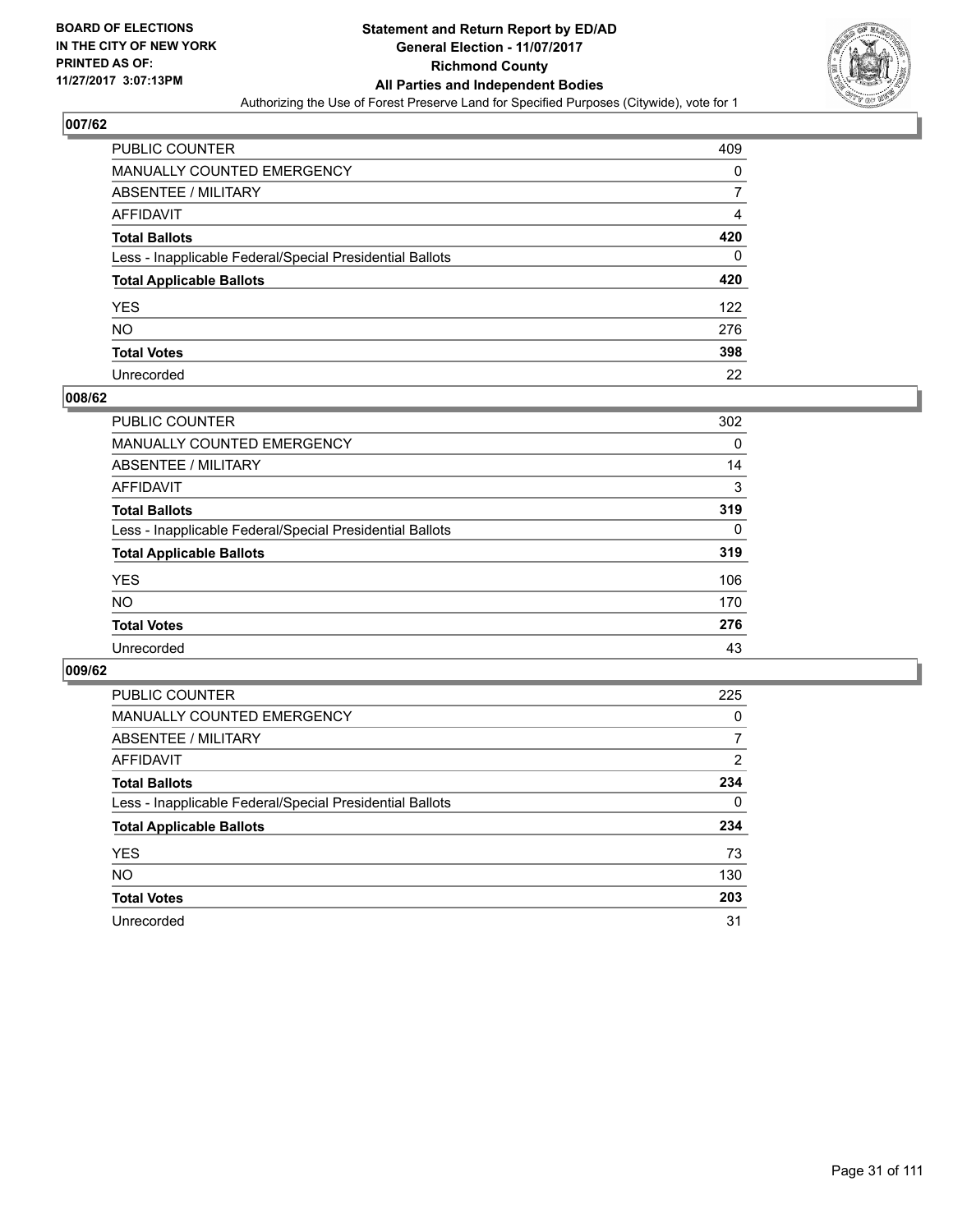**BOARD OF ELECTIONS IN THE CITY OF NEW YORK PRINTED AS OF: 11/27/2017 3:07:13PM**

# Statement and Return Report by ED/AD
## General Election - 11/07/2017
## Richmond County
## All Parties and Independent Bodies
### Authorizing the Use of Forest Preserve Land for Specified Purposes (Citywide), vote for 1

### 007/62

| | |
|---|---|
| PUBLIC COUNTER | 409 |
| MANUALLY COUNTED EMERGENCY | 0 |
| ABSENTEE / MILITARY | 7 |
| AFFIDAVIT | 4 |
| **Total Ballots** | **420** |
| Less - Inapplicable Federal/Special Presidential Ballots | 0 |
| **Total Applicable Ballots** | **420** |
| YES | 122 |
| NO | 276 |
| **Total Votes** | **398** |
| Unrecorded | 22 |

### 008/62

| | |
|---|---|
| PUBLIC COUNTER | 302 |
| MANUALLY COUNTED EMERGENCY | 0 |
| ABSENTEE / MILITARY | 14 |
| AFFIDAVIT | 3 |
| **Total Ballots** | **319** |
| Less - Inapplicable Federal/Special Presidential Ballots | 0 |
| **Total Applicable Ballots** | **319** |
| YES | 106 |
| NO | 170 |
| **Total Votes** | **276** |
| Unrecorded | 43 |

### 009/62

| | |
|---|---|
| PUBLIC COUNTER | 225 |
| MANUALLY COUNTED EMERGENCY | 0 |
| ABSENTEE / MILITARY | 7 |
| AFFIDAVIT | 2 |
| **Total Ballots** | **234** |
| Less - Inapplicable Federal/Special Presidential Ballots | 0 |
| **Total Applicable Ballots** | **234** |
| YES | 73 |
| NO | 130 |
| **Total Votes** | **203** |
| Unrecorded | 31 |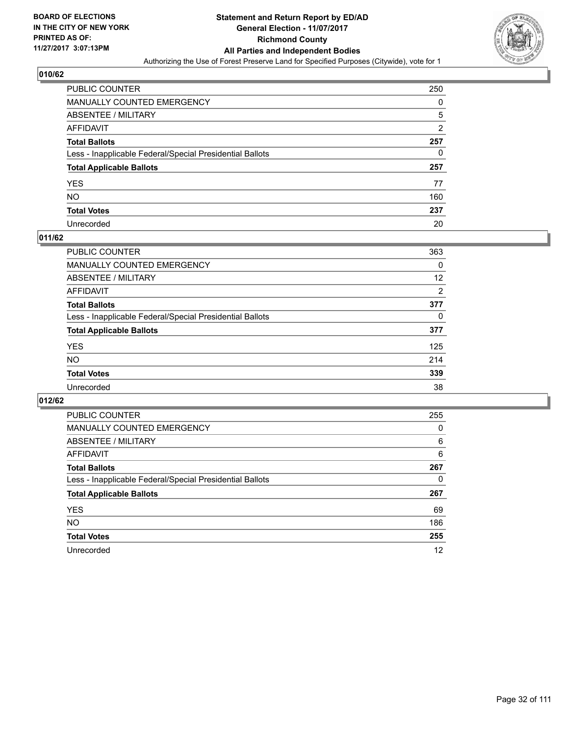BOARD OF ELECTIONS
IN THE CITY OF NEW YORK
PRINTED AS OF:
11/27/2017 3:07:13PM

# Statement and Return Report by ED/AD
## General Election - 11/07/2017
## Richmond County
## All Parties and Independent Bodies
Authorizing the Use of Forest Preserve Land for Specified Purposes (Citywide), vote for 1

### 010/62

| | |
|---|---|
| PUBLIC COUNTER | 250 |
| MANUALLY COUNTED EMERGENCY | 0 |
| ABSENTEE / MILITARY | 5 |
| AFFIDAVIT | 2 |
| **Total Ballots** | **257** |
| Less - Inapplicable Federal/Special Presidential Ballots | 0 |
| **Total Applicable Ballots** | **257** |
| YES | 77 |
| NO | 160 |
| **Total Votes** | **237** |
| Unrecorded | 20 |

### 011/62

| | |
|---|---|
| PUBLIC COUNTER | 363 |
| MANUALLY COUNTED EMERGENCY | 0 |
| ABSENTEE / MILITARY | 12 |
| AFFIDAVIT | 2 |
| **Total Ballots** | **377** |
| Less - Inapplicable Federal/Special Presidential Ballots | 0 |
| **Total Applicable Ballots** | **377** |
| YES | 125 |
| NO | 214 |
| **Total Votes** | **339** |
| Unrecorded | 38 |

### 012/62

| | |
|---|---|
| PUBLIC COUNTER | 255 |
| MANUALLY COUNTED EMERGENCY | 0 |
| ABSENTEE / MILITARY | 6 |
| AFFIDAVIT | 6 |
| **Total Ballots** | **267** |
| Less - Inapplicable Federal/Special Presidential Ballots | 0 |
| **Total Applicable Ballots** | **267** |
| YES | 69 |
| NO | 186 |
| **Total Votes** | **255** |
| Unrecorded | 12 |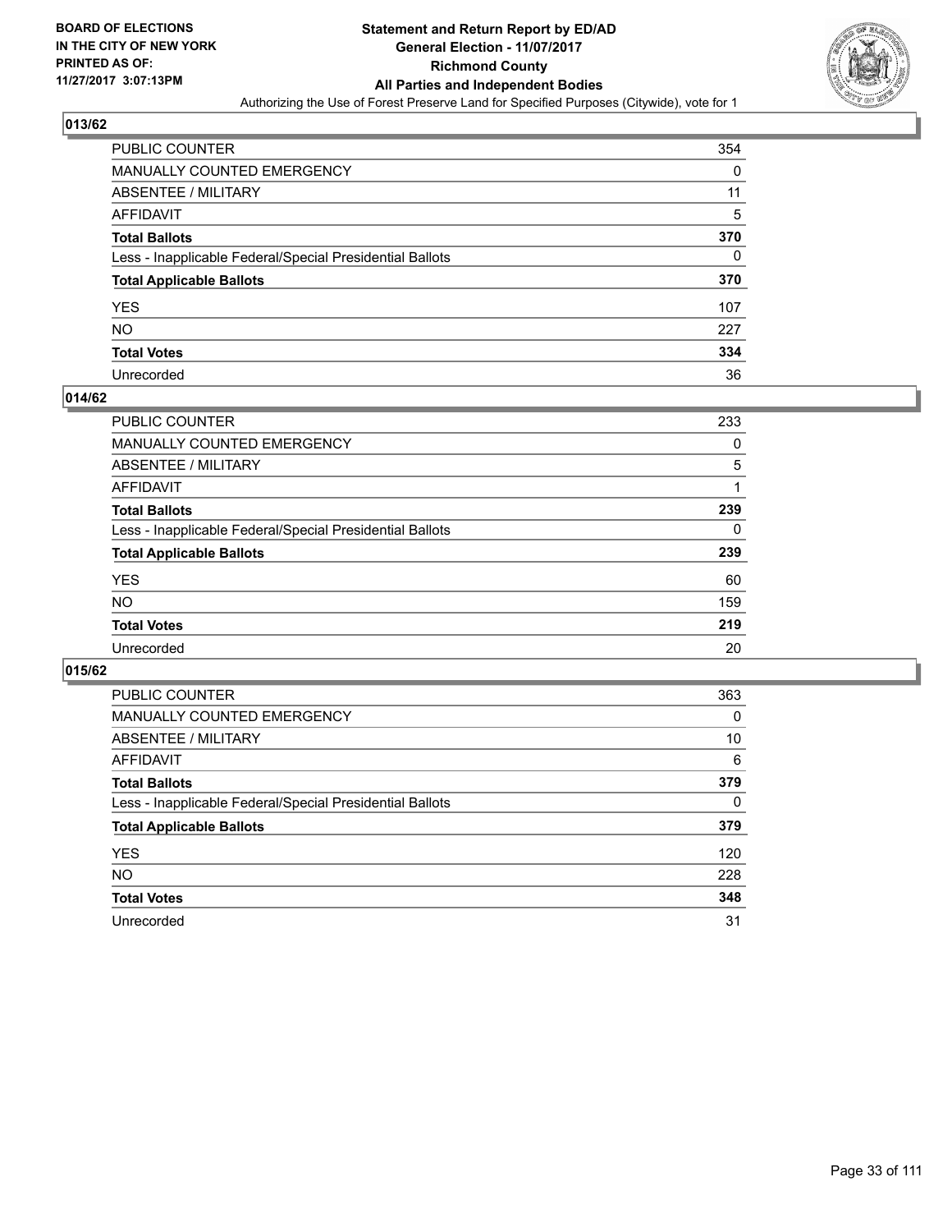**BOARD OF ELECTIONS IN THE CITY OF NEW YORK PRINTED AS OF: 11/27/2017 3:07:13PM**

# Statement and Return Report by ED/AD
## General Election - 11/07/2017
## Richmond County
## All Parties and Independent Bodies
### Authorizing the Use of Forest Preserve Land for Specified Purposes (Citywide), vote for 1

**013/62**

| | |
|---|---|
| PUBLIC COUNTER | 354 |
| MANUALLY COUNTED EMERGENCY | 0 |
| ABSENTEE / MILITARY | 11 |
| AFFIDAVIT | 5 |
| **Total Ballots** | **370** |
| Less - Inapplicable Federal/Special Presidential Ballots | 0 |
| **Total Applicable Ballots** | **370** |
| YES | 107 |
| NO | 227 |
| **Total Votes** | **334** |
| Unrecorded | 36 |

**014/62**

| | |
|---|---|
| PUBLIC COUNTER | 233 |
| MANUALLY COUNTED EMERGENCY | 0 |
| ABSENTEE / MILITARY | 5 |
| AFFIDAVIT | 1 |
| **Total Ballots** | **239** |
| Less - Inapplicable Federal/Special Presidential Ballots | 0 |
| **Total Applicable Ballots** | **239** |
| YES | 60 |
| NO | 159 |
| **Total Votes** | **219** |
| Unrecorded | 20 |

**015/62**

| | |
|---|---|
| PUBLIC COUNTER | 363 |
| MANUALLY COUNTED EMERGENCY | 0 |
| ABSENTEE / MILITARY | 10 |
| AFFIDAVIT | 6 |
| **Total Ballots** | **379** |
| Less - Inapplicable Federal/Special Presidential Ballots | 0 |
| **Total Applicable Ballots** | **379** |
| YES | 120 |
| NO | 228 |
| **Total Votes** | **348** |
| Unrecorded | 31 |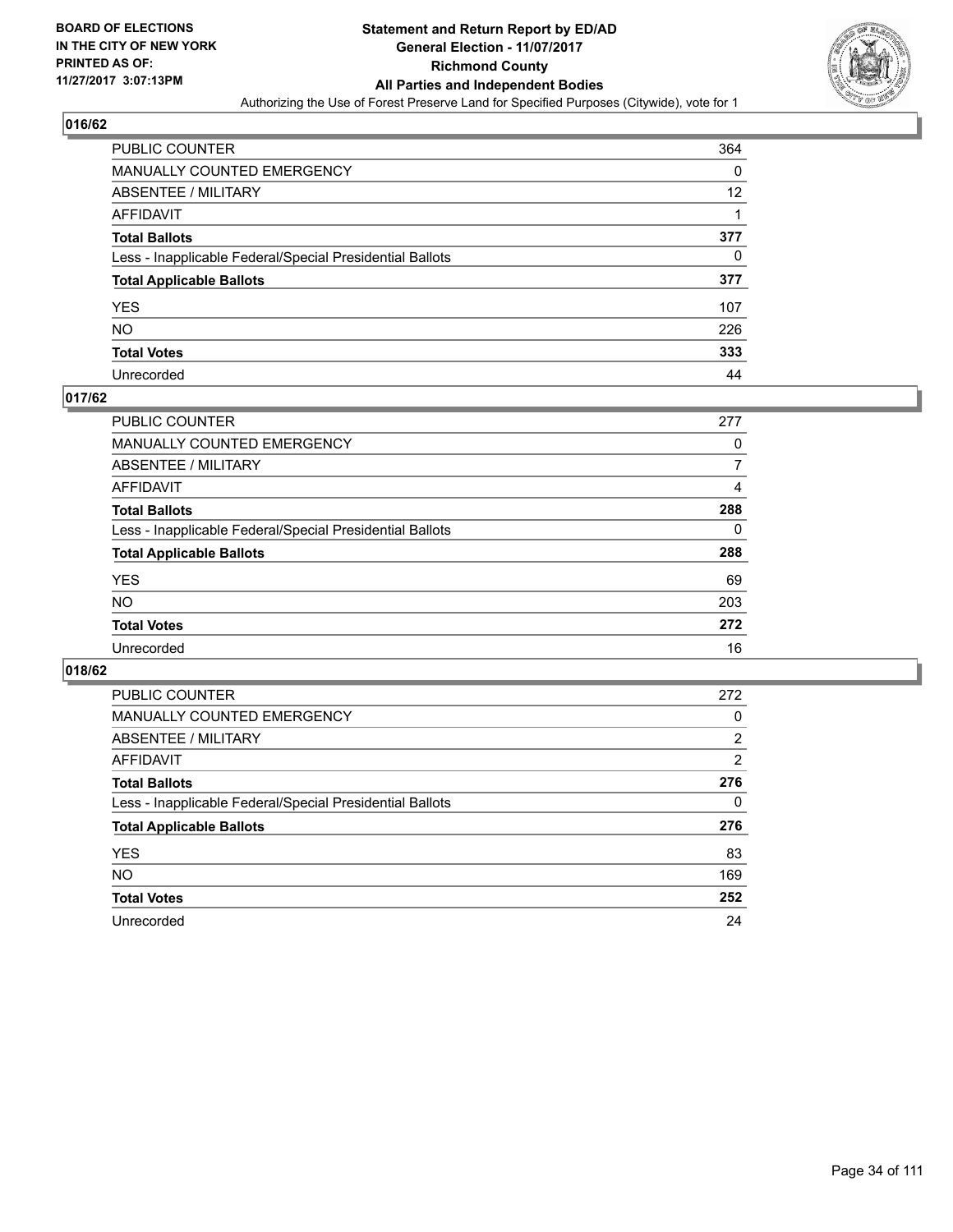**BOARD OF ELECTIONS IN THE CITY OF NEW YORK PRINTED AS OF: 11/27/2017 3:07:13PM**

# Statement and Return Report by ED/AD
## General Election - 11/07/2017
## Richmond County
## All Parties and Independent Bodies
### Authorizing the Use of Forest Preserve Land for Specified Purposes (Citywide), vote for 1

### 016/62

| | |
|---|---|
| PUBLIC COUNTER | 364 |
| MANUALLY COUNTED EMERGENCY | 0 |
| ABSENTEE / MILITARY | 12 |
| AFFIDAVIT | 1 |
| **Total Ballots** | **377** |
| Less - Inapplicable Federal/Special Presidential Ballots | 0 |
| **Total Applicable Ballots** | **377** |
| YES | 107 |
| NO | 226 |
| **Total Votes** | **333** |
| Unrecorded | 44 |

### 017/62

| | |
|---|---|
| PUBLIC COUNTER | 277 |
| MANUALLY COUNTED EMERGENCY | 0 |
| ABSENTEE / MILITARY | 7 |
| AFFIDAVIT | 4 |
| **Total Ballots** | **288** |
| Less - Inapplicable Federal/Special Presidential Ballots | 0 |
| **Total Applicable Ballots** | **288** |
| YES | 69 |
| NO | 203 |
| **Total Votes** | **272** |
| Unrecorded | 16 |

### 018/62

| | |
|---|---|
| PUBLIC COUNTER | 272 |
| MANUALLY COUNTED EMERGENCY | 0 |
| ABSENTEE / MILITARY | 2 |
| AFFIDAVIT | 2 |
| **Total Ballots** | **276** |
| Less - Inapplicable Federal/Special Presidential Ballots | 0 |
| **Total Applicable Ballots** | **276** |
| YES | 83 |
| NO | 169 |
| **Total Votes** | **252** |
| Unrecorded | 24 |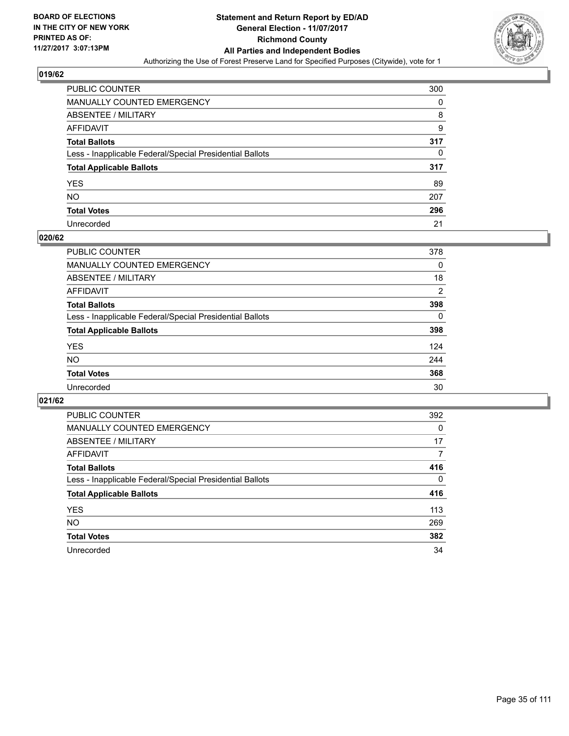BOARD OF ELECTIONS
IN THE CITY OF NEW YORK
PRINTED AS OF:
11/27/2017 3:07:13PM

**Statement and Return Report by ED/AD**
**General Election - 11/07/2017**
**Richmond County**
**All Parties and Independent Bodies**
Authorizing the Use of Forest Preserve Land for Specified Purposes (Citywide), vote for 1

## 019/62

| | |
|---|---|
| PUBLIC COUNTER | 300 |
| MANUALLY COUNTED EMERGENCY | 0 |
| ABSENTEE / MILITARY | 8 |
| AFFIDAVIT | 9 |
| **Total Ballots** | **317** |
| Less - Inapplicable Federal/Special Presidential Ballots | 0 |
| **Total Applicable Ballots** | **317** |
| YES | 89 |
| NO | 207 |
| **Total Votes** | **296** |
| Unrecorded | 21 |

## 020/62

| | |
|---|---|
| PUBLIC COUNTER | 378 |
| MANUALLY COUNTED EMERGENCY | 0 |
| ABSENTEE / MILITARY | 18 |
| AFFIDAVIT | 2 |
| **Total Ballots** | **398** |
| Less - Inapplicable Federal/Special Presidential Ballots | 0 |
| **Total Applicable Ballots** | **398** |
| YES | 124 |
| NO | 244 |
| **Total Votes** | **368** |
| Unrecorded | 30 |

## 021/62

| | |
|---|---|
| PUBLIC COUNTER | 392 |
| MANUALLY COUNTED EMERGENCY | 0 |
| ABSENTEE / MILITARY | 17 |
| AFFIDAVIT | 7 |
| **Total Ballots** | **416** |
| Less - Inapplicable Federal/Special Presidential Ballots | 0 |
| **Total Applicable Ballots** | **416** |
| YES | 113 |
| NO | 269 |
| **Total Votes** | **382** |
| Unrecorded | 34 |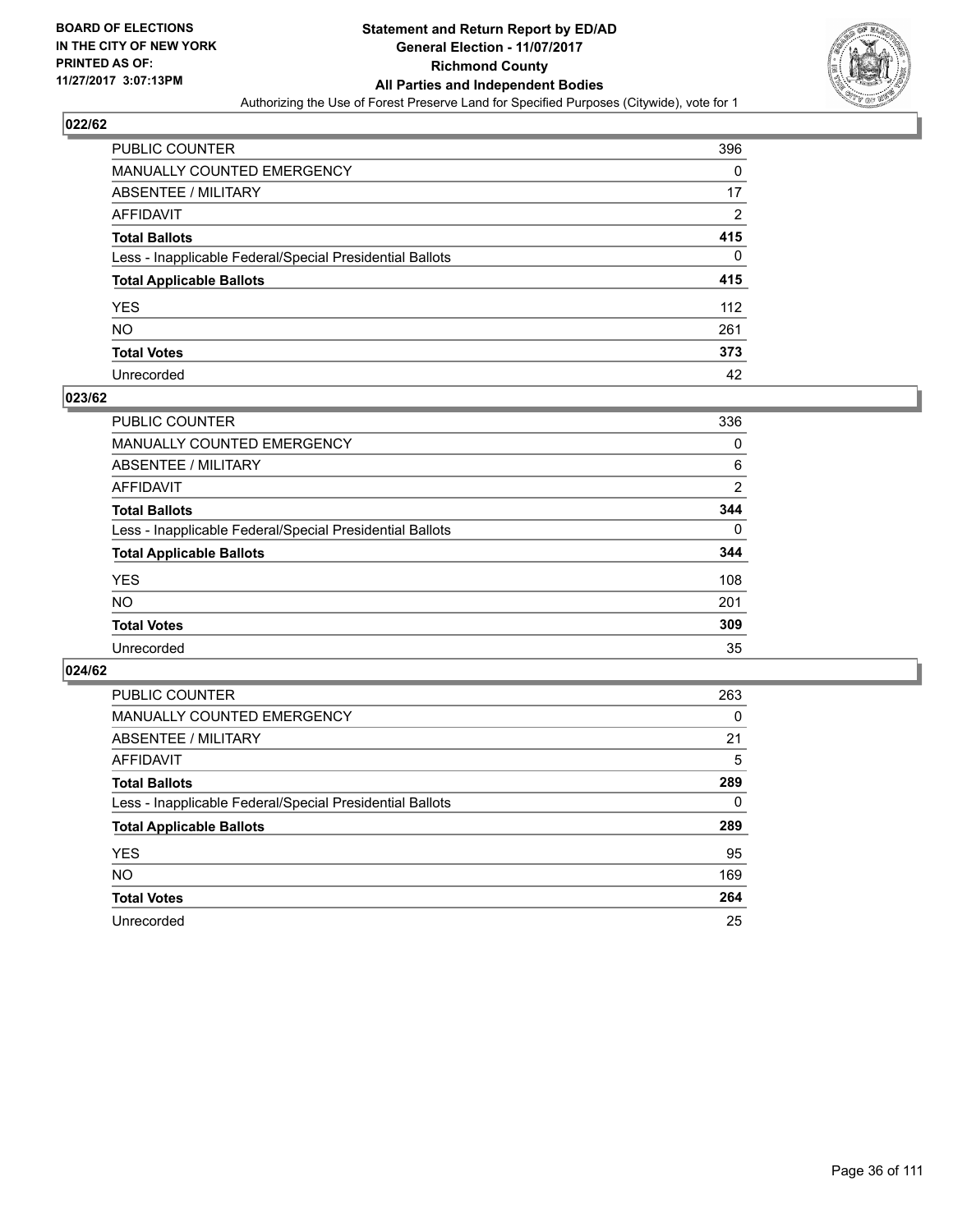**BOARD OF ELECTIONS IN THE CITY OF NEW YORK PRINTED AS OF: 11/27/2017 3:07:13PM**

# Statement and Return Report by ED/AD
## General Election - 11/07/2017
## Richmond County
## All Parties and Independent Bodies
### Authorizing the Use of Forest Preserve Land for Specified Purposes (Citywide), vote for 1

### 022/62

| | |
|---|---|
| PUBLIC COUNTER | 396 |
| MANUALLY COUNTED EMERGENCY | 0 |
| ABSENTEE / MILITARY | 17 |
| AFFIDAVIT | 2 |
| **Total Ballots** | **415** |
| Less - Inapplicable Federal/Special Presidential Ballots | 0 |
| **Total Applicable Ballots** | **415** |
| YES | 112 |
| NO | 261 |
| **Total Votes** | **373** |
| Unrecorded | 42 |

### 023/62

| | |
|---|---|
| PUBLIC COUNTER | 336 |
| MANUALLY COUNTED EMERGENCY | 0 |
| ABSENTEE / MILITARY | 6 |
| AFFIDAVIT | 2 |
| **Total Ballots** | **344** |
| Less - Inapplicable Federal/Special Presidential Ballots | 0 |
| **Total Applicable Ballots** | **344** |
| YES | 108 |
| NO | 201 |
| **Total Votes** | **309** |
| Unrecorded | 35 |

### 024/62

| | |
|---|---|
| PUBLIC COUNTER | 263 |
| MANUALLY COUNTED EMERGENCY | 0 |
| ABSENTEE / MILITARY | 21 |
| AFFIDAVIT | 5 |
| **Total Ballots** | **289** |
| Less - Inapplicable Federal/Special Presidential Ballots | 0 |
| **Total Applicable Ballots** | **289** |
| YES | 95 |
| NO | 169 |
| **Total Votes** | **264** |
| Unrecorded | 25 |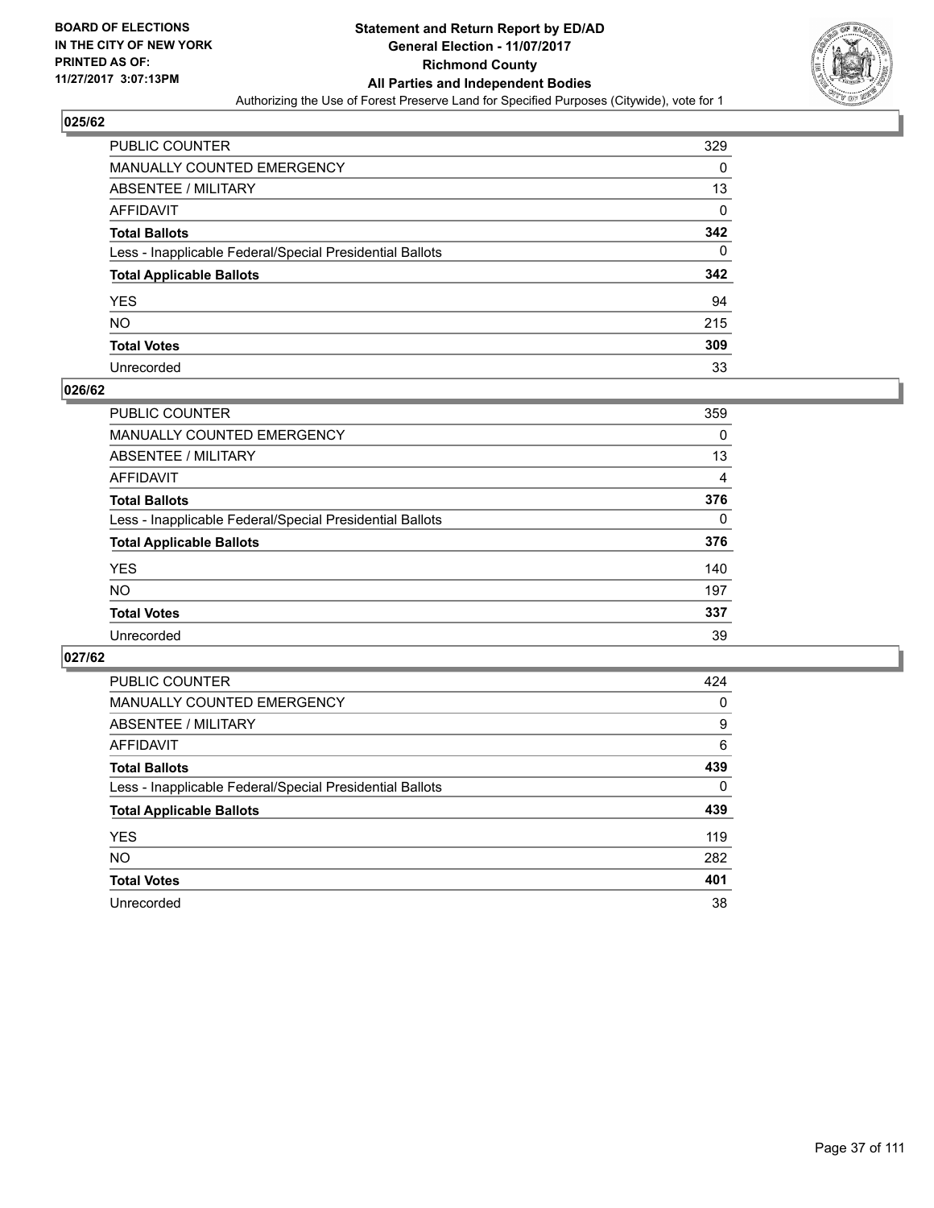**BOARD OF ELECTIONS IN THE CITY OF NEW YORK PRINTED AS OF: 11/27/2017 3:07:13PM**

# Statement and Return Report by ED/AD
## General Election - 11/07/2017
## Richmond County
## All Parties and Independent Bodies
Authorizing the Use of Forest Preserve Land for Specified Purposes (Citywide), vote for 1

### 025/62

| | |
|---|---|
| PUBLIC COUNTER | 329 |
| MANUALLY COUNTED EMERGENCY | 0 |
| ABSENTEE / MILITARY | 13 |
| AFFIDAVIT | 0 |
| **Total Ballots** | **342** |
| Less - Inapplicable Federal/Special Presidential Ballots | 0 |
| **Total Applicable Ballots** | **342** |
| YES | 94 |
| NO | 215 |
| **Total Votes** | **309** |
| Unrecorded | 33 |

### 026/62

| | |
|---|---|
| PUBLIC COUNTER | 359 |
| MANUALLY COUNTED EMERGENCY | 0 |
| ABSENTEE / MILITARY | 13 |
| AFFIDAVIT | 4 |
| **Total Ballots** | **376** |
| Less - Inapplicable Federal/Special Presidential Ballots | 0 |
| **Total Applicable Ballots** | **376** |
| YES | 140 |
| NO | 197 |
| **Total Votes** | **337** |
| Unrecorded | 39 |

### 027/62

| | |
|---|---|
| PUBLIC COUNTER | 424 |
| MANUALLY COUNTED EMERGENCY | 0 |
| ABSENTEE / MILITARY | 9 |
| AFFIDAVIT | 6 |
| **Total Ballots** | **439** |
| Less - Inapplicable Federal/Special Presidential Ballots | 0 |
| **Total Applicable Ballots** | **439** |
| YES | 119 |
| NO | 282 |
| **Total Votes** | **401** |
| Unrecorded | 38 |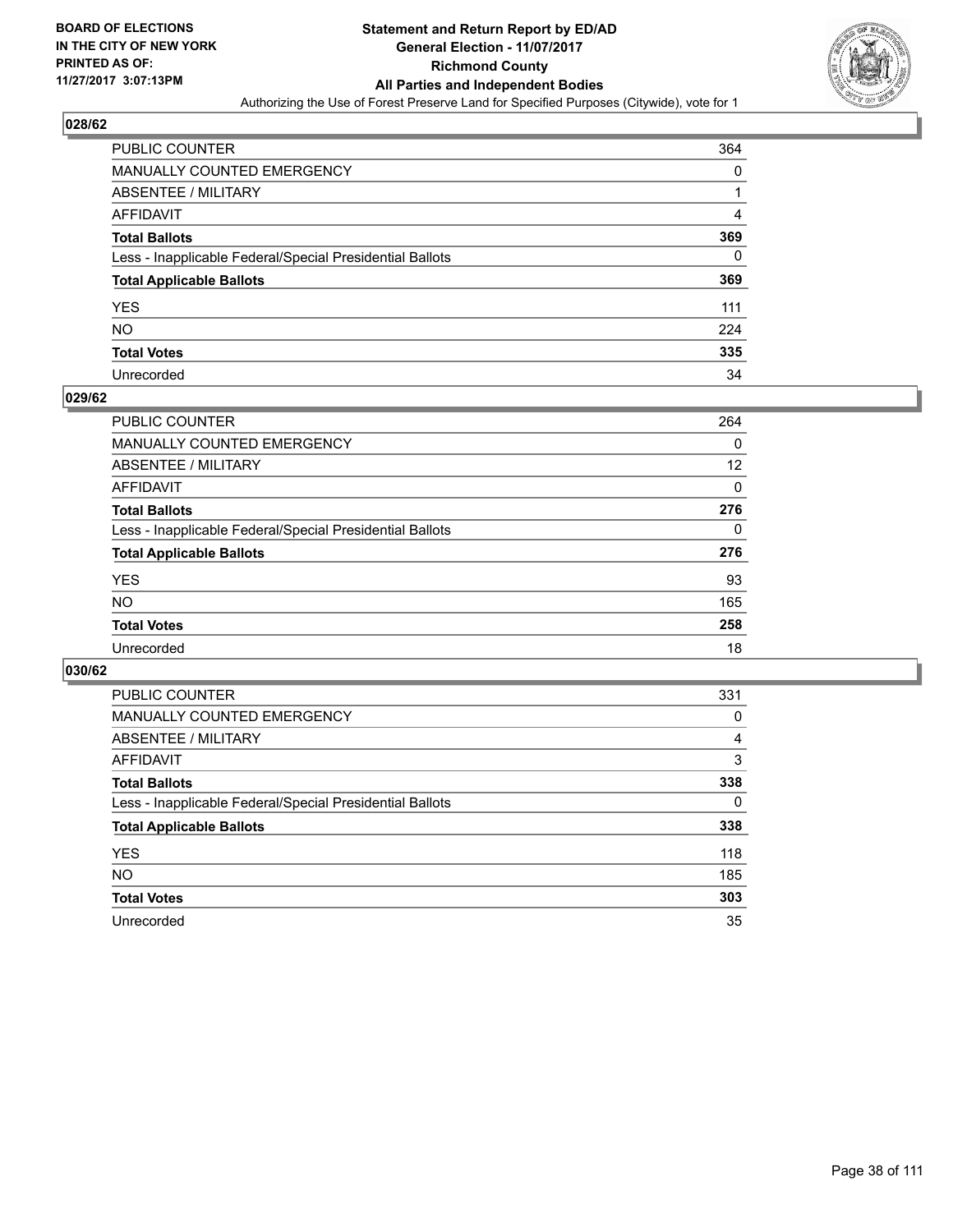BOARD OF ELECTIONS
IN THE CITY OF NEW YORK
PRINTED AS OF:
11/27/2017 3:07:13PM

# Statement and Return Report by ED/AD
## General Election - 11/07/2017
## Richmond County
## All Parties and Independent Bodies
Authorizing the Use of Forest Preserve Land for Specified Purposes (Citywide), vote for 1

### 028/62

| | |
|---|---|
| PUBLIC COUNTER | 364 |
| MANUALLY COUNTED EMERGENCY | 0 |
| ABSENTEE / MILITARY | 1 |
| AFFIDAVIT | 4 |
| **Total Ballots** | **369** |
| Less - Inapplicable Federal/Special Presidential Ballots | 0 |
| **Total Applicable Ballots** | **369** |
| YES | 111 |
| NO | 224 |
| **Total Votes** | **335** |
| Unrecorded | 34 |

### 029/62

| | |
|---|---|
| PUBLIC COUNTER | 264 |
| MANUALLY COUNTED EMERGENCY | 0 |
| ABSENTEE / MILITARY | 12 |
| AFFIDAVIT | 0 |
| **Total Ballots** | **276** |
| Less - Inapplicable Federal/Special Presidential Ballots | 0 |
| **Total Applicable Ballots** | **276** |
| YES | 93 |
| NO | 165 |
| **Total Votes** | **258** |
| Unrecorded | 18 |

### 030/62

| | |
|---|---|
| PUBLIC COUNTER | 331 |
| MANUALLY COUNTED EMERGENCY | 0 |
| ABSENTEE / MILITARY | 4 |
| AFFIDAVIT | 3 |
| **Total Ballots** | **338** |
| Less - Inapplicable Federal/Special Presidential Ballots | 0 |
| **Total Applicable Ballots** | **338** |
| YES | 118 |
| NO | 185 |
| **Total Votes** | **303** |
| Unrecorded | 35 |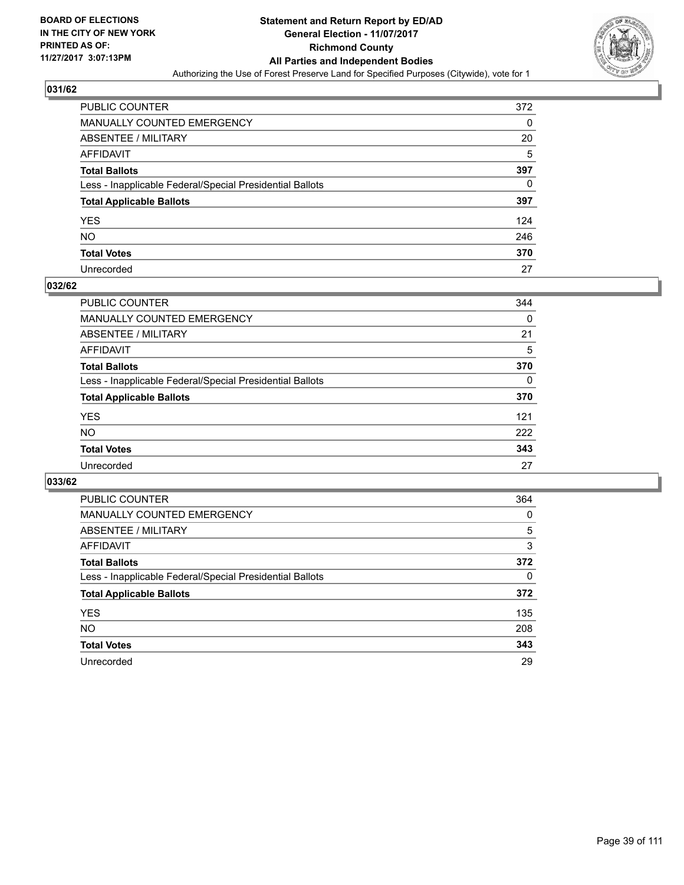**BOARD OF ELECTIONS IN THE CITY OF NEW YORK PRINTED AS OF: 11/27/2017 3:07:13PM**

# Statement and Return Report by ED/AD
## General Election - 11/07/2017
## Richmond County
## All Parties and Independent Bodies
### Authorizing the Use of Forest Preserve Land for Specified Purposes (Citywide), vote for 1

### 031/62

| | |
|---|---|
| PUBLIC COUNTER | 372 |
| MANUALLY COUNTED EMERGENCY | 0 |
| ABSENTEE / MILITARY | 20 |
| AFFIDAVIT | 5 |
| **Total Ballots** | **397** |
| Less - Inapplicable Federal/Special Presidential Ballots | 0 |
| **Total Applicable Ballots** | **397** |
| YES | 124 |
| NO | 246 |
| **Total Votes** | **370** |
| Unrecorded | 27 |

### 032/62

| | |
|---|---|
| PUBLIC COUNTER | 344 |
| MANUALLY COUNTED EMERGENCY | 0 |
| ABSENTEE / MILITARY | 21 |
| AFFIDAVIT | 5 |
| **Total Ballots** | **370** |
| Less - Inapplicable Federal/Special Presidential Ballots | 0 |
| **Total Applicable Ballots** | **370** |
| YES | 121 |
| NO | 222 |
| **Total Votes** | **343** |
| Unrecorded | 27 |

### 033/62

| | |
|---|---|
| PUBLIC COUNTER | 364 |
| MANUALLY COUNTED EMERGENCY | 0 |
| ABSENTEE / MILITARY | 5 |
| AFFIDAVIT | 3 |
| **Total Ballots** | **372** |
| Less - Inapplicable Federal/Special Presidential Ballots | 0 |
| **Total Applicable Ballots** | **372** |
| YES | 135 |
| NO | 208 |
| **Total Votes** | **343** |
| Unrecorded | 29 |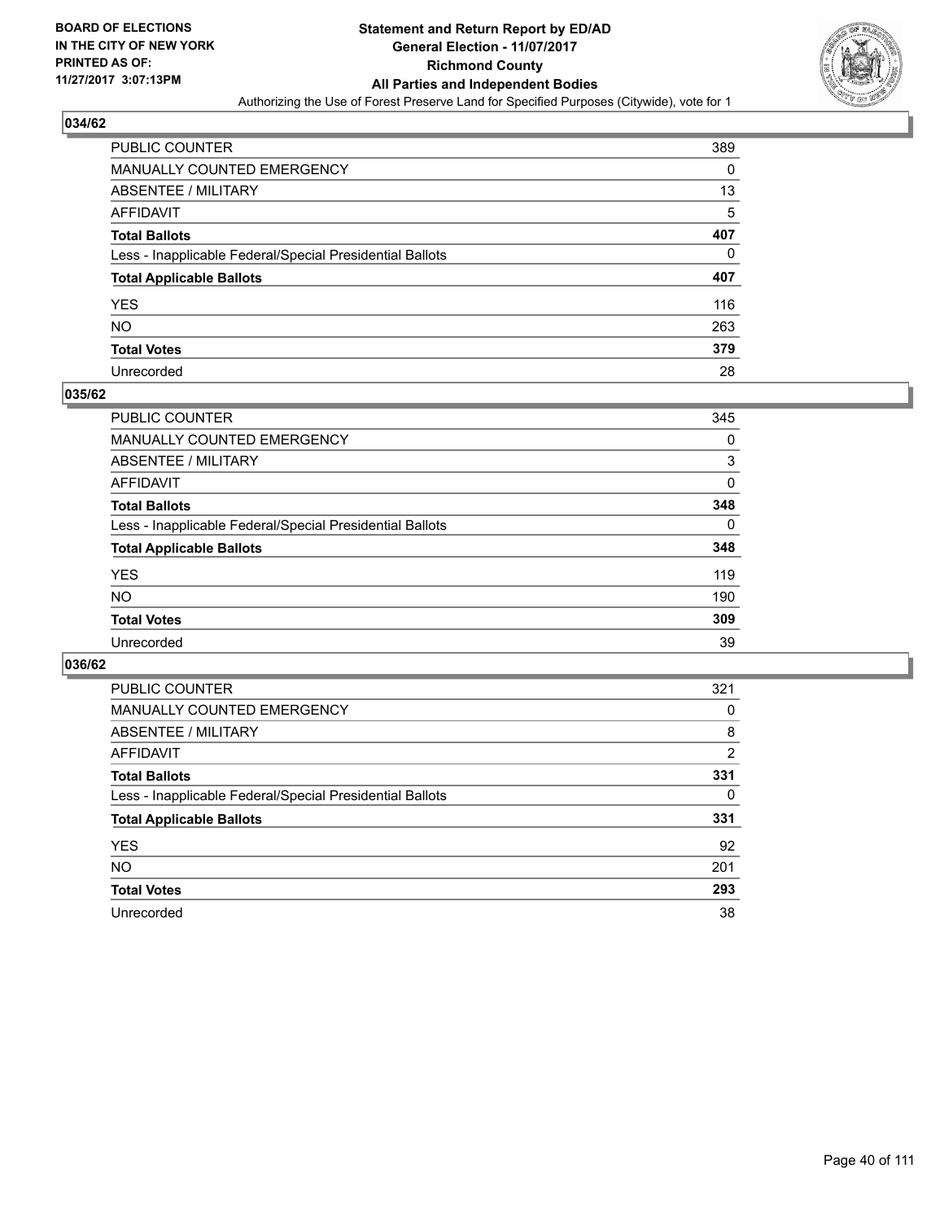BOARD OF ELECTIONS
IN THE CITY OF NEW YORK
PRINTED AS OF:
11/27/2017 3:07:13PM

# Statement and Return Report by ED/AD
## General Election - 11/07/2017
## Richmond County
## All Parties and Independent Bodies
Authorizing the Use of Forest Preserve Land for Specified Purposes (Citywide), vote for 1

### 034/62

| | |
|---|---|
| PUBLIC COUNTER | 389 |
| MANUALLY COUNTED EMERGENCY | 0 |
| ABSENTEE / MILITARY | 13 |
| AFFIDAVIT | 5 |
| **Total Ballots** | **407** |
| Less - Inapplicable Federal/Special Presidential Ballots | 0 |
| **Total Applicable Ballots** | **407** |
| YES | 116 |
| NO | 263 |
| **Total Votes** | **379** |
| Unrecorded | 28 |

### 035/62

| | |
|---|---|
| PUBLIC COUNTER | 345 |
| MANUALLY COUNTED EMERGENCY | 0 |
| ABSENTEE / MILITARY | 3 |
| AFFIDAVIT | 0 |
| **Total Ballots** | **348** |
| Less - Inapplicable Federal/Special Presidential Ballots | 0 |
| **Total Applicable Ballots** | **348** |
| YES | 119 |
| NO | 190 |
| **Total Votes** | **309** |
| Unrecorded | 39 |

### 036/62

| | |
|---|---|
| PUBLIC COUNTER | 321 |
| MANUALLY COUNTED EMERGENCY | 0 |
| ABSENTEE / MILITARY | 8 |
| AFFIDAVIT | 2 |
| **Total Ballots** | **331** |
| Less - Inapplicable Federal/Special Presidential Ballots | 0 |
| **Total Applicable Ballots** | **331** |
| YES | 92 |
| NO | 201 |
| **Total Votes** | **293** |
| Unrecorded | 38 |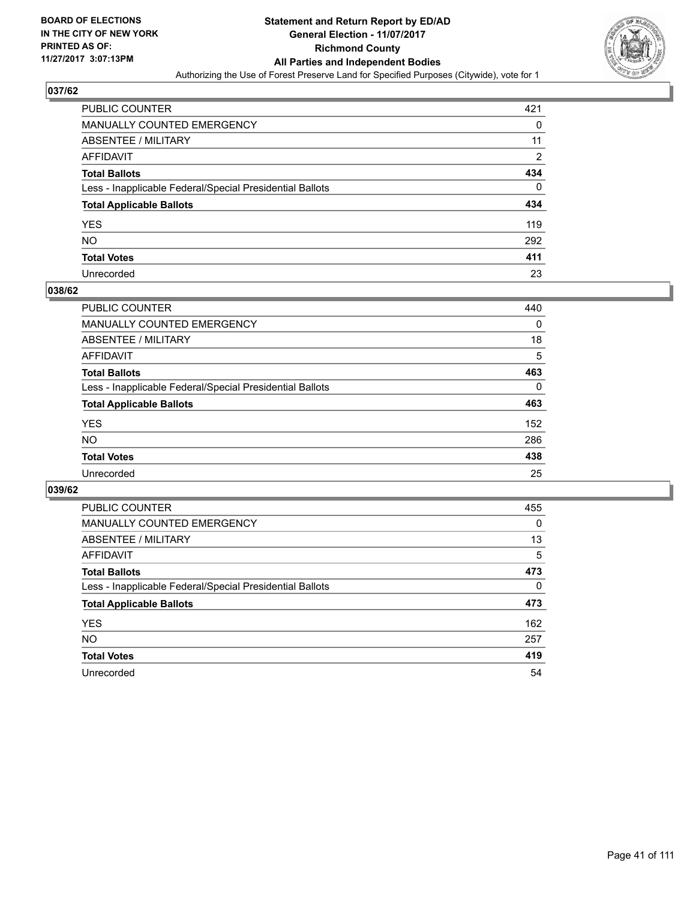**BOARD OF ELECTIONS IN THE CITY OF NEW YORK PRINTED AS OF: 11/27/2017 3:07:13PM**

**Statement and Return Report by ED/AD General Election - 11/07/2017 Richmond County All Parties and Independent Bodies**

Authorizing the Use of Forest Preserve Land for Specified Purposes (Citywide), vote for 1

## 037/62

| | |
|---|---|
| PUBLIC COUNTER | 421 |
| MANUALLY COUNTED EMERGENCY | 0 |
| ABSENTEE / MILITARY | 11 |
| AFFIDAVIT | 2 |
| **Total Ballots** | **434** |
| Less - Inapplicable Federal/Special Presidential Ballots | 0 |
| **Total Applicable Ballots** | **434** |
| YES | 119 |
| NO | 292 |
| **Total Votes** | **411** |
| Unrecorded | 23 |

## 038/62

| | |
|---|---|
| PUBLIC COUNTER | 440 |
| MANUALLY COUNTED EMERGENCY | 0 |
| ABSENTEE / MILITARY | 18 |
| AFFIDAVIT | 5 |
| **Total Ballots** | **463** |
| Less - Inapplicable Federal/Special Presidential Ballots | 0 |
| **Total Applicable Ballots** | **463** |
| YES | 152 |
| NO | 286 |
| **Total Votes** | **438** |
| Unrecorded | 25 |

## 039/62

| | |
|---|---|
| PUBLIC COUNTER | 455 |
| MANUALLY COUNTED EMERGENCY | 0 |
| ABSENTEE / MILITARY | 13 |
| AFFIDAVIT | 5 |
| **Total Ballots** | **473** |
| Less - Inapplicable Federal/Special Presidential Ballots | 0 |
| **Total Applicable Ballots** | **473** |
| YES | 162 |
| NO | 257 |
| **Total Votes** | **419** |
| Unrecorded | 54 |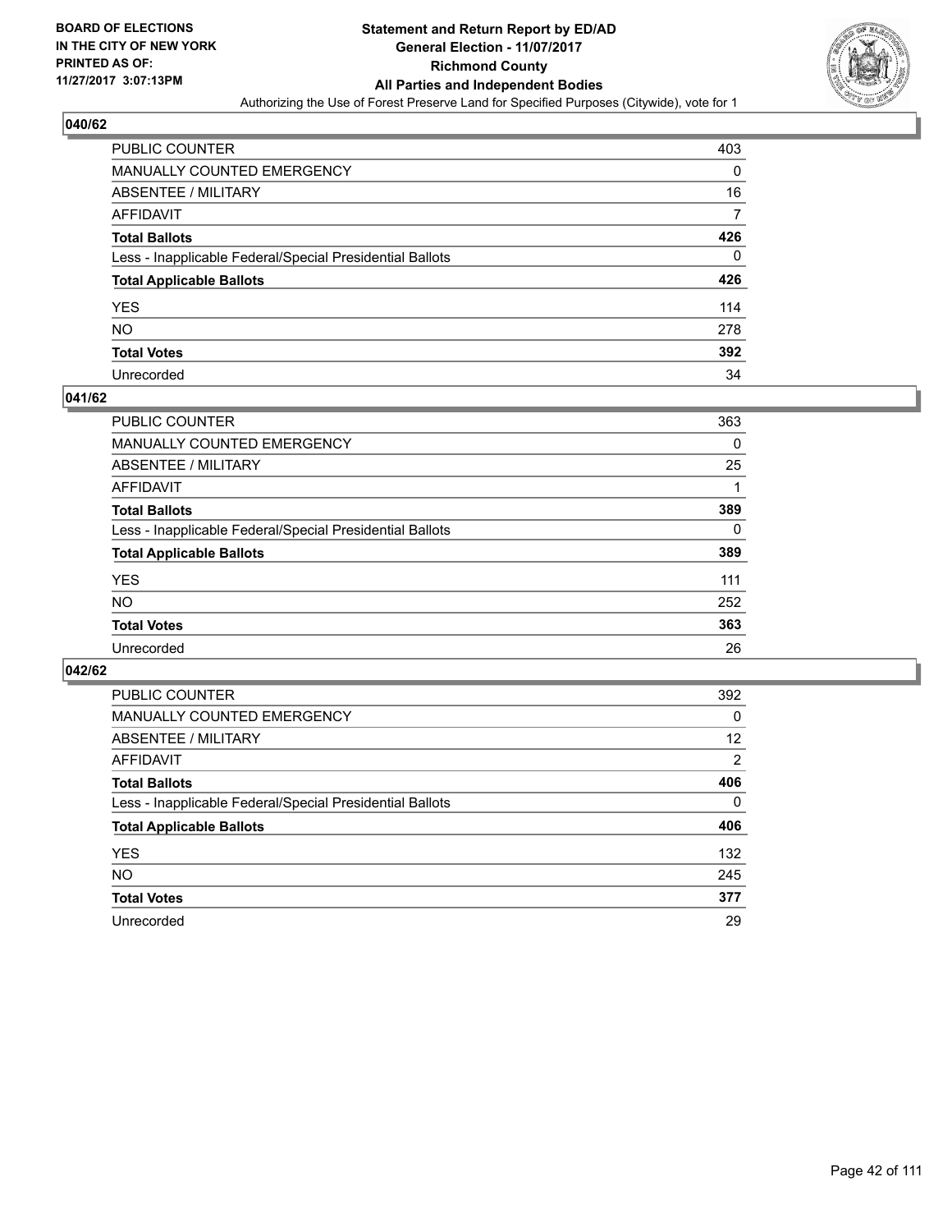BOARD OF ELECTIONS
IN THE CITY OF NEW YORK
PRINTED AS OF:
11/27/2017 3:07:13PM

# Statement and Return Report by ED/AD
## General Election - 11/07/2017
## Richmond County
## All Parties and Independent Bodies
Authorizing the Use of Forest Preserve Land for Specified Purposes (Citywide), vote for 1

### 040/62

| | |
|---|---|
| PUBLIC COUNTER | 403 |
| MANUALLY COUNTED EMERGENCY | 0 |
| ABSENTEE / MILITARY | 16 |
| AFFIDAVIT | 7 |
| **Total Ballots** | **426** |
| Less - Inapplicable Federal/Special Presidential Ballots | 0 |
| **Total Applicable Ballots** | **426** |
| YES | 114 |
| NO | 278 |
| **Total Votes** | **392** |
| Unrecorded | 34 |

### 041/62

| | |
|---|---|
| PUBLIC COUNTER | 363 |
| MANUALLY COUNTED EMERGENCY | 0 |
| ABSENTEE / MILITARY | 25 |
| AFFIDAVIT | 1 |
| **Total Ballots** | **389** |
| Less - Inapplicable Federal/Special Presidential Ballots | 0 |
| **Total Applicable Ballots** | **389** |
| YES | 111 |
| NO | 252 |
| **Total Votes** | **363** |
| Unrecorded | 26 |

### 042/62

| | |
|---|---|
| PUBLIC COUNTER | 392 |
| MANUALLY COUNTED EMERGENCY | 0 |
| ABSENTEE / MILITARY | 12 |
| AFFIDAVIT | 2 |
| **Total Ballots** | **406** |
| Less - Inapplicable Federal/Special Presidential Ballots | 0 |
| **Total Applicable Ballots** | **406** |
| YES | 132 |
| NO | 245 |
| **Total Votes** | **377** |
| Unrecorded | 29 |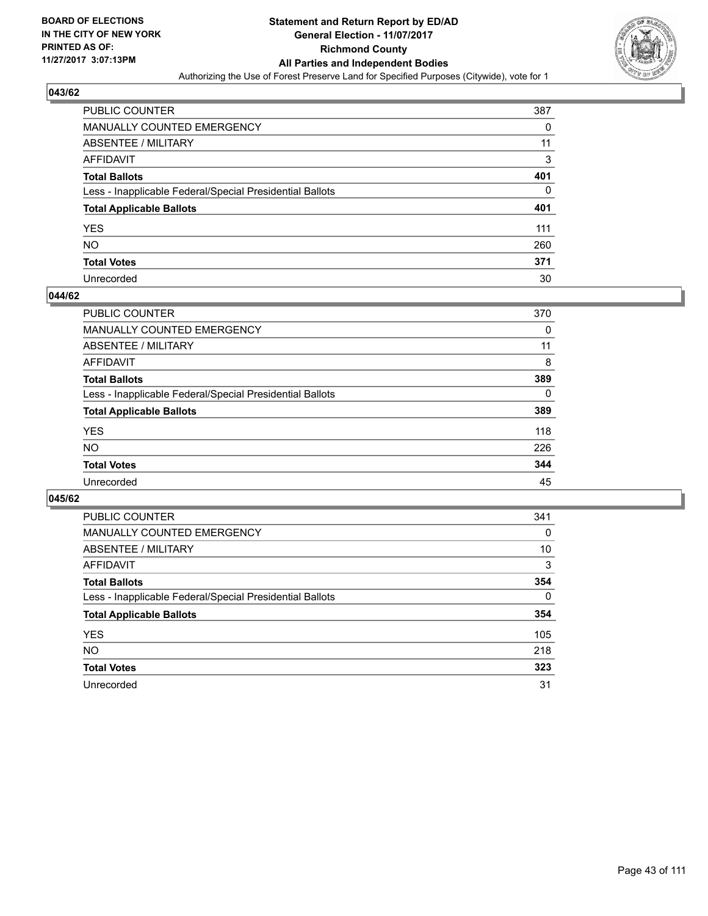BOARD OF ELECTIONS
IN THE CITY OF NEW YORK
PRINTED AS OF:
11/27/2017 3:07:13PM

# Statement and Return Report by ED/AD
## General Election - 11/07/2017
## Richmond County
## All Parties and Independent Bodies
Authorizing the Use of Forest Preserve Land for Specified Purposes (Citywide), vote for 1

### 043/62

| | |
|---|---|
| PUBLIC COUNTER | 387 |
| MANUALLY COUNTED EMERGENCY | 0 |
| ABSENTEE / MILITARY | 11 |
| AFFIDAVIT | 3 |
| **Total Ballots** | **401** |
| Less - Inapplicable Federal/Special Presidential Ballots | 0 |
| **Total Applicable Ballots** | **401** |
| YES | 111 |
| NO | 260 |
| **Total Votes** | **371** |
| Unrecorded | 30 |

### 044/62

| | |
|---|---|
| PUBLIC COUNTER | 370 |
| MANUALLY COUNTED EMERGENCY | 0 |
| ABSENTEE / MILITARY | 11 |
| AFFIDAVIT | 8 |
| **Total Ballots** | **389** |
| Less - Inapplicable Federal/Special Presidential Ballots | 0 |
| **Total Applicable Ballots** | **389** |
| YES | 118 |
| NO | 226 |
| **Total Votes** | **344** |
| Unrecorded | 45 |

### 045/62

| | |
|---|---|
| PUBLIC COUNTER | 341 |
| MANUALLY COUNTED EMERGENCY | 0 |
| ABSENTEE / MILITARY | 10 |
| AFFIDAVIT | 3 |
| **Total Ballots** | **354** |
| Less - Inapplicable Federal/Special Presidential Ballots | 0 |
| **Total Applicable Ballots** | **354** |
| YES | 105 |
| NO | 218 |
| **Total Votes** | **323** |
| Unrecorded | 31 |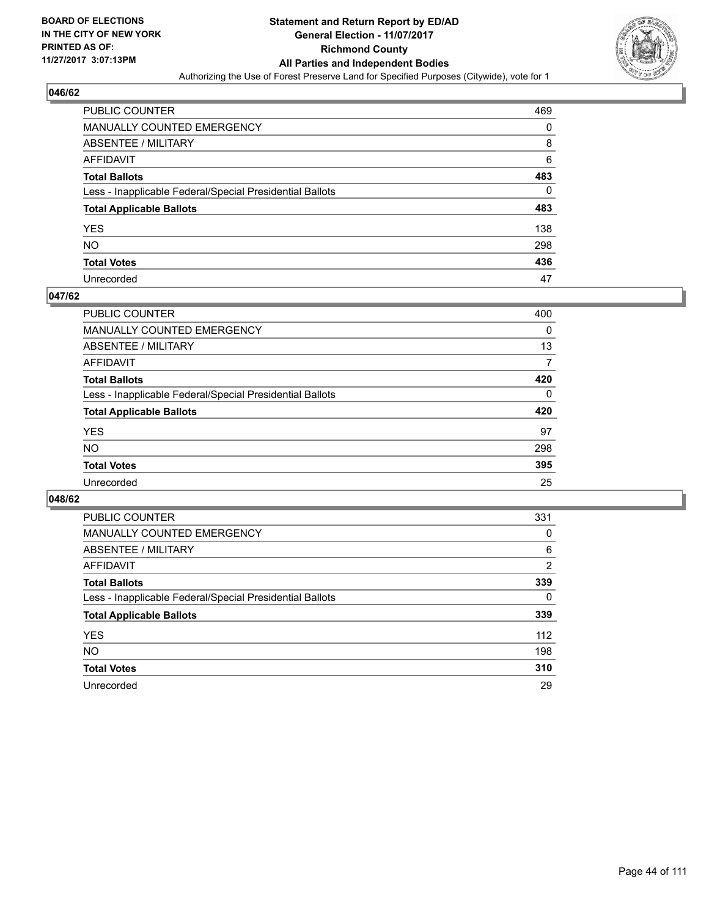BOARD OF ELECTIONS
IN THE CITY OF NEW YORK
PRINTED AS OF:
11/27/2017 3:07:13PM

# Statement and Return Report by ED/AD
## General Election - 11/07/2017
## Richmond County
## All Parties and Independent Bodies
Authorizing the Use of Forest Preserve Land for Specified Purposes (Citywide), vote for 1

### 046/62

| | |
|---|---|
| PUBLIC COUNTER | 469 |
| MANUALLY COUNTED EMERGENCY | 0 |
| ABSENTEE / MILITARY | 8 |
| AFFIDAVIT | 6 |
| **Total Ballots** | **483** |
| Less - Inapplicable Federal/Special Presidential Ballots | 0 |
| **Total Applicable Ballots** | **483** |
| YES | 138 |
| NO | 298 |
| **Total Votes** | **436** |
| Unrecorded | 47 |

### 047/62

| | |
|---|---|
| PUBLIC COUNTER | 400 |
| MANUALLY COUNTED EMERGENCY | 0 |
| ABSENTEE / MILITARY | 13 |
| AFFIDAVIT | 7 |
| **Total Ballots** | **420** |
| Less - Inapplicable Federal/Special Presidential Ballots | 0 |
| **Total Applicable Ballots** | **420** |
| YES | 97 |
| NO | 298 |
| **Total Votes** | **395** |
| Unrecorded | 25 |

### 048/62

| | |
|---|---|
| PUBLIC COUNTER | 331 |
| MANUALLY COUNTED EMERGENCY | 0 |
| ABSENTEE / MILITARY | 6 |
| AFFIDAVIT | 2 |
| **Total Ballots** | **339** |
| Less - Inapplicable Federal/Special Presidential Ballots | 0 |
| **Total Applicable Ballots** | **339** |
| YES | 112 |
| NO | 198 |
| **Total Votes** | **310** |
| Unrecorded | 29 |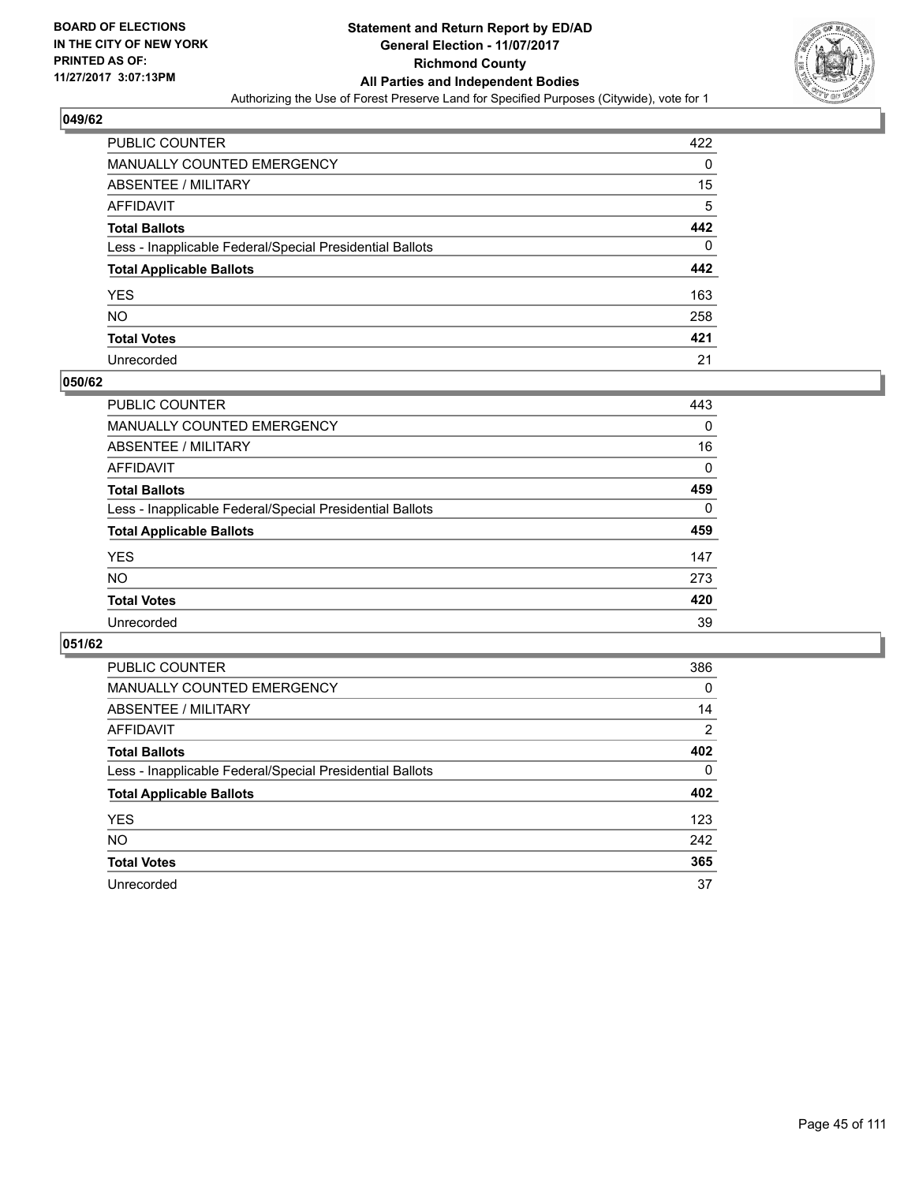BOARD OF ELECTIONS
IN THE CITY OF NEW YORK
PRINTED AS OF:
11/27/2017 3:07:13PM

**Statement and Return Report by ED/AD**
**General Election - 11/07/2017**
**Richmond County**
**All Parties and Independent Bodies**
Authorizing the Use of Forest Preserve Land for Specified Purposes (Citywide), vote for 1

### 049/62

| | |
|---|---|
| PUBLIC COUNTER | 422 |
| MANUALLY COUNTED EMERGENCY | 0 |
| ABSENTEE / MILITARY | 15 |
| AFFIDAVIT | 5 |
| **Total Ballots** | **442** |
| Less - Inapplicable Federal/Special Presidential Ballots | 0 |
| **Total Applicable Ballots** | **442** |
| YES | 163 |
| NO | 258 |
| **Total Votes** | **421** |
| Unrecorded | 21 |

### 050/62

| | |
|---|---|
| PUBLIC COUNTER | 443 |
| MANUALLY COUNTED EMERGENCY | 0 |
| ABSENTEE / MILITARY | 16 |
| AFFIDAVIT | 0 |
| **Total Ballots** | **459** |
| Less - Inapplicable Federal/Special Presidential Ballots | 0 |
| **Total Applicable Ballots** | **459** |
| YES | 147 |
| NO | 273 |
| **Total Votes** | **420** |
| Unrecorded | 39 |

### 051/62

| | |
|---|---|
| PUBLIC COUNTER | 386 |
| MANUALLY COUNTED EMERGENCY | 0 |
| ABSENTEE / MILITARY | 14 |
| AFFIDAVIT | 2 |
| **Total Ballots** | **402** |
| Less - Inapplicable Federal/Special Presidential Ballots | 0 |
| **Total Applicable Ballots** | **402** |
| YES | 123 |
| NO | 242 |
| **Total Votes** | **365** |
| Unrecorded | 37 |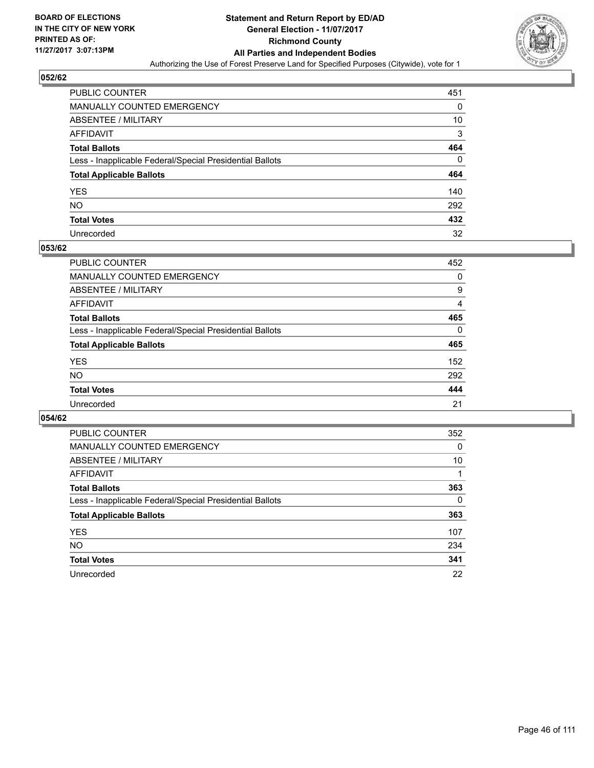BOARD OF ELECTIONS
IN THE CITY OF NEW YORK
PRINTED AS OF:
11/27/2017 3:07:13PM

**Statement and Return Report by ED/AD**
**General Election - 11/07/2017**
**Richmond County**
**All Parties and Independent Bodies**
Authorizing the Use of Forest Preserve Land for Specified Purposes (Citywide), vote for 1

## 052/62

| | |
|---|---|
| PUBLIC COUNTER | 451 |
| MANUALLY COUNTED EMERGENCY | 0 |
| ABSENTEE / MILITARY | 10 |
| AFFIDAVIT | 3 |
| **Total Ballots** | **464** |
| Less - Inapplicable Federal/Special Presidential Ballots | 0 |
| **Total Applicable Ballots** | **464** |
| YES | 140 |
| NO | 292 |
| **Total Votes** | **432** |
| Unrecorded | 32 |

## 053/62

| | |
|---|---|
| PUBLIC COUNTER | 452 |
| MANUALLY COUNTED EMERGENCY | 0 |
| ABSENTEE / MILITARY | 9 |
| AFFIDAVIT | 4 |
| **Total Ballots** | **465** |
| Less - Inapplicable Federal/Special Presidential Ballots | 0 |
| **Total Applicable Ballots** | **465** |
| YES | 152 |
| NO | 292 |
| **Total Votes** | **444** |
| Unrecorded | 21 |

## 054/62

| | |
|---|---|
| PUBLIC COUNTER | 352 |
| MANUALLY COUNTED EMERGENCY | 0 |
| ABSENTEE / MILITARY | 10 |
| AFFIDAVIT | 1 |
| **Total Ballots** | **363** |
| Less - Inapplicable Federal/Special Presidential Ballots | 0 |
| **Total Applicable Ballots** | **363** |
| YES | 107 |
| NO | 234 |
| **Total Votes** | **341** |
| Unrecorded | 22 |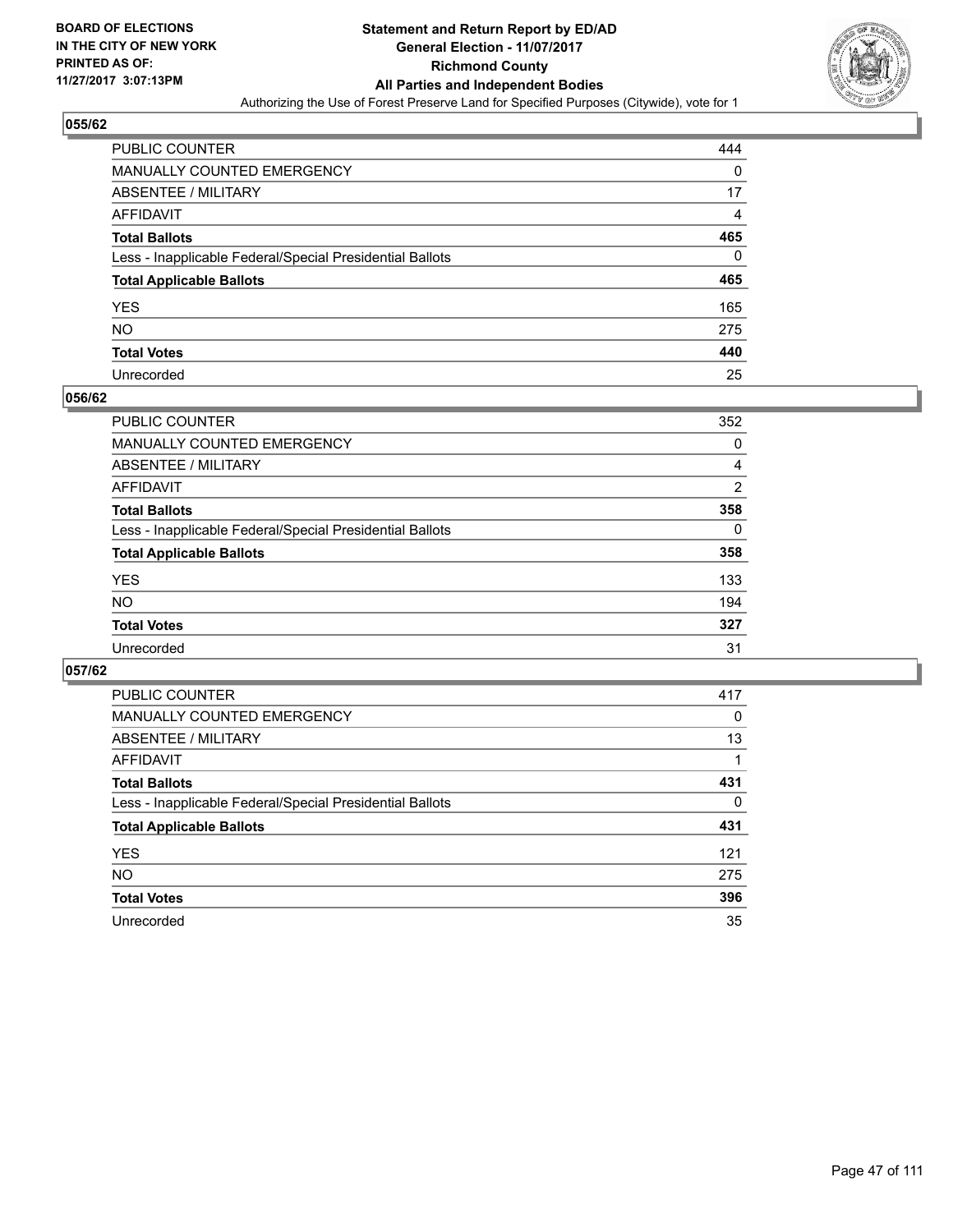BOARD OF ELECTIONS
IN THE CITY OF NEW YORK
PRINTED AS OF:
11/27/2017 3:07:13PM

# Statement and Return Report by ED/AD
## General Election - 11/07/2017
## Richmond County
## All Parties and Independent Bodies
Authorizing the Use of Forest Preserve Land for Specified Purposes (Citywide), vote for 1

### 055/62

| | |
|---|---|
| PUBLIC COUNTER | 444 |
| MANUALLY COUNTED EMERGENCY | 0 |
| ABSENTEE / MILITARY | 17 |
| AFFIDAVIT | 4 |
| **Total Ballots** | **465** |
| Less - Inapplicable Federal/Special Presidential Ballots | 0 |
| **Total Applicable Ballots** | **465** |
| YES | 165 |
| NO | 275 |
| **Total Votes** | **440** |
| Unrecorded | 25 |

### 056/62

| | |
|---|---|
| PUBLIC COUNTER | 352 |
| MANUALLY COUNTED EMERGENCY | 0 |
| ABSENTEE / MILITARY | 4 |
| AFFIDAVIT | 2 |
| **Total Ballots** | **358** |
| Less - Inapplicable Federal/Special Presidential Ballots | 0 |
| **Total Applicable Ballots** | **358** |
| YES | 133 |
| NO | 194 |
| **Total Votes** | **327** |
| Unrecorded | 31 |

### 057/62

| | |
|---|---|
| PUBLIC COUNTER | 417 |
| MANUALLY COUNTED EMERGENCY | 0 |
| ABSENTEE / MILITARY | 13 |
| AFFIDAVIT | 1 |
| **Total Ballots** | **431** |
| Less - Inapplicable Federal/Special Presidential Ballots | 0 |
| **Total Applicable Ballots** | **431** |
| YES | 121 |
| NO | 275 |
| **Total Votes** | **396** |
| Unrecorded | 35 |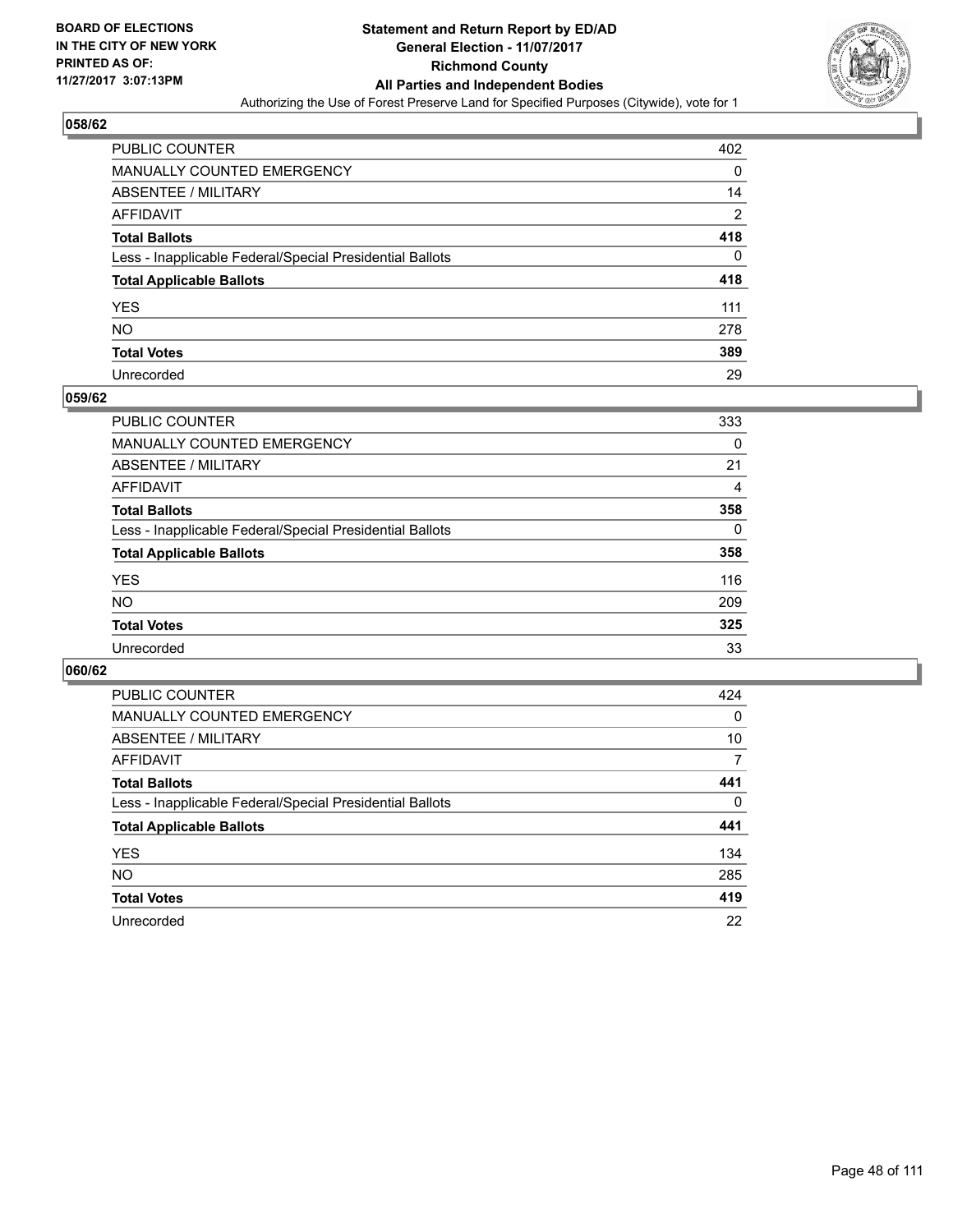BOARD OF ELECTIONS
IN THE CITY OF NEW YORK
PRINTED AS OF:
11/27/2017 3:07:13PM

**Statement and Return Report by ED/AD**
**General Election - 11/07/2017**
**Richmond County**
**All Parties and Independent Bodies**
Authorizing the Use of Forest Preserve Land for Specified Purposes (Citywide), vote for 1

### 058/62

| | |
|---|---|
| PUBLIC COUNTER | 402 |
| MANUALLY COUNTED EMERGENCY | 0 |
| ABSENTEE / MILITARY | 14 |
| AFFIDAVIT | 2 |
| **Total Ballots** | **418** |
| Less - Inapplicable Federal/Special Presidential Ballots | 0 |
| **Total Applicable Ballots** | **418** |
| YES | 111 |
| NO | 278 |
| **Total Votes** | **389** |
| Unrecorded | 29 |

### 059/62

| | |
|---|---|
| PUBLIC COUNTER | 333 |
| MANUALLY COUNTED EMERGENCY | 0 |
| ABSENTEE / MILITARY | 21 |
| AFFIDAVIT | 4 |
| **Total Ballots** | **358** |
| Less - Inapplicable Federal/Special Presidential Ballots | 0 |
| **Total Applicable Ballots** | **358** |
| YES | 116 |
| NO | 209 |
| **Total Votes** | **325** |
| Unrecorded | 33 |

### 060/62

| | |
|---|---|
| PUBLIC COUNTER | 424 |
| MANUALLY COUNTED EMERGENCY | 0 |
| ABSENTEE / MILITARY | 10 |
| AFFIDAVIT | 7 |
| **Total Ballots** | **441** |
| Less - Inapplicable Federal/Special Presidential Ballots | 0 |
| **Total Applicable Ballots** | **441** |
| YES | 134 |
| NO | 285 |
| **Total Votes** | **419** |
| Unrecorded | 22 |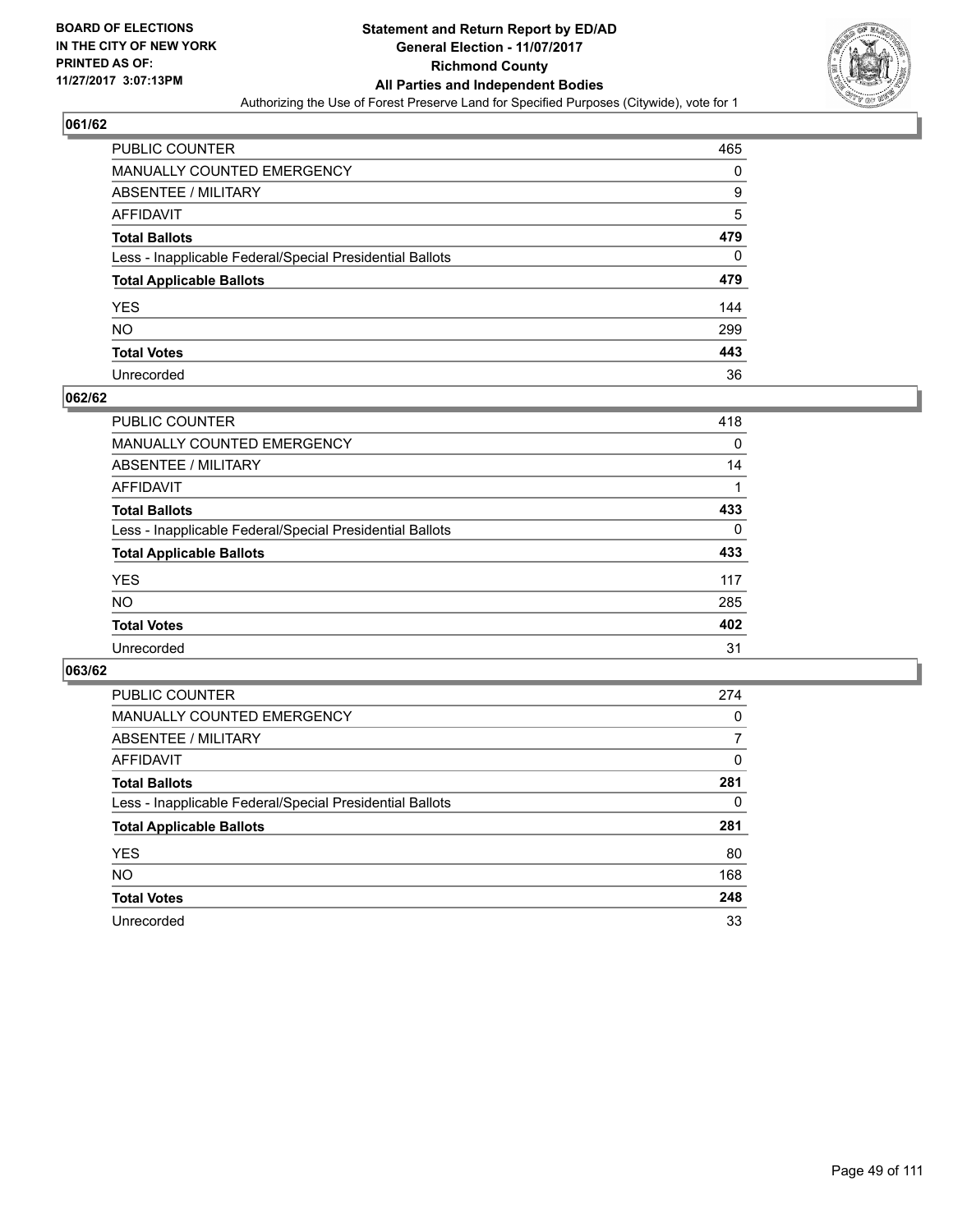**BOARD OF ELECTIONS IN THE CITY OF NEW YORK PRINTED AS OF: 11/27/2017 3:07:13PM**

# Statement and Return Report by ED/AD
## General Election - 11/07/2017
## Richmond County
## All Parties and Independent Bodies
### Authorizing the Use of Forest Preserve Land for Specified Purposes (Citywide), vote for 1

### 061/62

| | |
|---|---|
| PUBLIC COUNTER | 465 |
| MANUALLY COUNTED EMERGENCY | 0 |
| ABSENTEE / MILITARY | 9 |
| AFFIDAVIT | 5 |
| **Total Ballots** | **479** |
| Less - Inapplicable Federal/Special Presidential Ballots | 0 |
| **Total Applicable Ballots** | **479** |
| YES | 144 |
| NO | 299 |
| **Total Votes** | **443** |
| Unrecorded | 36 |

### 062/62

| | |
|---|---|
| PUBLIC COUNTER | 418 |
| MANUALLY COUNTED EMERGENCY | 0 |
| ABSENTEE / MILITARY | 14 |
| AFFIDAVIT | 1 |
| **Total Ballots** | **433** |
| Less - Inapplicable Federal/Special Presidential Ballots | 0 |
| **Total Applicable Ballots** | **433** |
| YES | 117 |
| NO | 285 |
| **Total Votes** | **402** |
| Unrecorded | 31 |

### 063/62

| | |
|---|---|
| PUBLIC COUNTER | 274 |
| MANUALLY COUNTED EMERGENCY | 0 |
| ABSENTEE / MILITARY | 7 |
| AFFIDAVIT | 0 |
| **Total Ballots** | **281** |
| Less - Inapplicable Federal/Special Presidential Ballots | 0 |
| **Total Applicable Ballots** | **281** |
| YES | 80 |
| NO | 168 |
| **Total Votes** | **248** |
| Unrecorded | 33 |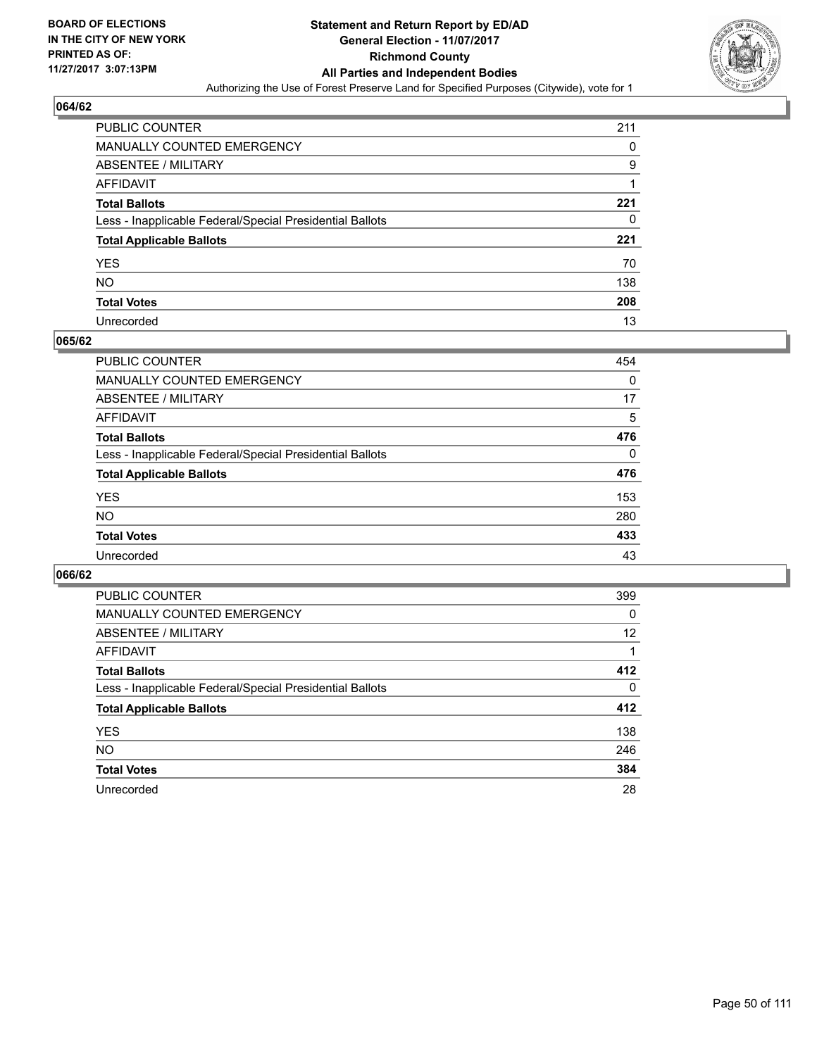BOARD OF ELECTIONS
IN THE CITY OF NEW YORK
PRINTED AS OF:
11/27/2017 3:07:13PM

# Statement and Return Report by ED/AD
## General Election - 11/07/2017
## Richmond County
## All Parties and Independent Bodies
Authorizing the Use of Forest Preserve Land for Specified Purposes (Citywide), vote for 1

### 064/62

| | |
|---|---|
| PUBLIC COUNTER | 211 |
| MANUALLY COUNTED EMERGENCY | 0 |
| ABSENTEE / MILITARY | 9 |
| AFFIDAVIT | 1 |
| **Total Ballots** | **221** |
| Less - Inapplicable Federal/Special Presidential Ballots | 0 |
| **Total Applicable Ballots** | **221** |
| YES | 70 |
| NO | 138 |
| **Total Votes** | **208** |
| Unrecorded | 13 |

### 065/62

| | |
|---|---|
| PUBLIC COUNTER | 454 |
| MANUALLY COUNTED EMERGENCY | 0 |
| ABSENTEE / MILITARY | 17 |
| AFFIDAVIT | 5 |
| **Total Ballots** | **476** |
| Less - Inapplicable Federal/Special Presidential Ballots | 0 |
| **Total Applicable Ballots** | **476** |
| YES | 153 |
| NO | 280 |
| **Total Votes** | **433** |
| Unrecorded | 43 |

### 066/62

| | |
|---|---|
| PUBLIC COUNTER | 399 |
| MANUALLY COUNTED EMERGENCY | 0 |
| ABSENTEE / MILITARY | 12 |
| AFFIDAVIT | 1 |
| **Total Ballots** | **412** |
| Less - Inapplicable Federal/Special Presidential Ballots | 0 |
| **Total Applicable Ballots** | **412** |
| YES | 138 |
| NO | 246 |
| **Total Votes** | **384** |
| Unrecorded | 28 |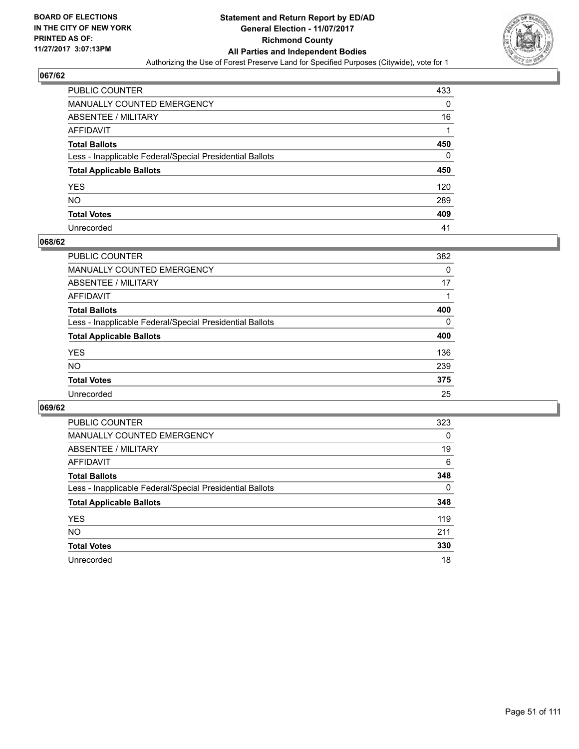# Statement and Return Report by ED/AD
## General Election - 11/07/2017
## Richmond County
## All Parties and Independent Bodies
### Authorizing the Use of Forest Preserve Land for Specified Purposes (Citywide), vote for 1

BOARD OF ELECTIONS IN THE CITY OF NEW YORK PRINTED AS OF: 11/27/2017 3:07:13PM

### 067/62

| | |
|---|---|
| PUBLIC COUNTER | 433 |
| MANUALLY COUNTED EMERGENCY | 0 |
| ABSENTEE / MILITARY | 16 |
| AFFIDAVIT | 1 |
| **Total Ballots** | **450** |
| Less - Inapplicable Federal/Special Presidential Ballots | 0 |
| **Total Applicable Ballots** | **450** |
| YES | 120 |
| NO | 289 |
| **Total Votes** | **409** |
| Unrecorded | 41 |

### 068/62

| | |
|---|---|
| PUBLIC COUNTER | 382 |
| MANUALLY COUNTED EMERGENCY | 0 |
| ABSENTEE / MILITARY | 17 |
| AFFIDAVIT | 1 |
| **Total Ballots** | **400** |
| Less - Inapplicable Federal/Special Presidential Ballots | 0 |
| **Total Applicable Ballots** | **400** |
| YES | 136 |
| NO | 239 |
| **Total Votes** | **375** |
| Unrecorded | 25 |

### 069/62

| | |
|---|---|
| PUBLIC COUNTER | 323 |
| MANUALLY COUNTED EMERGENCY | 0 |
| ABSENTEE / MILITARY | 19 |
| AFFIDAVIT | 6 |
| **Total Ballots** | **348** |
| Less - Inapplicable Federal/Special Presidential Ballots | 0 |
| **Total Applicable Ballots** | **348** |
| YES | 119 |
| NO | 211 |
| **Total Votes** | **330** |
| Unrecorded | 18 |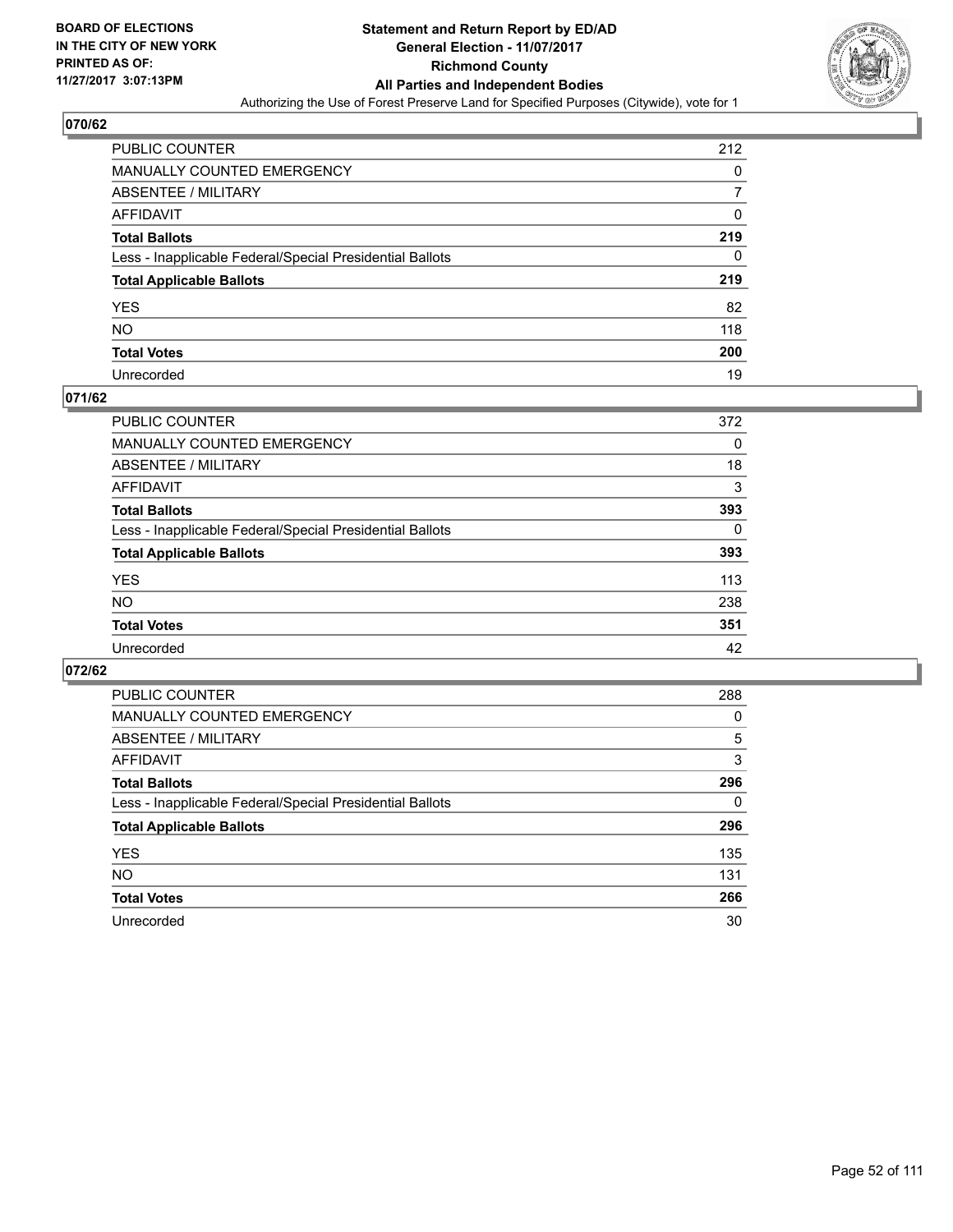BOARD OF ELECTIONS
IN THE CITY OF NEW YORK
PRINTED AS OF:
11/27/2017 3:07:13PM

**Statement and Return Report by ED/AD**
**General Election - 11/07/2017**
**Richmond County**
**All Parties and Independent Bodies**
Authorizing the Use of Forest Preserve Land for Specified Purposes (Citywide), vote for 1

## 070/62

| | |
|---|---|
| PUBLIC COUNTER | 212 |
| MANUALLY COUNTED EMERGENCY | 0 |
| ABSENTEE / MILITARY | 7 |
| AFFIDAVIT | 0 |
| **Total Ballots** | **219** |
| Less - Inapplicable Federal/Special Presidential Ballots | 0 |
| **Total Applicable Ballots** | **219** |
| YES | 82 |
| NO | 118 |
| **Total Votes** | **200** |
| Unrecorded | 19 |

## 071/62

| | |
|---|---|
| PUBLIC COUNTER | 372 |
| MANUALLY COUNTED EMERGENCY | 0 |
| ABSENTEE / MILITARY | 18 |
| AFFIDAVIT | 3 |
| **Total Ballots** | **393** |
| Less - Inapplicable Federal/Special Presidential Ballots | 0 |
| **Total Applicable Ballots** | **393** |
| YES | 113 |
| NO | 238 |
| **Total Votes** | **351** |
| Unrecorded | 42 |

## 072/62

| | |
|---|---|
| PUBLIC COUNTER | 288 |
| MANUALLY COUNTED EMERGENCY | 0 |
| ABSENTEE / MILITARY | 5 |
| AFFIDAVIT | 3 |
| **Total Ballots** | **296** |
| Less - Inapplicable Federal/Special Presidential Ballots | 0 |
| **Total Applicable Ballots** | **296** |
| YES | 135 |
| NO | 131 |
| **Total Votes** | **266** |
| Unrecorded | 30 |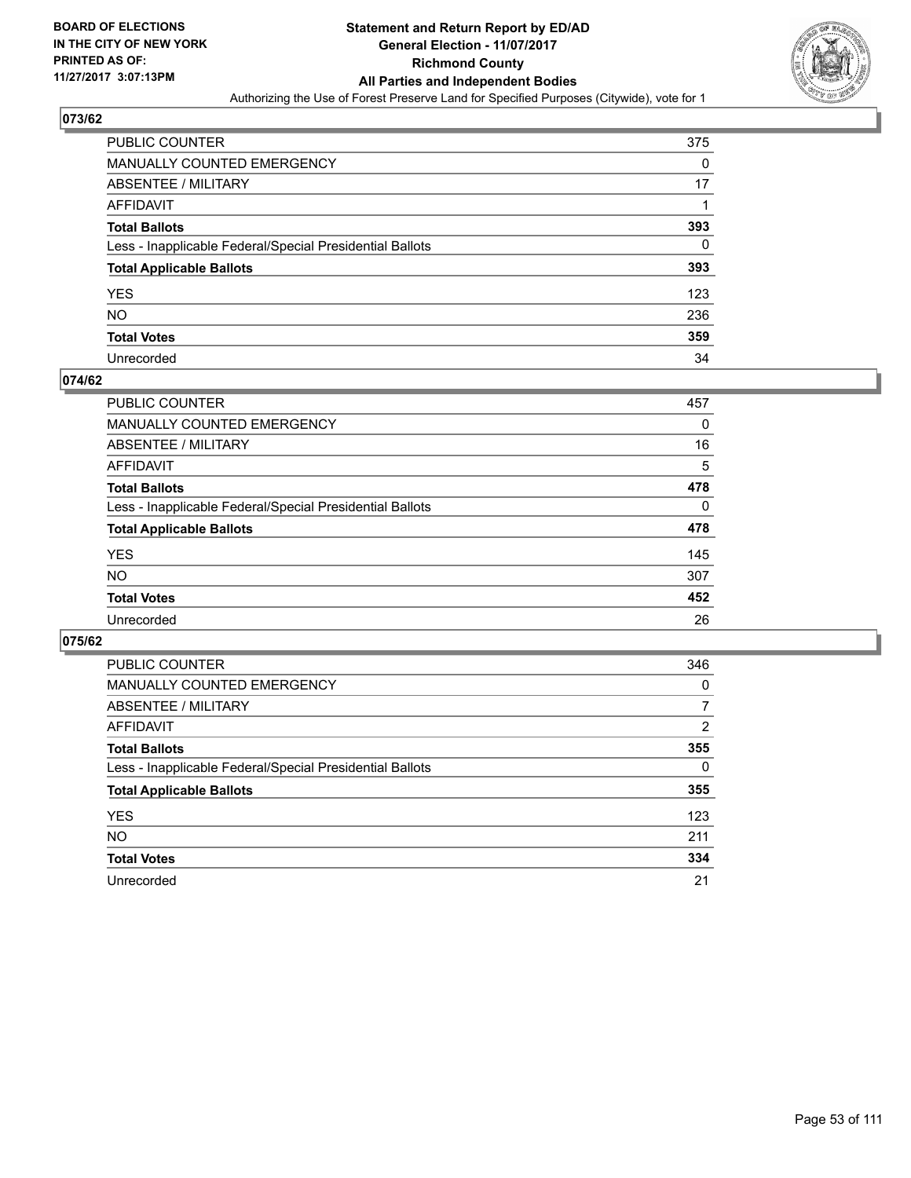BOARD OF ELECTIONS
IN THE CITY OF NEW YORK
PRINTED AS OF:
11/27/2017 3:07:13PM

# Statement and Return Report by ED/AD
## General Election - 11/07/2017
## Richmond County
## All Parties and Independent Bodies
Authorizing the Use of Forest Preserve Land for Specified Purposes (Citywide), vote for 1

### 073/62

| | |
|---|---|
| PUBLIC COUNTER | 375 |
| MANUALLY COUNTED EMERGENCY | 0 |
| ABSENTEE / MILITARY | 17 |
| AFFIDAVIT | 1 |
| **Total Ballots** | **393** |
| Less - Inapplicable Federal/Special Presidential Ballots | 0 |
| **Total Applicable Ballots** | **393** |
| YES | 123 |
| NO | 236 |
| **Total Votes** | **359** |
| Unrecorded | 34 |

### 074/62

| | |
|---|---|
| PUBLIC COUNTER | 457 |
| MANUALLY COUNTED EMERGENCY | 0 |
| ABSENTEE / MILITARY | 16 |
| AFFIDAVIT | 5 |
| **Total Ballots** | **478** |
| Less - Inapplicable Federal/Special Presidential Ballots | 0 |
| **Total Applicable Ballots** | **478** |
| YES | 145 |
| NO | 307 |
| **Total Votes** | **452** |
| Unrecorded | 26 |

### 075/62

| | |
|---|---|
| PUBLIC COUNTER | 346 |
| MANUALLY COUNTED EMERGENCY | 0 |
| ABSENTEE / MILITARY | 7 |
| AFFIDAVIT | 2 |
| **Total Ballots** | **355** |
| Less - Inapplicable Federal/Special Presidential Ballots | 0 |
| **Total Applicable Ballots** | **355** |
| YES | 123 |
| NO | 211 |
| **Total Votes** | **334** |
| Unrecorded | 21 |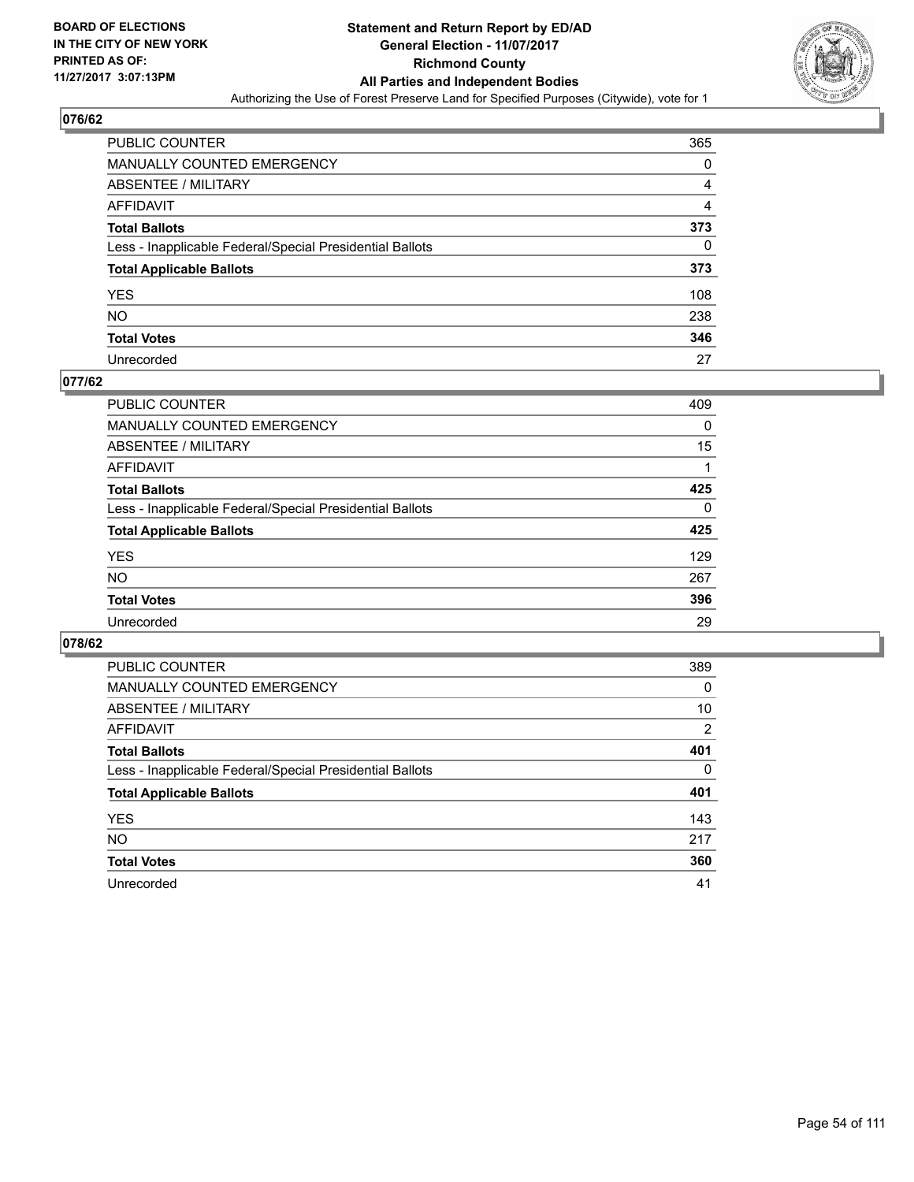**BOARD OF ELECTIONS IN THE CITY OF NEW YORK PRINTED AS OF: 11/27/2017 3:07:13PM**

# Statement and Return Report by ED/AD
## General Election - 11/07/2017
## Richmond County
## All Parties and Independent Bodies
### Authorizing the Use of Forest Preserve Land for Specified Purposes (Citywide), vote for 1

### 076/62

| | |
|---|---|
| PUBLIC COUNTER | 365 |
| MANUALLY COUNTED EMERGENCY | 0 |
| ABSENTEE / MILITARY | 4 |
| AFFIDAVIT | 4 |
| **Total Ballots** | **373** |
| Less - Inapplicable Federal/Special Presidential Ballots | 0 |
| **Total Applicable Ballots** | **373** |
| YES | 108 |
| NO | 238 |
| **Total Votes** | **346** |
| Unrecorded | 27 |

### 077/62

| | |
|---|---|
| PUBLIC COUNTER | 409 |
| MANUALLY COUNTED EMERGENCY | 0 |
| ABSENTEE / MILITARY | 15 |
| AFFIDAVIT | 1 |
| **Total Ballots** | **425** |
| Less - Inapplicable Federal/Special Presidential Ballots | 0 |
| **Total Applicable Ballots** | **425** |
| YES | 129 |
| NO | 267 |
| **Total Votes** | **396** |
| Unrecorded | 29 |

### 078/62

| | |
|---|---|
| PUBLIC COUNTER | 389 |
| MANUALLY COUNTED EMERGENCY | 0 |
| ABSENTEE / MILITARY | 10 |
| AFFIDAVIT | 2 |
| **Total Ballots** | **401** |
| Less - Inapplicable Federal/Special Presidential Ballots | 0 |
| **Total Applicable Ballots** | **401** |
| YES | 143 |
| NO | 217 |
| **Total Votes** | **360** |
| Unrecorded | 41 |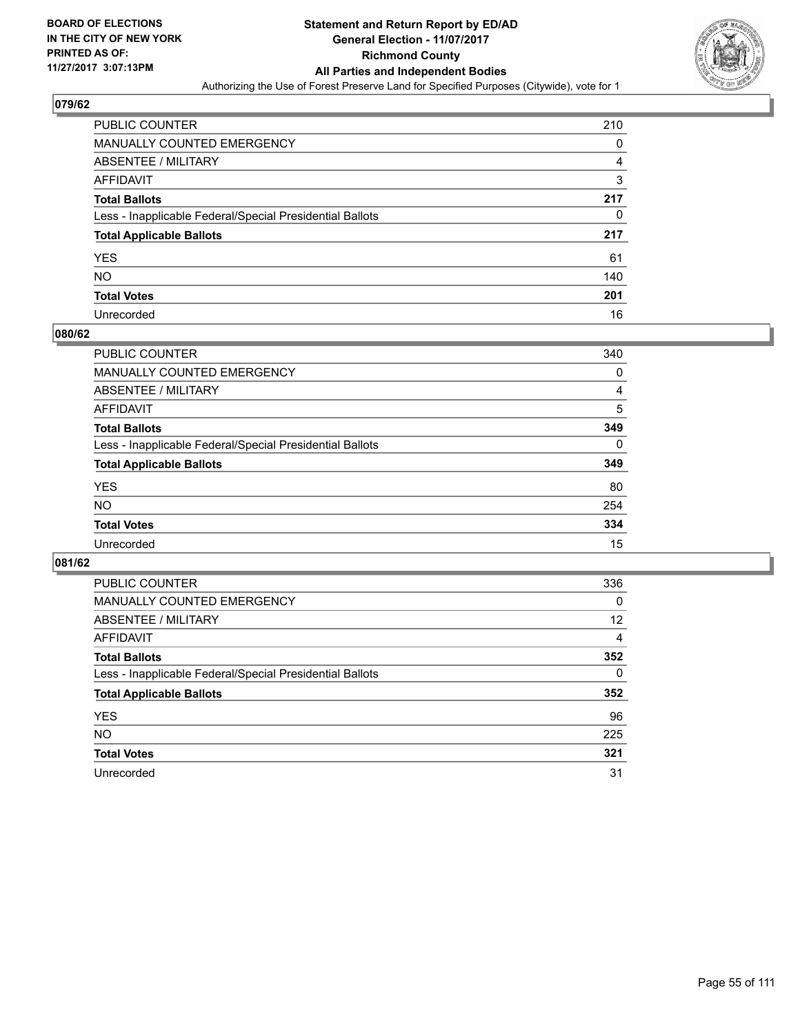BOARD OF ELECTIONS
IN THE CITY OF NEW YORK
PRINTED AS OF:
11/27/2017 3:07:13PM

# Statement and Return Report by ED/AD
## General Election - 11/07/2017
## Richmond County
## All Parties and Independent Bodies
Authorizing the Use of Forest Preserve Land for Specified Purposes (Citywide), vote for 1

### 079/62

| | |
|---|---|
| PUBLIC COUNTER | 210 |
| MANUALLY COUNTED EMERGENCY | 0 |
| ABSENTEE / MILITARY | 4 |
| AFFIDAVIT | 3 |
| **Total Ballots** | **217** |
| Less - Inapplicable Federal/Special Presidential Ballots | 0 |
| **Total Applicable Ballots** | **217** |
| YES | 61 |
| NO | 140 |
| **Total Votes** | **201** |
| Unrecorded | 16 |

### 080/62

| | |
|---|---|
| PUBLIC COUNTER | 340 |
| MANUALLY COUNTED EMERGENCY | 0 |
| ABSENTEE / MILITARY | 4 |
| AFFIDAVIT | 5 |
| **Total Ballots** | **349** |
| Less - Inapplicable Federal/Special Presidential Ballots | 0 |
| **Total Applicable Ballots** | **349** |
| YES | 80 |
| NO | 254 |
| **Total Votes** | **334** |
| Unrecorded | 15 |

### 081/62

| | |
|---|---|
| PUBLIC COUNTER | 336 |
| MANUALLY COUNTED EMERGENCY | 0 |
| ABSENTEE / MILITARY | 12 |
| AFFIDAVIT | 4 |
| **Total Ballots** | **352** |
| Less - Inapplicable Federal/Special Presidential Ballots | 0 |
| **Total Applicable Ballots** | **352** |
| YES | 96 |
| NO | 225 |
| **Total Votes** | **321** |
| Unrecorded | 31 |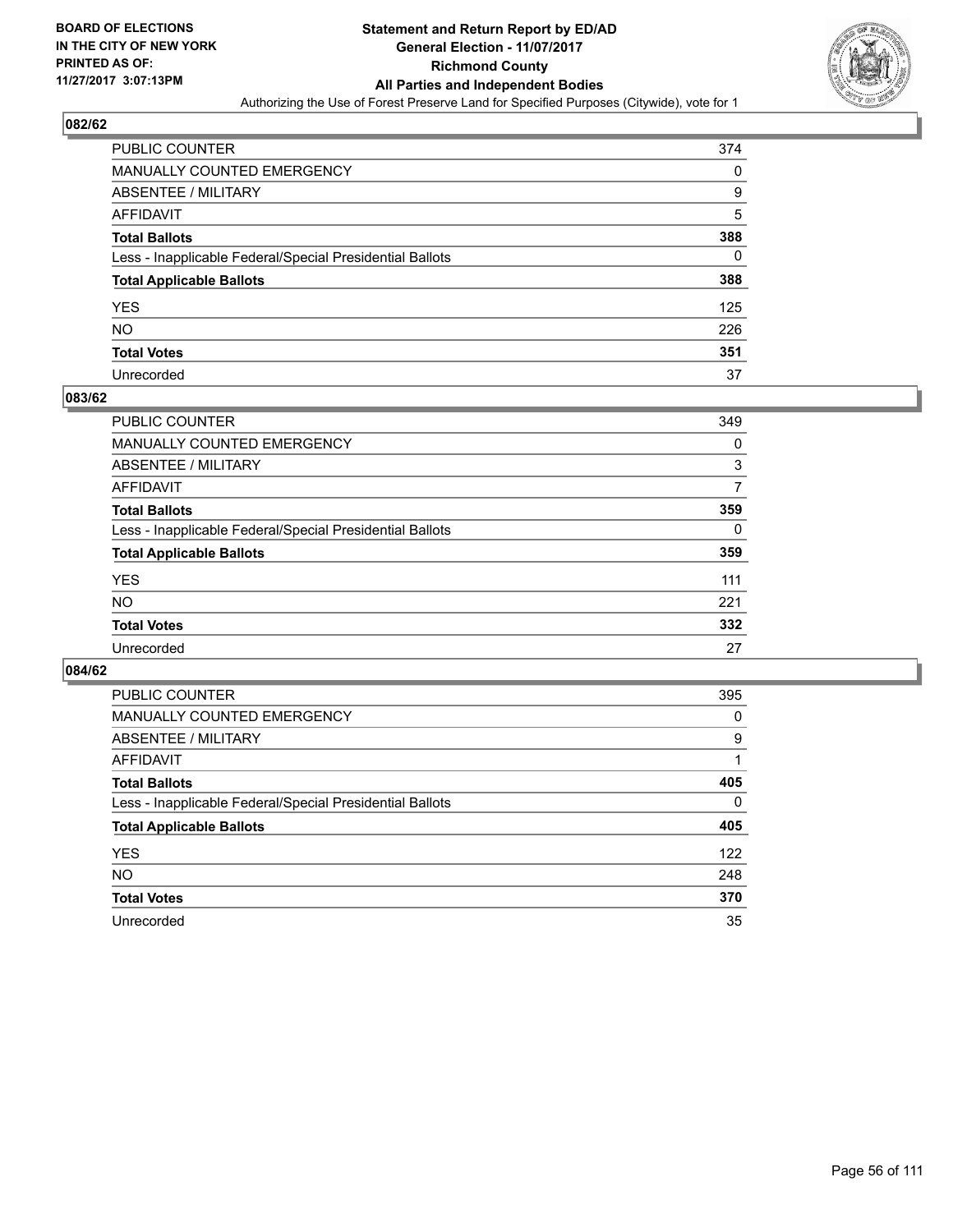BOARD OF ELECTIONS
IN THE CITY OF NEW YORK
PRINTED AS OF:
11/27/2017 3:07:13PM

# Statement and Return Report by ED/AD
## General Election - 11/07/2017
## Richmond County
## All Parties and Independent Bodies
Authorizing the Use of Forest Preserve Land for Specified Purposes (Citywide), vote for 1

### 082/62

| | |
|---|---|
| PUBLIC COUNTER | 374 |
| MANUALLY COUNTED EMERGENCY | 0 |
| ABSENTEE / MILITARY | 9 |
| AFFIDAVIT | 5 |
| **Total Ballots** | **388** |
| Less - Inapplicable Federal/Special Presidential Ballots | 0 |
| **Total Applicable Ballots** | **388** |
| YES | 125 |
| NO | 226 |
| **Total Votes** | **351** |
| Unrecorded | 37 |

### 083/62

| | |
|---|---|
| PUBLIC COUNTER | 349 |
| MANUALLY COUNTED EMERGENCY | 0 |
| ABSENTEE / MILITARY | 3 |
| AFFIDAVIT | 7 |
| **Total Ballots** | **359** |
| Less - Inapplicable Federal/Special Presidential Ballots | 0 |
| **Total Applicable Ballots** | **359** |
| YES | 111 |
| NO | 221 |
| **Total Votes** | **332** |
| Unrecorded | 27 |

### 084/62

| | |
|---|---|
| PUBLIC COUNTER | 395 |
| MANUALLY COUNTED EMERGENCY | 0 |
| ABSENTEE / MILITARY | 9 |
| AFFIDAVIT | 1 |
| **Total Ballots** | **405** |
| Less - Inapplicable Federal/Special Presidential Ballots | 0 |
| **Total Applicable Ballots** | **405** |
| YES | 122 |
| NO | 248 |
| **Total Votes** | **370** |
| Unrecorded | 35 |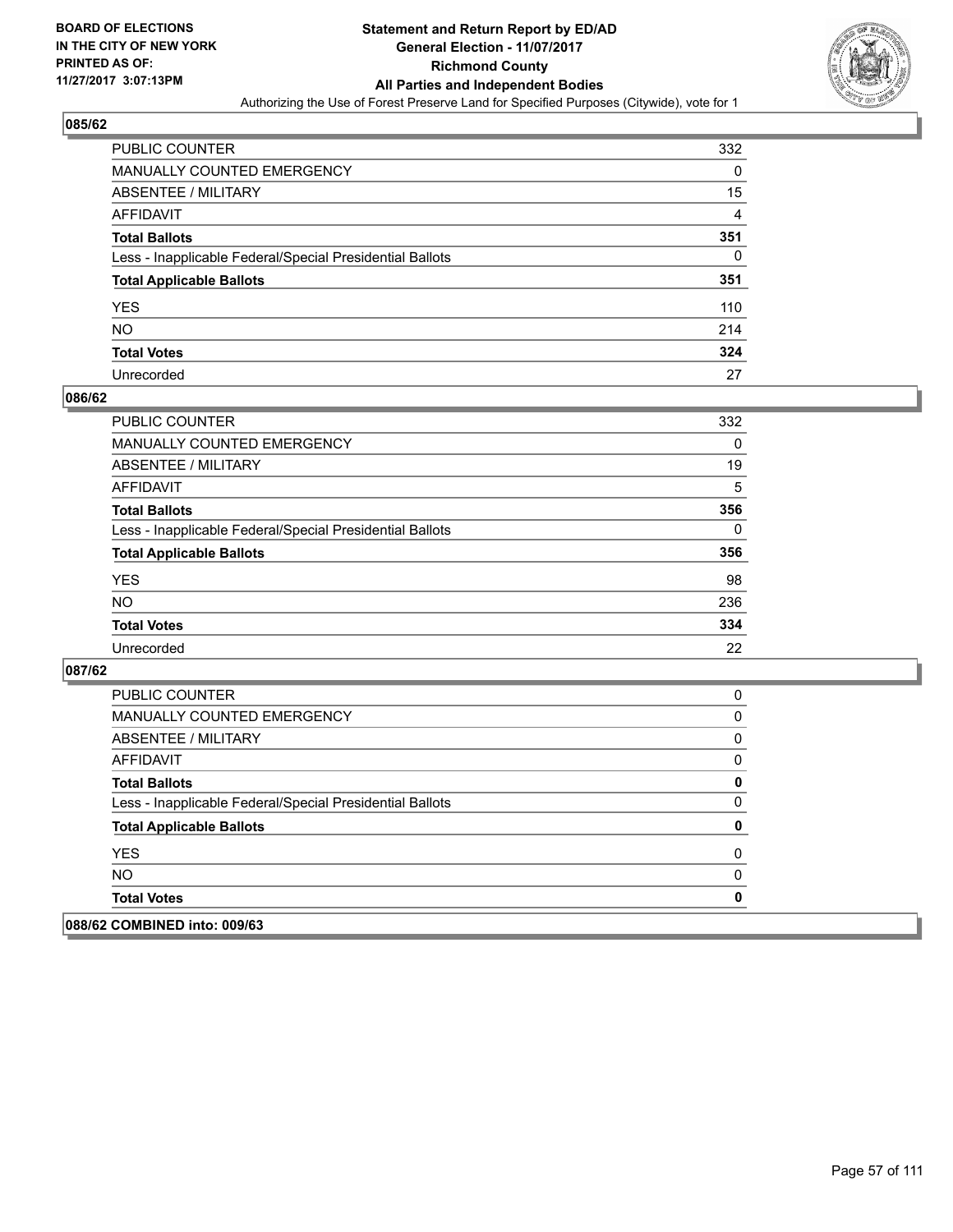**Statement and Return Report by ED/AD**
**General Election - 11/07/2017**
**Richmond County**
**All Parties and Independent Bodies**
Authorizing the Use of Forest Preserve Land for Specified Purposes (Citywide), vote for 1

BOARD OF ELECTIONS IN THE CITY OF NEW YORK PRINTED AS OF: 11/27/2017 3:07:13PM

## 085/62

| | |
|---|---|
| PUBLIC COUNTER | 332 |
| MANUALLY COUNTED EMERGENCY | 0 |
| ABSENTEE / MILITARY | 15 |
| AFFIDAVIT | 4 |
| **Total Ballots** | **351** |
| Less - Inapplicable Federal/Special Presidential Ballots | 0 |
| **Total Applicable Ballots** | **351** |
| YES | 110 |
| NO | 214 |
| **Total Votes** | **324** |
| Unrecorded | 27 |

## 086/62

| | |
|---|---|
| PUBLIC COUNTER | 332 |
| MANUALLY COUNTED EMERGENCY | 0 |
| ABSENTEE / MILITARY | 19 |
| AFFIDAVIT | 5 |
| **Total Ballots** | **356** |
| Less - Inapplicable Federal/Special Presidential Ballots | 0 |
| **Total Applicable Ballots** | **356** |
| YES | 98 |
| NO | 236 |
| **Total Votes** | **334** |
| Unrecorded | 22 |

## 087/62

| | |
|---|---|
| PUBLIC COUNTER | 0 |
| MANUALLY COUNTED EMERGENCY | 0 |
| ABSENTEE / MILITARY | 0 |
| AFFIDAVIT | 0 |
| **Total Ballots** | **0** |
| Less - Inapplicable Federal/Special Presidential Ballots | 0 |
| **Total Applicable Ballots** | **0** |
| YES | 0 |
| NO | 0 |
| **Total Votes** | **0** |

## 088/62 COMBINED into: 009/63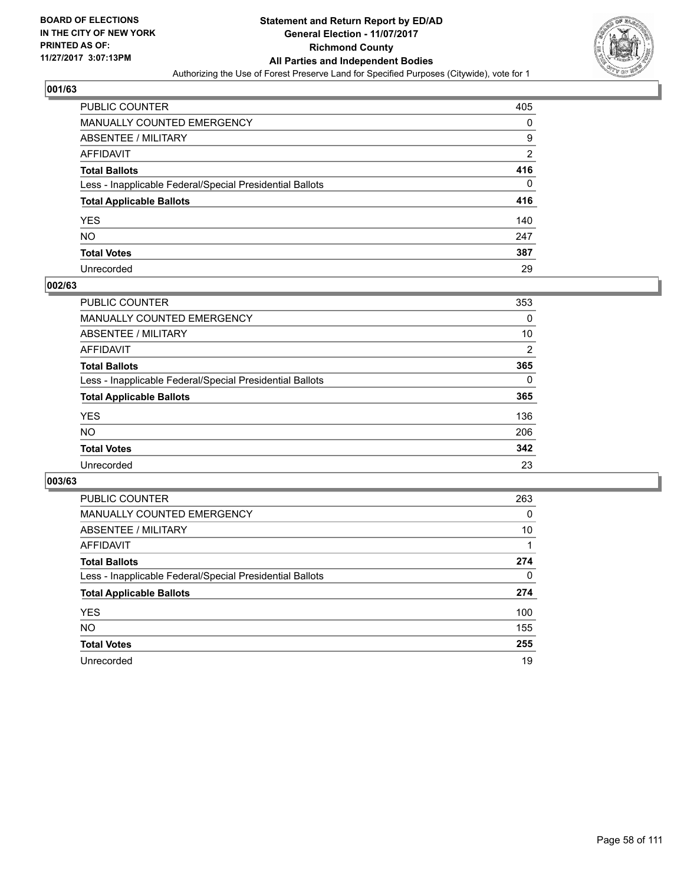BOARD OF ELECTIONS
IN THE CITY OF NEW YORK
PRINTED AS OF:
11/27/2017 3:07:13PM

# Statement and Return Report by ED/AD
## General Election - 11/07/2017
## Richmond County
## All Parties and Independent Bodies
Authorizing the Use of Forest Preserve Land for Specified Purposes (Citywide), vote for 1

### 001/63

| | |
|---|---|
| PUBLIC COUNTER | 405 |
| MANUALLY COUNTED EMERGENCY | 0 |
| ABSENTEE / MILITARY | 9 |
| AFFIDAVIT | 2 |
| **Total Ballots** | **416** |
| Less - Inapplicable Federal/Special Presidential Ballots | 0 |
| **Total Applicable Ballots** | **416** |
| YES | 140 |
| NO | 247 |
| **Total Votes** | **387** |
| Unrecorded | 29 |

### 002/63

| | |
|---|---|
| PUBLIC COUNTER | 353 |
| MANUALLY COUNTED EMERGENCY | 0 |
| ABSENTEE / MILITARY | 10 |
| AFFIDAVIT | 2 |
| **Total Ballots** | **365** |
| Less - Inapplicable Federal/Special Presidential Ballots | 0 |
| **Total Applicable Ballots** | **365** |
| YES | 136 |
| NO | 206 |
| **Total Votes** | **342** |
| Unrecorded | 23 |

### 003/63

| | |
|---|---|
| PUBLIC COUNTER | 263 |
| MANUALLY COUNTED EMERGENCY | 0 |
| ABSENTEE / MILITARY | 10 |
| AFFIDAVIT | 1 |
| **Total Ballots** | **274** |
| Less - Inapplicable Federal/Special Presidential Ballots | 0 |
| **Total Applicable Ballots** | **274** |
| YES | 100 |
| NO | 155 |
| **Total Votes** | **255** |
| Unrecorded | 19 |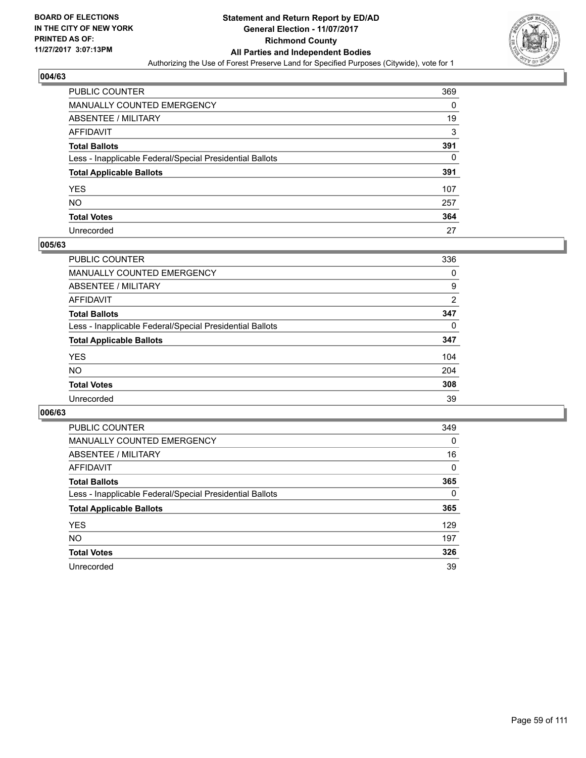**BOARD OF ELECTIONS IN THE CITY OF NEW YORK PRINTED AS OF: 11/27/2017 3:07:13PM**

# Statement and Return Report by ED/AD
## General Election - 11/07/2017
## Richmond County
## All Parties and Independent Bodies
Authorizing the Use of Forest Preserve Land for Specified Purposes (Citywide), vote for 1

### 004/63

| | |
|---|---|
| PUBLIC COUNTER | 369 |
| MANUALLY COUNTED EMERGENCY | 0 |
| ABSENTEE / MILITARY | 19 |
| AFFIDAVIT | 3 |
| **Total Ballots** | **391** |
| Less - Inapplicable Federal/Special Presidential Ballots | 0 |
| **Total Applicable Ballots** | **391** |
| YES | 107 |
| NO | 257 |
| **Total Votes** | **364** |
| Unrecorded | 27 |

### 005/63

| | |
|---|---|
| PUBLIC COUNTER | 336 |
| MANUALLY COUNTED EMERGENCY | 0 |
| ABSENTEE / MILITARY | 9 |
| AFFIDAVIT | 2 |
| **Total Ballots** | **347** |
| Less - Inapplicable Federal/Special Presidential Ballots | 0 |
| **Total Applicable Ballots** | **347** |
| YES | 104 |
| NO | 204 |
| **Total Votes** | **308** |
| Unrecorded | 39 |

### 006/63

| | |
|---|---|
| PUBLIC COUNTER | 349 |
| MANUALLY COUNTED EMERGENCY | 0 |
| ABSENTEE / MILITARY | 16 |
| AFFIDAVIT | 0 |
| **Total Ballots** | **365** |
| Less - Inapplicable Federal/Special Presidential Ballots | 0 |
| **Total Applicable Ballots** | **365** |
| YES | 129 |
| NO | 197 |
| **Total Votes** | **326** |
| Unrecorded | 39 |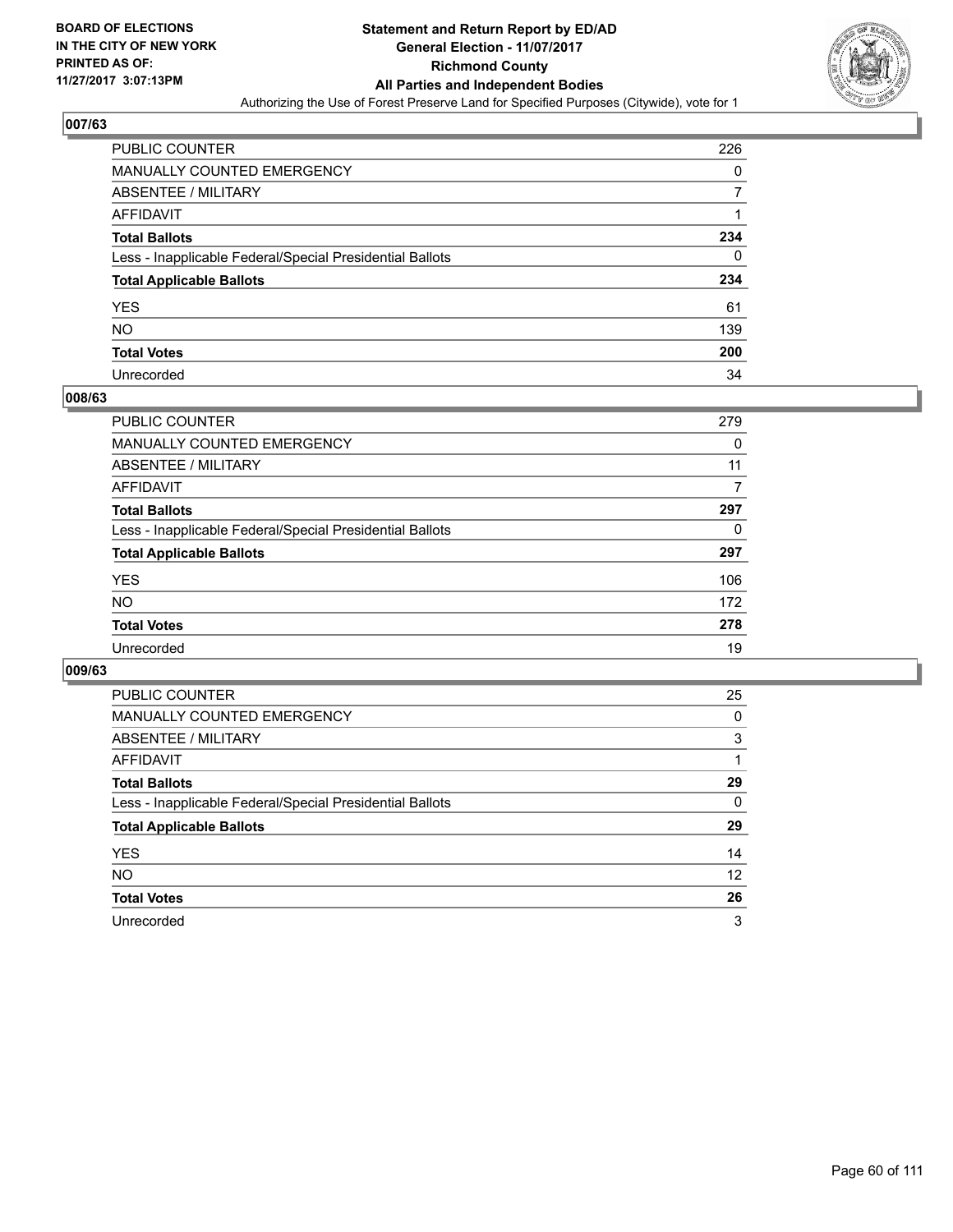**BOARD OF ELECTIONS IN THE CITY OF NEW YORK PRINTED AS OF: 11/27/2017 3:07:13PM**

# Statement and Return Report by ED/AD
## General Election - 11/07/2017
## Richmond County
## All Parties and Independent Bodies
Authorizing the Use of Forest Preserve Land for Specified Purposes (Citywide), vote for 1

### 007/63

| | |
|---|---|
| PUBLIC COUNTER | 226 |
| MANUALLY COUNTED EMERGENCY | 0 |
| ABSENTEE / MILITARY | 7 |
| AFFIDAVIT | 1 |
| **Total Ballots** | **234** |
| Less - Inapplicable Federal/Special Presidential Ballots | 0 |
| **Total Applicable Ballots** | **234** |
| YES | 61 |
| NO | 139 |
| **Total Votes** | **200** |
| Unrecorded | 34 |

### 008/63

| | |
|---|---|
| PUBLIC COUNTER | 279 |
| MANUALLY COUNTED EMERGENCY | 0 |
| ABSENTEE / MILITARY | 11 |
| AFFIDAVIT | 7 |
| **Total Ballots** | **297** |
| Less - Inapplicable Federal/Special Presidential Ballots | 0 |
| **Total Applicable Ballots** | **297** |
| YES | 106 |
| NO | 172 |
| **Total Votes** | **278** |
| Unrecorded | 19 |

### 009/63

| | |
|---|---|
| PUBLIC COUNTER | 25 |
| MANUALLY COUNTED EMERGENCY | 0 |
| ABSENTEE / MILITARY | 3 |
| AFFIDAVIT | 1 |
| **Total Ballots** | **29** |
| Less - Inapplicable Federal/Special Presidential Ballots | 0 |
| **Total Applicable Ballots** | **29** |
| YES | 14 |
| NO | 12 |
| **Total Votes** | **26** |
| Unrecorded | 3 |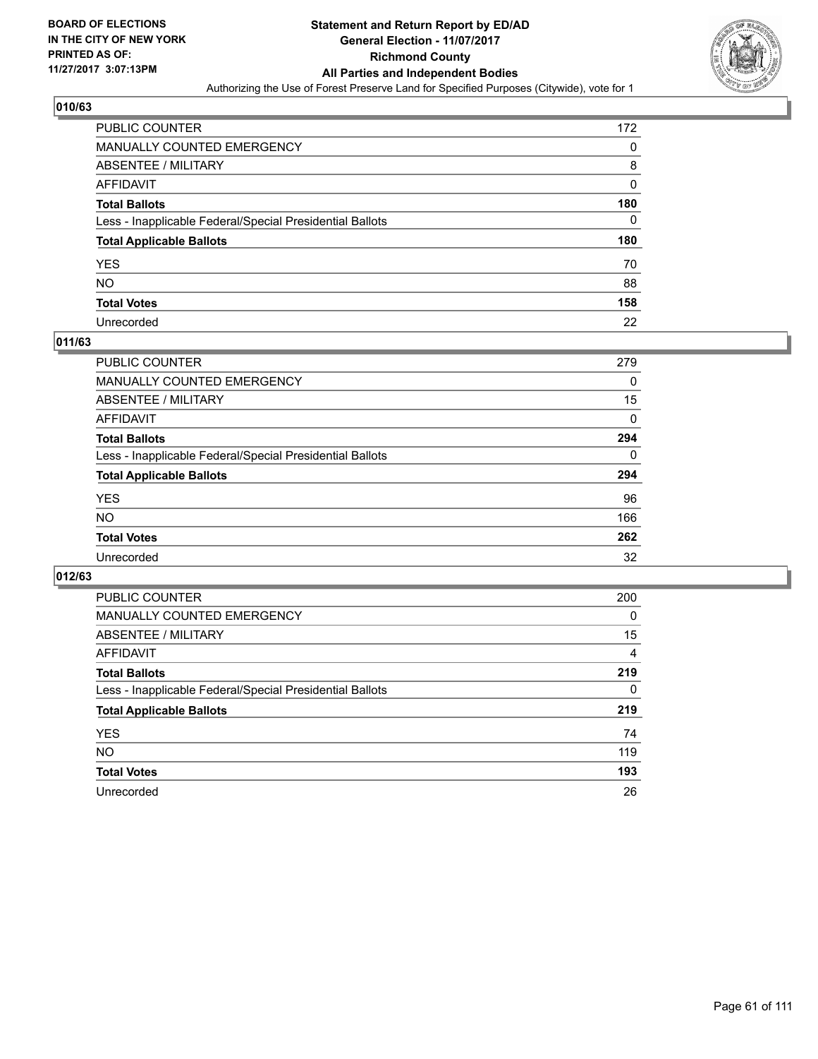**BOARD OF ELECTIONS IN THE CITY OF NEW YORK PRINTED AS OF: 11/27/2017 3:07:13PM**

# Statement and Return Report by ED/AD
## General Election - 11/07/2017
## Richmond County
## All Parties and Independent Bodies
### Authorizing the Use of Forest Preserve Land for Specified Purposes (Citywide), vote for 1

### 010/63

| | |
|---|---|
| PUBLIC COUNTER | 172 |
| MANUALLY COUNTED EMERGENCY | 0 |
| ABSENTEE / MILITARY | 8 |
| AFFIDAVIT | 0 |
| **Total Ballots** | **180** |
| Less - Inapplicable Federal/Special Presidential Ballots | 0 |
| **Total Applicable Ballots** | **180** |
| YES | 70 |
| NO | 88 |
| **Total Votes** | **158** |
| Unrecorded | 22 |

### 011/63

| | |
|---|---|
| PUBLIC COUNTER | 279 |
| MANUALLY COUNTED EMERGENCY | 0 |
| ABSENTEE / MILITARY | 15 |
| AFFIDAVIT | 0 |
| **Total Ballots** | **294** |
| Less - Inapplicable Federal/Special Presidential Ballots | 0 |
| **Total Applicable Ballots** | **294** |
| YES | 96 |
| NO | 166 |
| **Total Votes** | **262** |
| Unrecorded | 32 |

### 012/63

| | |
|---|---|
| PUBLIC COUNTER | 200 |
| MANUALLY COUNTED EMERGENCY | 0 |
| ABSENTEE / MILITARY | 15 |
| AFFIDAVIT | 4 |
| **Total Ballots** | **219** |
| Less - Inapplicable Federal/Special Presidential Ballots | 0 |
| **Total Applicable Ballots** | **219** |
| YES | 74 |
| NO | 119 |
| **Total Votes** | **193** |
| Unrecorded | 26 |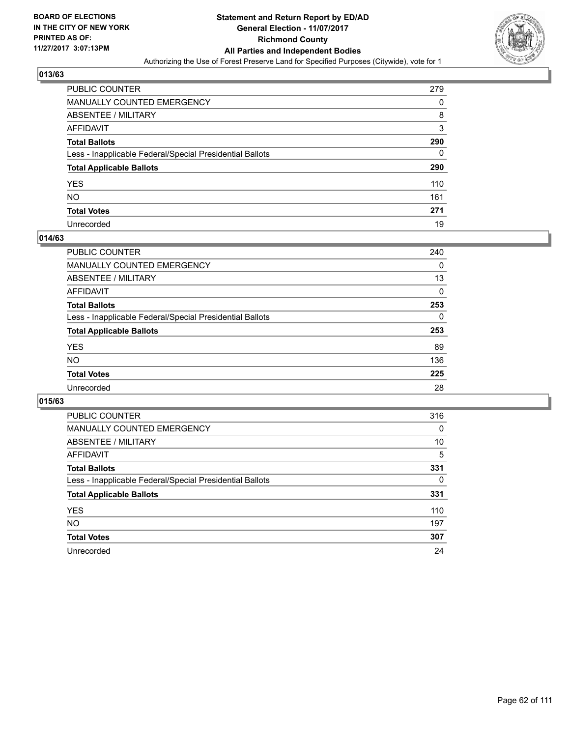BOARD OF ELECTIONS
IN THE CITY OF NEW YORK
PRINTED AS OF:
11/27/2017 3:07:13PM

**Statement and Return Report by ED/AD**
**General Election - 11/07/2017**
**Richmond County**
**All Parties and Independent Bodies**
Authorizing the Use of Forest Preserve Land for Specified Purposes (Citywide), vote for 1

## 013/63

| | |
|---|---|
| PUBLIC COUNTER | 279 |
| MANUALLY COUNTED EMERGENCY | 0 |
| ABSENTEE / MILITARY | 8 |
| AFFIDAVIT | 3 |
| **Total Ballots** | **290** |
| Less - Inapplicable Federal/Special Presidential Ballots | 0 |
| **Total Applicable Ballots** | **290** |
| YES | 110 |
| NO | 161 |
| **Total Votes** | **271** |
| Unrecorded | 19 |

## 014/63

| | |
|---|---|
| PUBLIC COUNTER | 240 |
| MANUALLY COUNTED EMERGENCY | 0 |
| ABSENTEE / MILITARY | 13 |
| AFFIDAVIT | 0 |
| **Total Ballots** | **253** |
| Less - Inapplicable Federal/Special Presidential Ballots | 0 |
| **Total Applicable Ballots** | **253** |
| YES | 89 |
| NO | 136 |
| **Total Votes** | **225** |
| Unrecorded | 28 |

## 015/63

| | |
|---|---|
| PUBLIC COUNTER | 316 |
| MANUALLY COUNTED EMERGENCY | 0 |
| ABSENTEE / MILITARY | 10 |
| AFFIDAVIT | 5 |
| **Total Ballots** | **331** |
| Less - Inapplicable Federal/Special Presidential Ballots | 0 |
| **Total Applicable Ballots** | **331** |
| YES | 110 |
| NO | 197 |
| **Total Votes** | **307** |
| Unrecorded | 24 |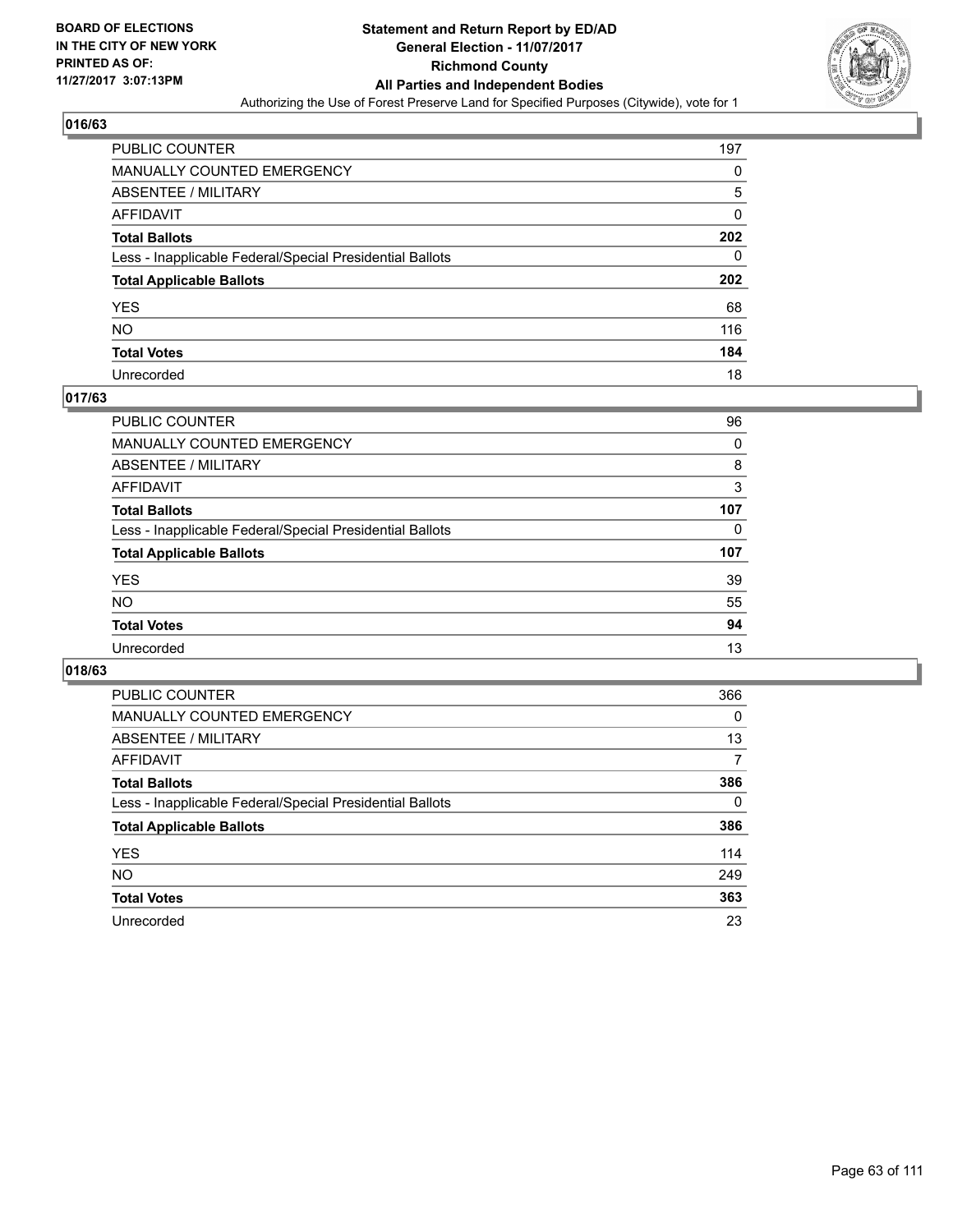**BOARD OF ELECTIONS IN THE CITY OF NEW YORK PRINTED AS OF: 11/27/2017 3:07:13PM**

# Statement and Return Report by ED/AD
## General Election - 11/07/2017
## Richmond County
## All Parties and Independent Bodies
Authorizing the Use of Forest Preserve Land for Specified Purposes (Citywide), vote for 1

### 016/63

| | |
|---|---|
| PUBLIC COUNTER | 197 |
| MANUALLY COUNTED EMERGENCY | 0 |
| ABSENTEE / MILITARY | 5 |
| AFFIDAVIT | 0 |
| **Total Ballots** | **202** |
| Less - Inapplicable Federal/Special Presidential Ballots | 0 |
| **Total Applicable Ballots** | **202** |
| YES | 68 |
| NO | 116 |
| **Total Votes** | **184** |
| Unrecorded | 18 |

### 017/63

| | |
|---|---|
| PUBLIC COUNTER | 96 |
| MANUALLY COUNTED EMERGENCY | 0 |
| ABSENTEE / MILITARY | 8 |
| AFFIDAVIT | 3 |
| **Total Ballots** | **107** |
| Less - Inapplicable Federal/Special Presidential Ballots | 0 |
| **Total Applicable Ballots** | **107** |
| YES | 39 |
| NO | 55 |
| **Total Votes** | **94** |
| Unrecorded | 13 |

### 018/63

| | |
|---|---|
| PUBLIC COUNTER | 366 |
| MANUALLY COUNTED EMERGENCY | 0 |
| ABSENTEE / MILITARY | 13 |
| AFFIDAVIT | 7 |
| **Total Ballots** | **386** |
| Less - Inapplicable Federal/Special Presidential Ballots | 0 |
| **Total Applicable Ballots** | **386** |
| YES | 114 |
| NO | 249 |
| **Total Votes** | **363** |
| Unrecorded | 23 |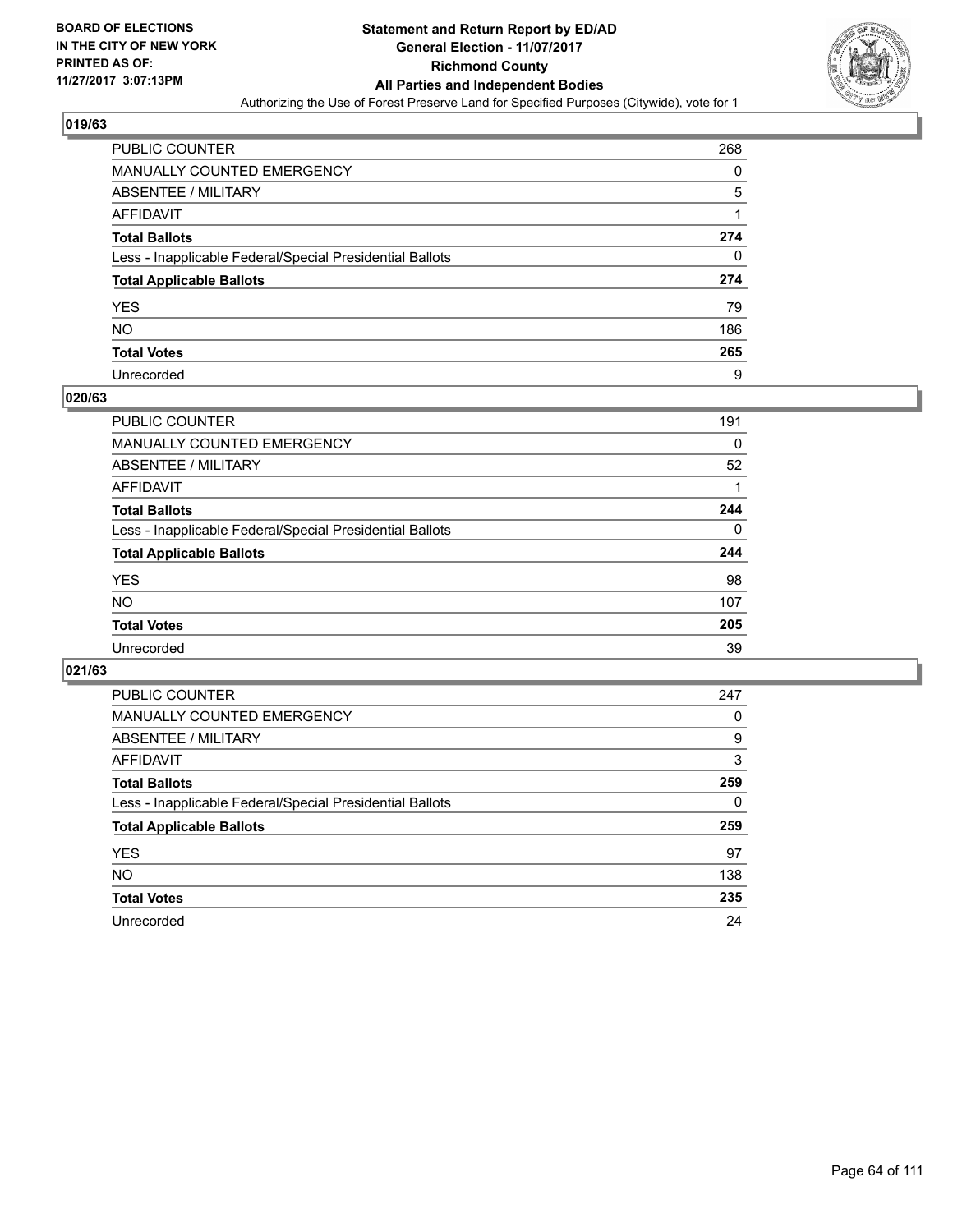BOARD OF ELECTIONS
IN THE CITY OF NEW YORK
PRINTED AS OF:
11/27/2017 3:07:13PM

# Statement and Return Report by ED/AD
## General Election - 11/07/2017
## Richmond County
## All Parties and Independent Bodies
### Authorizing the Use of Forest Preserve Land for Specified Purposes (Citywide), vote for 1

### 019/63

| | |
|---|---|
| PUBLIC COUNTER | 268 |
| MANUALLY COUNTED EMERGENCY | 0 |
| ABSENTEE / MILITARY | 5 |
| AFFIDAVIT | 1 |
| **Total Ballots** | **274** |
| Less - Inapplicable Federal/Special Presidential Ballots | 0 |
| **Total Applicable Ballots** | **274** |
| YES | 79 |
| NO | 186 |
| **Total Votes** | **265** |
| Unrecorded | 9 |

### 020/63

| | |
|---|---|
| PUBLIC COUNTER | 191 |
| MANUALLY COUNTED EMERGENCY | 0 |
| ABSENTEE / MILITARY | 52 |
| AFFIDAVIT | 1 |
| **Total Ballots** | **244** |
| Less - Inapplicable Federal/Special Presidential Ballots | 0 |
| **Total Applicable Ballots** | **244** |
| YES | 98 |
| NO | 107 |
| **Total Votes** | **205** |
| Unrecorded | 39 |

### 021/63

| | |
|---|---|
| PUBLIC COUNTER | 247 |
| MANUALLY COUNTED EMERGENCY | 0 |
| ABSENTEE / MILITARY | 9 |
| AFFIDAVIT | 3 |
| **Total Ballots** | **259** |
| Less - Inapplicable Federal/Special Presidential Ballots | 0 |
| **Total Applicable Ballots** | **259** |
| YES | 97 |
| NO | 138 |
| **Total Votes** | **235** |
| Unrecorded | 24 |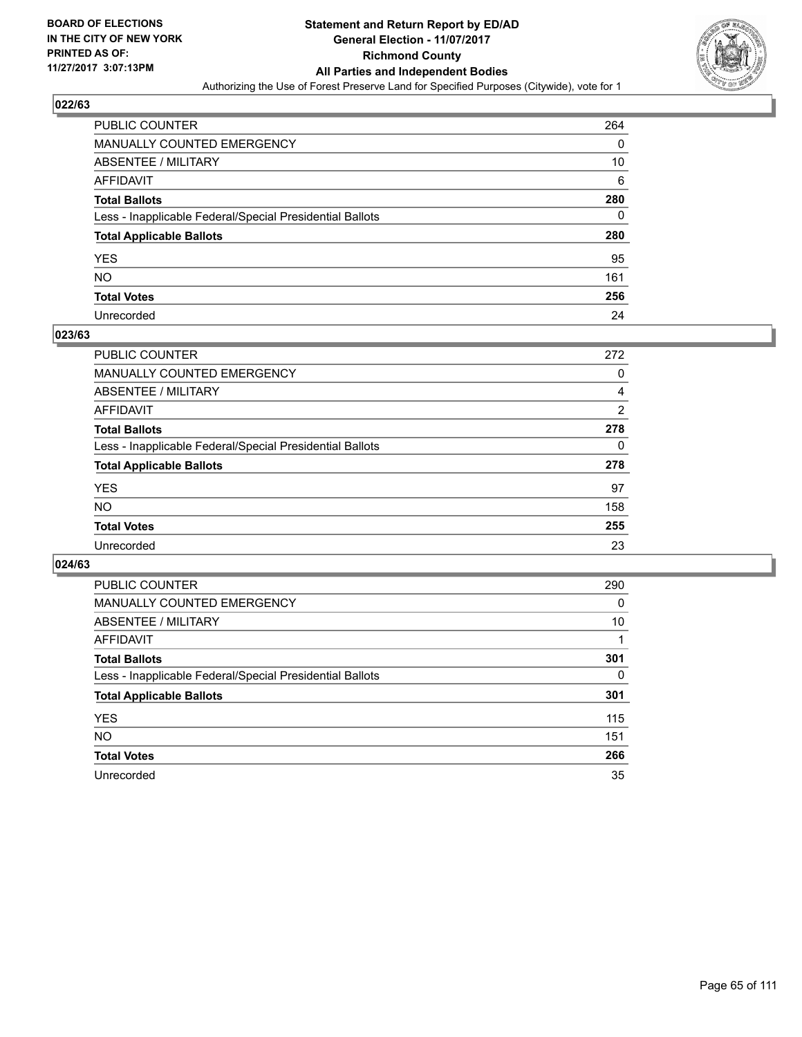BOARD OF ELECTIONS
IN THE CITY OF NEW YORK
PRINTED AS OF:
11/27/2017 3:07:13PM

# Statement and Return Report by ED/AD
## General Election - 11/07/2017
## Richmond County
## All Parties and Independent Bodies
Authorizing the Use of Forest Preserve Land for Specified Purposes (Citywide), vote for 1

### 022/63

| | |
|---|---|
| PUBLIC COUNTER | 264 |
| MANUALLY COUNTED EMERGENCY | 0 |
| ABSENTEE / MILITARY | 10 |
| AFFIDAVIT | 6 |
| **Total Ballots** | **280** |
| Less - Inapplicable Federal/Special Presidential Ballots | 0 |
| **Total Applicable Ballots** | **280** |
| YES | 95 |
| NO | 161 |
| **Total Votes** | **256** |
| Unrecorded | 24 |

### 023/63

| | |
|---|---|
| PUBLIC COUNTER | 272 |
| MANUALLY COUNTED EMERGENCY | 0 |
| ABSENTEE / MILITARY | 4 |
| AFFIDAVIT | 2 |
| **Total Ballots** | **278** |
| Less - Inapplicable Federal/Special Presidential Ballots | 0 |
| **Total Applicable Ballots** | **278** |
| YES | 97 |
| NO | 158 |
| **Total Votes** | **255** |
| Unrecorded | 23 |

### 024/63

| | |
|---|---|
| PUBLIC COUNTER | 290 |
| MANUALLY COUNTED EMERGENCY | 0 |
| ABSENTEE / MILITARY | 10 |
| AFFIDAVIT | 1 |
| **Total Ballots** | **301** |
| Less - Inapplicable Federal/Special Presidential Ballots | 0 |
| **Total Applicable Ballots** | **301** |
| YES | 115 |
| NO | 151 |
| **Total Votes** | **266** |
| Unrecorded | 35 |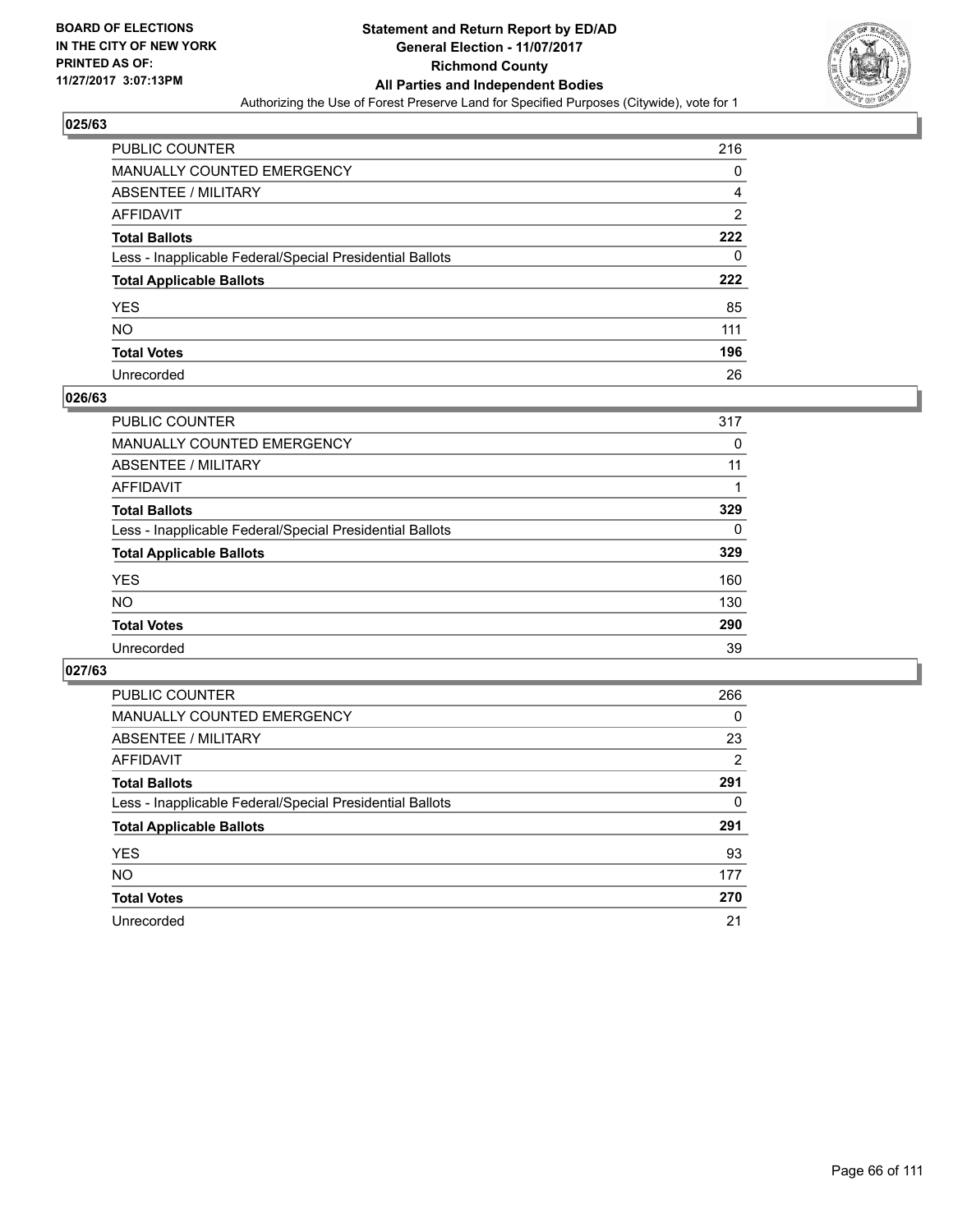**BOARD OF ELECTIONS IN THE CITY OF NEW YORK PRINTED AS OF: 11/27/2017 3:07:13PM**

# Statement and Return Report by ED/AD
## General Election - 11/07/2017
## Richmond County
## All Parties and Independent Bodies
### Authorizing the Use of Forest Preserve Land for Specified Purposes (Citywide), vote for 1

**025/63**

| | |
|---|---|
| PUBLIC COUNTER | 216 |
| MANUALLY COUNTED EMERGENCY | 0 |
| ABSENTEE / MILITARY | 4 |
| AFFIDAVIT | 2 |
| **Total Ballots** | **222** |
| Less - Inapplicable Federal/Special Presidential Ballots | 0 |
| **Total Applicable Ballots** | **222** |
| YES | 85 |
| NO | 111 |
| **Total Votes** | **196** |
| Unrecorded | 26 |

**026/63**

| | |
|---|---|
| PUBLIC COUNTER | 317 |
| MANUALLY COUNTED EMERGENCY | 0 |
| ABSENTEE / MILITARY | 11 |
| AFFIDAVIT | 1 |
| **Total Ballots** | **329** |
| Less - Inapplicable Federal/Special Presidential Ballots | 0 |
| **Total Applicable Ballots** | **329** |
| YES | 160 |
| NO | 130 |
| **Total Votes** | **290** |
| Unrecorded | 39 |

**027/63**

| | |
|---|---|
| PUBLIC COUNTER | 266 |
| MANUALLY COUNTED EMERGENCY | 0 |
| ABSENTEE / MILITARY | 23 |
| AFFIDAVIT | 2 |
| **Total Ballots** | **291** |
| Less - Inapplicable Federal/Special Presidential Ballots | 0 |
| **Total Applicable Ballots** | **291** |
| YES | 93 |
| NO | 177 |
| **Total Votes** | **270** |
| Unrecorded | 21 |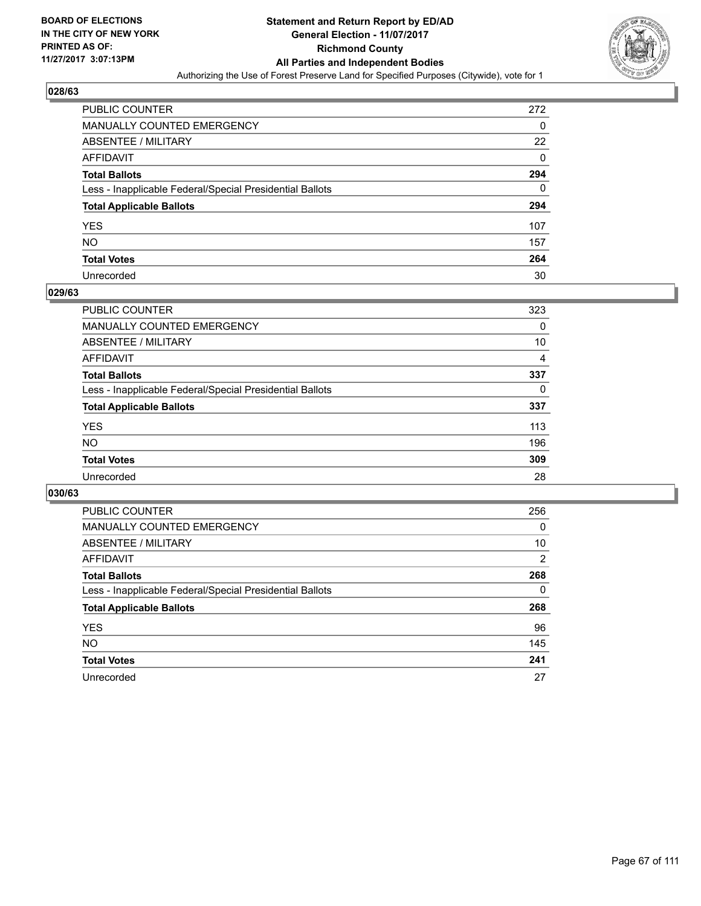# Statement and Return Report by ED/AD
## General Election - 11/07/2017
## Richmond County
## All Parties and Independent Bodies

BOARD OF ELECTIONS IN THE CITY OF NEW YORK PRINTED AS OF: 11/27/2017 3:07:13PM

Authorizing the Use of Forest Preserve Land for Specified Purposes (Citywide), vote for 1

### 028/63

| | |
|---|---|
| PUBLIC COUNTER | 272 |
| MANUALLY COUNTED EMERGENCY | 0 |
| ABSENTEE / MILITARY | 22 |
| AFFIDAVIT | 0 |
| **Total Ballots** | **294** |
| Less - Inapplicable Federal/Special Presidential Ballots | 0 |
| **Total Applicable Ballots** | **294** |
| YES | 107 |
| NO | 157 |
| **Total Votes** | **264** |
| Unrecorded | 30 |

### 029/63

| | |
|---|---|
| PUBLIC COUNTER | 323 |
| MANUALLY COUNTED EMERGENCY | 0 |
| ABSENTEE / MILITARY | 10 |
| AFFIDAVIT | 4 |
| **Total Ballots** | **337** |
| Less - Inapplicable Federal/Special Presidential Ballots | 0 |
| **Total Applicable Ballots** | **337** |
| YES | 113 |
| NO | 196 |
| **Total Votes** | **309** |
| Unrecorded | 28 |

### 030/63

| | |
|---|---|
| PUBLIC COUNTER | 256 |
| MANUALLY COUNTED EMERGENCY | 0 |
| ABSENTEE / MILITARY | 10 |
| AFFIDAVIT | 2 |
| **Total Ballots** | **268** |
| Less - Inapplicable Federal/Special Presidential Ballots | 0 |
| **Total Applicable Ballots** | **268** |
| YES | 96 |
| NO | 145 |
| **Total Votes** | **241** |
| Unrecorded | 27 |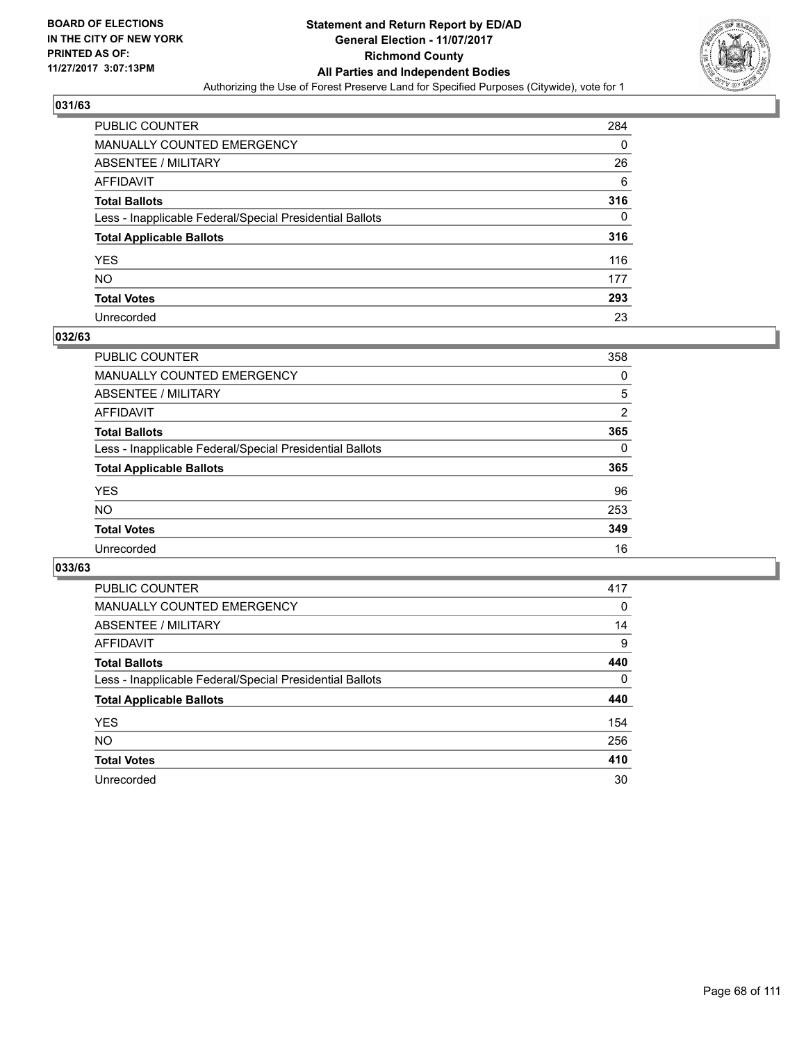BOARD OF ELECTIONS
IN THE CITY OF NEW YORK
PRINTED AS OF:
11/27/2017 3:07:13PM

# Statement and Return Report by ED/AD
## General Election - 11/07/2017
## Richmond County
## All Parties and Independent Bodies
Authorizing the Use of Forest Preserve Land for Specified Purposes (Citywide), vote for 1

### 031/63

| | |
|---|---|
| PUBLIC COUNTER | 284 |
| MANUALLY COUNTED EMERGENCY | 0 |
| ABSENTEE / MILITARY | 26 |
| AFFIDAVIT | 6 |
| **Total Ballots** | **316** |
| Less - Inapplicable Federal/Special Presidential Ballots | 0 |
| **Total Applicable Ballots** | **316** |
| YES | 116 |
| NO | 177 |
| **Total Votes** | **293** |
| Unrecorded | 23 |

### 032/63

| | |
|---|---|
| PUBLIC COUNTER | 358 |
| MANUALLY COUNTED EMERGENCY | 0 |
| ABSENTEE / MILITARY | 5 |
| AFFIDAVIT | 2 |
| **Total Ballots** | **365** |
| Less - Inapplicable Federal/Special Presidential Ballots | 0 |
| **Total Applicable Ballots** | **365** |
| YES | 96 |
| NO | 253 |
| **Total Votes** | **349** |
| Unrecorded | 16 |

### 033/63

| | |
|---|---|
| PUBLIC COUNTER | 417 |
| MANUALLY COUNTED EMERGENCY | 0 |
| ABSENTEE / MILITARY | 14 |
| AFFIDAVIT | 9 |
| **Total Ballots** | **440** |
| Less - Inapplicable Federal/Special Presidential Ballots | 0 |
| **Total Applicable Ballots** | **440** |
| YES | 154 |
| NO | 256 |
| **Total Votes** | **410** |
| Unrecorded | 30 |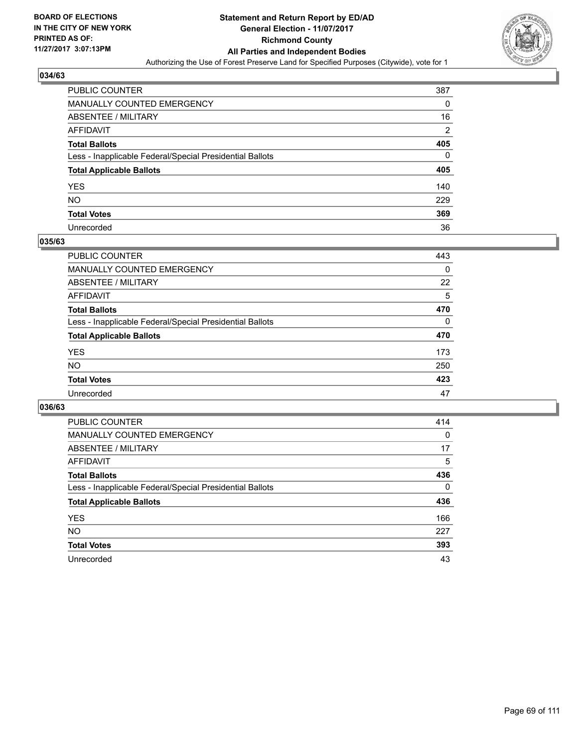**BOARD OF ELECTIONS IN THE CITY OF NEW YORK PRINTED AS OF: 11/27/2017 3:07:13PM**

**Statement and Return Report by ED/AD General Election - 11/07/2017 Richmond County All Parties and Independent Bodies**

Authorizing the Use of Forest Preserve Land for Specified Purposes (Citywide), vote for 1

## 034/63

| | |
|---|---|
| PUBLIC COUNTER | 387 |
| MANUALLY COUNTED EMERGENCY | 0 |
| ABSENTEE / MILITARY | 16 |
| AFFIDAVIT | 2 |
| **Total Ballots** | **405** |
| Less - Inapplicable Federal/Special Presidential Ballots | 0 |
| **Total Applicable Ballots** | **405** |
| YES | 140 |
| NO | 229 |
| **Total Votes** | **369** |
| Unrecorded | 36 |

## 035/63

| | |
|---|---|
| PUBLIC COUNTER | 443 |
| MANUALLY COUNTED EMERGENCY | 0 |
| ABSENTEE / MILITARY | 22 |
| AFFIDAVIT | 5 |
| **Total Ballots** | **470** |
| Less - Inapplicable Federal/Special Presidential Ballots | 0 |
| **Total Applicable Ballots** | **470** |
| YES | 173 |
| NO | 250 |
| **Total Votes** | **423** |
| Unrecorded | 47 |

## 036/63

| | |
|---|---|
| PUBLIC COUNTER | 414 |
| MANUALLY COUNTED EMERGENCY | 0 |
| ABSENTEE / MILITARY | 17 |
| AFFIDAVIT | 5 |
| **Total Ballots** | **436** |
| Less - Inapplicable Federal/Special Presidential Ballots | 0 |
| **Total Applicable Ballots** | **436** |
| YES | 166 |
| NO | 227 |
| **Total Votes** | **393** |
| Unrecorded | 43 |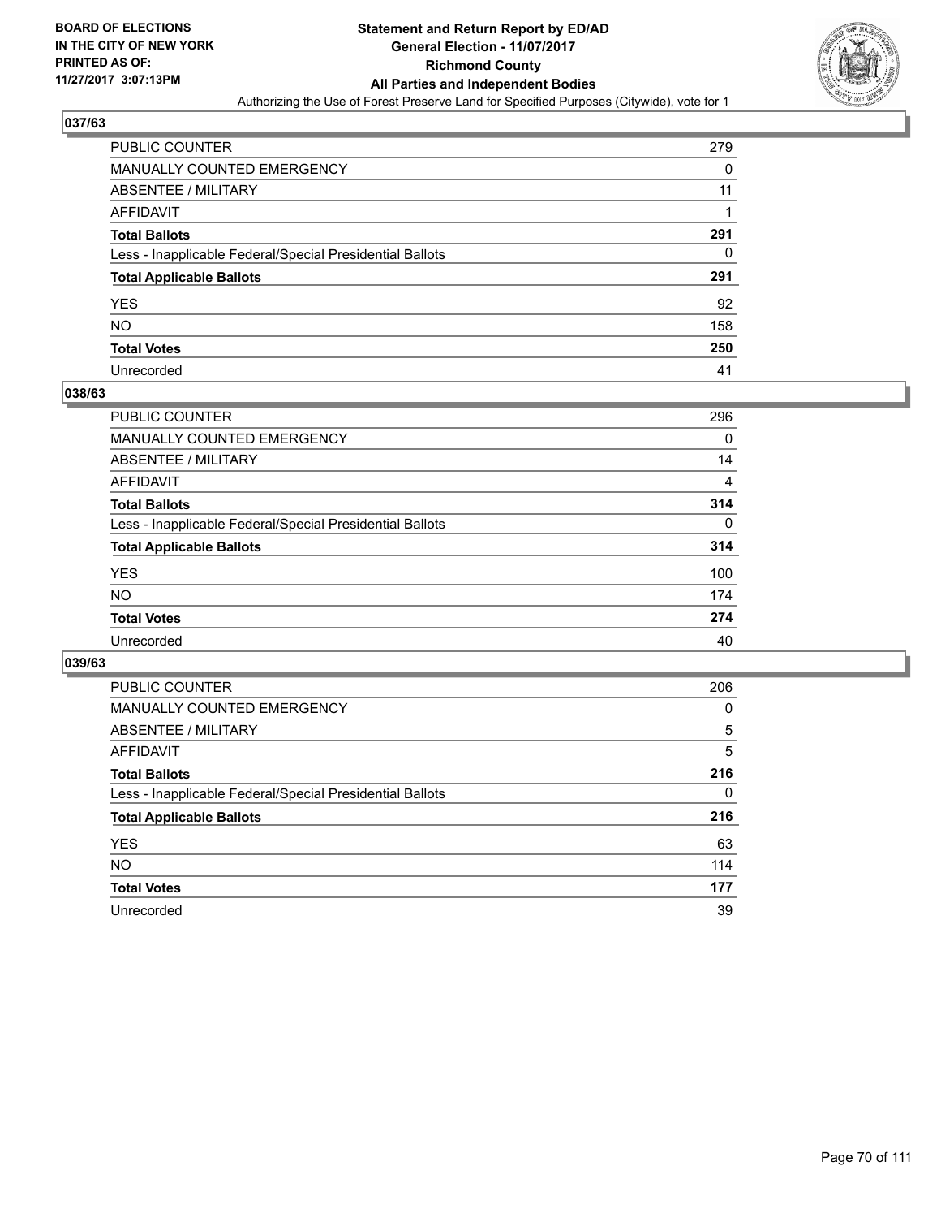BOARD OF ELECTIONS
IN THE CITY OF NEW YORK
PRINTED AS OF:
11/27/2017 3:07:13PM

# Statement and Return Report by ED/AD
## General Election - 11/07/2017
## Richmond County
## All Parties and Independent Bodies
Authorizing the Use of Forest Preserve Land for Specified Purposes (Citywide), vote for 1

### 037/63

| | |
|---|---|
| PUBLIC COUNTER | 279 |
| MANUALLY COUNTED EMERGENCY | 0 |
| ABSENTEE / MILITARY | 11 |
| AFFIDAVIT | 1 |
| **Total Ballots** | **291** |
| Less - Inapplicable Federal/Special Presidential Ballots | 0 |
| **Total Applicable Ballots** | **291** |
| YES | 92 |
| NO | 158 |
| **Total Votes** | **250** |
| Unrecorded | 41 |

### 038/63

| | |
|---|---|
| PUBLIC COUNTER | 296 |
| MANUALLY COUNTED EMERGENCY | 0 |
| ABSENTEE / MILITARY | 14 |
| AFFIDAVIT | 4 |
| **Total Ballots** | **314** |
| Less - Inapplicable Federal/Special Presidential Ballots | 0 |
| **Total Applicable Ballots** | **314** |
| YES | 100 |
| NO | 174 |
| **Total Votes** | **274** |
| Unrecorded | 40 |

### 039/63

| | |
|---|---|
| PUBLIC COUNTER | 206 |
| MANUALLY COUNTED EMERGENCY | 0 |
| ABSENTEE / MILITARY | 5 |
| AFFIDAVIT | 5 |
| **Total Ballots** | **216** |
| Less - Inapplicable Federal/Special Presidential Ballots | 0 |
| **Total Applicable Ballots** | **216** |
| YES | 63 |
| NO | 114 |
| **Total Votes** | **177** |
| Unrecorded | 39 |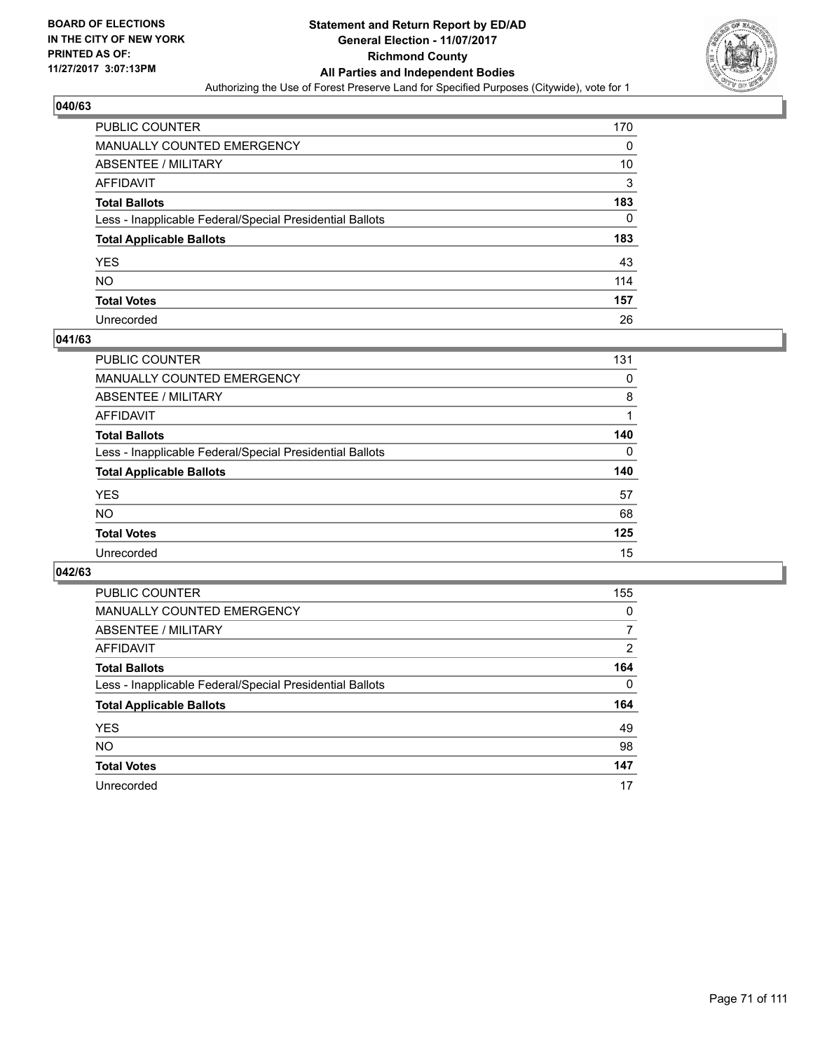**BOARD OF ELECTIONS IN THE CITY OF NEW YORK PRINTED AS OF: 11/27/2017 3:07:13PM**

# Statement and Return Report by ED/AD
## General Election - 11/07/2017
## Richmond County
## All Parties and Independent Bodies
### Authorizing the Use of Forest Preserve Land for Specified Purposes (Citywide), vote for 1

**040/63**

| | |
|---|---|
| PUBLIC COUNTER | 170 |
| MANUALLY COUNTED EMERGENCY | 0 |
| ABSENTEE / MILITARY | 10 |
| AFFIDAVIT | 3 |
| **Total Ballots** | **183** |
| Less - Inapplicable Federal/Special Presidential Ballots | 0 |
| **Total Applicable Ballots** | **183** |
| YES | 43 |
| NO | 114 |
| **Total Votes** | **157** |
| Unrecorded | 26 |

**041/63**

| | |
|---|---|
| PUBLIC COUNTER | 131 |
| MANUALLY COUNTED EMERGENCY | 0 |
| ABSENTEE / MILITARY | 8 |
| AFFIDAVIT | 1 |
| **Total Ballots** | **140** |
| Less - Inapplicable Federal/Special Presidential Ballots | 0 |
| **Total Applicable Ballots** | **140** |
| YES | 57 |
| NO | 68 |
| **Total Votes** | **125** |
| Unrecorded | 15 |

**042/63**

| | |
|---|---|
| PUBLIC COUNTER | 155 |
| MANUALLY COUNTED EMERGENCY | 0 |
| ABSENTEE / MILITARY | 7 |
| AFFIDAVIT | 2 |
| **Total Ballots** | **164** |
| Less - Inapplicable Federal/Special Presidential Ballots | 0 |
| **Total Applicable Ballots** | **164** |
| YES | 49 |
| NO | 98 |
| **Total Votes** | **147** |
| Unrecorded | 17 |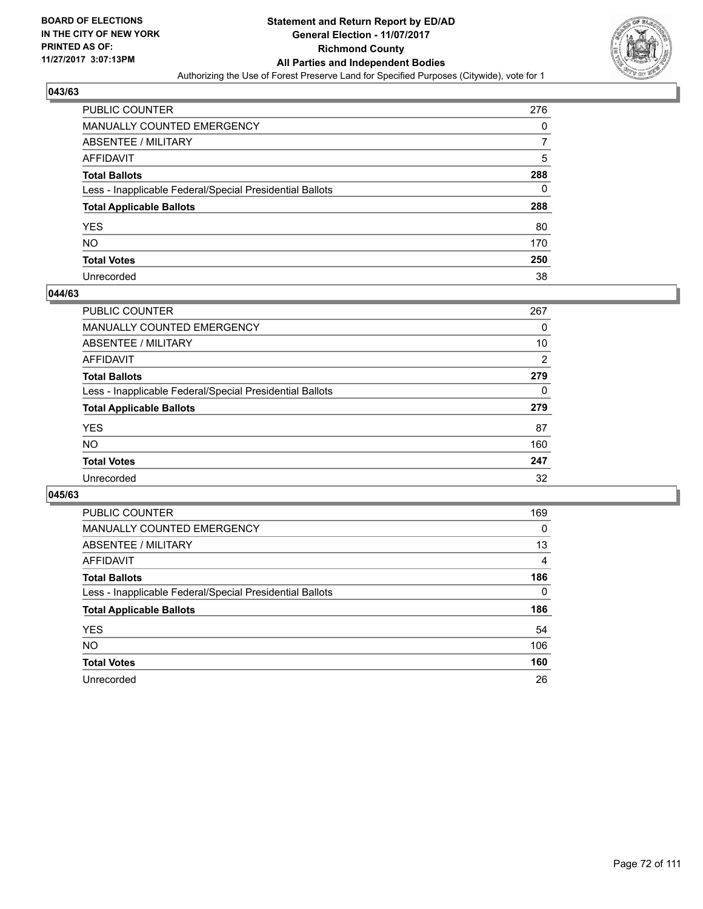BOARD OF ELECTIONS
IN THE CITY OF NEW YORK
PRINTED AS OF:
11/27/2017 3:07:13PM

**Statement and Return Report by ED/AD**
**General Election - 11/07/2017**
**Richmond County**
**All Parties and Independent Bodies**
Authorizing the Use of Forest Preserve Land for Specified Purposes (Citywide), vote for 1

### 043/63

| | |
|---|---|
| PUBLIC COUNTER | 276 |
| MANUALLY COUNTED EMERGENCY | 0 |
| ABSENTEE / MILITARY | 7 |
| AFFIDAVIT | 5 |
| **Total Ballots** | **288** |
| Less - Inapplicable Federal/Special Presidential Ballots | 0 |
| **Total Applicable Ballots** | **288** |
| YES | 80 |
| NO | 170 |
| **Total Votes** | **250** |
| Unrecorded | 38 |

### 044/63

| | |
|---|---|
| PUBLIC COUNTER | 267 |
| MANUALLY COUNTED EMERGENCY | 0 |
| ABSENTEE / MILITARY | 10 |
| AFFIDAVIT | 2 |
| **Total Ballots** | **279** |
| Less - Inapplicable Federal/Special Presidential Ballots | 0 |
| **Total Applicable Ballots** | **279** |
| YES | 87 |
| NO | 160 |
| **Total Votes** | **247** |
| Unrecorded | 32 |

### 045/63

| | |
|---|---|
| PUBLIC COUNTER | 169 |
| MANUALLY COUNTED EMERGENCY | 0 |
| ABSENTEE / MILITARY | 13 |
| AFFIDAVIT | 4 |
| **Total Ballots** | **186** |
| Less - Inapplicable Federal/Special Presidential Ballots | 0 |
| **Total Applicable Ballots** | **186** |
| YES | 54 |
| NO | 106 |
| **Total Votes** | **160** |
| Unrecorded | 26 |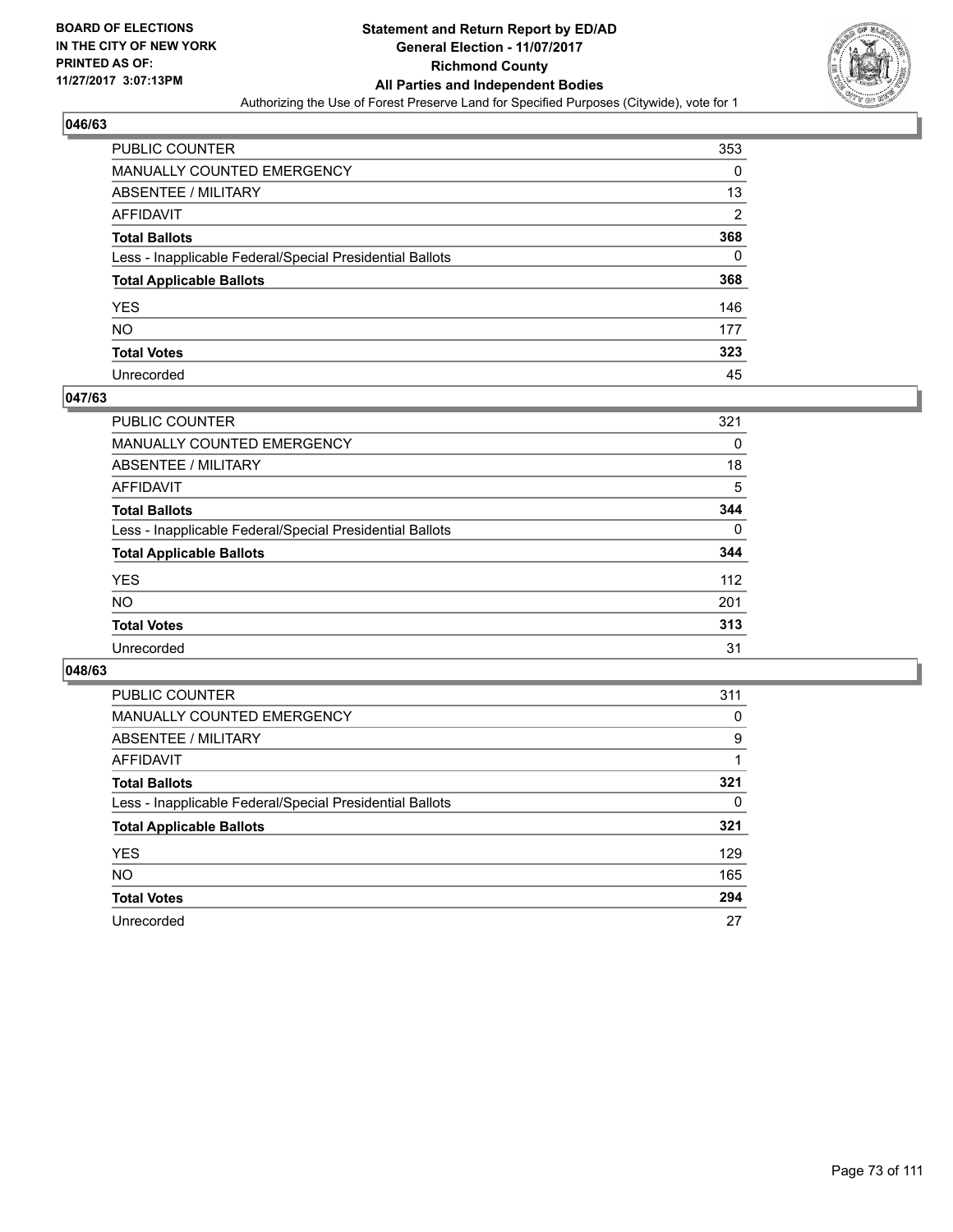**BOARD OF ELECTIONS IN THE CITY OF NEW YORK PRINTED AS OF: 11/27/2017 3:07:13PM**

# Statement and Return Report by ED/AD
## General Election - 11/07/2017
## Richmond County
## All Parties and Independent Bodies
Authorizing the Use of Forest Preserve Land for Specified Purposes (Citywide), vote for 1

### 046/63

| | |
|---|---|
| PUBLIC COUNTER | 353 |
| MANUALLY COUNTED EMERGENCY | 0 |
| ABSENTEE / MILITARY | 13 |
| AFFIDAVIT | 2 |
| **Total Ballots** | **368** |
| Less - Inapplicable Federal/Special Presidential Ballots | 0 |
| **Total Applicable Ballots** | **368** |
| YES | 146 |
| NO | 177 |
| **Total Votes** | **323** |
| Unrecorded | 45 |

### 047/63

| | |
|---|---|
| PUBLIC COUNTER | 321 |
| MANUALLY COUNTED EMERGENCY | 0 |
| ABSENTEE / MILITARY | 18 |
| AFFIDAVIT | 5 |
| **Total Ballots** | **344** |
| Less - Inapplicable Federal/Special Presidential Ballots | 0 |
| **Total Applicable Ballots** | **344** |
| YES | 112 |
| NO | 201 |
| **Total Votes** | **313** |
| Unrecorded | 31 |

### 048/63

| | |
|---|---|
| PUBLIC COUNTER | 311 |
| MANUALLY COUNTED EMERGENCY | 0 |
| ABSENTEE / MILITARY | 9 |
| AFFIDAVIT | 1 |
| **Total Ballots** | **321** |
| Less - Inapplicable Federal/Special Presidential Ballots | 0 |
| **Total Applicable Ballots** | **321** |
| YES | 129 |
| NO | 165 |
| **Total Votes** | **294** |
| Unrecorded | 27 |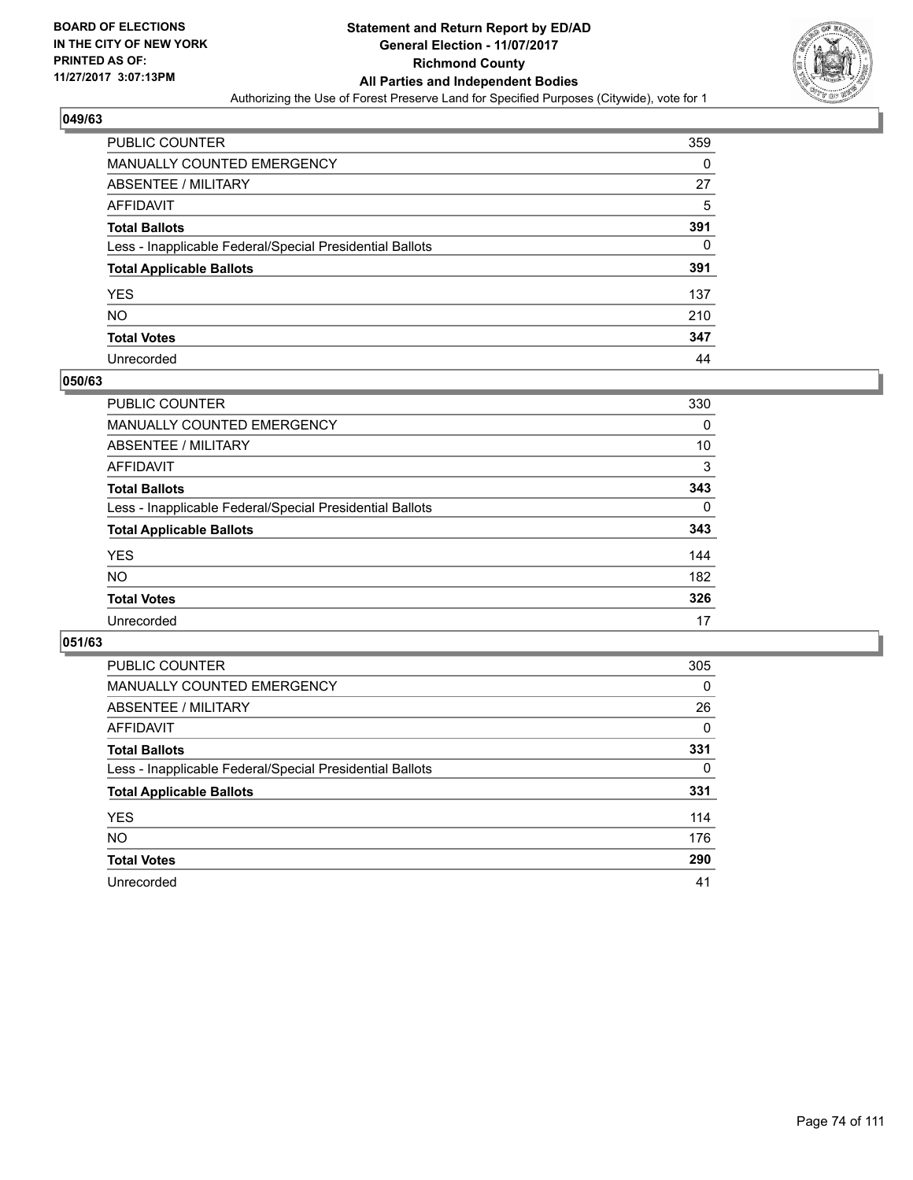BOARD OF ELECTIONS
IN THE CITY OF NEW YORK
PRINTED AS OF:
11/27/2017 3:07:13PM

**Statement and Return Report by ED/AD**
**General Election - 11/07/2017**
**Richmond County**
**All Parties and Independent Bodies**
Authorizing the Use of Forest Preserve Land for Specified Purposes (Citywide), vote for 1

### 049/63

| | |
|---|---|
| PUBLIC COUNTER | 359 |
| MANUALLY COUNTED EMERGENCY | 0 |
| ABSENTEE / MILITARY | 27 |
| AFFIDAVIT | 5 |
| **Total Ballots** | **391** |
| Less - Inapplicable Federal/Special Presidential Ballots | 0 |
| **Total Applicable Ballots** | **391** |
| YES | 137 |
| NO | 210 |
| **Total Votes** | **347** |
| Unrecorded | 44 |

### 050/63

| | |
|---|---|
| PUBLIC COUNTER | 330 |
| MANUALLY COUNTED EMERGENCY | 0 |
| ABSENTEE / MILITARY | 10 |
| AFFIDAVIT | 3 |
| **Total Ballots** | **343** |
| Less - Inapplicable Federal/Special Presidential Ballots | 0 |
| **Total Applicable Ballots** | **343** |
| YES | 144 |
| NO | 182 |
| **Total Votes** | **326** |
| Unrecorded | 17 |

### 051/63

| | |
|---|---|
| PUBLIC COUNTER | 305 |
| MANUALLY COUNTED EMERGENCY | 0 |
| ABSENTEE / MILITARY | 26 |
| AFFIDAVIT | 0 |
| **Total Ballots** | **331** |
| Less - Inapplicable Federal/Special Presidential Ballots | 0 |
| **Total Applicable Ballots** | **331** |
| YES | 114 |
| NO | 176 |
| **Total Votes** | **290** |
| Unrecorded | 41 |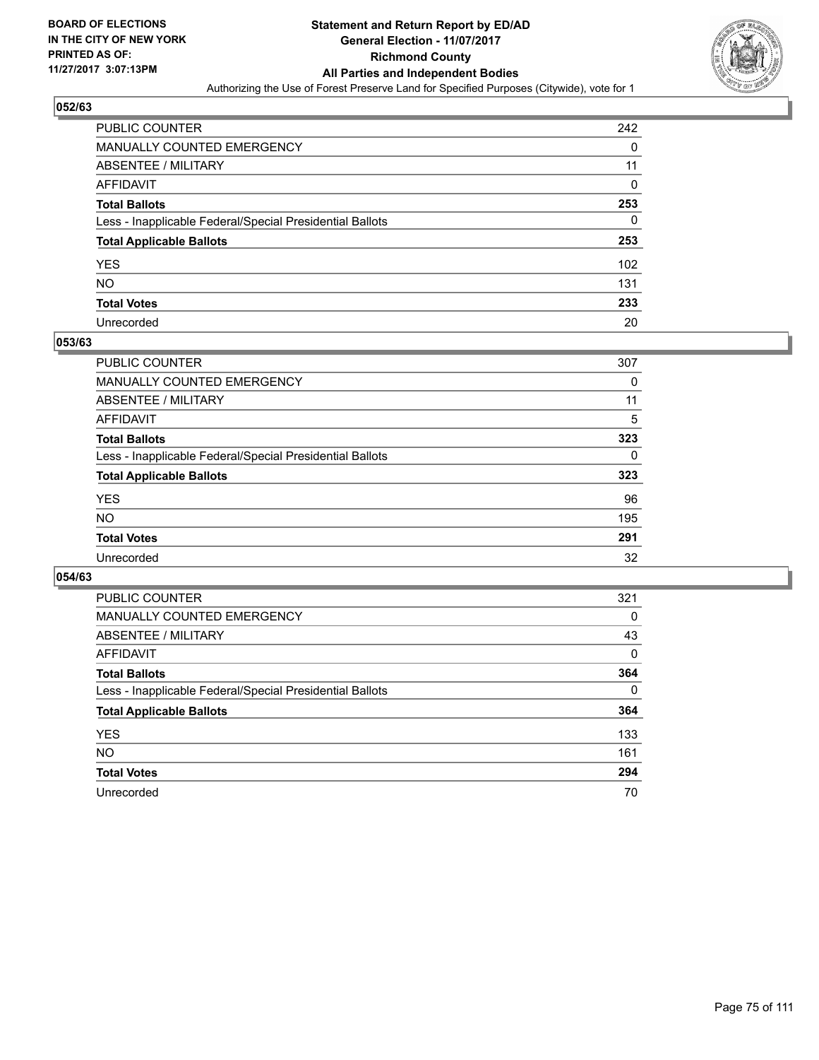BOARD OF ELECTIONS
IN THE CITY OF NEW YORK
PRINTED AS OF:
11/27/2017 3:07:13PM

**Statement and Return Report by ED/AD**
**General Election - 11/07/2017**
**Richmond County**
**All Parties and Independent Bodies**
Authorizing the Use of Forest Preserve Land for Specified Purposes (Citywide), vote for 1

### 052/63

| | |
|---|---|
| PUBLIC COUNTER | 242 |
| MANUALLY COUNTED EMERGENCY | 0 |
| ABSENTEE / MILITARY | 11 |
| AFFIDAVIT | 0 |
| **Total Ballots** | **253** |
| Less - Inapplicable Federal/Special Presidential Ballots | 0 |
| **Total Applicable Ballots** | **253** |
| YES | 102 |
| NO | 131 |
| **Total Votes** | **233** |
| Unrecorded | 20 |

### 053/63

| | |
|---|---|
| PUBLIC COUNTER | 307 |
| MANUALLY COUNTED EMERGENCY | 0 |
| ABSENTEE / MILITARY | 11 |
| AFFIDAVIT | 5 |
| **Total Ballots** | **323** |
| Less - Inapplicable Federal/Special Presidential Ballots | 0 |
| **Total Applicable Ballots** | **323** |
| YES | 96 |
| NO | 195 |
| **Total Votes** | **291** |
| Unrecorded | 32 |

### 054/63

| | |
|---|---|
| PUBLIC COUNTER | 321 |
| MANUALLY COUNTED EMERGENCY | 0 |
| ABSENTEE / MILITARY | 43 |
| AFFIDAVIT | 0 |
| **Total Ballots** | **364** |
| Less - Inapplicable Federal/Special Presidential Ballots | 0 |
| **Total Applicable Ballots** | **364** |
| YES | 133 |
| NO | 161 |
| **Total Votes** | **294** |
| Unrecorded | 70 |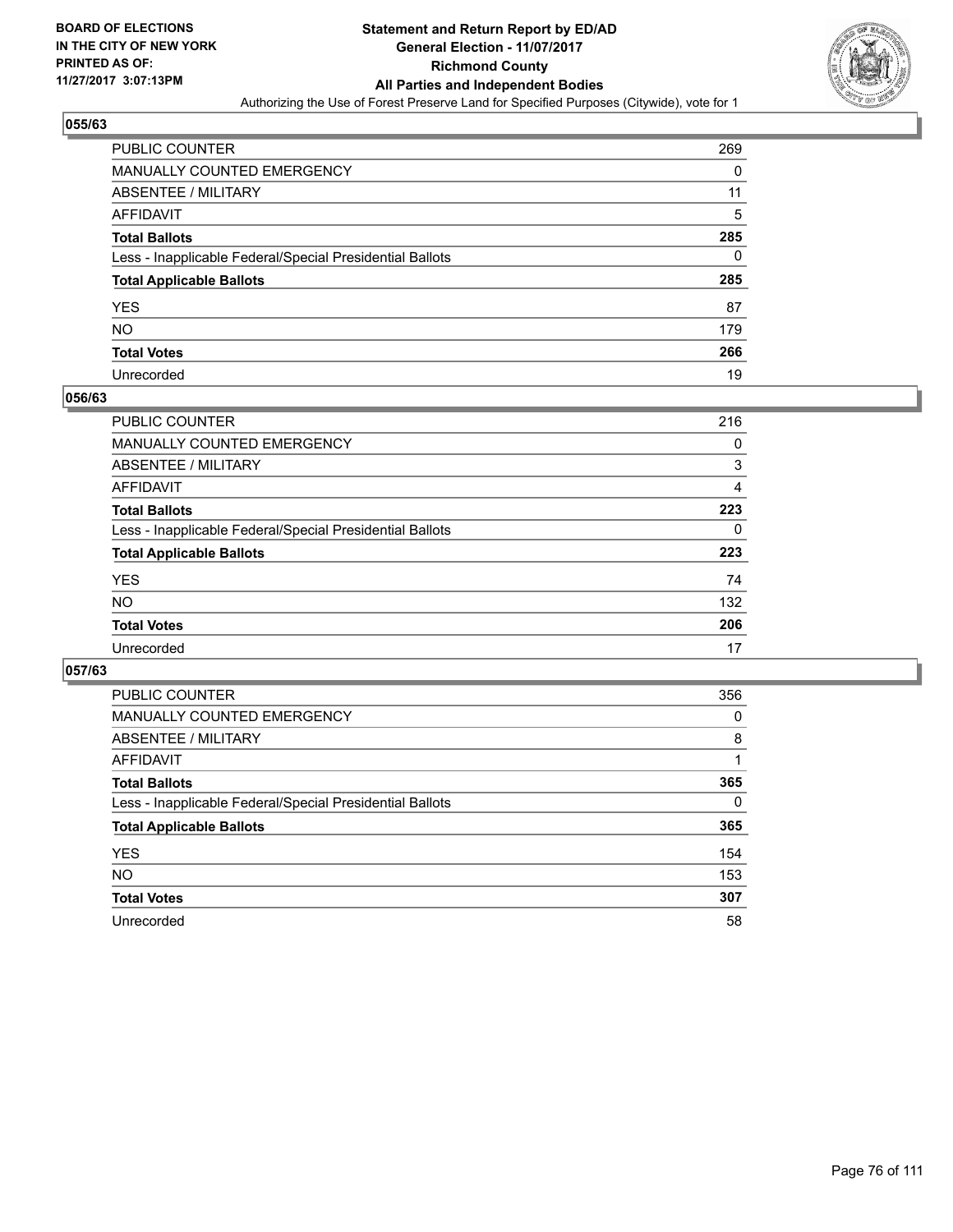BOARD OF ELECTIONS
IN THE CITY OF NEW YORK
PRINTED AS OF:
11/27/2017 3:07:13PM

# Statement and Return Report by ED/AD
## General Election - 11/07/2017
## Richmond County
## All Parties and Independent Bodies
Authorizing the Use of Forest Preserve Land for Specified Purposes (Citywide), vote for 1

### 055/63

| | |
|---|---|
| PUBLIC COUNTER | 269 |
| MANUALLY COUNTED EMERGENCY | 0 |
| ABSENTEE / MILITARY | 11 |
| AFFIDAVIT | 5 |
| **Total Ballots** | **285** |
| Less - Inapplicable Federal/Special Presidential Ballots | 0 |
| **Total Applicable Ballots** | **285** |
| YES | 87 |
| NO | 179 |
| **Total Votes** | **266** |
| Unrecorded | 19 |

### 056/63

| | |
|---|---|
| PUBLIC COUNTER | 216 |
| MANUALLY COUNTED EMERGENCY | 0 |
| ABSENTEE / MILITARY | 3 |
| AFFIDAVIT | 4 |
| **Total Ballots** | **223** |
| Less - Inapplicable Federal/Special Presidential Ballots | 0 |
| **Total Applicable Ballots** | **223** |
| YES | 74 |
| NO | 132 |
| **Total Votes** | **206** |
| Unrecorded | 17 |

### 057/63

| | |
|---|---|
| PUBLIC COUNTER | 356 |
| MANUALLY COUNTED EMERGENCY | 0 |
| ABSENTEE / MILITARY | 8 |
| AFFIDAVIT | 1 |
| **Total Ballots** | **365** |
| Less - Inapplicable Federal/Special Presidential Ballots | 0 |
| **Total Applicable Ballots** | **365** |
| YES | 154 |
| NO | 153 |
| **Total Votes** | **307** |
| Unrecorded | 58 |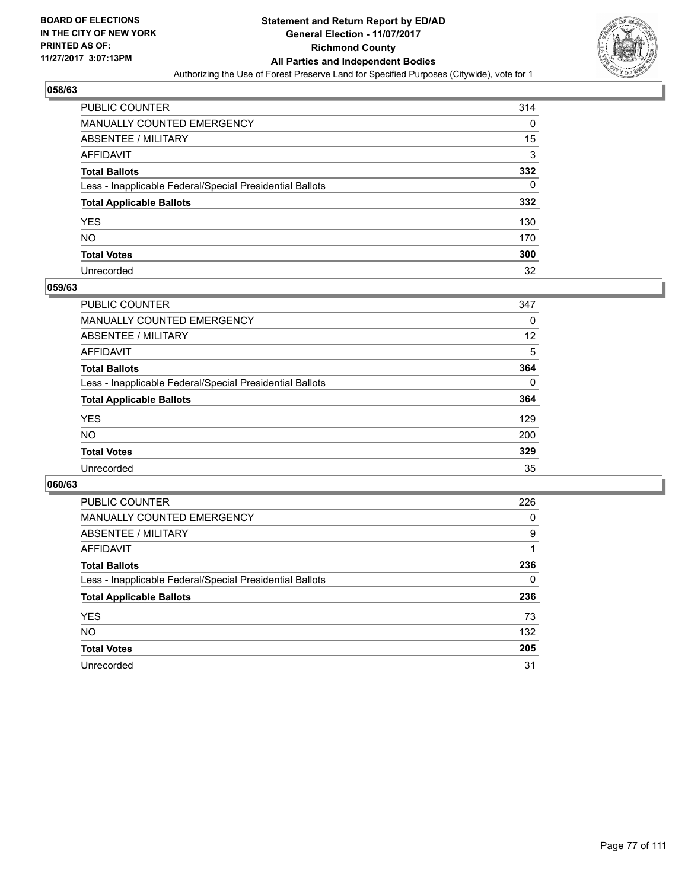**BOARD OF ELECTIONS IN THE CITY OF NEW YORK PRINTED AS OF: 11/27/2017 3:07:13PM**

# Statement and Return Report by ED/AD
## General Election - 11/07/2017
## Richmond County
## All Parties and Independent Bodies
### Authorizing the Use of Forest Preserve Land for Specified Purposes (Citywide), vote for 1

### 058/63

| | |
|---|---|
| PUBLIC COUNTER | 314 |
| MANUALLY COUNTED EMERGENCY | 0 |
| ABSENTEE / MILITARY | 15 |
| AFFIDAVIT | 3 |
| **Total Ballots** | **332** |
| Less - Inapplicable Federal/Special Presidential Ballots | 0 |
| **Total Applicable Ballots** | **332** |
| YES | 130 |
| NO | 170 |
| **Total Votes** | **300** |
| Unrecorded | 32 |

### 059/63

| | |
|---|---|
| PUBLIC COUNTER | 347 |
| MANUALLY COUNTED EMERGENCY | 0 |
| ABSENTEE / MILITARY | 12 |
| AFFIDAVIT | 5 |
| **Total Ballots** | **364** |
| Less - Inapplicable Federal/Special Presidential Ballots | 0 |
| **Total Applicable Ballots** | **364** |
| YES | 129 |
| NO | 200 |
| **Total Votes** | **329** |
| Unrecorded | 35 |

### 060/63

| | |
|---|---|
| PUBLIC COUNTER | 226 |
| MANUALLY COUNTED EMERGENCY | 0 |
| ABSENTEE / MILITARY | 9 |
| AFFIDAVIT | 1 |
| **Total Ballots** | **236** |
| Less - Inapplicable Federal/Special Presidential Ballots | 0 |
| **Total Applicable Ballots** | **236** |
| YES | 73 |
| NO | 132 |
| **Total Votes** | **205** |
| Unrecorded | 31 |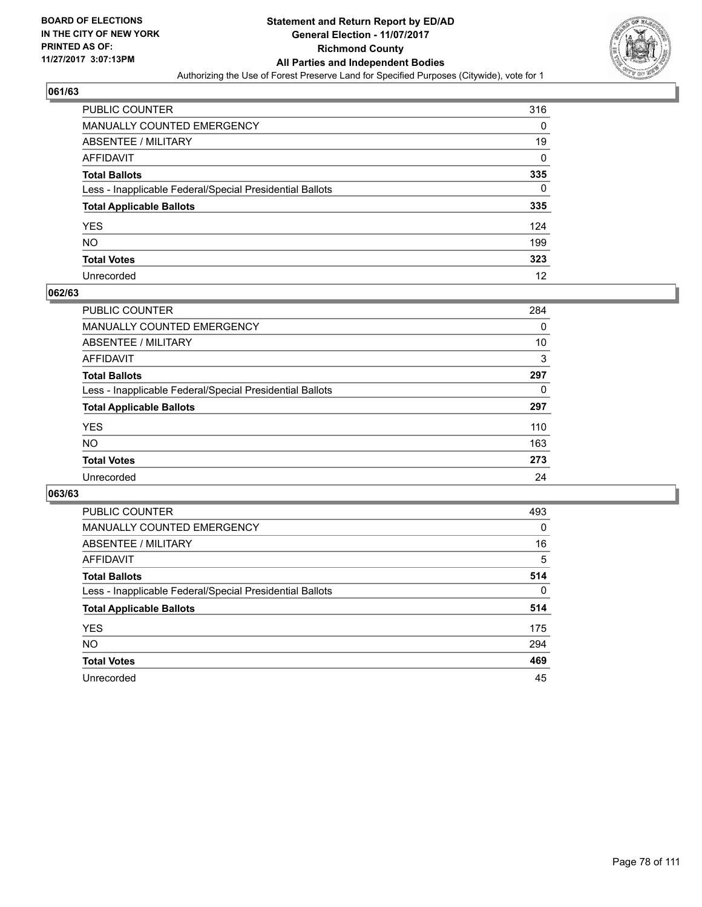**BOARD OF ELECTIONS IN THE CITY OF NEW YORK PRINTED AS OF: 11/27/2017 3:07:13PM**

# Statement and Return Report by ED/AD
## General Election - 11/07/2017
## Richmond County
## All Parties and Independent Bodies
### Authorizing the Use of Forest Preserve Land for Specified Purposes (Citywide), vote for 1

### 061/63

| | |
|---|---|
| PUBLIC COUNTER | 316 |
| MANUALLY COUNTED EMERGENCY | 0 |
| ABSENTEE / MILITARY | 19 |
| AFFIDAVIT | 0 |
| **Total Ballots** | **335** |
| Less - Inapplicable Federal/Special Presidential Ballots | 0 |
| **Total Applicable Ballots** | **335** |
| YES | 124 |
| NO | 199 |
| **Total Votes** | **323** |
| Unrecorded | 12 |

### 062/63

| | |
|---|---|
| PUBLIC COUNTER | 284 |
| MANUALLY COUNTED EMERGENCY | 0 |
| ABSENTEE / MILITARY | 10 |
| AFFIDAVIT | 3 |
| **Total Ballots** | **297** |
| Less - Inapplicable Federal/Special Presidential Ballots | 0 |
| **Total Applicable Ballots** | **297** |
| YES | 110 |
| NO | 163 |
| **Total Votes** | **273** |
| Unrecorded | 24 |

### 063/63

| | |
|---|---|
| PUBLIC COUNTER | 493 |
| MANUALLY COUNTED EMERGENCY | 0 |
| ABSENTEE / MILITARY | 16 |
| AFFIDAVIT | 5 |
| **Total Ballots** | **514** |
| Less - Inapplicable Federal/Special Presidential Ballots | 0 |
| **Total Applicable Ballots** | **514** |
| YES | 175 |
| NO | 294 |
| **Total Votes** | **469** |
| Unrecorded | 45 |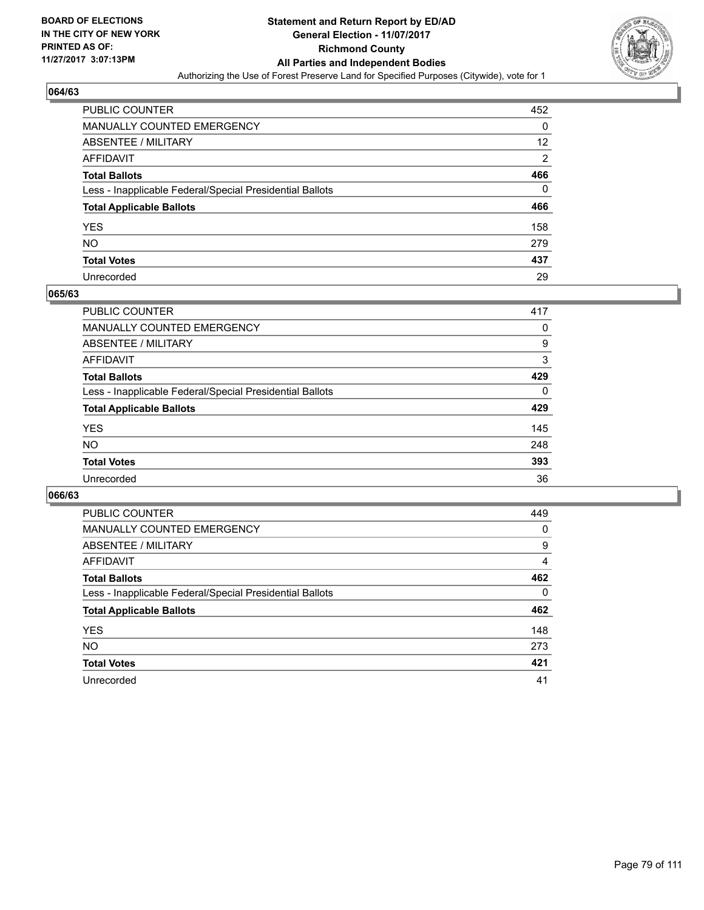BOARD OF ELECTIONS
IN THE CITY OF NEW YORK
PRINTED AS OF:
11/27/2017 3:07:13PM

# Statement and Return Report by ED/AD
## General Election - 11/07/2017
## Richmond County
## All Parties and Independent Bodies
Authorizing the Use of Forest Preserve Land for Specified Purposes (Citywide), vote for 1

### 064/63

| | |
|---|---|
| PUBLIC COUNTER | 452 |
| MANUALLY COUNTED EMERGENCY | 0 |
| ABSENTEE / MILITARY | 12 |
| AFFIDAVIT | 2 |
| **Total Ballots** | **466** |
| Less - Inapplicable Federal/Special Presidential Ballots | 0 |
| **Total Applicable Ballots** | **466** |
| YES | 158 |
| NO | 279 |
| **Total Votes** | **437** |
| Unrecorded | 29 |

### 065/63

| | |
|---|---|
| PUBLIC COUNTER | 417 |
| MANUALLY COUNTED EMERGENCY | 0 |
| ABSENTEE / MILITARY | 9 |
| AFFIDAVIT | 3 |
| **Total Ballots** | **429** |
| Less - Inapplicable Federal/Special Presidential Ballots | 0 |
| **Total Applicable Ballots** | **429** |
| YES | 145 |
| NO | 248 |
| **Total Votes** | **393** |
| Unrecorded | 36 |

### 066/63

| | |
|---|---|
| PUBLIC COUNTER | 449 |
| MANUALLY COUNTED EMERGENCY | 0 |
| ABSENTEE / MILITARY | 9 |
| AFFIDAVIT | 4 |
| **Total Ballots** | **462** |
| Less - Inapplicable Federal/Special Presidential Ballots | 0 |
| **Total Applicable Ballots** | **462** |
| YES | 148 |
| NO | 273 |
| **Total Votes** | **421** |
| Unrecorded | 41 |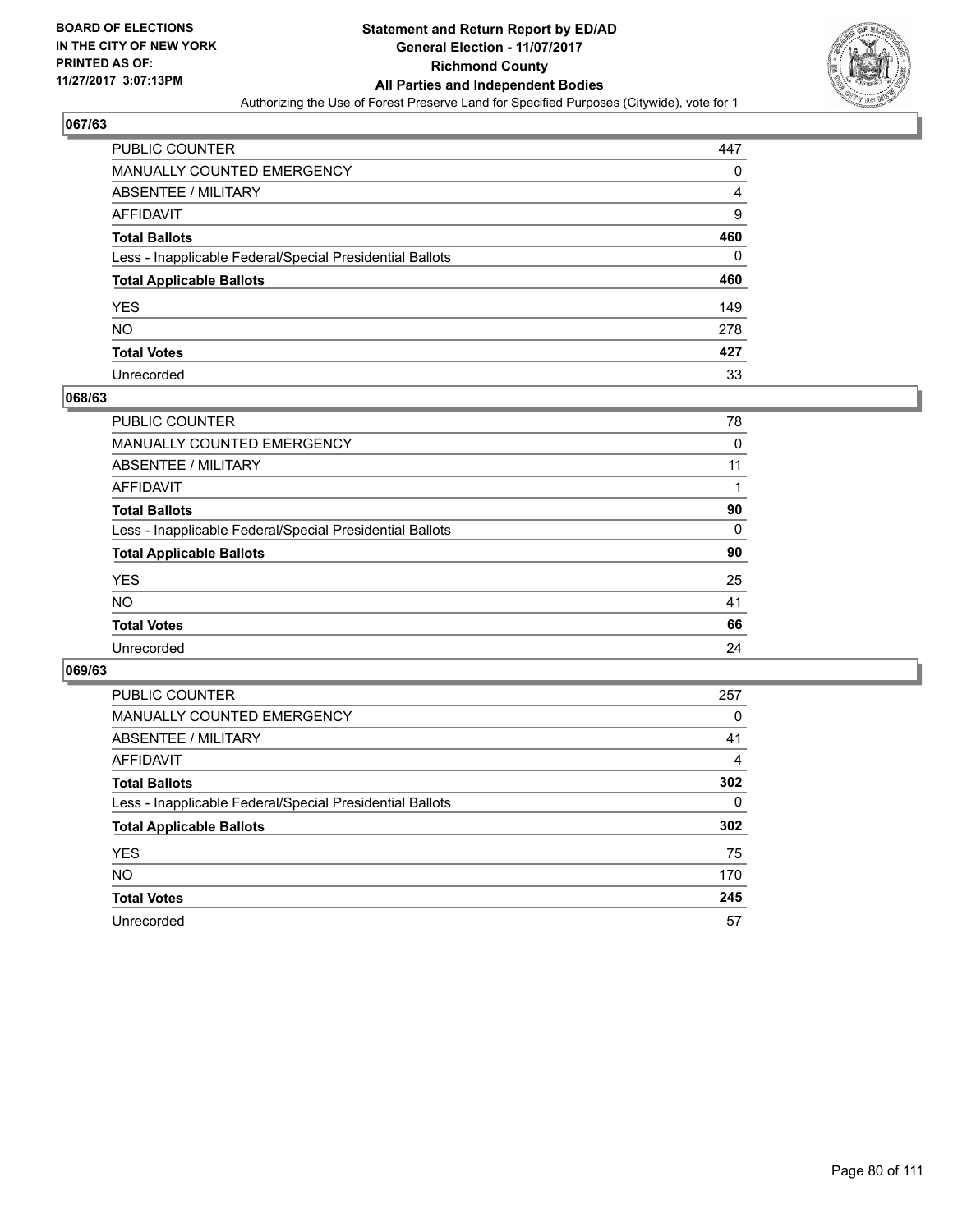**BOARD OF ELECTIONS IN THE CITY OF NEW YORK PRINTED AS OF: 11/27/2017 3:07:13PM**

# Statement and Return Report by ED/AD
## General Election - 11/07/2017
## Richmond County
## All Parties and Independent Bodies
Authorizing the Use of Forest Preserve Land for Specified Purposes (Citywide), vote for 1

### 067/63

| | |
|---|---|
| PUBLIC COUNTER | 447 |
| MANUALLY COUNTED EMERGENCY | 0 |
| ABSENTEE / MILITARY | 4 |
| AFFIDAVIT | 9 |
| **Total Ballots** | **460** |
| Less - Inapplicable Federal/Special Presidential Ballots | 0 |
| **Total Applicable Ballots** | **460** |
| YES | 149 |
| NO | 278 |
| **Total Votes** | **427** |
| Unrecorded | 33 |

### 068/63

| | |
|---|---|
| PUBLIC COUNTER | 78 |
| MANUALLY COUNTED EMERGENCY | 0 |
| ABSENTEE / MILITARY | 11 |
| AFFIDAVIT | 1 |
| **Total Ballots** | **90** |
| Less - Inapplicable Federal/Special Presidential Ballots | 0 |
| **Total Applicable Ballots** | **90** |
| YES | 25 |
| NO | 41 |
| **Total Votes** | **66** |
| Unrecorded | 24 |

### 069/63

| | |
|---|---|
| PUBLIC COUNTER | 257 |
| MANUALLY COUNTED EMERGENCY | 0 |
| ABSENTEE / MILITARY | 41 |
| AFFIDAVIT | 4 |
| **Total Ballots** | **302** |
| Less - Inapplicable Federal/Special Presidential Ballots | 0 |
| **Total Applicable Ballots** | **302** |
| YES | 75 |
| NO | 170 |
| **Total Votes** | **245** |
| Unrecorded | 57 |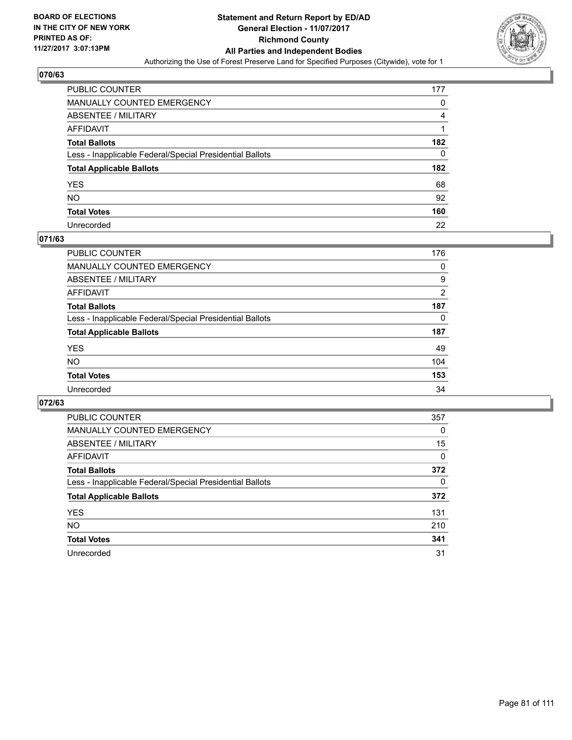BOARD OF ELECTIONS
IN THE CITY OF NEW YORK
PRINTED AS OF:
11/27/2017 3:07:13PM

# Statement and Return Report by ED/AD
## General Election - 11/07/2017
## Richmond County
## All Parties and Independent Bodies
Authorizing the Use of Forest Preserve Land for Specified Purposes (Citywide), vote for 1

### 070/63

| | |
|---|---|
| PUBLIC COUNTER | 177 |
| MANUALLY COUNTED EMERGENCY | 0 |
| ABSENTEE / MILITARY | 4 |
| AFFIDAVIT | 1 |
| **Total Ballots** | **182** |
| Less - Inapplicable Federal/Special Presidential Ballots | 0 |
| **Total Applicable Ballots** | **182** |
| YES | 68 |
| NO | 92 |
| **Total Votes** | **160** |
| Unrecorded | 22 |

### 071/63

| | |
|---|---|
| PUBLIC COUNTER | 176 |
| MANUALLY COUNTED EMERGENCY | 0 |
| ABSENTEE / MILITARY | 9 |
| AFFIDAVIT | 2 |
| **Total Ballots** | **187** |
| Less - Inapplicable Federal/Special Presidential Ballots | 0 |
| **Total Applicable Ballots** | **187** |
| YES | 49 |
| NO | 104 |
| **Total Votes** | **153** |
| Unrecorded | 34 |

### 072/63

| | |
|---|---|
| PUBLIC COUNTER | 357 |
| MANUALLY COUNTED EMERGENCY | 0 |
| ABSENTEE / MILITARY | 15 |
| AFFIDAVIT | 0 |
| **Total Ballots** | **372** |
| Less - Inapplicable Federal/Special Presidential Ballots | 0 |
| **Total Applicable Ballots** | **372** |
| YES | 131 |
| NO | 210 |
| **Total Votes** | **341** |
| Unrecorded | 31 |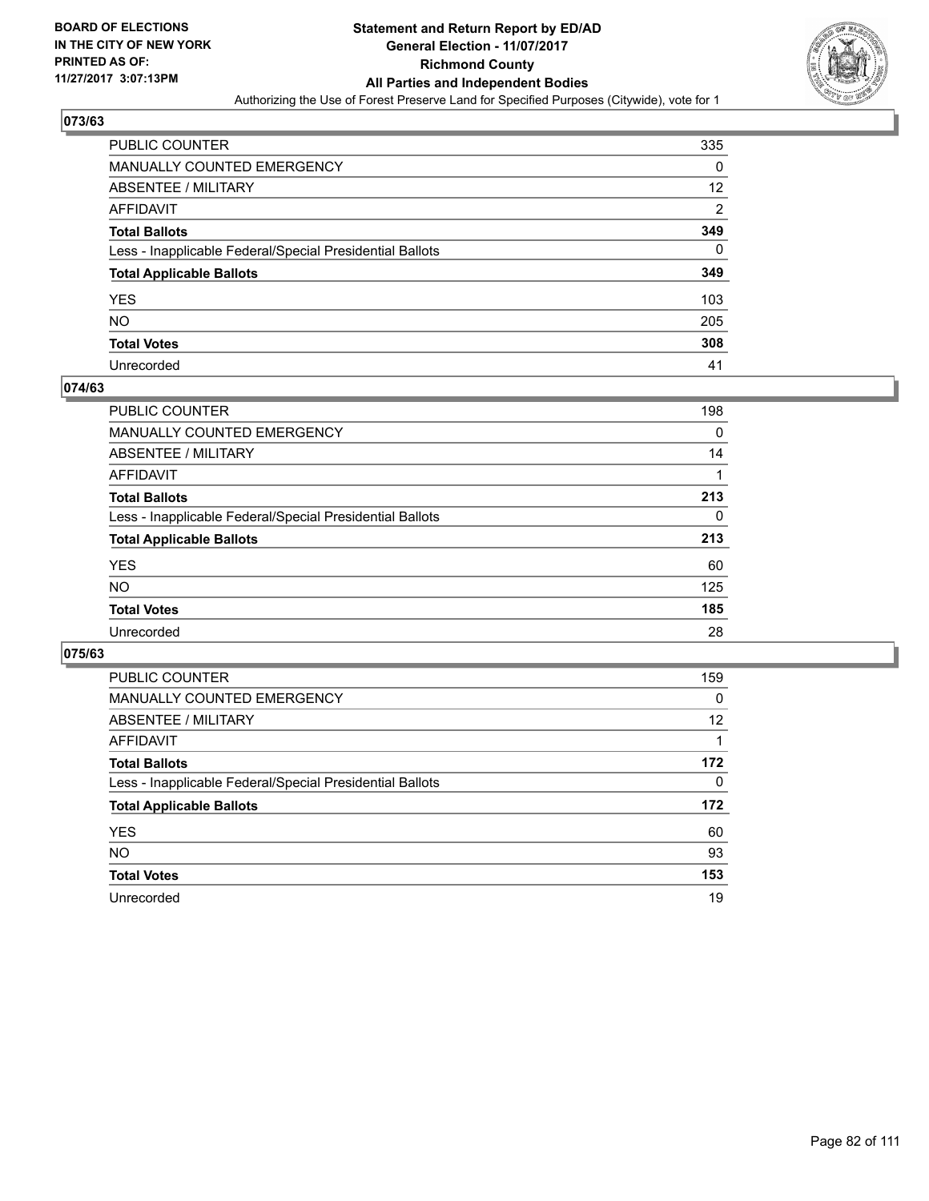BOARD OF ELECTIONS
IN THE CITY OF NEW YORK
PRINTED AS OF:
11/27/2017 3:07:13PM

**Statement and Return Report by ED/AD**
**General Election - 11/07/2017**
**Richmond County**
**All Parties and Independent Bodies**
Authorizing the Use of Forest Preserve Land for Specified Purposes (Citywide), vote for 1

## 073/63

| | |
|---|---|
| PUBLIC COUNTER | 335 |
| MANUALLY COUNTED EMERGENCY | 0 |
| ABSENTEE / MILITARY | 12 |
| AFFIDAVIT | 2 |
| **Total Ballots** | **349** |
| Less - Inapplicable Federal/Special Presidential Ballots | 0 |
| **Total Applicable Ballots** | **349** |
| YES | 103 |
| NO | 205 |
| **Total Votes** | **308** |
| Unrecorded | 41 |

## 074/63

| | |
|---|---|
| PUBLIC COUNTER | 198 |
| MANUALLY COUNTED EMERGENCY | 0 |
| ABSENTEE / MILITARY | 14 |
| AFFIDAVIT | 1 |
| **Total Ballots** | **213** |
| Less - Inapplicable Federal/Special Presidential Ballots | 0 |
| **Total Applicable Ballots** | **213** |
| YES | 60 |
| NO | 125 |
| **Total Votes** | **185** |
| Unrecorded | 28 |

## 075/63

| | |
|---|---|
| PUBLIC COUNTER | 159 |
| MANUALLY COUNTED EMERGENCY | 0 |
| ABSENTEE / MILITARY | 12 |
| AFFIDAVIT | 1 |
| **Total Ballots** | **172** |
| Less - Inapplicable Federal/Special Presidential Ballots | 0 |
| **Total Applicable Ballots** | **172** |
| YES | 60 |
| NO | 93 |
| **Total Votes** | **153** |
| Unrecorded | 19 |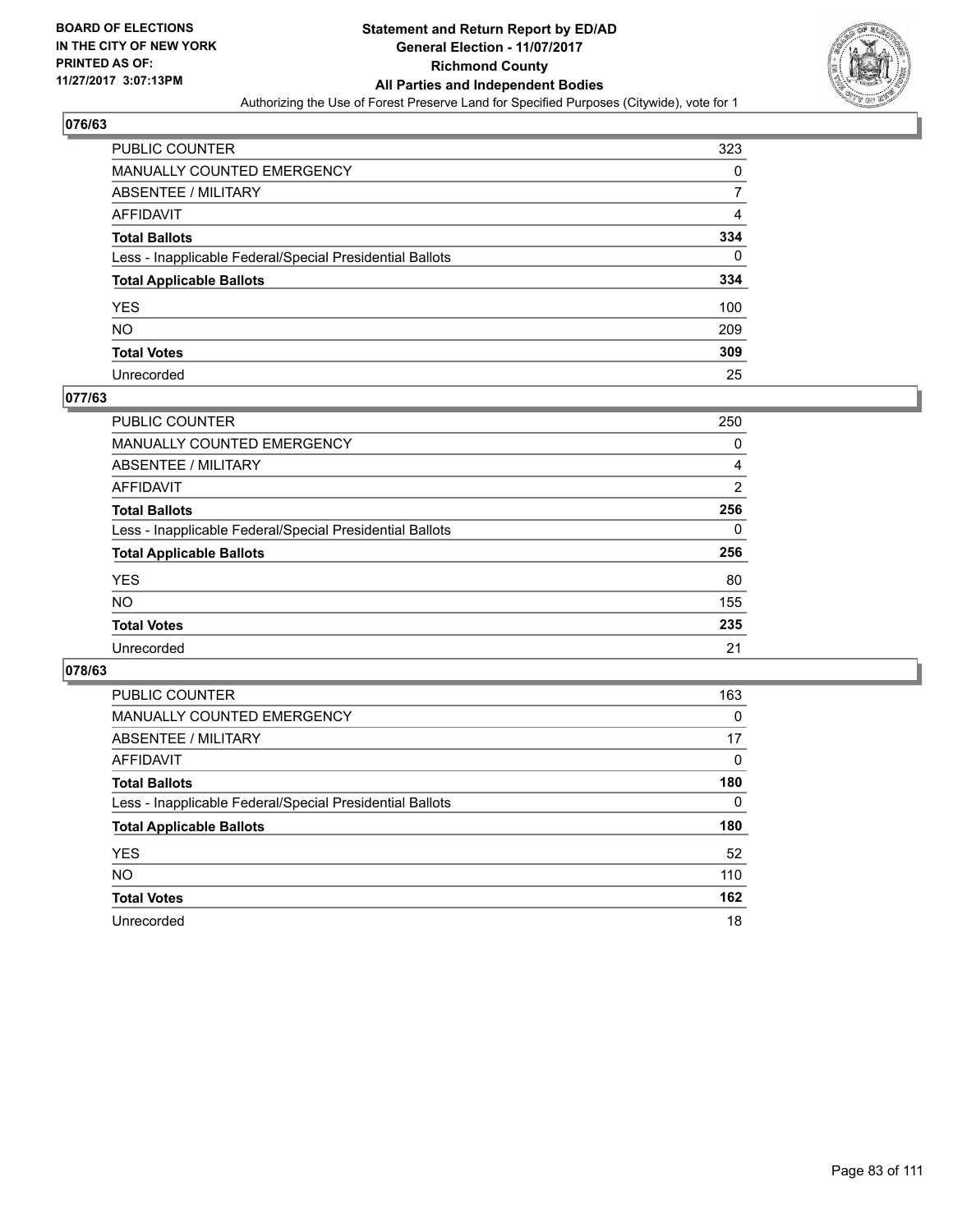BOARD OF ELECTIONS
IN THE CITY OF NEW YORK
PRINTED AS OF:
11/27/2017 3:07:13PM

# Statement and Return Report by ED/AD
## General Election - 11/07/2017
## Richmond County
## All Parties and Independent Bodies
Authorizing the Use of Forest Preserve Land for Specified Purposes (Citywide), vote for 1

### 076/63

| | |
|---|---|
| PUBLIC COUNTER | 323 |
| MANUALLY COUNTED EMERGENCY | 0 |
| ABSENTEE / MILITARY | 7 |
| AFFIDAVIT | 4 |
| **Total Ballots** | **334** |
| Less - Inapplicable Federal/Special Presidential Ballots | 0 |
| **Total Applicable Ballots** | **334** |
| YES | 100 |
| NO | 209 |
| **Total Votes** | **309** |
| Unrecorded | 25 |

### 077/63

| | |
|---|---|
| PUBLIC COUNTER | 250 |
| MANUALLY COUNTED EMERGENCY | 0 |
| ABSENTEE / MILITARY | 4 |
| AFFIDAVIT | 2 |
| **Total Ballots** | **256** |
| Less - Inapplicable Federal/Special Presidential Ballots | 0 |
| **Total Applicable Ballots** | **256** |
| YES | 80 |
| NO | 155 |
| **Total Votes** | **235** |
| Unrecorded | 21 |

### 078/63

| | |
|---|---|
| PUBLIC COUNTER | 163 |
| MANUALLY COUNTED EMERGENCY | 0 |
| ABSENTEE / MILITARY | 17 |
| AFFIDAVIT | 0 |
| **Total Ballots** | **180** |
| Less - Inapplicable Federal/Special Presidential Ballots | 0 |
| **Total Applicable Ballots** | **180** |
| YES | 52 |
| NO | 110 |
| **Total Votes** | **162** |
| Unrecorded | 18 |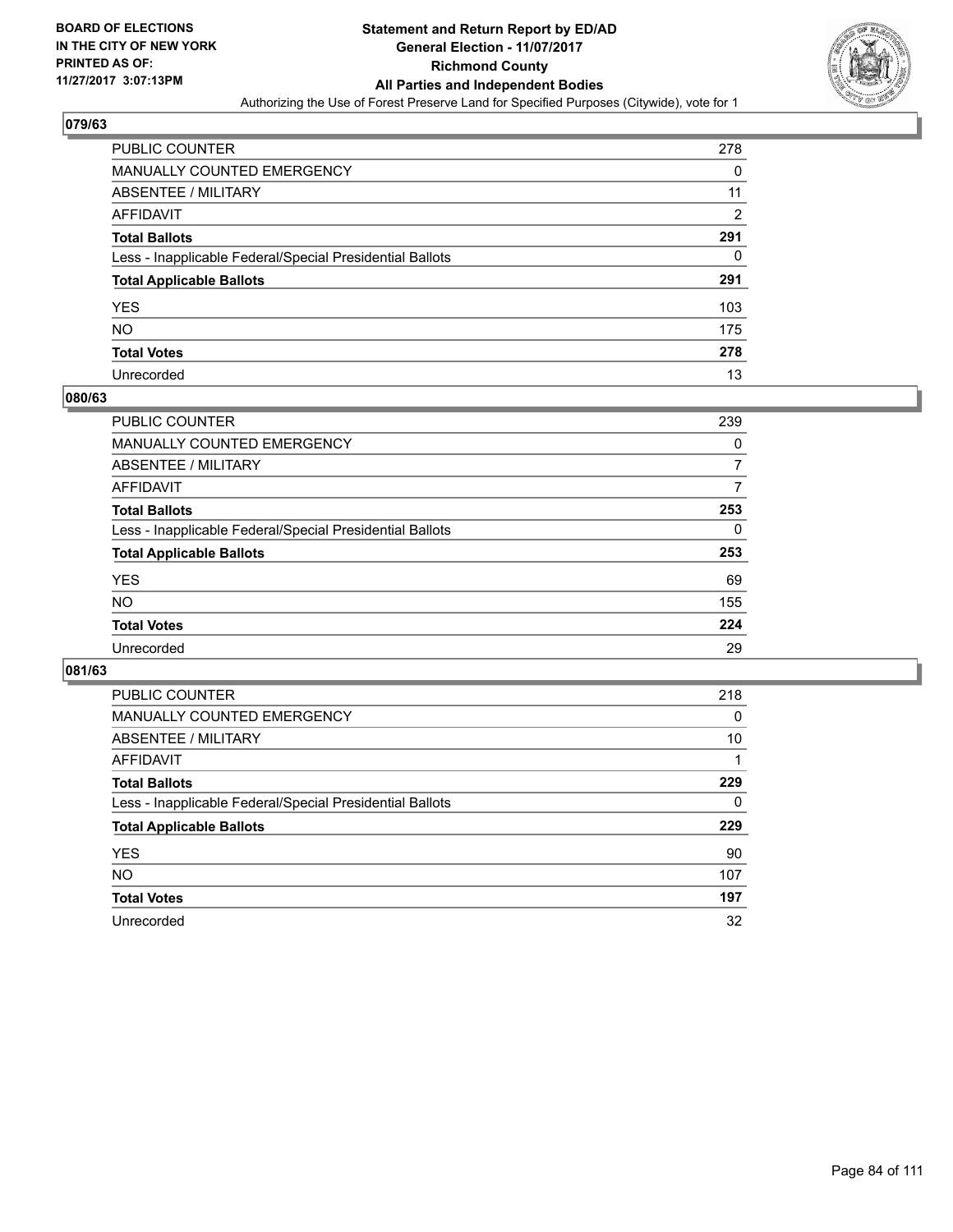**BOARD OF ELECTIONS IN THE CITY OF NEW YORK PRINTED AS OF: 11/27/2017 3:07:13PM**

# Statement and Return Report by ED/AD
## General Election - 11/07/2017
## Richmond County
## All Parties and Independent Bodies
### Authorizing the Use of Forest Preserve Land for Specified Purposes (Citywide), vote for 1

### 079/63

| | |
|---|---|
| PUBLIC COUNTER | 278 |
| MANUALLY COUNTED EMERGENCY | 0 |
| ABSENTEE / MILITARY | 11 |
| AFFIDAVIT | 2 |
| **Total Ballots** | **291** |
| Less - Inapplicable Federal/Special Presidential Ballots | 0 |
| **Total Applicable Ballots** | **291** |
| YES | 103 |
| NO | 175 |
| **Total Votes** | **278** |
| Unrecorded | 13 |

### 080/63

| | |
|---|---|
| PUBLIC COUNTER | 239 |
| MANUALLY COUNTED EMERGENCY | 0 |
| ABSENTEE / MILITARY | 7 |
| AFFIDAVIT | 7 |
| **Total Ballots** | **253** |
| Less - Inapplicable Federal/Special Presidential Ballots | 0 |
| **Total Applicable Ballots** | **253** |
| YES | 69 |
| NO | 155 |
| **Total Votes** | **224** |
| Unrecorded | 29 |

### 081/63

| | |
|---|---|
| PUBLIC COUNTER | 218 |
| MANUALLY COUNTED EMERGENCY | 0 |
| ABSENTEE / MILITARY | 10 |
| AFFIDAVIT | 1 |
| **Total Ballots** | **229** |
| Less - Inapplicable Federal/Special Presidential Ballots | 0 |
| **Total Applicable Ballots** | **229** |
| YES | 90 |
| NO | 107 |
| **Total Votes** | **197** |
| Unrecorded | 32 |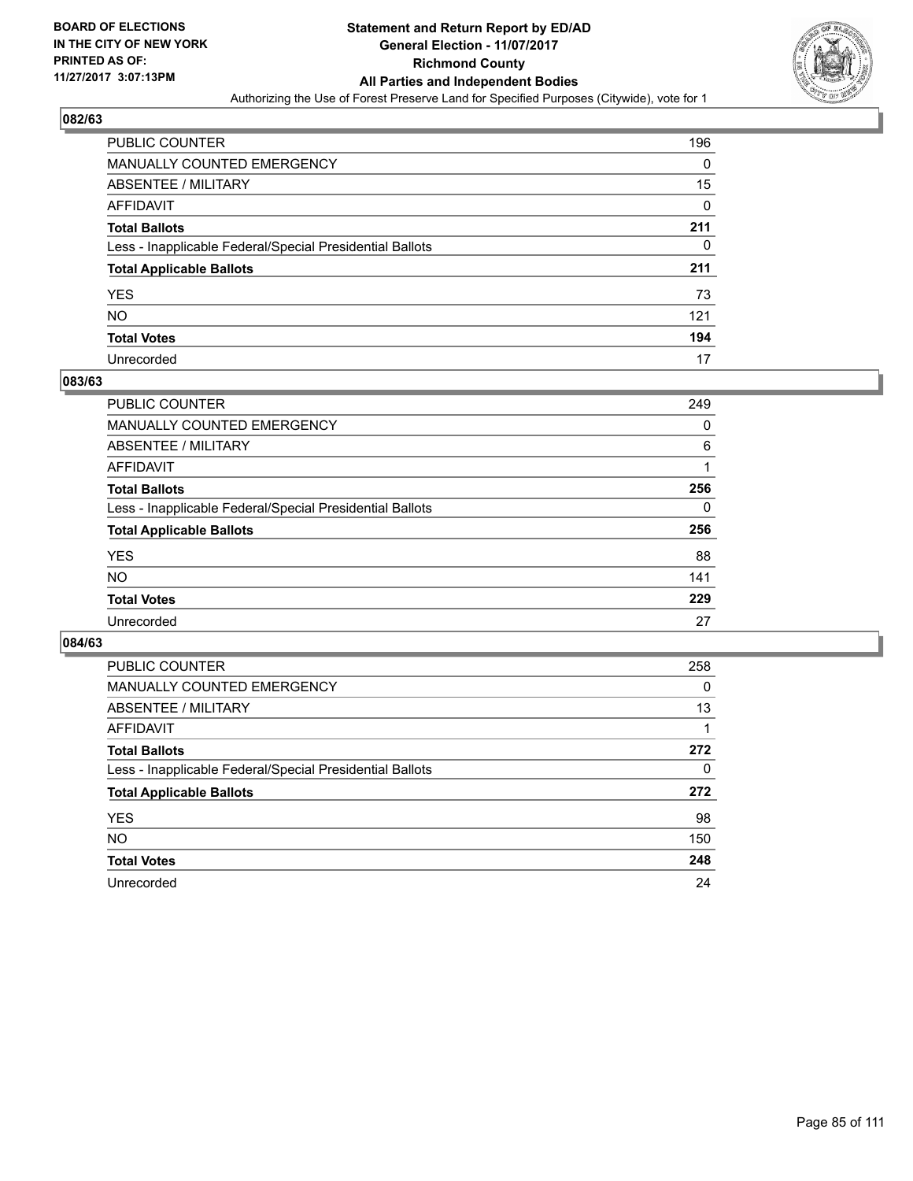BOARD OF ELECTIONS
IN THE CITY OF NEW YORK
PRINTED AS OF:
11/27/2017 3:07:13PM

**Statement and Return Report by ED/AD**
**General Election - 11/07/2017**
**Richmond County**
**All Parties and Independent Bodies**
Authorizing the Use of Forest Preserve Land for Specified Purposes (Citywide), vote for 1

### 082/63

| | |
|---|---|
| PUBLIC COUNTER | 196 |
| MANUALLY COUNTED EMERGENCY | 0 |
| ABSENTEE / MILITARY | 15 |
| AFFIDAVIT | 0 |
| **Total Ballots** | **211** |
| Less - Inapplicable Federal/Special Presidential Ballots | 0 |
| **Total Applicable Ballots** | **211** |
| YES | 73 |
| NO | 121 |
| **Total Votes** | **194** |
| Unrecorded | 17 |

### 083/63

| | |
|---|---|
| PUBLIC COUNTER | 249 |
| MANUALLY COUNTED EMERGENCY | 0 |
| ABSENTEE / MILITARY | 6 |
| AFFIDAVIT | 1 |
| **Total Ballots** | **256** |
| Less - Inapplicable Federal/Special Presidential Ballots | 0 |
| **Total Applicable Ballots** | **256** |
| YES | 88 |
| NO | 141 |
| **Total Votes** | **229** |
| Unrecorded | 27 |

### 084/63

| | |
|---|---|
| PUBLIC COUNTER | 258 |
| MANUALLY COUNTED EMERGENCY | 0 |
| ABSENTEE / MILITARY | 13 |
| AFFIDAVIT | 1 |
| **Total Ballots** | **272** |
| Less - Inapplicable Federal/Special Presidential Ballots | 0 |
| **Total Applicable Ballots** | **272** |
| YES | 98 |
| NO | 150 |
| **Total Votes** | **248** |
| Unrecorded | 24 |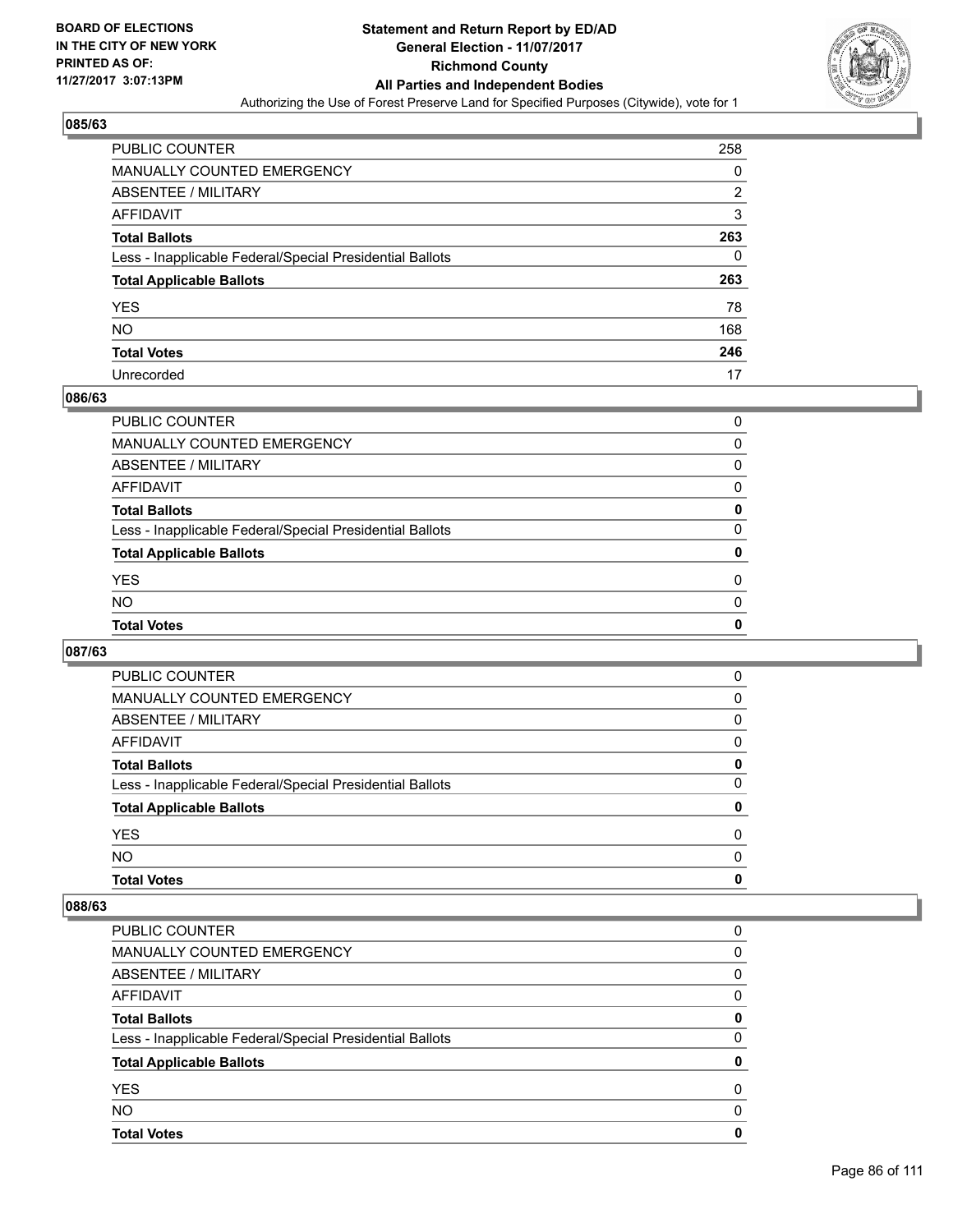## 085/63

| | |
|---|---|
| PUBLIC COUNTER | 258 |
| MANUALLY COUNTED EMERGENCY | 0 |
| ABSENTEE / MILITARY | 2 |
| AFFIDAVIT | 3 |
| **Total Ballots** | **263** |
| Less - Inapplicable Federal/Special Presidential Ballots | 0 |
| **Total Applicable Ballots** | **263** |
| YES | 78 |
| NO | 168 |
| **Total Votes** | **246** |
| Unrecorded | 17 |

## 086/63

| | |
|---|---|
| PUBLIC COUNTER | 0 |
| MANUALLY COUNTED EMERGENCY | 0 |
| ABSENTEE / MILITARY | 0 |
| AFFIDAVIT | 0 |
| **Total Ballots** | **0** |
| Less - Inapplicable Federal/Special Presidential Ballots | 0 |
| **Total Applicable Ballots** | **0** |
| YES | 0 |
| NO | 0 |
| **Total Votes** | **0** |

## 087/63

| | |
|---|---|
| PUBLIC COUNTER | 0 |
| MANUALLY COUNTED EMERGENCY | 0 |
| ABSENTEE / MILITARY | 0 |
| AFFIDAVIT | 0 |
| **Total Ballots** | **0** |
| Less - Inapplicable Federal/Special Presidential Ballots | 0 |
| **Total Applicable Ballots** | **0** |
| YES | 0 |
| NO | 0 |
| **Total Votes** | **0** |

## 088/63

| | |
|---|---|
| PUBLIC COUNTER | 0 |
| MANUALLY COUNTED EMERGENCY | 0 |
| ABSENTEE / MILITARY | 0 |
| AFFIDAVIT | 0 |
| **Total Ballots** | **0** |
| Less - Inapplicable Federal/Special Presidential Ballots | 0 |
| **Total Applicable Ballots** | **0** |
| YES | 0 |
| NO | 0 |
| **Total Votes** | **0** |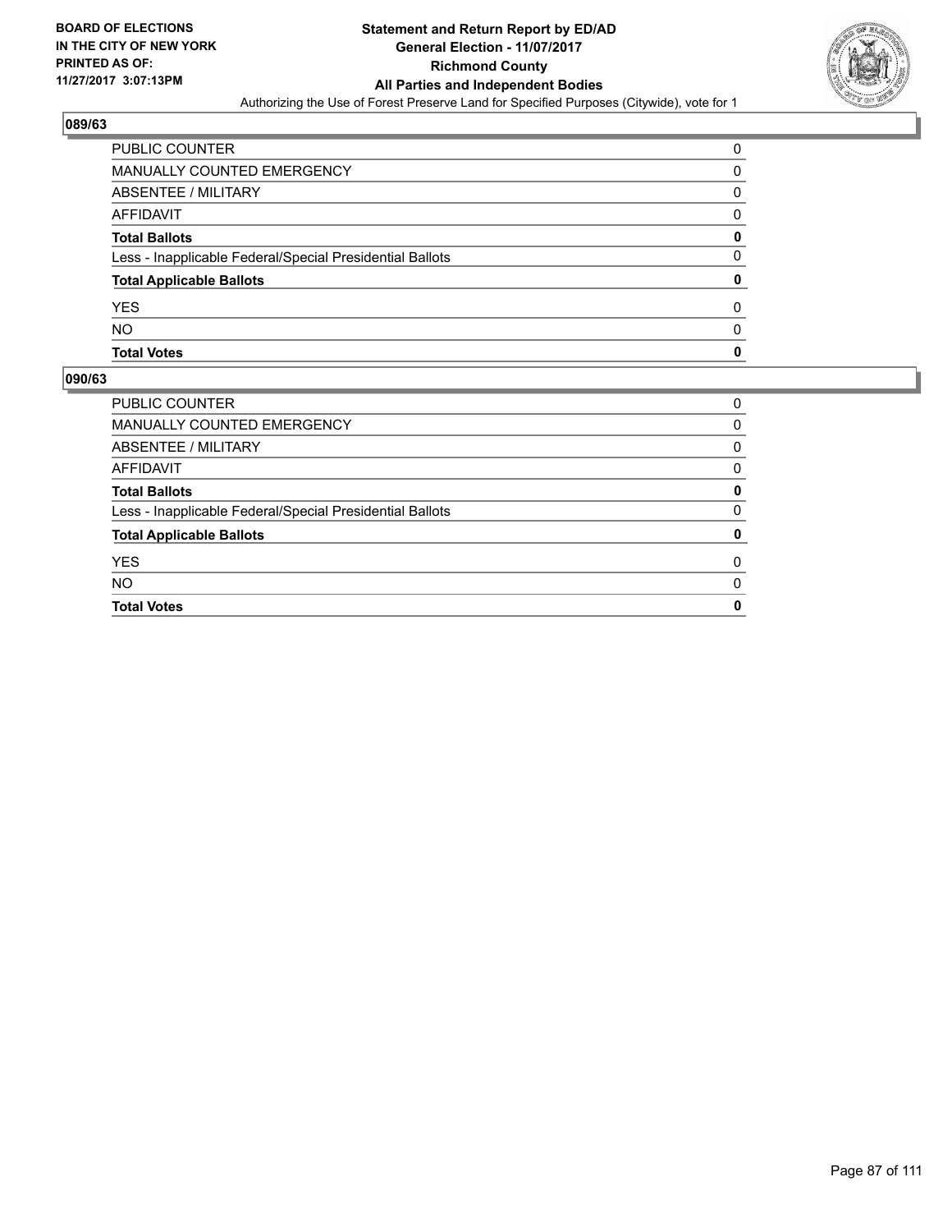**BOARD OF ELECTIONS IN THE CITY OF NEW YORK PRINTED AS OF: 11/27/2017 3:07:13PM**

**Statement and Return Report by ED/AD**
**General Election - 11/07/2017**
**Richmond County**
**All Parties and Independent Bodies**
Authorizing the Use of Forest Preserve Land for Specified Purposes (Citywide), vote for 1

### 089/63

| | |
|---|---|
| PUBLIC COUNTER | 0 |
| MANUALLY COUNTED EMERGENCY | 0 |
| ABSENTEE / MILITARY | 0 |
| AFFIDAVIT | 0 |
| **Total Ballots** | **0** |
| Less - Inapplicable Federal/Special Presidential Ballots | 0 |
| **Total Applicable Ballots** | **0** |
| YES | 0 |
| NO | 0 |
| **Total Votes** | **0** |

### 090/63

| | |
|---|---|
| PUBLIC COUNTER | 0 |
| MANUALLY COUNTED EMERGENCY | 0 |
| ABSENTEE / MILITARY | 0 |
| AFFIDAVIT | 0 |
| **Total Ballots** | **0** |
| Less - Inapplicable Federal/Special Presidential Ballots | 0 |
| **Total Applicable Ballots** | **0** |
| YES | 0 |
| NO | 0 |
| **Total Votes** | **0** |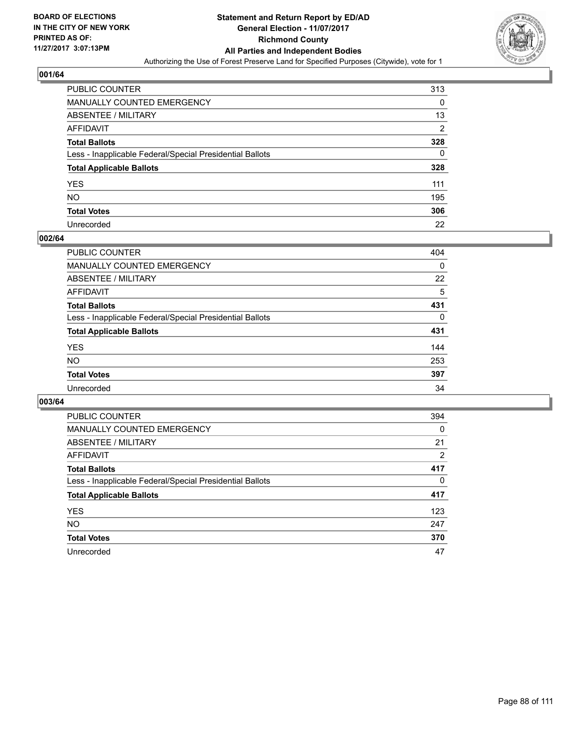BOARD OF ELECTIONS
IN THE CITY OF NEW YORK
PRINTED AS OF:
11/27/2017 3:07:13PM

# Statement and Return Report by ED/AD
## General Election - 11/07/2017
## Richmond County
## All Parties and Independent Bodies
### Authorizing the Use of Forest Preserve Land for Specified Purposes (Citywide), vote for 1

**001/64**

| | |
|---|---|
| PUBLIC COUNTER | 313 |
| MANUALLY COUNTED EMERGENCY | 0 |
| ABSENTEE / MILITARY | 13 |
| AFFIDAVIT | 2 |
| **Total Ballots** | **328** |
| Less - Inapplicable Federal/Special Presidential Ballots | 0 |
| **Total Applicable Ballots** | **328** |
| YES | 111 |
| NO | 195 |
| **Total Votes** | **306** |
| Unrecorded | 22 |

**002/64**

| | |
|---|---|
| PUBLIC COUNTER | 404 |
| MANUALLY COUNTED EMERGENCY | 0 |
| ABSENTEE / MILITARY | 22 |
| AFFIDAVIT | 5 |
| **Total Ballots** | **431** |
| Less - Inapplicable Federal/Special Presidential Ballots | 0 |
| **Total Applicable Ballots** | **431** |
| YES | 144 |
| NO | 253 |
| **Total Votes** | **397** |
| Unrecorded | 34 |

**003/64**

| | |
|---|---|
| PUBLIC COUNTER | 394 |
| MANUALLY COUNTED EMERGENCY | 0 |
| ABSENTEE / MILITARY | 21 |
| AFFIDAVIT | 2 |
| **Total Ballots** | **417** |
| Less - Inapplicable Federal/Special Presidential Ballots | 0 |
| **Total Applicable Ballots** | **417** |
| YES | 123 |
| NO | 247 |
| **Total Votes** | **370** |
| Unrecorded | 47 |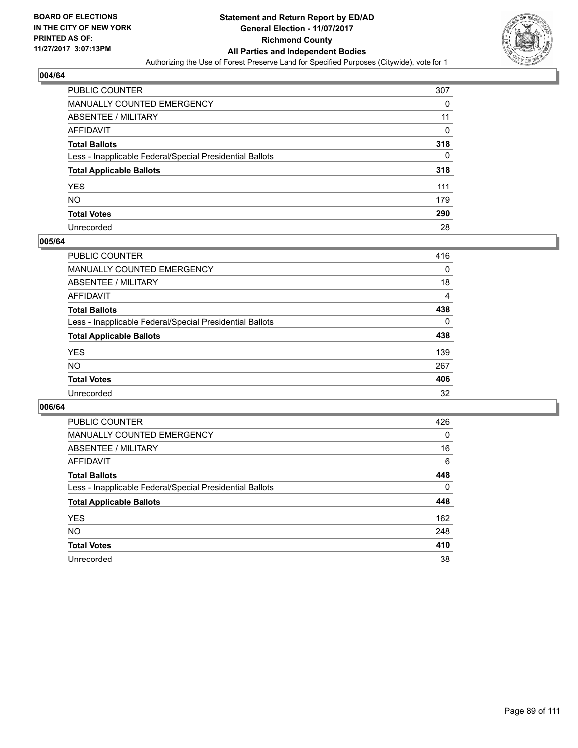**BOARD OF ELECTIONS IN THE CITY OF NEW YORK PRINTED AS OF: 11/27/2017 3:07:13PM**

# Statement and Return Report by ED/AD
## General Election - 11/07/2017
## Richmond County
## All Parties and Independent Bodies
### Authorizing the Use of Forest Preserve Land for Specified Purposes (Citywide), vote for 1

### 004/64

| | |
|---|---|
| PUBLIC COUNTER | 307 |
| MANUALLY COUNTED EMERGENCY | 0 |
| ABSENTEE / MILITARY | 11 |
| AFFIDAVIT | 0 |
| **Total Ballots** | **318** |
| Less - Inapplicable Federal/Special Presidential Ballots | 0 |
| **Total Applicable Ballots** | **318** |
| YES | 111 |
| NO | 179 |
| **Total Votes** | **290** |
| Unrecorded | 28 |

### 005/64

| | |
|---|---|
| PUBLIC COUNTER | 416 |
| MANUALLY COUNTED EMERGENCY | 0 |
| ABSENTEE / MILITARY | 18 |
| AFFIDAVIT | 4 |
| **Total Ballots** | **438** |
| Less - Inapplicable Federal/Special Presidential Ballots | 0 |
| **Total Applicable Ballots** | **438** |
| YES | 139 |
| NO | 267 |
| **Total Votes** | **406** |
| Unrecorded | 32 |

### 006/64

| | |
|---|---|
| PUBLIC COUNTER | 426 |
| MANUALLY COUNTED EMERGENCY | 0 |
| ABSENTEE / MILITARY | 16 |
| AFFIDAVIT | 6 |
| **Total Ballots** | **448** |
| Less - Inapplicable Federal/Special Presidential Ballots | 0 |
| **Total Applicable Ballots** | **448** |
| YES | 162 |
| NO | 248 |
| **Total Votes** | **410** |
| Unrecorded | 38 |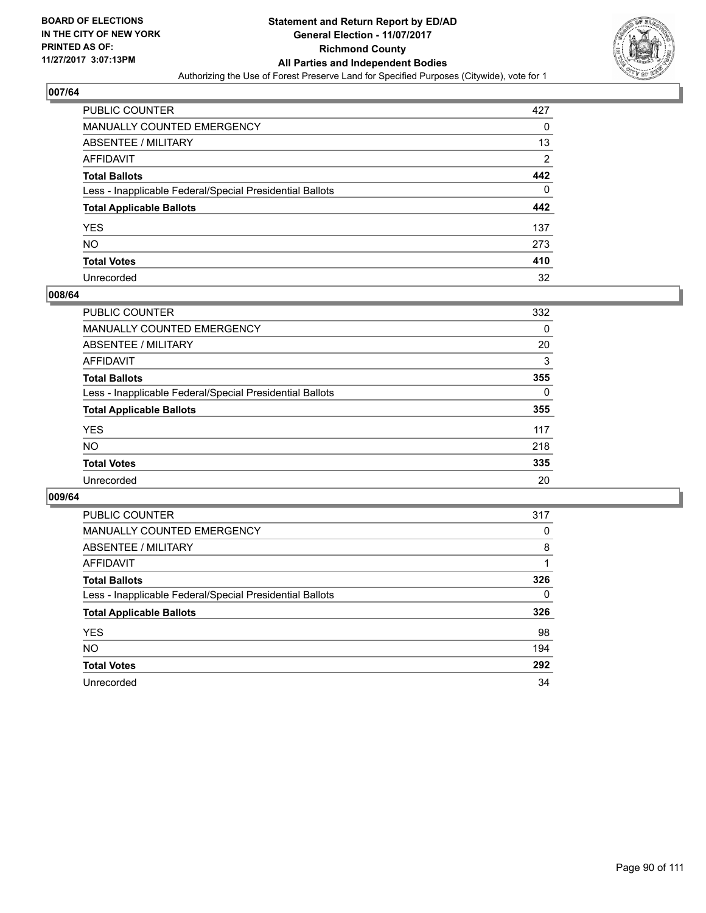BOARD OF ELECTIONS
IN THE CITY OF NEW YORK
PRINTED AS OF:
11/27/2017 3:07:13PM

# Statement and Return Report by ED/AD
## General Election - 11/07/2017
## Richmond County
## All Parties and Independent Bodies
Authorizing the Use of Forest Preserve Land for Specified Purposes (Citywide), vote for 1

### 007/64

| | |
|---|---|
| PUBLIC COUNTER | 427 |
| MANUALLY COUNTED EMERGENCY | 0 |
| ABSENTEE / MILITARY | 13 |
| AFFIDAVIT | 2 |
| **Total Ballots** | **442** |
| Less - Inapplicable Federal/Special Presidential Ballots | 0 |
| **Total Applicable Ballots** | **442** |
| YES | 137 |
| NO | 273 |
| **Total Votes** | **410** |
| Unrecorded | 32 |

### 008/64

| | |
|---|---|
| PUBLIC COUNTER | 332 |
| MANUALLY COUNTED EMERGENCY | 0 |
| ABSENTEE / MILITARY | 20 |
| AFFIDAVIT | 3 |
| **Total Ballots** | **355** |
| Less - Inapplicable Federal/Special Presidential Ballots | 0 |
| **Total Applicable Ballots** | **355** |
| YES | 117 |
| NO | 218 |
| **Total Votes** | **335** |
| Unrecorded | 20 |

### 009/64

| | |
|---|---|
| PUBLIC COUNTER | 317 |
| MANUALLY COUNTED EMERGENCY | 0 |
| ABSENTEE / MILITARY | 8 |
| AFFIDAVIT | 1 |
| **Total Ballots** | **326** |
| Less - Inapplicable Federal/Special Presidential Ballots | 0 |
| **Total Applicable Ballots** | **326** |
| YES | 98 |
| NO | 194 |
| **Total Votes** | **292** |
| Unrecorded | 34 |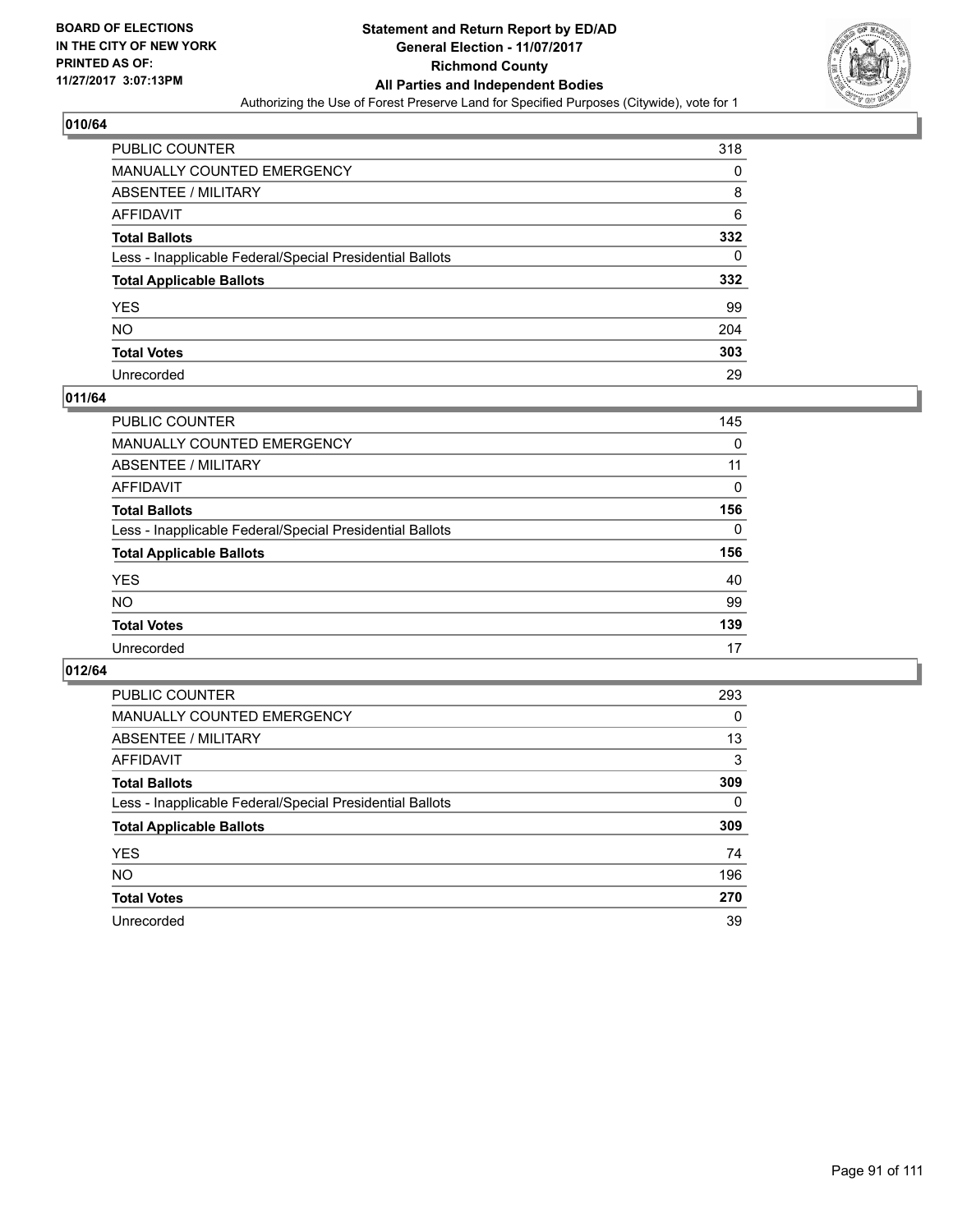**BOARD OF ELECTIONS IN THE CITY OF NEW YORK PRINTED AS OF: 11/27/2017 3:07:13PM**

# Statement and Return Report by ED/AD
## General Election - 11/07/2017
## Richmond County
## All Parties and Independent Bodies
Authorizing the Use of Forest Preserve Land for Specified Purposes (Citywide), vote for 1

### 010/64

| | |
|---|---|
| PUBLIC COUNTER | 318 |
| MANUALLY COUNTED EMERGENCY | 0 |
| ABSENTEE / MILITARY | 8 |
| AFFIDAVIT | 6 |
| **Total Ballots** | **332** |
| Less - Inapplicable Federal/Special Presidential Ballots | 0 |
| **Total Applicable Ballots** | **332** |
| YES | 99 |
| NO | 204 |
| **Total Votes** | **303** |
| Unrecorded | 29 |

### 011/64

| | |
|---|---|
| PUBLIC COUNTER | 145 |
| MANUALLY COUNTED EMERGENCY | 0 |
| ABSENTEE / MILITARY | 11 |
| AFFIDAVIT | 0 |
| **Total Ballots** | **156** |
| Less - Inapplicable Federal/Special Presidential Ballots | 0 |
| **Total Applicable Ballots** | **156** |
| YES | 40 |
| NO | 99 |
| **Total Votes** | **139** |
| Unrecorded | 17 |

### 012/64

| | |
|---|---|
| PUBLIC COUNTER | 293 |
| MANUALLY COUNTED EMERGENCY | 0 |
| ABSENTEE / MILITARY | 13 |
| AFFIDAVIT | 3 |
| **Total Ballots** | **309** |
| Less - Inapplicable Federal/Special Presidential Ballots | 0 |
| **Total Applicable Ballots** | **309** |
| YES | 74 |
| NO | 196 |
| **Total Votes** | **270** |
| Unrecorded | 39 |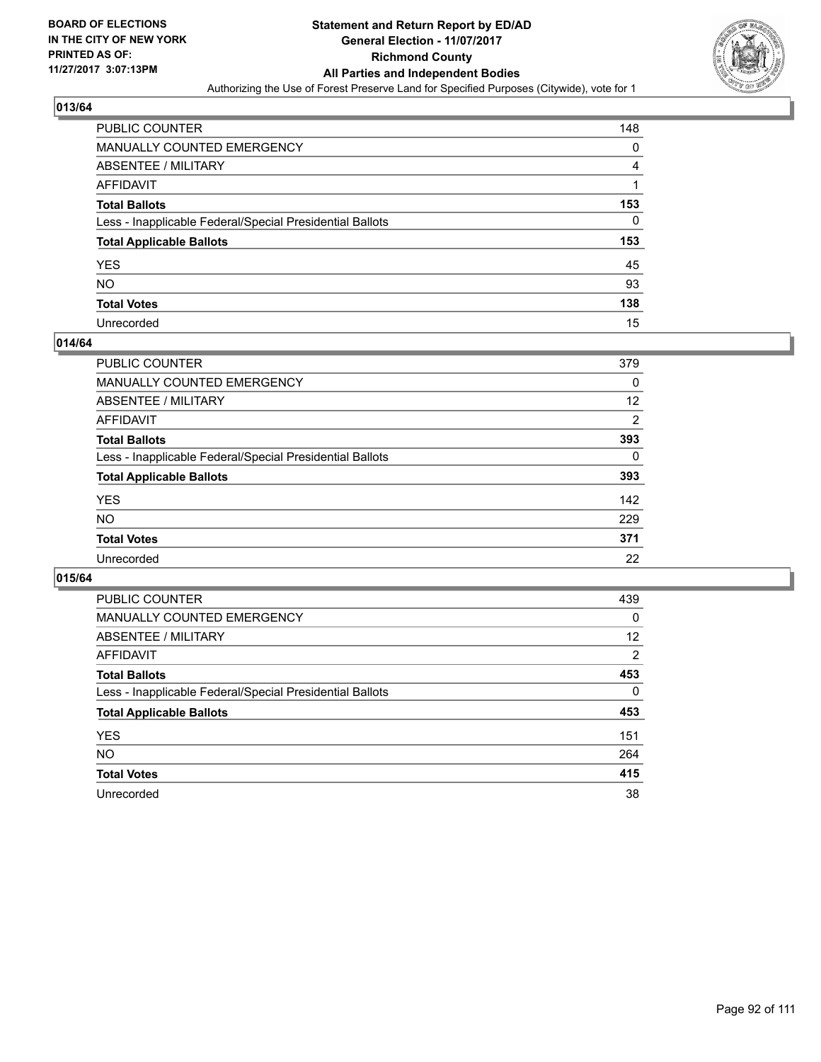**BOARD OF ELECTIONS IN THE CITY OF NEW YORK PRINTED AS OF: 11/27/2017 3:07:13PM**

# Statement and Return Report by ED/AD
## General Election - 11/07/2017
## Richmond County
## All Parties and Independent Bodies
Authorizing the Use of Forest Preserve Land for Specified Purposes (Citywide), vote for 1

### 013/64

| | |
|---|---|
| PUBLIC COUNTER | 148 |
| MANUALLY COUNTED EMERGENCY | 0 |
| ABSENTEE / MILITARY | 4 |
| AFFIDAVIT | 1 |
| **Total Ballots** | **153** |
| Less - Inapplicable Federal/Special Presidential Ballots | 0 |
| **Total Applicable Ballots** | **153** |
| YES | 45 |
| NO | 93 |
| **Total Votes** | **138** |
| Unrecorded | 15 |

### 014/64

| | |
|---|---|
| PUBLIC COUNTER | 379 |
| MANUALLY COUNTED EMERGENCY | 0 |
| ABSENTEE / MILITARY | 12 |
| AFFIDAVIT | 2 |
| **Total Ballots** | **393** |
| Less - Inapplicable Federal/Special Presidential Ballots | 0 |
| **Total Applicable Ballots** | **393** |
| YES | 142 |
| NO | 229 |
| **Total Votes** | **371** |
| Unrecorded | 22 |

### 015/64

| | |
|---|---|
| PUBLIC COUNTER | 439 |
| MANUALLY COUNTED EMERGENCY | 0 |
| ABSENTEE / MILITARY | 12 |
| AFFIDAVIT | 2 |
| **Total Ballots** | **453** |
| Less - Inapplicable Federal/Special Presidential Ballots | 0 |
| **Total Applicable Ballots** | **453** |
| YES | 151 |
| NO | 264 |
| **Total Votes** | **415** |
| Unrecorded | 38 |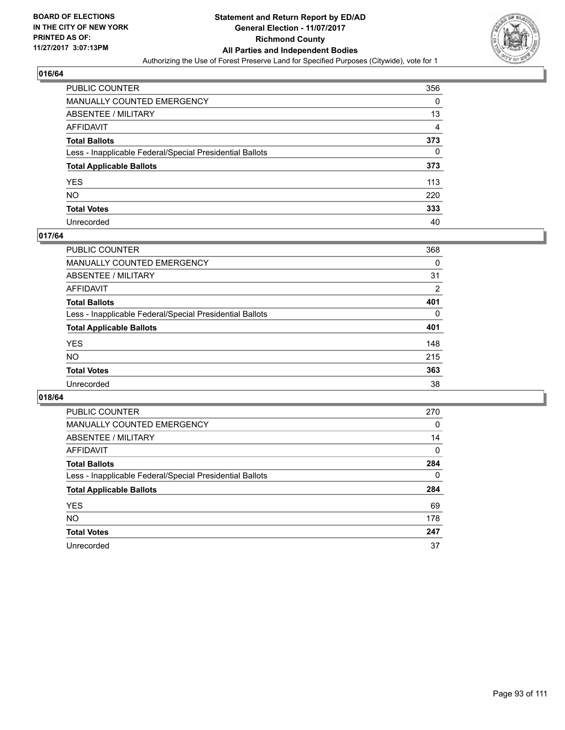BOARD OF ELECTIONS
IN THE CITY OF NEW YORK
PRINTED AS OF:
11/27/2017 3:07:13PM

# Statement and Return Report by ED/AD
## General Election - 11/07/2017
## Richmond County
## All Parties and Independent Bodies
Authorizing the Use of Forest Preserve Land for Specified Purposes (Citywide), vote for 1

### 016/64

| | |
|---|---|
| PUBLIC COUNTER | 356 |
| MANUALLY COUNTED EMERGENCY | 0 |
| ABSENTEE / MILITARY | 13 |
| AFFIDAVIT | 4 |
| **Total Ballots** | **373** |
| Less - Inapplicable Federal/Special Presidential Ballots | 0 |
| **Total Applicable Ballots** | **373** |
| YES | 113 |
| NO | 220 |
| **Total Votes** | **333** |
| Unrecorded | 40 |

### 017/64

| | |
|---|---|
| PUBLIC COUNTER | 368 |
| MANUALLY COUNTED EMERGENCY | 0 |
| ABSENTEE / MILITARY | 31 |
| AFFIDAVIT | 2 |
| **Total Ballots** | **401** |
| Less - Inapplicable Federal/Special Presidential Ballots | 0 |
| **Total Applicable Ballots** | **401** |
| YES | 148 |
| NO | 215 |
| **Total Votes** | **363** |
| Unrecorded | 38 |

### 018/64

| | |
|---|---|
| PUBLIC COUNTER | 270 |
| MANUALLY COUNTED EMERGENCY | 0 |
| ABSENTEE / MILITARY | 14 |
| AFFIDAVIT | 0 |
| **Total Ballots** | **284** |
| Less - Inapplicable Federal/Special Presidential Ballots | 0 |
| **Total Applicable Ballots** | **284** |
| YES | 69 |
| NO | 178 |
| **Total Votes** | **247** |
| Unrecorded | 37 |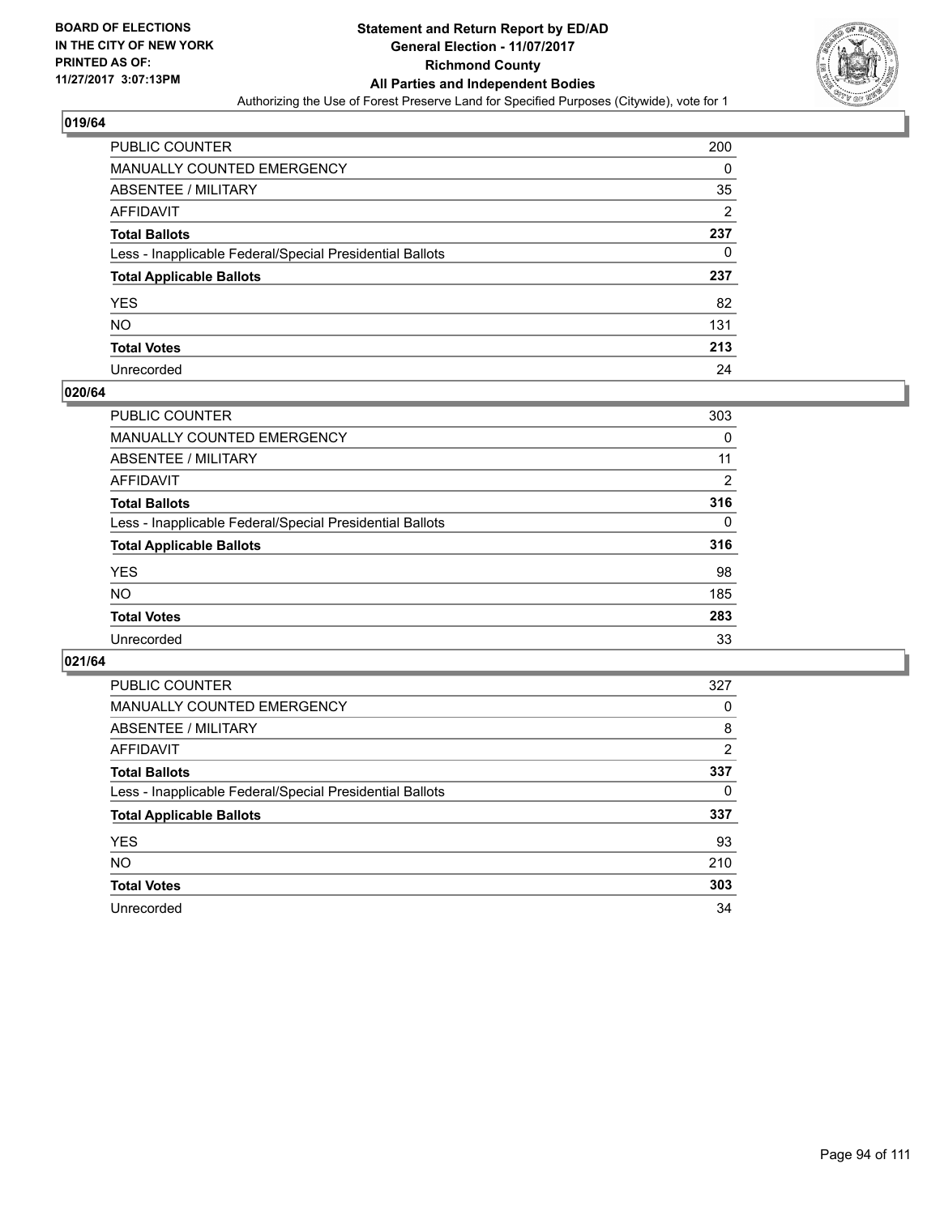BOARD OF ELECTIONS
IN THE CITY OF NEW YORK
PRINTED AS OF:
11/27/2017 3:07:13PM

# Statement and Return Report by ED/AD
## General Election - 11/07/2017
## Richmond County
## All Parties and Independent Bodies
Authorizing the Use of Forest Preserve Land for Specified Purposes (Citywide), vote for 1

### 019/64

| | |
|---|---|
| PUBLIC COUNTER | 200 |
| MANUALLY COUNTED EMERGENCY | 0 |
| ABSENTEE / MILITARY | 35 |
| AFFIDAVIT | 2 |
| **Total Ballots** | **237** |
| Less - Inapplicable Federal/Special Presidential Ballots | 0 |
| **Total Applicable Ballots** | **237** |
| YES | 82 |
| NO | 131 |
| **Total Votes** | **213** |
| Unrecorded | 24 |

### 020/64

| | |
|---|---|
| PUBLIC COUNTER | 303 |
| MANUALLY COUNTED EMERGENCY | 0 |
| ABSENTEE / MILITARY | 11 |
| AFFIDAVIT | 2 |
| **Total Ballots** | **316** |
| Less - Inapplicable Federal/Special Presidential Ballots | 0 |
| **Total Applicable Ballots** | **316** |
| YES | 98 |
| NO | 185 |
| **Total Votes** | **283** |
| Unrecorded | 33 |

### 021/64

| | |
|---|---|
| PUBLIC COUNTER | 327 |
| MANUALLY COUNTED EMERGENCY | 0 |
| ABSENTEE / MILITARY | 8 |
| AFFIDAVIT | 2 |
| **Total Ballots** | **337** |
| Less - Inapplicable Federal/Special Presidential Ballots | 0 |
| **Total Applicable Ballots** | **337** |
| YES | 93 |
| NO | 210 |
| **Total Votes** | **303** |
| Unrecorded | 34 |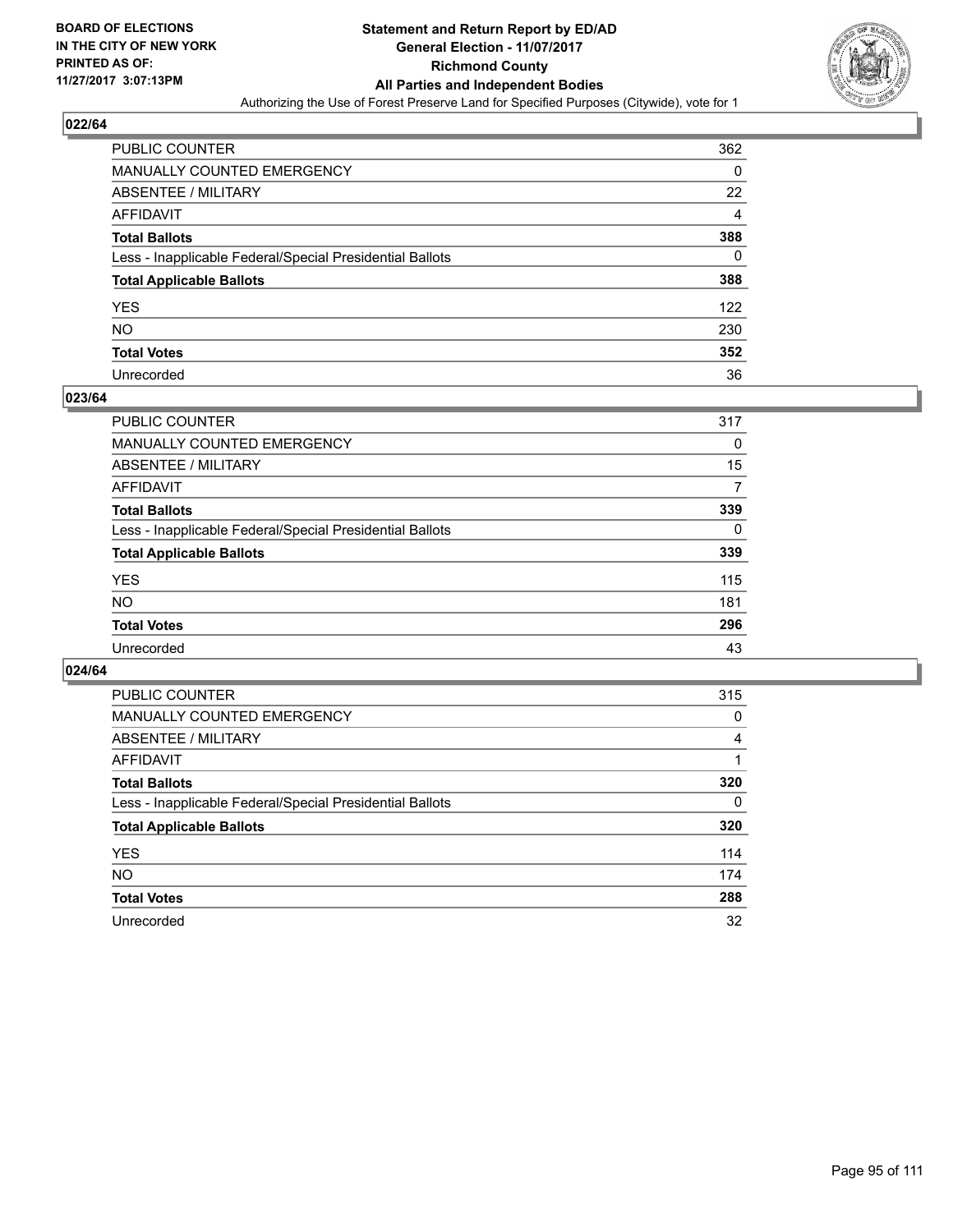BOARD OF ELECTIONS
IN THE CITY OF NEW YORK
PRINTED AS OF:
11/27/2017 3:07:13PM

# Statement and Return Report by ED/AD
## General Election - 11/07/2017
## Richmond County
## All Parties and Independent Bodies
### Authorizing the Use of Forest Preserve Land for Specified Purposes (Citywide), vote for 1

### 022/64

| | |
|---|---|
| PUBLIC COUNTER | 362 |
| MANUALLY COUNTED EMERGENCY | 0 |
| ABSENTEE / MILITARY | 22 |
| AFFIDAVIT | 4 |
| **Total Ballots** | **388** |
| Less - Inapplicable Federal/Special Presidential Ballots | 0 |
| **Total Applicable Ballots** | **388** |
| YES | 122 |
| NO | 230 |
| **Total Votes** | **352** |
| Unrecorded | 36 |

### 023/64

| | |
|---|---|
| PUBLIC COUNTER | 317 |
| MANUALLY COUNTED EMERGENCY | 0 |
| ABSENTEE / MILITARY | 15 |
| AFFIDAVIT | 7 |
| **Total Ballots** | **339** |
| Less - Inapplicable Federal/Special Presidential Ballots | 0 |
| **Total Applicable Ballots** | **339** |
| YES | 115 |
| NO | 181 |
| **Total Votes** | **296** |
| Unrecorded | 43 |

### 024/64

| | |
|---|---|
| PUBLIC COUNTER | 315 |
| MANUALLY COUNTED EMERGENCY | 0 |
| ABSENTEE / MILITARY | 4 |
| AFFIDAVIT | 1 |
| **Total Ballots** | **320** |
| Less - Inapplicable Federal/Special Presidential Ballots | 0 |
| **Total Applicable Ballots** | **320** |
| YES | 114 |
| NO | 174 |
| **Total Votes** | **288** |
| Unrecorded | 32 |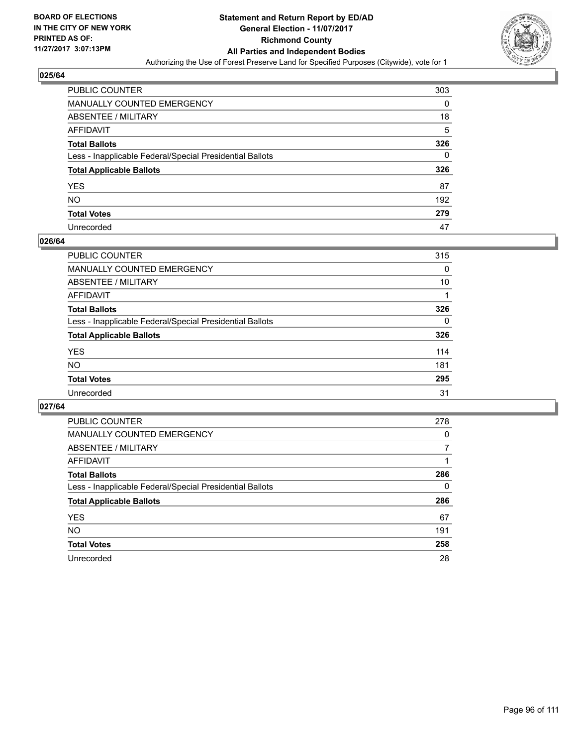BOARD OF ELECTIONS
IN THE CITY OF NEW YORK
PRINTED AS OF:
11/27/2017 3:07:13PM

# Statement and Return Report by ED/AD
## General Election - 11/07/2017
## Richmond County
## All Parties and Independent Bodies
Authorizing the Use of Forest Preserve Land for Specified Purposes (Citywide), vote for 1

### 025/64

| | |
|---|---|
| PUBLIC COUNTER | 303 |
| MANUALLY COUNTED EMERGENCY | 0 |
| ABSENTEE / MILITARY | 18 |
| AFFIDAVIT | 5 |
| **Total Ballots** | **326** |
| Less - Inapplicable Federal/Special Presidential Ballots | 0 |
| **Total Applicable Ballots** | **326** |
| YES | 87 |
| NO | 192 |
| **Total Votes** | **279** |
| Unrecorded | 47 |

### 026/64

| | |
|---|---|
| PUBLIC COUNTER | 315 |
| MANUALLY COUNTED EMERGENCY | 0 |
| ABSENTEE / MILITARY | 10 |
| AFFIDAVIT | 1 |
| **Total Ballots** | **326** |
| Less - Inapplicable Federal/Special Presidential Ballots | 0 |
| **Total Applicable Ballots** | **326** |
| YES | 114 |
| NO | 181 |
| **Total Votes** | **295** |
| Unrecorded | 31 |

### 027/64

| | |
|---|---|
| PUBLIC COUNTER | 278 |
| MANUALLY COUNTED EMERGENCY | 0 |
| ABSENTEE / MILITARY | 7 |
| AFFIDAVIT | 1 |
| **Total Ballots** | **286** |
| Less - Inapplicable Federal/Special Presidential Ballots | 0 |
| **Total Applicable Ballots** | **286** |
| YES | 67 |
| NO | 191 |
| **Total Votes** | **258** |
| Unrecorded | 28 |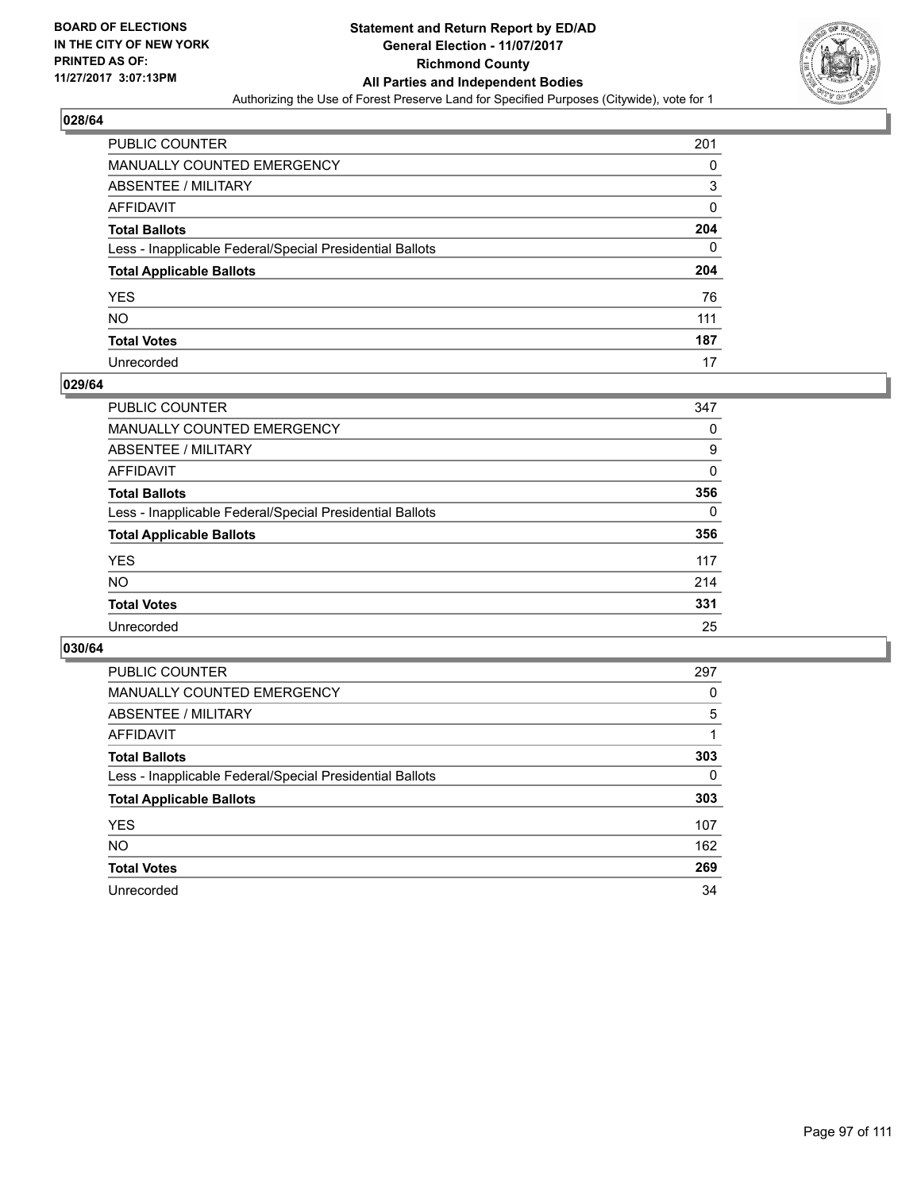BOARD OF ELECTIONS
IN THE CITY OF NEW YORK
PRINTED AS OF:
11/27/2017 3:07:13PM

**Statement and Return Report by ED/AD**
**General Election - 11/07/2017**
**Richmond County**
**All Parties and Independent Bodies**
Authorizing the Use of Forest Preserve Land for Specified Purposes (Citywide), vote for 1

## 028/64

| | |
|---|---|
| PUBLIC COUNTER | 201 |
| MANUALLY COUNTED EMERGENCY | 0 |
| ABSENTEE / MILITARY | 3 |
| AFFIDAVIT | 0 |
| **Total Ballots** | **204** |
| Less - Inapplicable Federal/Special Presidential Ballots | 0 |
| **Total Applicable Ballots** | **204** |
| YES | 76 |
| NO | 111 |
| **Total Votes** | **187** |
| Unrecorded | 17 |

## 029/64

| | |
|---|---|
| PUBLIC COUNTER | 347 |
| MANUALLY COUNTED EMERGENCY | 0 |
| ABSENTEE / MILITARY | 9 |
| AFFIDAVIT | 0 |
| **Total Ballots** | **356** |
| Less - Inapplicable Federal/Special Presidential Ballots | 0 |
| **Total Applicable Ballots** | **356** |
| YES | 117 |
| NO | 214 |
| **Total Votes** | **331** |
| Unrecorded | 25 |

## 030/64

| | |
|---|---|
| PUBLIC COUNTER | 297 |
| MANUALLY COUNTED EMERGENCY | 0 |
| ABSENTEE / MILITARY | 5 |
| AFFIDAVIT | 1 |
| **Total Ballots** | **303** |
| Less - Inapplicable Federal/Special Presidential Ballots | 0 |
| **Total Applicable Ballots** | **303** |
| YES | 107 |
| NO | 162 |
| **Total Votes** | **269** |
| Unrecorded | 34 |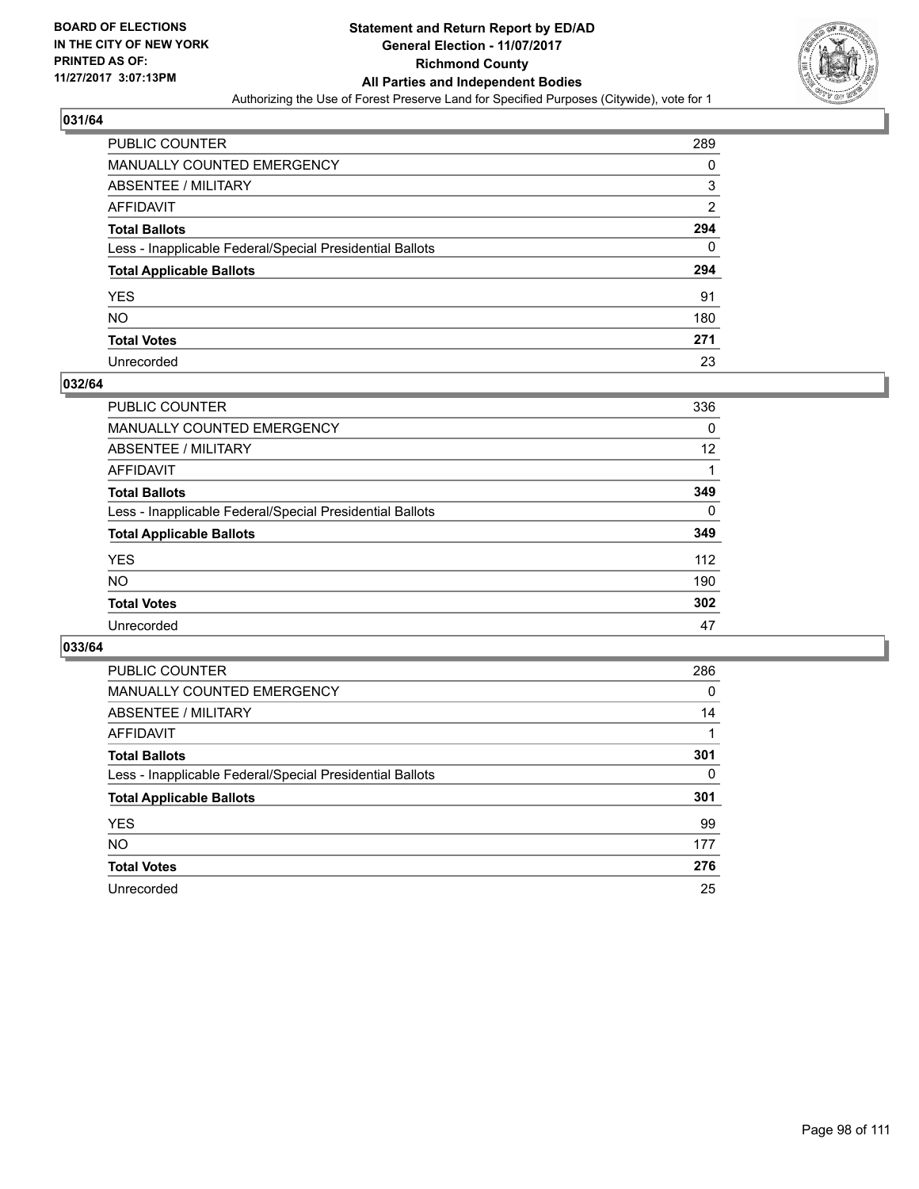BOARD OF ELECTIONS
IN THE CITY OF NEW YORK
PRINTED AS OF:
11/27/2017 3:07:13PM

# Statement and Return Report by ED/AD
## General Election - 11/07/2017
## Richmond County
## All Parties and Independent Bodies
Authorizing the Use of Forest Preserve Land for Specified Purposes (Citywide), vote for 1

### 031/64

| | |
|---|---|
| PUBLIC COUNTER | 289 |
| MANUALLY COUNTED EMERGENCY | 0 |
| ABSENTEE / MILITARY | 3 |
| AFFIDAVIT | 2 |
| **Total Ballots** | **294** |
| Less - Inapplicable Federal/Special Presidential Ballots | 0 |
| **Total Applicable Ballots** | **294** |
| YES | 91 |
| NO | 180 |
| **Total Votes** | **271** |
| Unrecorded | 23 |

### 032/64

| | |
|---|---|
| PUBLIC COUNTER | 336 |
| MANUALLY COUNTED EMERGENCY | 0 |
| ABSENTEE / MILITARY | 12 |
| AFFIDAVIT | 1 |
| **Total Ballots** | **349** |
| Less - Inapplicable Federal/Special Presidential Ballots | 0 |
| **Total Applicable Ballots** | **349** |
| YES | 112 |
| NO | 190 |
| **Total Votes** | **302** |
| Unrecorded | 47 |

### 033/64

| | |
|---|---|
| PUBLIC COUNTER | 286 |
| MANUALLY COUNTED EMERGENCY | 0 |
| ABSENTEE / MILITARY | 14 |
| AFFIDAVIT | 1 |
| **Total Ballots** | **301** |
| Less - Inapplicable Federal/Special Presidential Ballots | 0 |
| **Total Applicable Ballots** | **301** |
| YES | 99 |
| NO | 177 |
| **Total Votes** | **276** |
| Unrecorded | 25 |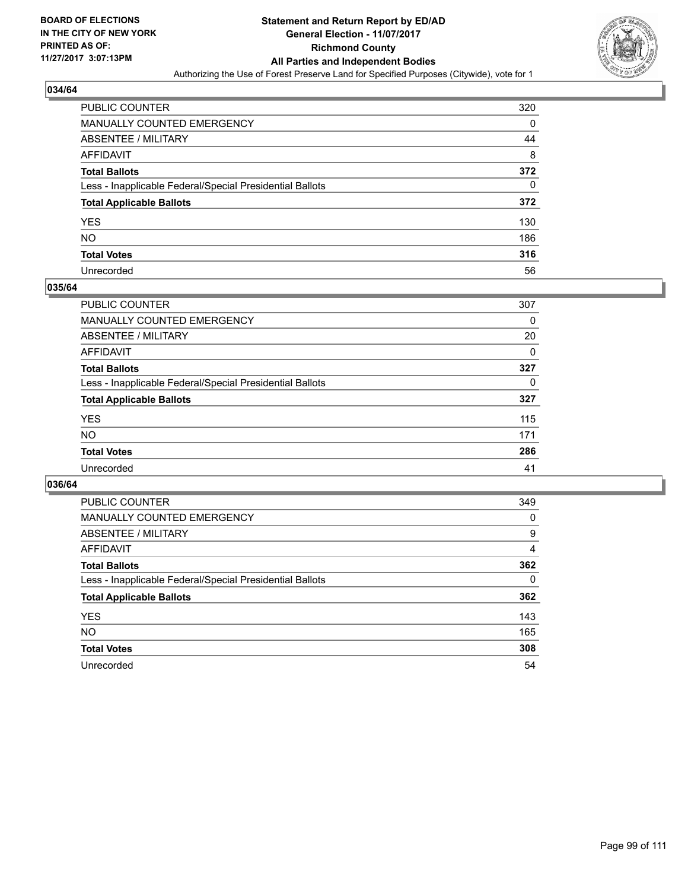BOARD OF ELECTIONS
IN THE CITY OF NEW YORK
PRINTED AS OF:
11/27/2017 3:07:13PM

# Statement and Return Report by ED/AD
## General Election - 11/07/2017
## Richmond County
## All Parties and Independent Bodies
Authorizing the Use of Forest Preserve Land for Specified Purposes (Citywide), vote for 1

### 034/64

| | |
|---|---|
| PUBLIC COUNTER | 320 |
| MANUALLY COUNTED EMERGENCY | 0 |
| ABSENTEE / MILITARY | 44 |
| AFFIDAVIT | 8 |
| **Total Ballots** | **372** |
| Less - Inapplicable Federal/Special Presidential Ballots | 0 |
| **Total Applicable Ballots** | **372** |
| YES | 130 |
| NO | 186 |
| **Total Votes** | **316** |
| Unrecorded | 56 |

### 035/64

| | |
|---|---|
| PUBLIC COUNTER | 307 |
| MANUALLY COUNTED EMERGENCY | 0 |
| ABSENTEE / MILITARY | 20 |
| AFFIDAVIT | 0 |
| **Total Ballots** | **327** |
| Less - Inapplicable Federal/Special Presidential Ballots | 0 |
| **Total Applicable Ballots** | **327** |
| YES | 115 |
| NO | 171 |
| **Total Votes** | **286** |
| Unrecorded | 41 |

### 036/64

| | |
|---|---|
| PUBLIC COUNTER | 349 |
| MANUALLY COUNTED EMERGENCY | 0 |
| ABSENTEE / MILITARY | 9 |
| AFFIDAVIT | 4 |
| **Total Ballots** | **362** |
| Less - Inapplicable Federal/Special Presidential Ballots | 0 |
| **Total Applicable Ballots** | **362** |
| YES | 143 |
| NO | 165 |
| **Total Votes** | **308** |
| Unrecorded | 54 |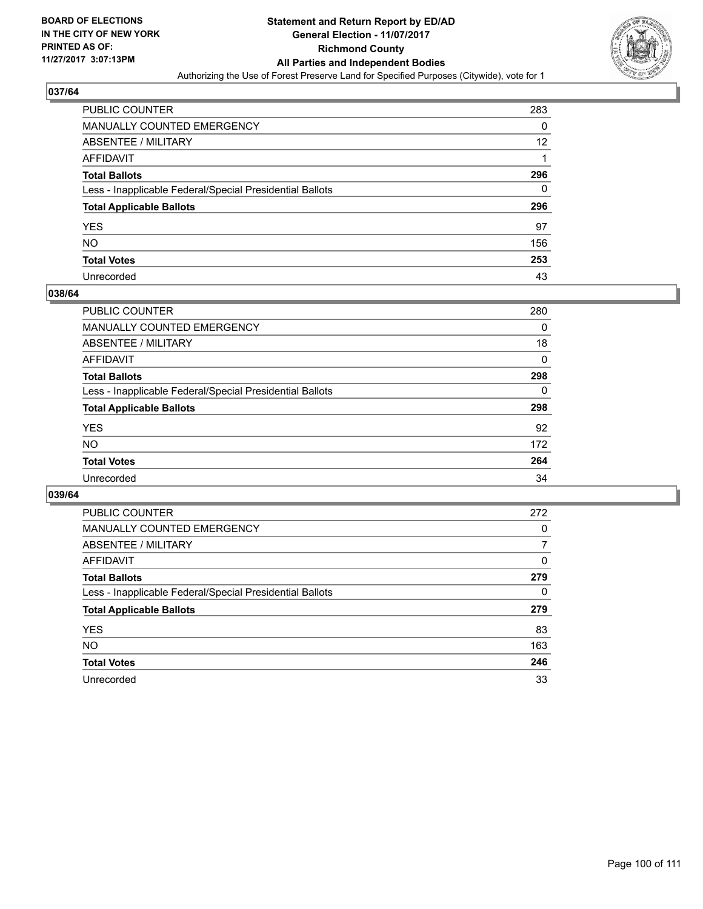BOARD OF ELECTIONS
IN THE CITY OF NEW YORK
PRINTED AS OF:
11/27/2017 3:07:13PM

# Statement and Return Report by ED/AD
## General Election - 11/07/2017
## Richmond County
## All Parties and Independent Bodies
Authorizing the Use of Forest Preserve Land for Specified Purposes (Citywide), vote for 1

### 037/64

| | |
|---|---|
| PUBLIC COUNTER | 283 |
| MANUALLY COUNTED EMERGENCY | 0 |
| ABSENTEE / MILITARY | 12 |
| AFFIDAVIT | 1 |
| **Total Ballots** | **296** |
| Less - Inapplicable Federal/Special Presidential Ballots | 0 |
| **Total Applicable Ballots** | **296** |
| YES | 97 |
| NO | 156 |
| **Total Votes** | **253** |
| Unrecorded | 43 |

### 038/64

| | |
|---|---|
| PUBLIC COUNTER | 280 |
| MANUALLY COUNTED EMERGENCY | 0 |
| ABSENTEE / MILITARY | 18 |
| AFFIDAVIT | 0 |
| **Total Ballots** | **298** |
| Less - Inapplicable Federal/Special Presidential Ballots | 0 |
| **Total Applicable Ballots** | **298** |
| YES | 92 |
| NO | 172 |
| **Total Votes** | **264** |
| Unrecorded | 34 |

### 039/64

| | |
|---|---|
| PUBLIC COUNTER | 272 |
| MANUALLY COUNTED EMERGENCY | 0 |
| ABSENTEE / MILITARY | 7 |
| AFFIDAVIT | 0 |
| **Total Ballots** | **279** |
| Less - Inapplicable Federal/Special Presidential Ballots | 0 |
| **Total Applicable Ballots** | **279** |
| YES | 83 |
| NO | 163 |
| **Total Votes** | **246** |
| Unrecorded | 33 |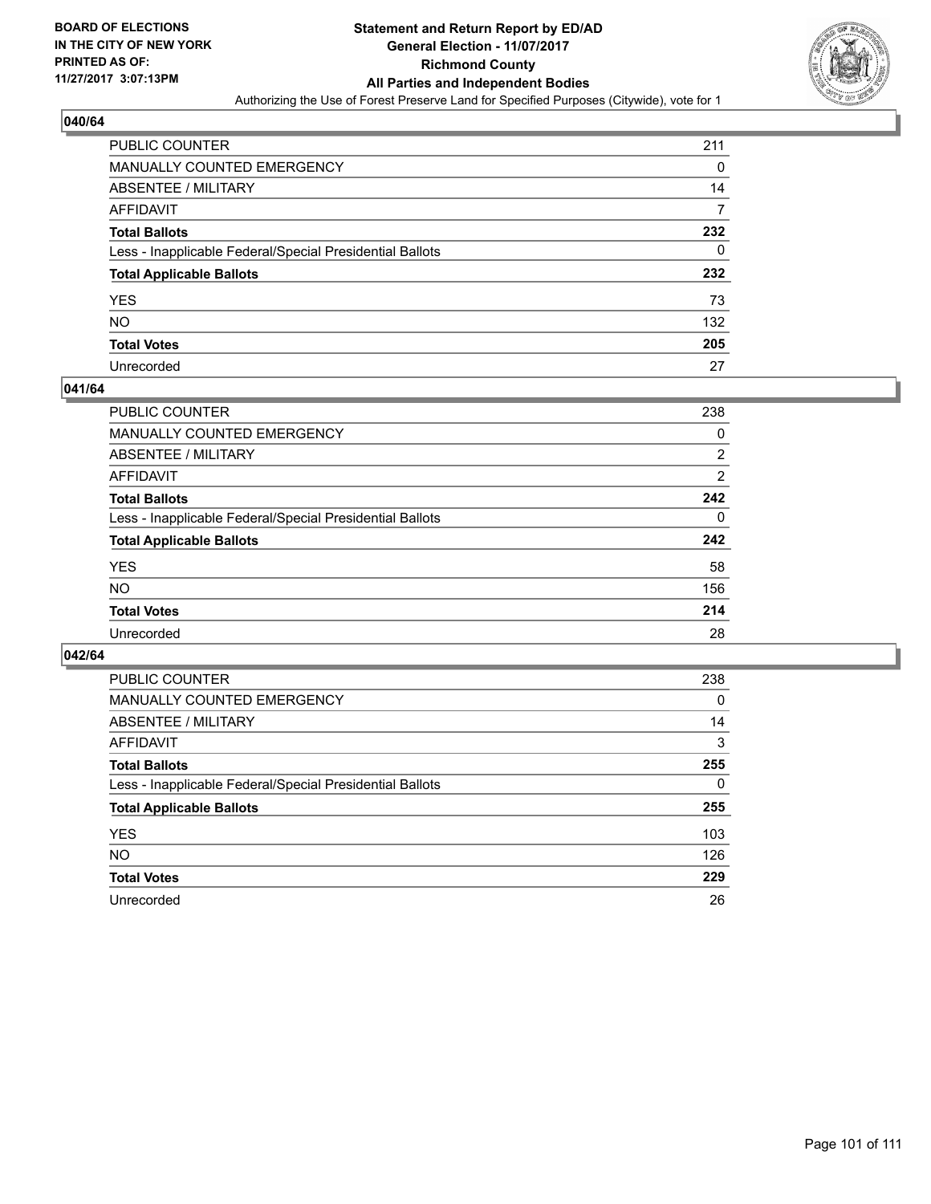BOARD OF ELECTIONS
IN THE CITY OF NEW YORK
PRINTED AS OF:
11/27/2017 3:07:13PM

# Statement and Return Report by ED/AD
## General Election - 11/07/2017
## Richmond County
## All Parties and Independent Bodies
Authorizing the Use of Forest Preserve Land for Specified Purposes (Citywide), vote for 1

### 040/64

| | |
|---|---|
| PUBLIC COUNTER | 211 |
| MANUALLY COUNTED EMERGENCY | 0 |
| ABSENTEE / MILITARY | 14 |
| AFFIDAVIT | 7 |
| **Total Ballots** | **232** |
| Less - Inapplicable Federal/Special Presidential Ballots | 0 |
| **Total Applicable Ballots** | **232** |
| YES | 73 |
| NO | 132 |
| **Total Votes** | **205** |
| Unrecorded | 27 |

### 041/64

| | |
|---|---|
| PUBLIC COUNTER | 238 |
| MANUALLY COUNTED EMERGENCY | 0 |
| ABSENTEE / MILITARY | 2 |
| AFFIDAVIT | 2 |
| **Total Ballots** | **242** |
| Less - Inapplicable Federal/Special Presidential Ballots | 0 |
| **Total Applicable Ballots** | **242** |
| YES | 58 |
| NO | 156 |
| **Total Votes** | **214** |
| Unrecorded | 28 |

### 042/64

| | |
|---|---|
| PUBLIC COUNTER | 238 |
| MANUALLY COUNTED EMERGENCY | 0 |
| ABSENTEE / MILITARY | 14 |
| AFFIDAVIT | 3 |
| **Total Ballots** | **255** |
| Less - Inapplicable Federal/Special Presidential Ballots | 0 |
| **Total Applicable Ballots** | **255** |
| YES | 103 |
| NO | 126 |
| **Total Votes** | **229** |
| Unrecorded | 26 |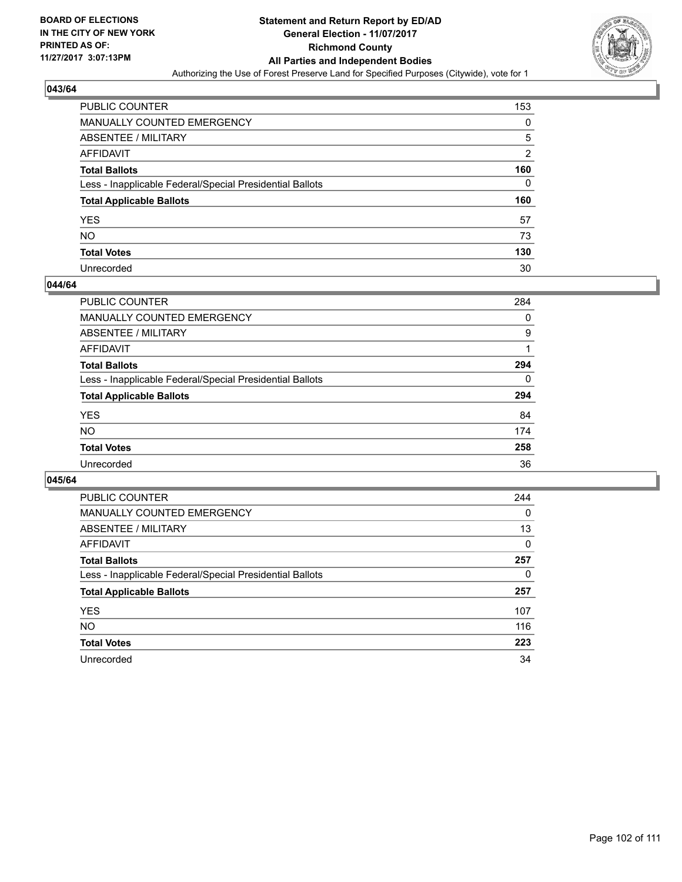BOARD OF ELECTIONS
IN THE CITY OF NEW YORK
PRINTED AS OF:
11/27/2017 3:07:13PM

**Statement and Return Report by ED/AD**
**General Election - 11/07/2017**
**Richmond County**
**All Parties and Independent Bodies**
Authorizing the Use of Forest Preserve Land for Specified Purposes (Citywide), vote for 1

### 043/64

| | |
|---|---|
| PUBLIC COUNTER | 153 |
| MANUALLY COUNTED EMERGENCY | 0 |
| ABSENTEE / MILITARY | 5 |
| AFFIDAVIT | 2 |
| **Total Ballots** | **160** |
| Less - Inapplicable Federal/Special Presidential Ballots | 0 |
| **Total Applicable Ballots** | **160** |
| YES | 57 |
| NO | 73 |
| **Total Votes** | **130** |
| Unrecorded | 30 |

### 044/64

| | |
|---|---|
| PUBLIC COUNTER | 284 |
| MANUALLY COUNTED EMERGENCY | 0 |
| ABSENTEE / MILITARY | 9 |
| AFFIDAVIT | 1 |
| **Total Ballots** | **294** |
| Less - Inapplicable Federal/Special Presidential Ballots | 0 |
| **Total Applicable Ballots** | **294** |
| YES | 84 |
| NO | 174 |
| **Total Votes** | **258** |
| Unrecorded | 36 |

### 045/64

| | |
|---|---|
| PUBLIC COUNTER | 244 |
| MANUALLY COUNTED EMERGENCY | 0 |
| ABSENTEE / MILITARY | 13 |
| AFFIDAVIT | 0 |
| **Total Ballots** | **257** |
| Less - Inapplicable Federal/Special Presidential Ballots | 0 |
| **Total Applicable Ballots** | **257** |
| YES | 107 |
| NO | 116 |
| **Total Votes** | **223** |
| Unrecorded | 34 |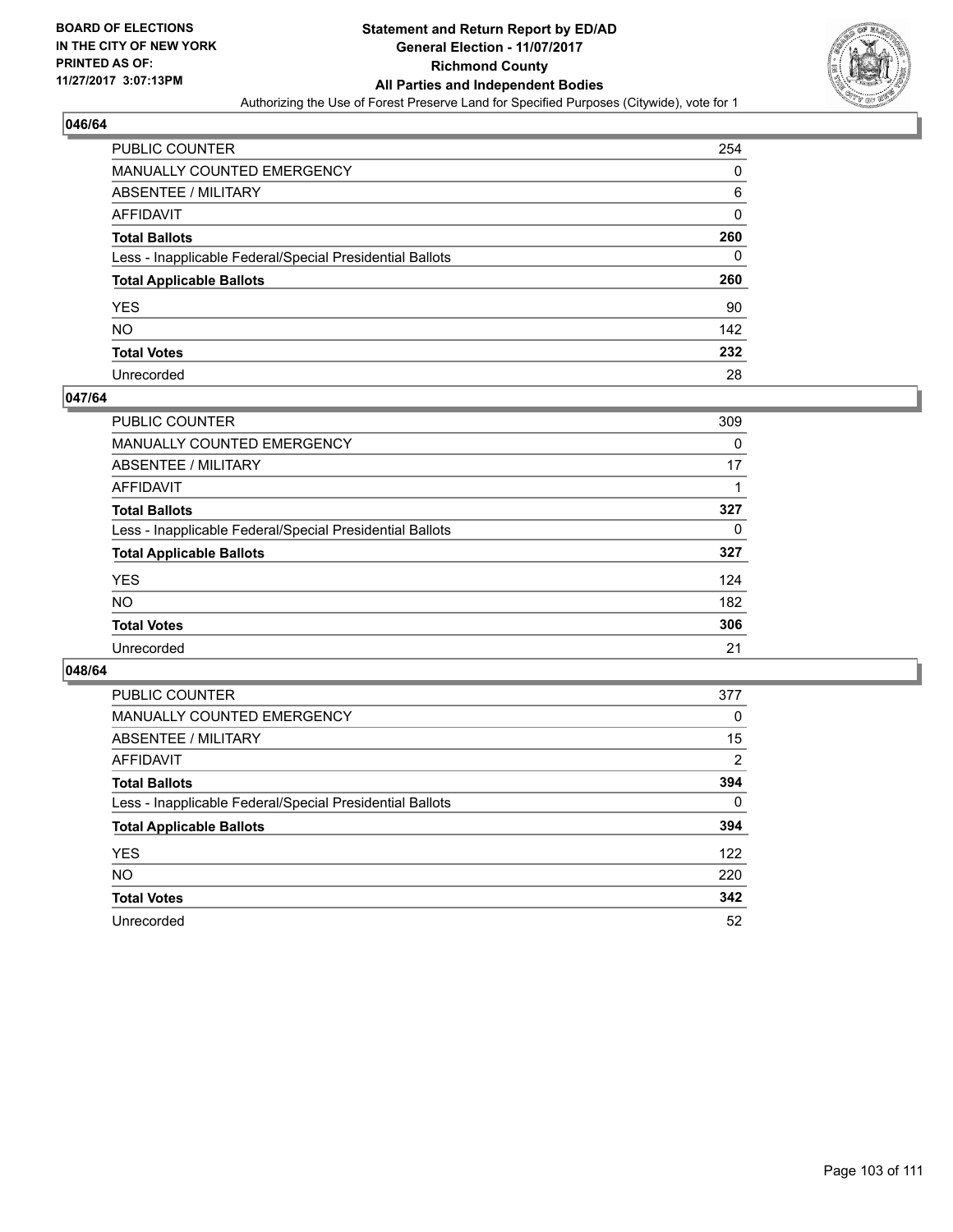**BOARD OF ELECTIONS IN THE CITY OF NEW YORK PRINTED AS OF: 11/27/2017 3:07:13PM**

**Statement and Return Report by ED/AD General Election - 11/07/2017 Richmond County All Parties and Independent Bodies**

Authorizing the Use of Forest Preserve Land for Specified Purposes (Citywide), vote for 1

### 046/64

| | |
|---|---|
| PUBLIC COUNTER | 254 |
| MANUALLY COUNTED EMERGENCY | 0 |
| ABSENTEE / MILITARY | 6 |
| AFFIDAVIT | 0 |
| **Total Ballots** | **260** |
| Less - Inapplicable Federal/Special Presidential Ballots | 0 |
| **Total Applicable Ballots** | **260** |
| YES | 90 |
| NO | 142 |
| **Total Votes** | **232** |
| Unrecorded | 28 |

### 047/64

| | |
|---|---|
| PUBLIC COUNTER | 309 |
| MANUALLY COUNTED EMERGENCY | 0 |
| ABSENTEE / MILITARY | 17 |
| AFFIDAVIT | 1 |
| **Total Ballots** | **327** |
| Less - Inapplicable Federal/Special Presidential Ballots | 0 |
| **Total Applicable Ballots** | **327** |
| YES | 124 |
| NO | 182 |
| **Total Votes** | **306** |
| Unrecorded | 21 |

### 048/64

| | |
|---|---|
| PUBLIC COUNTER | 377 |
| MANUALLY COUNTED EMERGENCY | 0 |
| ABSENTEE / MILITARY | 15 |
| AFFIDAVIT | 2 |
| **Total Ballots** | **394** |
| Less - Inapplicable Federal/Special Presidential Ballots | 0 |
| **Total Applicable Ballots** | **394** |
| YES | 122 |
| NO | 220 |
| **Total Votes** | **342** |
| Unrecorded | 52 |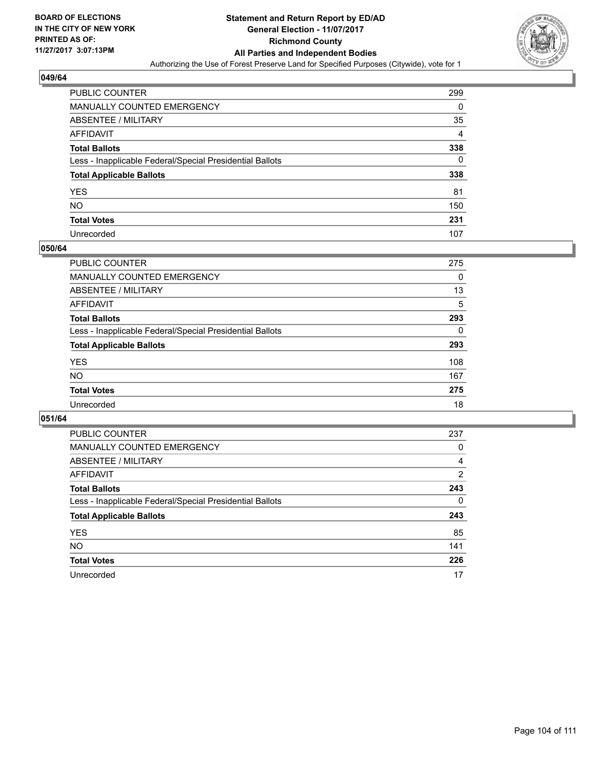**BOARD OF ELECTIONS IN THE CITY OF NEW YORK PRINTED AS OF: 11/27/2017 3:07:13PM**

# Statement and Return Report by ED/AD
## General Election - 11/07/2017
## Richmond County
## All Parties and Independent Bodies
### Authorizing the Use of Forest Preserve Land for Specified Purposes (Citywide), vote for 1

### 049/64

| | |
|---|---|
| PUBLIC COUNTER | 299 |
| MANUALLY COUNTED EMERGENCY | 0 |
| ABSENTEE / MILITARY | 35 |
| AFFIDAVIT | 4 |
| **Total Ballots** | **338** |
| Less - Inapplicable Federal/Special Presidential Ballots | 0 |
| **Total Applicable Ballots** | **338** |
| YES | 81 |
| NO | 150 |
| **Total Votes** | **231** |
| Unrecorded | 107 |

### 050/64

| | |
|---|---|
| PUBLIC COUNTER | 275 |
| MANUALLY COUNTED EMERGENCY | 0 |
| ABSENTEE / MILITARY | 13 |
| AFFIDAVIT | 5 |
| **Total Ballots** | **293** |
| Less - Inapplicable Federal/Special Presidential Ballots | 0 |
| **Total Applicable Ballots** | **293** |
| YES | 108 |
| NO | 167 |
| **Total Votes** | **275** |
| Unrecorded | 18 |

### 051/64

| | |
|---|---|
| PUBLIC COUNTER | 237 |
| MANUALLY COUNTED EMERGENCY | 0 |
| ABSENTEE / MILITARY | 4 |
| AFFIDAVIT | 2 |
| **Total Ballots** | **243** |
| Less - Inapplicable Federal/Special Presidential Ballots | 0 |
| **Total Applicable Ballots** | **243** |
| YES | 85 |
| NO | 141 |
| **Total Votes** | **226** |
| Unrecorded | 17 |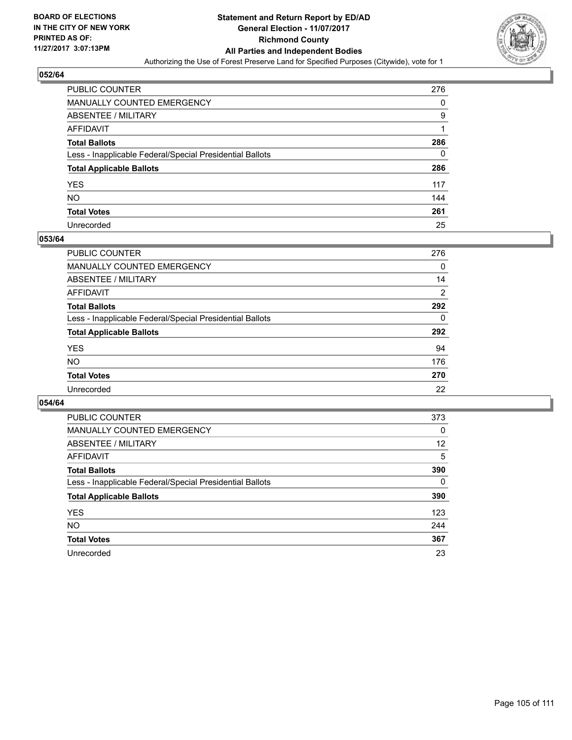**BOARD OF ELECTIONS IN THE CITY OF NEW YORK PRINTED AS OF: 11/27/2017 3:07:13PM**

# Statement and Return Report by ED/AD
## General Election - 11/07/2017
## Richmond County
## All Parties and Independent Bodies
Authorizing the Use of Forest Preserve Land for Specified Purposes (Citywide), vote for 1

### 052/64

| | |
|---|---|
| PUBLIC COUNTER | 276 |
| MANUALLY COUNTED EMERGENCY | 0 |
| ABSENTEE / MILITARY | 9 |
| AFFIDAVIT | 1 |
| **Total Ballots** | **286** |
| Less - Inapplicable Federal/Special Presidential Ballots | 0 |
| **Total Applicable Ballots** | **286** |
| YES | 117 |
| NO | 144 |
| **Total Votes** | **261** |
| Unrecorded | 25 |

### 053/64

| | |
|---|---|
| PUBLIC COUNTER | 276 |
| MANUALLY COUNTED EMERGENCY | 0 |
| ABSENTEE / MILITARY | 14 |
| AFFIDAVIT | 2 |
| **Total Ballots** | **292** |
| Less - Inapplicable Federal/Special Presidential Ballots | 0 |
| **Total Applicable Ballots** | **292** |
| YES | 94 |
| NO | 176 |
| **Total Votes** | **270** |
| Unrecorded | 22 |

### 054/64

| | |
|---|---|
| PUBLIC COUNTER | 373 |
| MANUALLY COUNTED EMERGENCY | 0 |
| ABSENTEE / MILITARY | 12 |
| AFFIDAVIT | 5 |
| **Total Ballots** | **390** |
| Less - Inapplicable Federal/Special Presidential Ballots | 0 |
| **Total Applicable Ballots** | **390** |
| YES | 123 |
| NO | 244 |
| **Total Votes** | **367** |
| Unrecorded | 23 |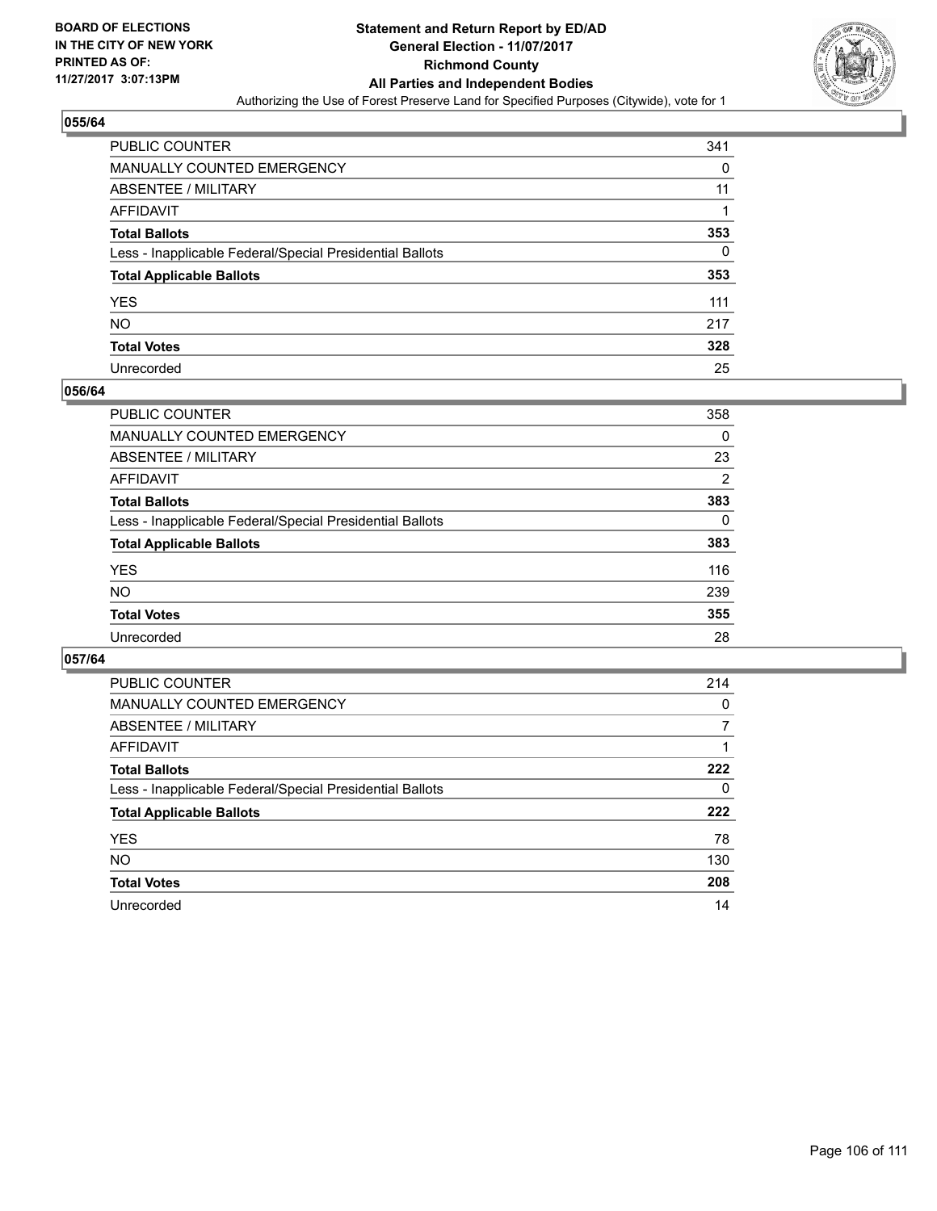**BOARD OF ELECTIONS IN THE CITY OF NEW YORK PRINTED AS OF: 11/27/2017 3:07:13PM**

# Statement and Return Report by ED/AD
## General Election - 11/07/2017
## Richmond County
## All Parties and Independent Bodies
Authorizing the Use of Forest Preserve Land for Specified Purposes (Citywide), vote for 1

### 055/64

| | |
|---|---|
| PUBLIC COUNTER | 341 |
| MANUALLY COUNTED EMERGENCY | 0 |
| ABSENTEE / MILITARY | 11 |
| AFFIDAVIT | 1 |
| **Total Ballots** | **353** |
| Less - Inapplicable Federal/Special Presidential Ballots | 0 |
| **Total Applicable Ballots** | **353** |
| YES | 111 |
| NO | 217 |
| **Total Votes** | **328** |
| Unrecorded | 25 |

### 056/64

| | |
|---|---|
| PUBLIC COUNTER | 358 |
| MANUALLY COUNTED EMERGENCY | 0 |
| ABSENTEE / MILITARY | 23 |
| AFFIDAVIT | 2 |
| **Total Ballots** | **383** |
| Less - Inapplicable Federal/Special Presidential Ballots | 0 |
| **Total Applicable Ballots** | **383** |
| YES | 116 |
| NO | 239 |
| **Total Votes** | **355** |
| Unrecorded | 28 |

### 057/64

| | |
|---|---|
| PUBLIC COUNTER | 214 |
| MANUALLY COUNTED EMERGENCY | 0 |
| ABSENTEE / MILITARY | 7 |
| AFFIDAVIT | 1 |
| **Total Ballots** | **222** |
| Less - Inapplicable Federal/Special Presidential Ballots | 0 |
| **Total Applicable Ballots** | **222** |
| YES | 78 |
| NO | 130 |
| **Total Votes** | **208** |
| Unrecorded | 14 |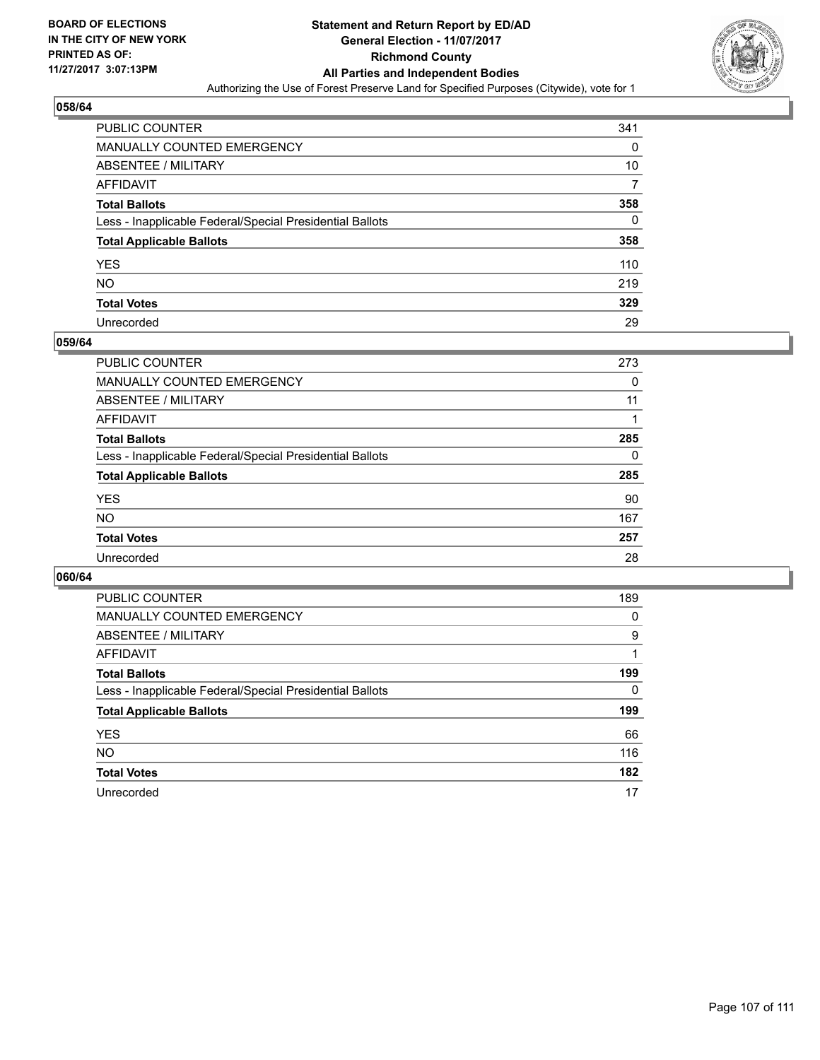**BOARD OF ELECTIONS IN THE CITY OF NEW YORK PRINTED AS OF: 11/27/2017 3:07:13PM**

# Statement and Return Report by ED/AD
## General Election - 11/07/2017
## Richmond County
## All Parties and Independent Bodies
Authorizing the Use of Forest Preserve Land for Specified Purposes (Citywide), vote for 1

### 058/64

| | |
|---|---|
| PUBLIC COUNTER | 341 |
| MANUALLY COUNTED EMERGENCY | 0 |
| ABSENTEE / MILITARY | 10 |
| AFFIDAVIT | 7 |
| **Total Ballots** | **358** |
| Less - Inapplicable Federal/Special Presidential Ballots | 0 |
| **Total Applicable Ballots** | **358** |
| YES | 110 |
| NO | 219 |
| **Total Votes** | **329** |
| Unrecorded | 29 |

### 059/64

| | |
|---|---|
| PUBLIC COUNTER | 273 |
| MANUALLY COUNTED EMERGENCY | 0 |
| ABSENTEE / MILITARY | 11 |
| AFFIDAVIT | 1 |
| **Total Ballots** | **285** |
| Less - Inapplicable Federal/Special Presidential Ballots | 0 |
| **Total Applicable Ballots** | **285** |
| YES | 90 |
| NO | 167 |
| **Total Votes** | **257** |
| Unrecorded | 28 |

### 060/64

| | |
|---|---|
| PUBLIC COUNTER | 189 |
| MANUALLY COUNTED EMERGENCY | 0 |
| ABSENTEE / MILITARY | 9 |
| AFFIDAVIT | 1 |
| **Total Ballots** | **199** |
| Less - Inapplicable Federal/Special Presidential Ballots | 0 |
| **Total Applicable Ballots** | **199** |
| YES | 66 |
| NO | 116 |
| **Total Votes** | **182** |
| Unrecorded | 17 |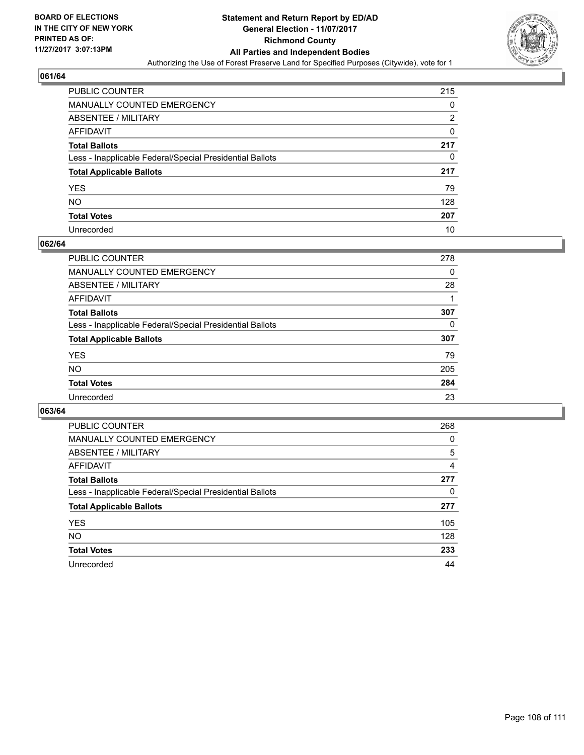**BOARD OF ELECTIONS IN THE CITY OF NEW YORK PRINTED AS OF: 11/27/2017 3:07:13PM**

# Statement and Return Report by ED/AD
## General Election - 11/07/2017
## Richmond County
## All Parties and Independent Bodies
Authorizing the Use of Forest Preserve Land for Specified Purposes (Citywide), vote for 1

### 061/64

| | |
|---|---|
| PUBLIC COUNTER | 215 |
| MANUALLY COUNTED EMERGENCY | 0 |
| ABSENTEE / MILITARY | 2 |
| AFFIDAVIT | 0 |
| **Total Ballots** | **217** |
| Less - Inapplicable Federal/Special Presidential Ballots | 0 |
| **Total Applicable Ballots** | **217** |
| YES | 79 |
| NO | 128 |
| **Total Votes** | **207** |
| Unrecorded | 10 |

### 062/64

| | |
|---|---|
| PUBLIC COUNTER | 278 |
| MANUALLY COUNTED EMERGENCY | 0 |
| ABSENTEE / MILITARY | 28 |
| AFFIDAVIT | 1 |
| **Total Ballots** | **307** |
| Less - Inapplicable Federal/Special Presidential Ballots | 0 |
| **Total Applicable Ballots** | **307** |
| YES | 79 |
| NO | 205 |
| **Total Votes** | **284** |
| Unrecorded | 23 |

### 063/64

| | |
|---|---|
| PUBLIC COUNTER | 268 |
| MANUALLY COUNTED EMERGENCY | 0 |
| ABSENTEE / MILITARY | 5 |
| AFFIDAVIT | 4 |
| **Total Ballots** | **277** |
| Less - Inapplicable Federal/Special Presidential Ballots | 0 |
| **Total Applicable Ballots** | **277** |
| YES | 105 |
| NO | 128 |
| **Total Votes** | **233** |
| Unrecorded | 44 |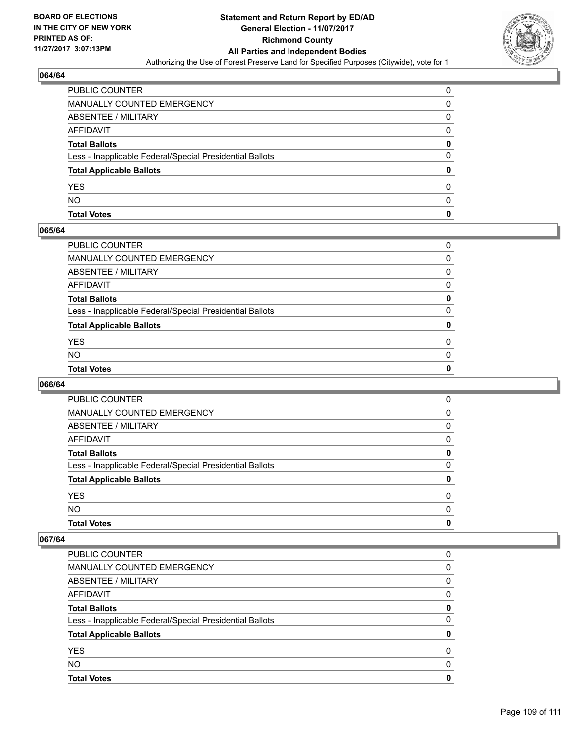### 064/64

| | |
|---|---|
| PUBLIC COUNTER | 0 |
| MANUALLY COUNTED EMERGENCY | 0 |
| ABSENTEE / MILITARY | 0 |
| AFFIDAVIT | 0 |
| **Total Ballots** | **0** |
| Less - Inapplicable Federal/Special Presidential Ballots | 0 |
| **Total Applicable Ballots** | **0** |
| YES | 0 |
| NO | 0 |
| **Total Votes** | **0** |

### 065/64

| | |
|---|---|
| PUBLIC COUNTER | 0 |
| MANUALLY COUNTED EMERGENCY | 0 |
| ABSENTEE / MILITARY | 0 |
| AFFIDAVIT | 0 |
| **Total Ballots** | **0** |
| Less - Inapplicable Federal/Special Presidential Ballots | 0 |
| **Total Applicable Ballots** | **0** |
| YES | 0 |
| NO | 0 |
| **Total Votes** | **0** |

### 066/64

| | |
|---|---|
| PUBLIC COUNTER | 0 |
| MANUALLY COUNTED EMERGENCY | 0 |
| ABSENTEE / MILITARY | 0 |
| AFFIDAVIT | 0 |
| **Total Ballots** | **0** |
| Less - Inapplicable Federal/Special Presidential Ballots | 0 |
| **Total Applicable Ballots** | **0** |
| YES | 0 |
| NO | 0 |
| **Total Votes** | **0** |

### 067/64

| | |
|---|---|
| PUBLIC COUNTER | 0 |
| MANUALLY COUNTED EMERGENCY | 0 |
| ABSENTEE / MILITARY | 0 |
| AFFIDAVIT | 0 |
| **Total Ballots** | **0** |
| Less - Inapplicable Federal/Special Presidential Ballots | 0 |
| **Total Applicable Ballots** | **0** |
| YES | 0 |
| NO | 0 |
| **Total Votes** | **0** |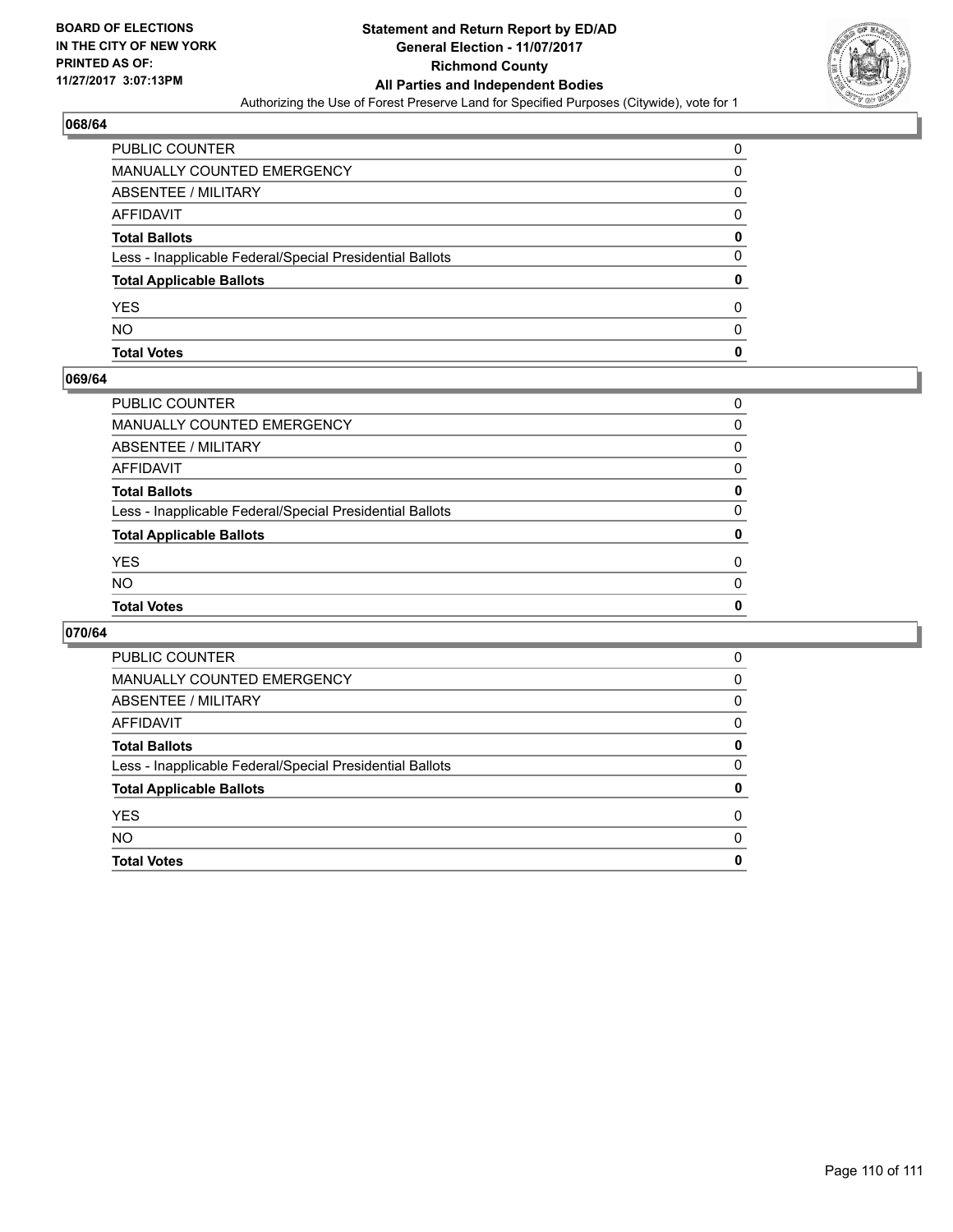**BOARD OF ELECTIONS IN THE CITY OF NEW YORK PRINTED AS OF: 11/27/2017 3:07:13PM**

**Statement and Return Report by ED/AD General Election - 11/07/2017 Richmond County All Parties and Independent Bodies**

Authorizing the Use of Forest Preserve Land for Specified Purposes (Citywide), vote for 1

## 068/64

| | |
|---|---|
| PUBLIC COUNTER | 0 |
| MANUALLY COUNTED EMERGENCY | 0 |
| ABSENTEE / MILITARY | 0 |
| AFFIDAVIT | 0 |
| **Total Ballots** | **0** |
| Less - Inapplicable Federal/Special Presidential Ballots | 0 |
| **Total Applicable Ballots** | **0** |
| YES | 0 |
| NO | 0 |
| **Total Votes** | **0** |

## 069/64

| | |
|---|---|
| PUBLIC COUNTER | 0 |
| MANUALLY COUNTED EMERGENCY | 0 |
| ABSENTEE / MILITARY | 0 |
| AFFIDAVIT | 0 |
| **Total Ballots** | **0** |
| Less - Inapplicable Federal/Special Presidential Ballots | 0 |
| **Total Applicable Ballots** | **0** |
| YES | 0 |
| NO | 0 |
| **Total Votes** | **0** |

## 070/64

| | |
|---|---|
| PUBLIC COUNTER | 0 |
| MANUALLY COUNTED EMERGENCY | 0 |
| ABSENTEE / MILITARY | 0 |
| AFFIDAVIT | 0 |
| **Total Ballots** | **0** |
| Less - Inapplicable Federal/Special Presidential Ballots | 0 |
| **Total Applicable Ballots** | **0** |
| YES | 0 |
| NO | 0 |
| **Total Votes** | **0** |